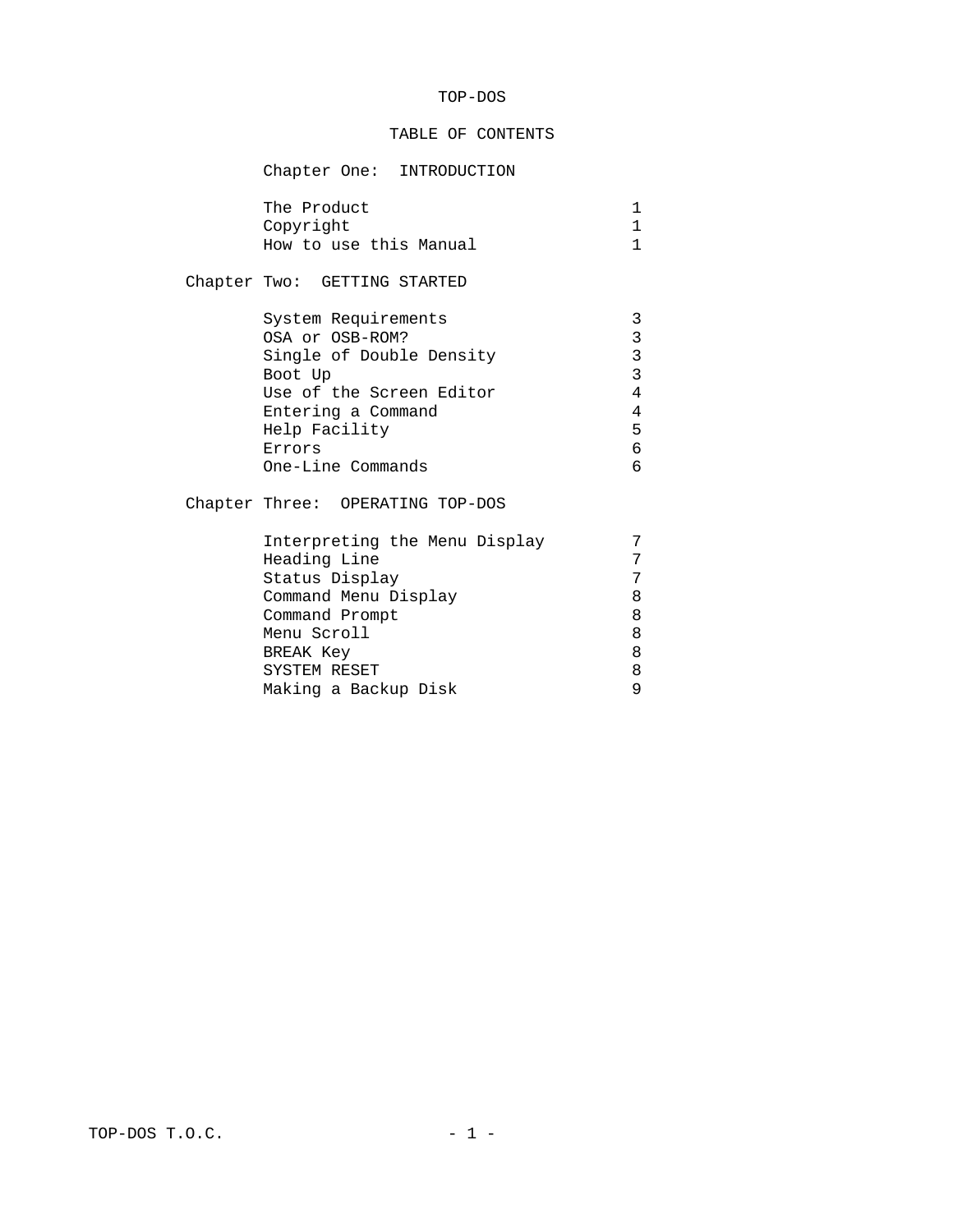# TOP-DOS

## TABLE OF CONTENTS

### Chapter One: INTRODUCTION

| | |
|---|---|
| The Product | 1 |
| Copyright | 1 |
| How to use this Manual | 1 |

### Chapter Two: GETTING STARTED

| | |
|---|---|
| System Requirements | 3 |
| OSA or OSB-ROM? | 3 |
| Single of Double Density | 3 |
| Boot Up | 3 |
| Use of the Screen Editor | 4 |
| Entering a Command | 4 |
| Help Facility | 5 |
| Errors | 6 |
| One-Line Commands | 6 |

### Chapter Three: OPERATING TOP-DOS

| | |
|---|---|
| Interpreting the Menu Display | 7 |
| Heading Line | 7 |
| Status Display | 7 |
| Command Menu Display | 8 |
| Command Prompt | 8 |
| Menu Scroll | 8 |
| BREAK Key | 8 |
| SYSTEM RESET | 8 |
| Making a Backup Disk | 9 |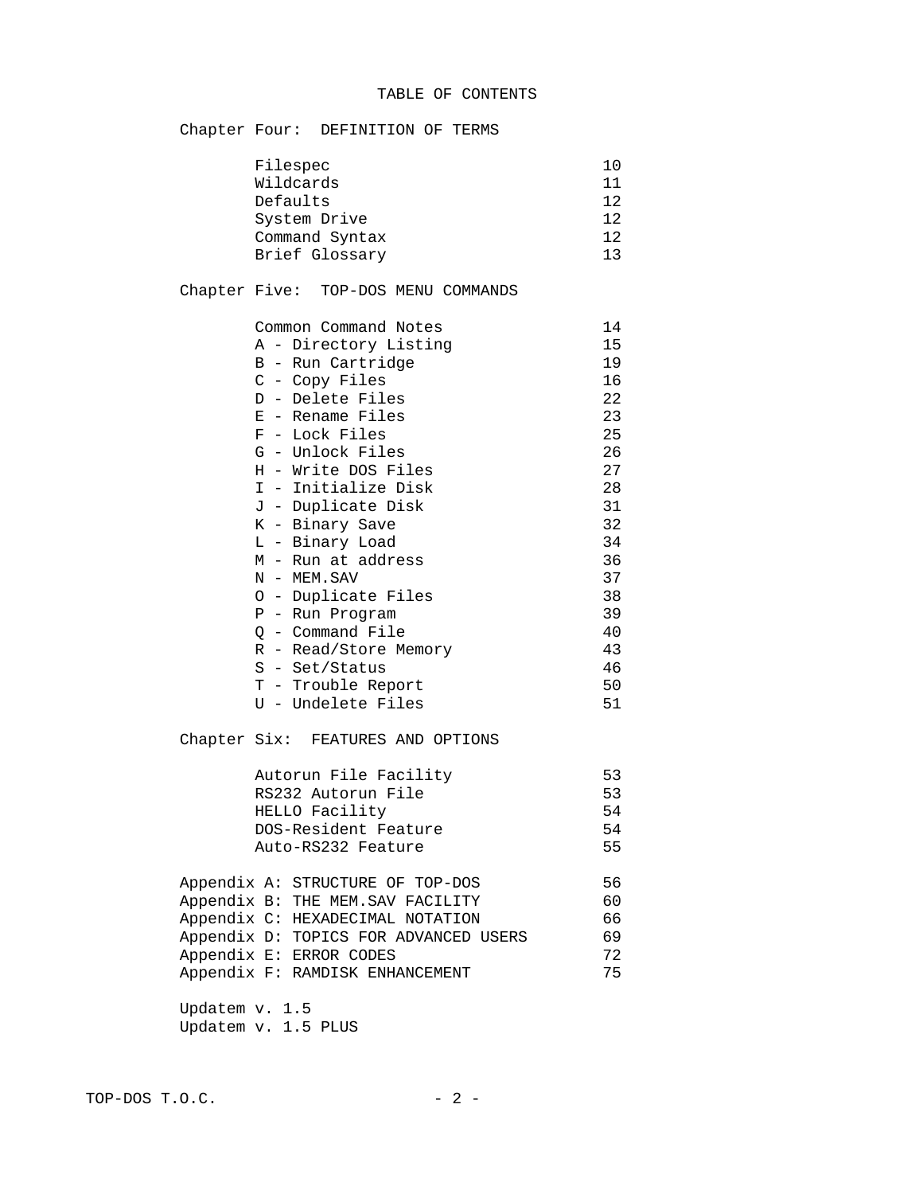# TABLE OF CONTENTS

## Chapter Four: DEFINITION OF TERMS

| | |
|---|---|
| Filespec | 10 |
| Wildcards | 11 |
| Defaults | 12 |
| System Drive | 12 |
| Command Syntax | 12 |
| Brief Glossary | 13 |

## Chapter Five: TOP-DOS MENU COMMANDS

| | |
|---|---|
| Common Command Notes | 14 |
| A - Directory Listing | 15 |
| B - Run Cartridge | 19 |
| C - Copy Files | 16 |
| D - Delete Files | 22 |
| E - Rename Files | 23 |
| F - Lock Files | 25 |
| G - Unlock Files | 26 |
| H - Write DOS Files | 27 |
| I - Initialize Disk | 28 |
| J - Duplicate Disk | 31 |
| K - Binary Save | 32 |
| L - Binary Load | 34 |
| M - Run at address | 36 |
| N - MEM.SAV | 37 |
| O - Duplicate Files | 38 |
| P - Run Program | 39 |
| Q - Command File | 40 |
| R - Read/Store Memory | 43 |
| S - Set/Status | 46 |
| T - Trouble Report | 50 |
| U - Undelete Files | 51 |

## Chapter Six: FEATURES AND OPTIONS

| | |
|---|---|
| Autorun File Facility | 53 |
| RS232 Autorun File | 53 |
| HELLO Facility | 54 |
| DOS-Resident Feature | 54 |
| Auto-RS232 Feature | 55 |

| | |
|---|---|
| Appendix A: STRUCTURE OF TOP-DOS | 56 |
| Appendix B: THE MEM.SAV FACILITY | 60 |
| Appendix C: HEXADECIMAL NOTATION | 66 |
| Appendix D: TOPICS FOR ADVANCED USERS | 69 |
| Appendix E: ERROR CODES | 72 |
| Appendix F: RAMDISK ENHANCEMENT | 75 |

Updatem v. 1.5

Updatem v. 1.5 PLUS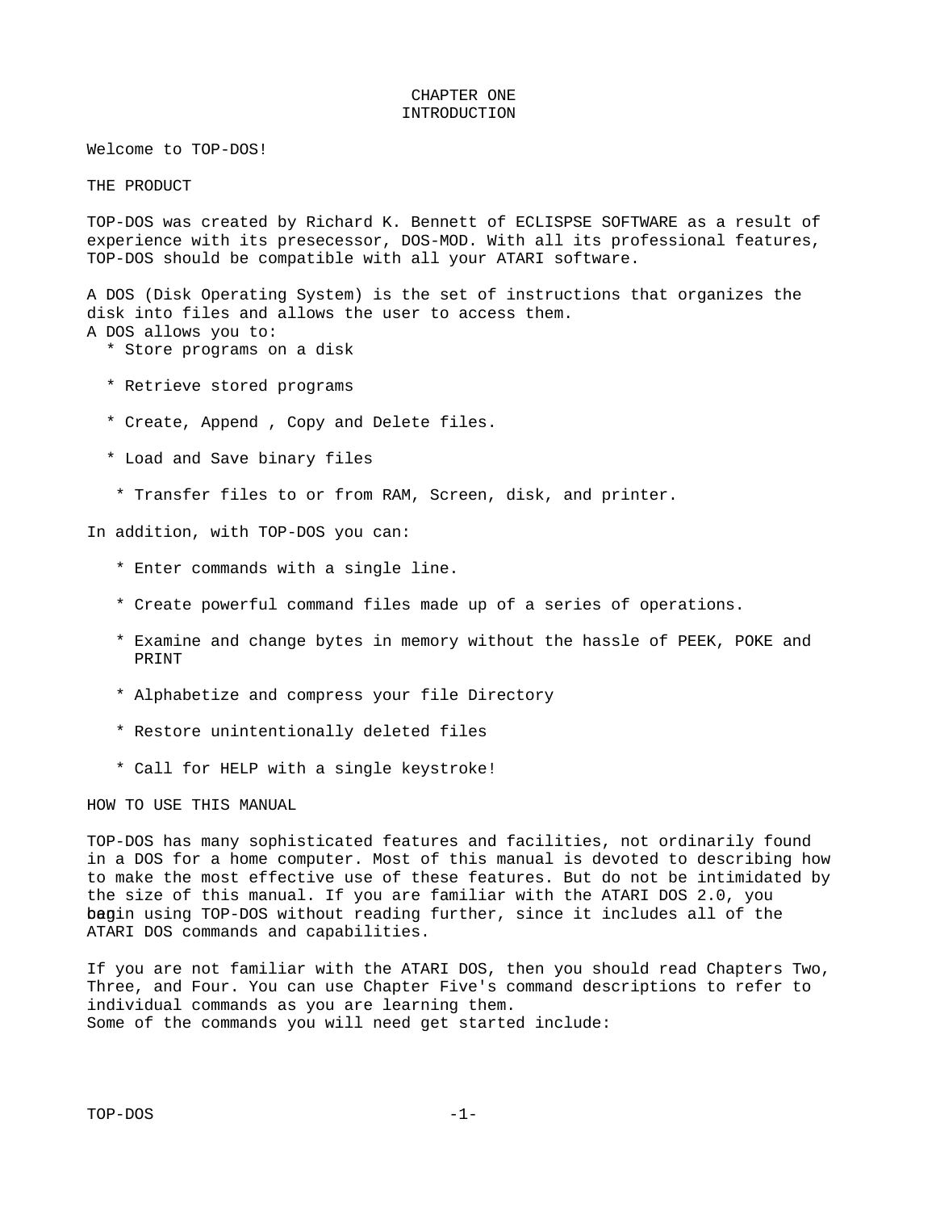# CHAPTER ONE
# INTRODUCTION

Welcome to TOP-DOS!

## THE PRODUCT

TOP-DOS was created by Richard K. Bennett of ECLISPSE SOFTWARE as a result of experience with its presecessor, DOS-MOD. With all its professional features, TOP-DOS should be compatible with all your ATARI software.

A DOS (Disk Operating System) is the set of instructions that organizes the disk into files and allows the user to access them.
A DOS allows you to:

* Store programs on a disk
* Retrieve stored programs
* Create, Append , Copy and Delete files.
* Load and Save binary files
* Transfer files to or from RAM, Screen, disk, and printer.

In addition, with TOP-DOS you can:

* Enter commands with a single line.
* Create powerful command files made up of a series of operations.
* Examine and change bytes in memory without the hassle of PEEK, POKE and PRINT
* Alphabetize and compress your file Directory
* Restore unintentionally deleted files
* Call for HELP with a single keystroke!

## HOW TO USE THIS MANUAL

TOP-DOS has many sophisticated features and facilities, not ordinarily found in a DOS for a home computer. Most of this manual is devoted to describing how to make the most effective use of these features. But do not be intimidated by the size of this manual. If you are familiar with the ATARI DOS 2.0, you can begin using TOP-DOS without reading further, since it includes all of the ATARI DOS commands and capabilities.

If you are not familiar with the ATARI DOS, then you should read Chapters Two, Three, and Four. You can use Chapter Five's command descriptions to refer to individual commands as you are learning them.
Some of the commands you will need get started include: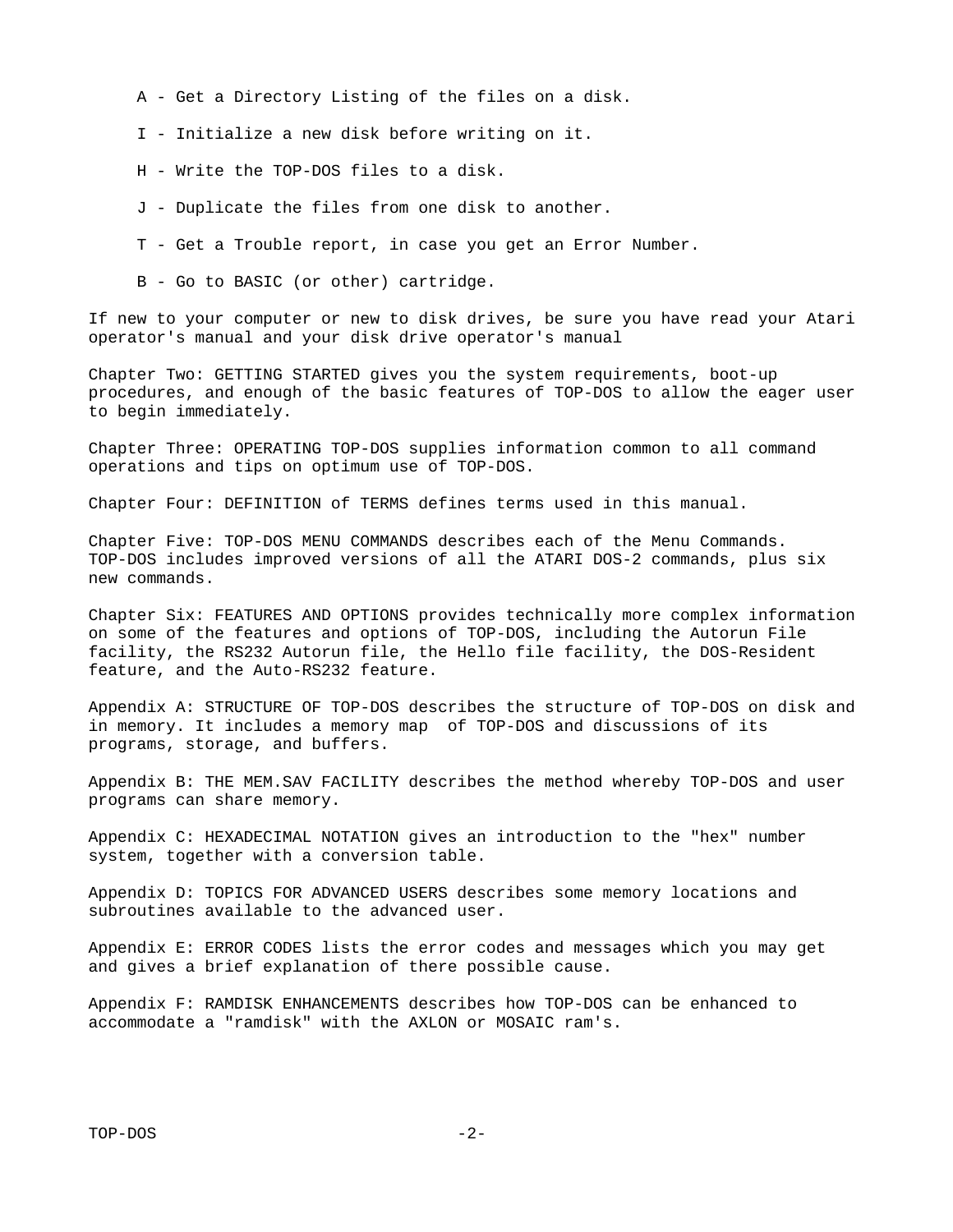- A - Get a Directory Listing of the files on a disk.
- I - Initialize a new disk before writing on it.
- H - Write the TOP-DOS files to a disk.
- J - Duplicate the files from one disk to another.
- T - Get a Trouble report, in case you get an Error Number.
- B - Go to BASIC (or other) cartridge.

If new to your computer or new to disk drives, be sure you have read your Atari operator's manual and your disk drive operator's manual

Chapter Two: GETTING STARTED gives you the system requirements, boot-up procedures, and enough of the basic features of TOP-DOS to allow the eager user to begin immediately.

Chapter Three: OPERATING TOP-DOS supplies information common to all command operations and tips on optimum use of TOP-DOS.

Chapter Four: DEFINITION of TERMS defines terms used in this manual.

Chapter Five: TOP-DOS MENU COMMANDS describes each of the Menu Commands. TOP-DOS includes improved versions of all the ATARI DOS-2 commands, plus six new commands.

Chapter Six: FEATURES AND OPTIONS provides technically more complex information on some of the features and options of TOP-DOS, including the Autorun File facility, the RS232 Autorun file, the Hello file facility, the DOS-Resident feature, and the Auto-RS232 feature.

Appendix A: STRUCTURE OF TOP-DOS describes the structure of TOP-DOS on disk and in memory. It includes a memory map of TOP-DOS and discussions of its programs, storage, and buffers.

Appendix B: THE MEM.SAV FACILITY describes the method whereby TOP-DOS and user programs can share memory.

Appendix C: HEXADECIMAL NOTATION gives an introduction to the "hex" number system, together with a conversion table.

Appendix D: TOPICS FOR ADVANCED USERS describes some memory locations and subroutines available to the advanced user.

Appendix E: ERROR CODES lists the error codes and messages which you may get and gives a brief explanation of there possible cause.

Appendix F: RAMDISK ENHANCEMENTS describes how TOP-DOS can be enhanced to accommodate a "ramdisk" with the AXLON or MOSAIC ram's.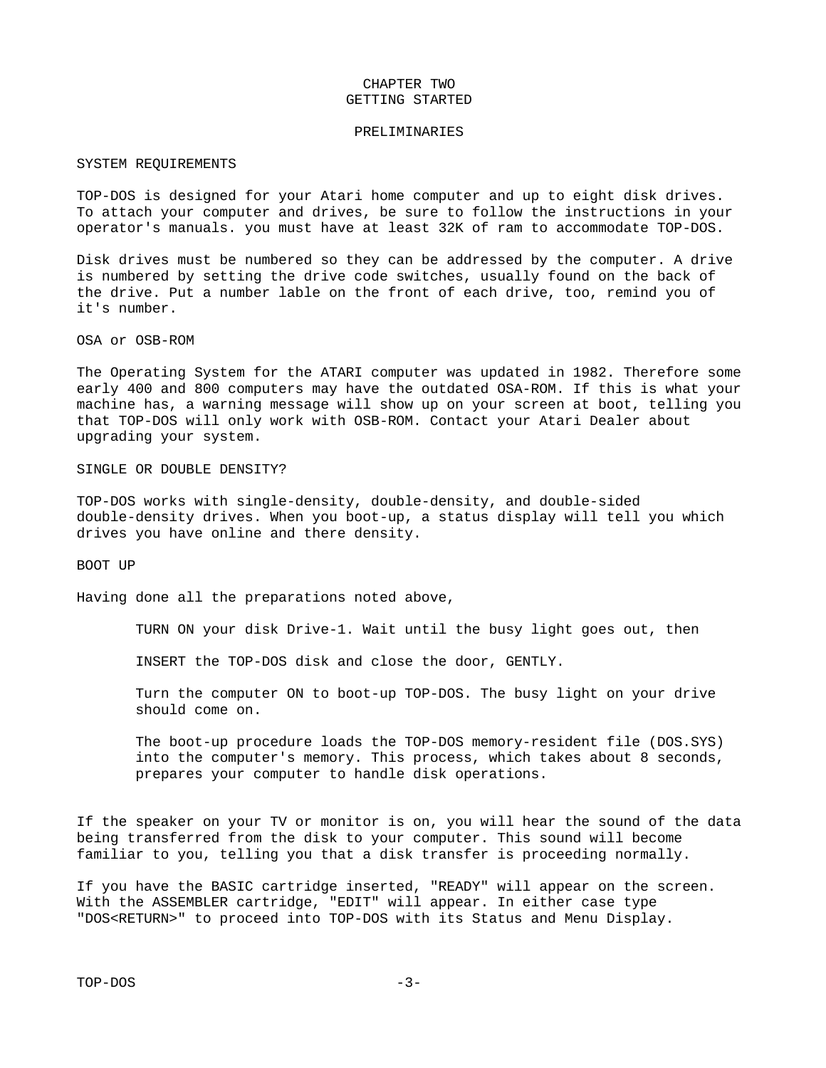# CHAPTER TWO
# GETTING STARTED

## PRELIMINARIES

### SYSTEM REQUIREMENTS

TOP-DOS is designed for your Atari home computer and up to eight disk drives. To attach your computer and drives, be sure to follow the instructions in your operator's manuals. you must have at least 32K of ram to accommodate TOP-DOS.

Disk drives must be numbered so they can be addressed by the computer. A drive is numbered by setting the drive code switches, usually found on the back of the drive. Put a number lable on the front of each drive, too, remind you of it's number.

### OSA or OSB-ROM

The Operating System for the ATARI computer was updated in 1982. Therefore some early 400 and 800 computers may have the outdated OSA-ROM. If this is what your machine has, a warning message will show up on your screen at boot, telling you that TOP-DOS will only work with OSB-ROM. Contact your Atari Dealer about upgrading your system.

### SINGLE OR DOUBLE DENSITY?

TOP-DOS works with single-density, double-density, and double-sided double-density drives. When you boot-up, a status display will tell you which drives you have online and there density.

### BOOT UP

Having done all the preparations noted above,

> TURN ON your disk Drive-1. Wait until the busy light goes out, then
>
> INSERT the TOP-DOS disk and close the door, GENTLY.
>
> Turn the computer ON to boot-up TOP-DOS. The busy light on your drive should come on.
>
> The boot-up procedure loads the TOP-DOS memory-resident file (DOS.SYS) into the computer's memory. This process, which takes about 8 seconds, prepares your computer to handle disk operations.

If the speaker on your TV or monitor is on, you will hear the sound of the data being transferred from the disk to your computer. This sound will become familiar to you, telling you that a disk transfer is proceeding normally.

If you have the BASIC cartridge inserted, "READY" will appear on the screen. With the ASSEMBLER cartridge, "EDIT" will appear. In either case type "DOS<RETURN>" to proceed into TOP-DOS with its Status and Menu Display.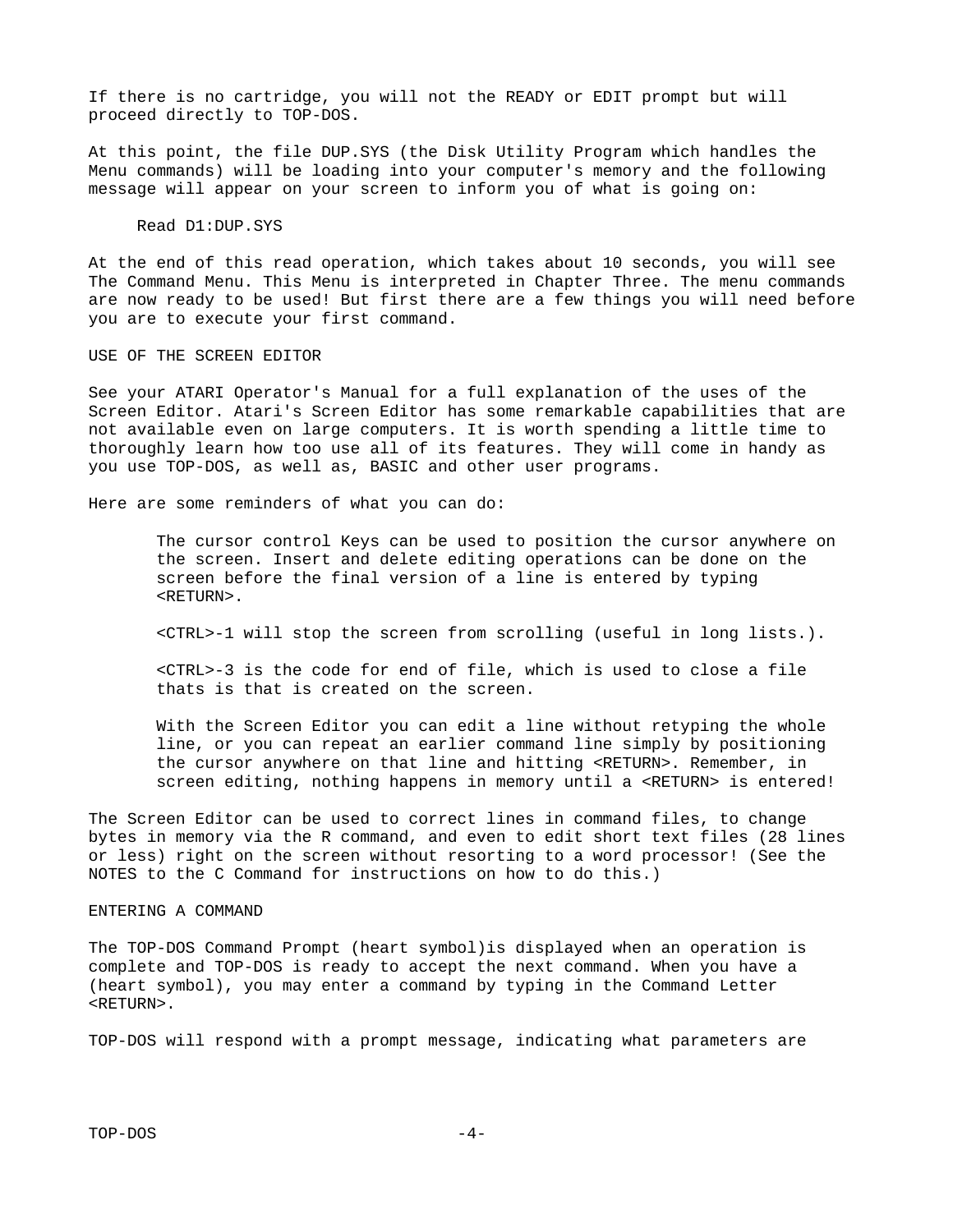If there is no cartridge, you will not the READY or EDIT prompt but will proceed directly to TOP-DOS.

At this point, the file DUP.SYS (the Disk Utility Program which handles the Menu commands) will be loading into your computer's memory and the following message will appear on your screen to inform you of what is going on:

```
Read D1:DUP.SYS
```

At the end of this read operation, which takes about 10 seconds, you will see The Command Menu. This Menu is interpreted in Chapter Three. The menu commands are now ready to be used! But first there are a few things you will need before you are to execute your first command.

## USE OF THE SCREEN EDITOR

See your ATARI Operator's Manual for a full explanation of the uses of the Screen Editor. Atari's Screen Editor has some remarkable capabilities that are not available even on large computers. It is worth spending a little time to thoroughly learn how too use all of its features. They will come in handy as you use TOP-DOS, as well as, BASIC and other user programs.

Here are some reminders of what you can do:

> The cursor control Keys can be used to position the cursor anywhere on the screen. Insert and delete editing operations can be done on the screen before the final version of a line is entered by typing <RETURN>.
>
> <CTRL>-1 will stop the screen from scrolling (useful in long lists.).
>
> <CTRL>-3 is the code for end of file, which is used to close a file thats is that is created on the screen.
>
> With the Screen Editor you can edit a line without retyping the whole line, or you can repeat an earlier command line simply by positioning the cursor anywhere on that line and hitting <RETURN>. Remember, in screen editing, nothing happens in memory until a <RETURN> is entered!

The Screen Editor can be used to correct lines in command files, to change bytes in memory via the R command, and even to edit short text files (28 lines or less) right on the screen without resorting to a word processor! (See the NOTES to the C Command for instructions on how to do this.)

## ENTERING A COMMAND

The TOP-DOS Command Prompt (heart symbol)is displayed when an operation is complete and TOP-DOS is ready to accept the next command. When you have a (heart symbol), you may enter a command by typing in the Command Letter <RETURN>.

TOP-DOS will respond with a prompt message, indicating what parameters are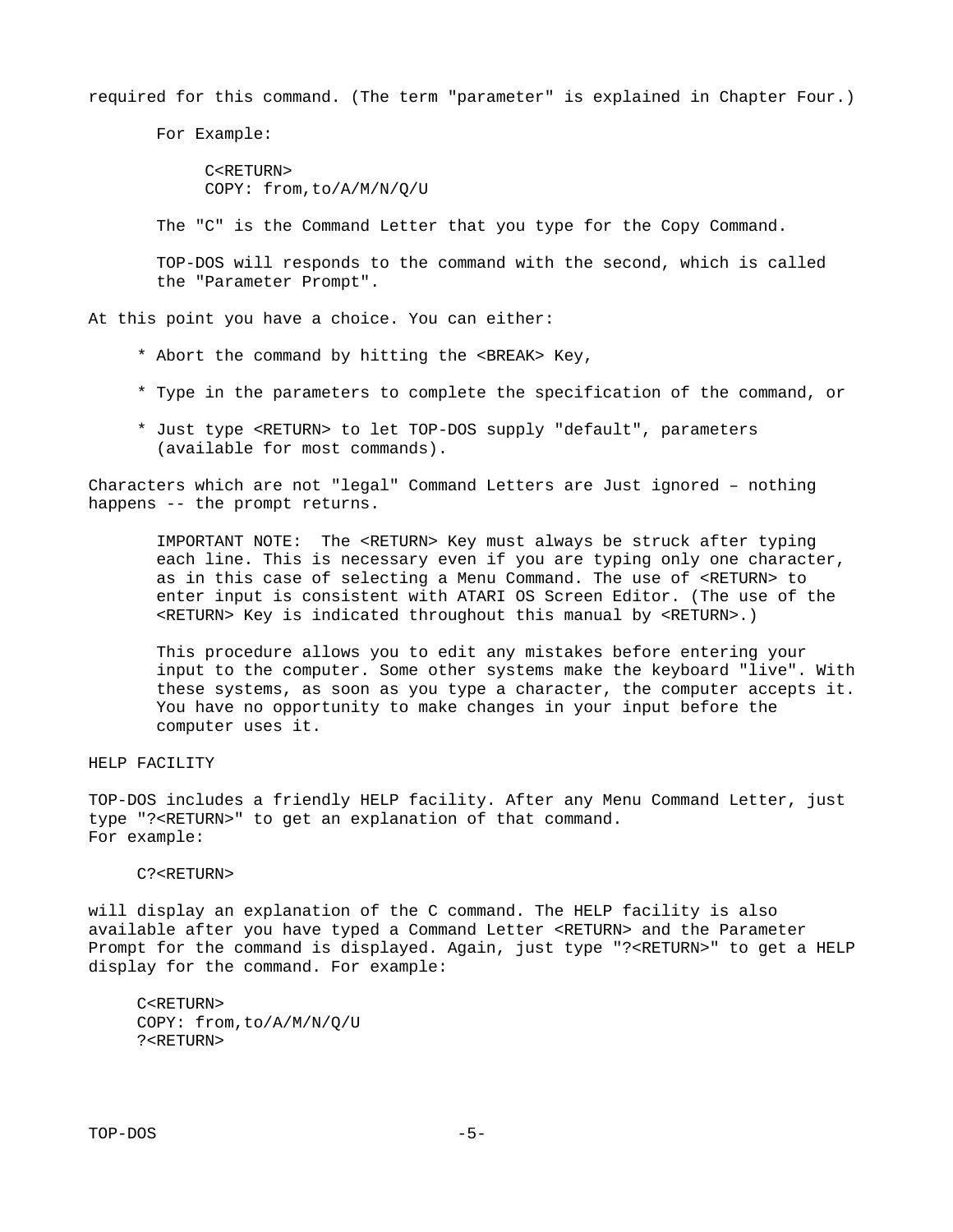required for this command. (The term "parameter" is explained in Chapter Four.)

For Example:

```
C<RETURN>
COPY: from,to/A/M/N/Q/U
```

The "C" is the Command Letter that you type for the Copy Command.

TOP-DOS will responds to the command with the second, which is called the "Parameter Prompt".

At this point you have a choice. You can either:

* Abort the command by hitting the <BREAK> Key,
* Type in the parameters to complete the specification of the command, or
* Just type <RETURN> to let TOP-DOS supply "default", parameters (available for most commands).

Characters which are not "legal" Command Letters are Just ignored – nothing happens -- the prompt returns.

IMPORTANT NOTE: The <RETURN> Key must always be struck after typing each line. This is necessary even if you are typing only one character, as in this case of selecting a Menu Command. The use of <RETURN> to enter input is consistent with ATARI OS Screen Editor. (The use of the <RETURN> Key is indicated throughout this manual by <RETURN>.)

This procedure allows you to edit any mistakes before entering your input to the computer. Some other systems make the keyboard "live". With these systems, as soon as you type a character, the computer accepts it. You have no opportunity to make changes in your input before the computer uses it.

## HELP FACILITY

TOP-DOS includes a friendly HELP facility. After any Menu Command Letter, just type "?<RETURN>" to get an explanation of that command.
For example:

```
C?<RETURN>
```

will display an explanation of the C command. The HELP facility is also available after you have typed a Command Letter <RETURN> and the Parameter Prompt for the command is displayed. Again, just type "?<RETURN>" to get a HELP display for the command. For example:

```
C<RETURN>
COPY: from,to/A/M/N/Q/U
?<RETURN>
```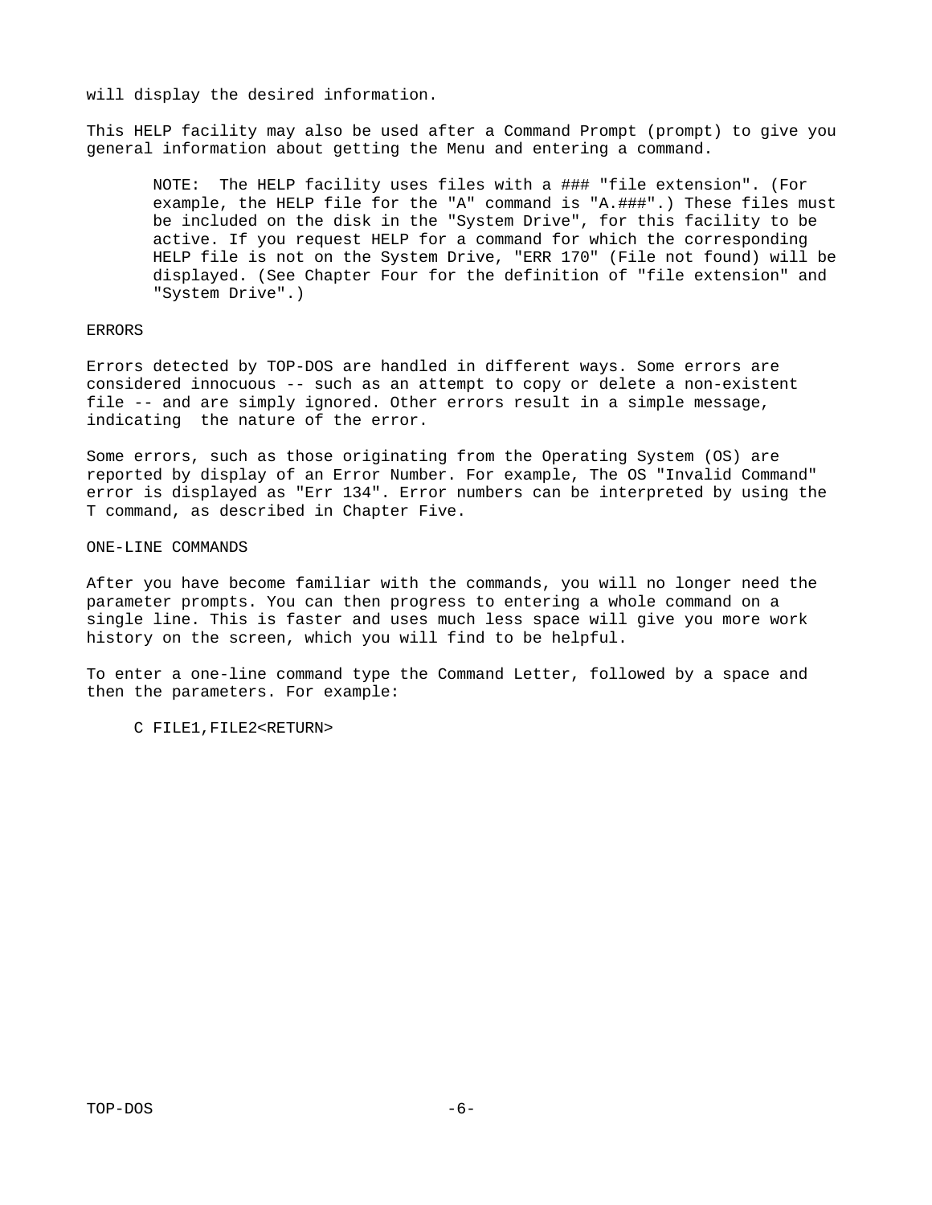will display the desired information.

This HELP facility may also be used after a Command Prompt (prompt) to give you general information about getting the Menu and entering a command.

> NOTE: The HELP facility uses files with a ### "file extension". (For example, the HELP file for the "A" command is "A.###".) These files must be included on the disk in the "System Drive", for this facility to be active. If you request HELP for a command for which the corresponding HELP file is not on the System Drive, "ERR 170" (File not found) will be displayed. (See Chapter Four for the definition of "file extension" and "System Drive".)

## ERRORS

Errors detected by TOP-DOS are handled in different ways. Some errors are considered innocuous -- such as an attempt to copy or delete a non-existent file -- and are simply ignored. Other errors result in a simple message, indicating the nature of the error.

Some errors, such as those originating from the Operating System (OS) are reported by display of an Error Number. For example, The OS "Invalid Command" error is displayed as "Err 134". Error numbers can be interpreted by using the T command, as described in Chapter Five.

## ONE-LINE COMMANDS

After you have become familiar with the commands, you will no longer need the parameter prompts. You can then progress to entering a whole command on a single line. This is faster and uses much less space will give you more work history on the screen, which you will find to be helpful.

To enter a one-line command type the Command Letter, followed by a space and then the parameters. For example:

```
C FILE1,FILE2<RETURN>
```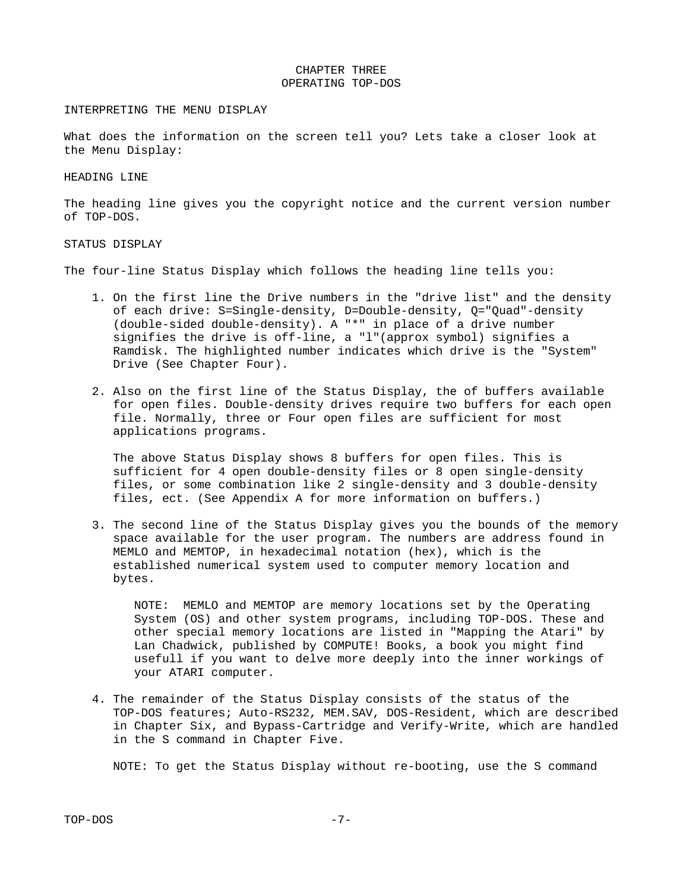# CHAPTER THREE
# OPERATING TOP-DOS

## INTERPRETING THE MENU DISPLAY

What does the information on the screen tell you? Lets take a closer look at the Menu Display:

### HEADING LINE

The heading line gives you the copyright notice and the current version number of TOP-DOS.

### STATUS DISPLAY

The four-line Status Display which follows the heading line tells you:

1. On the first line the Drive numbers in the "drive list" and the density of each drive: S=Single-density, D=Double-density, Q="Quad"-density (double-sided double-density). A "*" in place of a drive number signifies the drive is off-line, a "l"(approx symbol) signifies a Ramdisk. The highlighted number indicates which drive is the "System" Drive (See Chapter Four).

2. Also on the first line of the Status Display, the of buffers available for open files. Double-density drives require two buffers for each open file. Normally, three or Four open files are sufficient for most applications programs.

   The above Status Display shows 8 buffers for open files. This is sufficient for 4 open double-density files or 8 open single-density files, or some combination like 2 single-density and 3 double-density files, ect. (See Appendix A for more information on buffers.)

3. The second line of the Status Display gives you the bounds of the memory space available for the user program. The numbers are address found in MEMLO and MEMTOP, in hexadecimal notation (hex), which is the established numerical system used to computer memory location and bytes.

   NOTE: MEMLO and MEMTOP are memory locations set by the Operating System (OS) and other system programs, including TOP-DOS. These and other special memory locations are listed in "Mapping the Atari" by Lan Chadwick, published by COMPUTE! Books, a book you might find usefull if you want to delve more deeply into the inner workings of your ATARI computer.

4. The remainder of the Status Display consists of the status of the TOP-DOS features; Auto-RS232, MEM.SAV, DOS-Resident, which are described in Chapter Six, and Bypass-Cartridge and Verify-Write, which are handled in the S command in Chapter Five.

   NOTE: To get the Status Display without re-booting, use the S command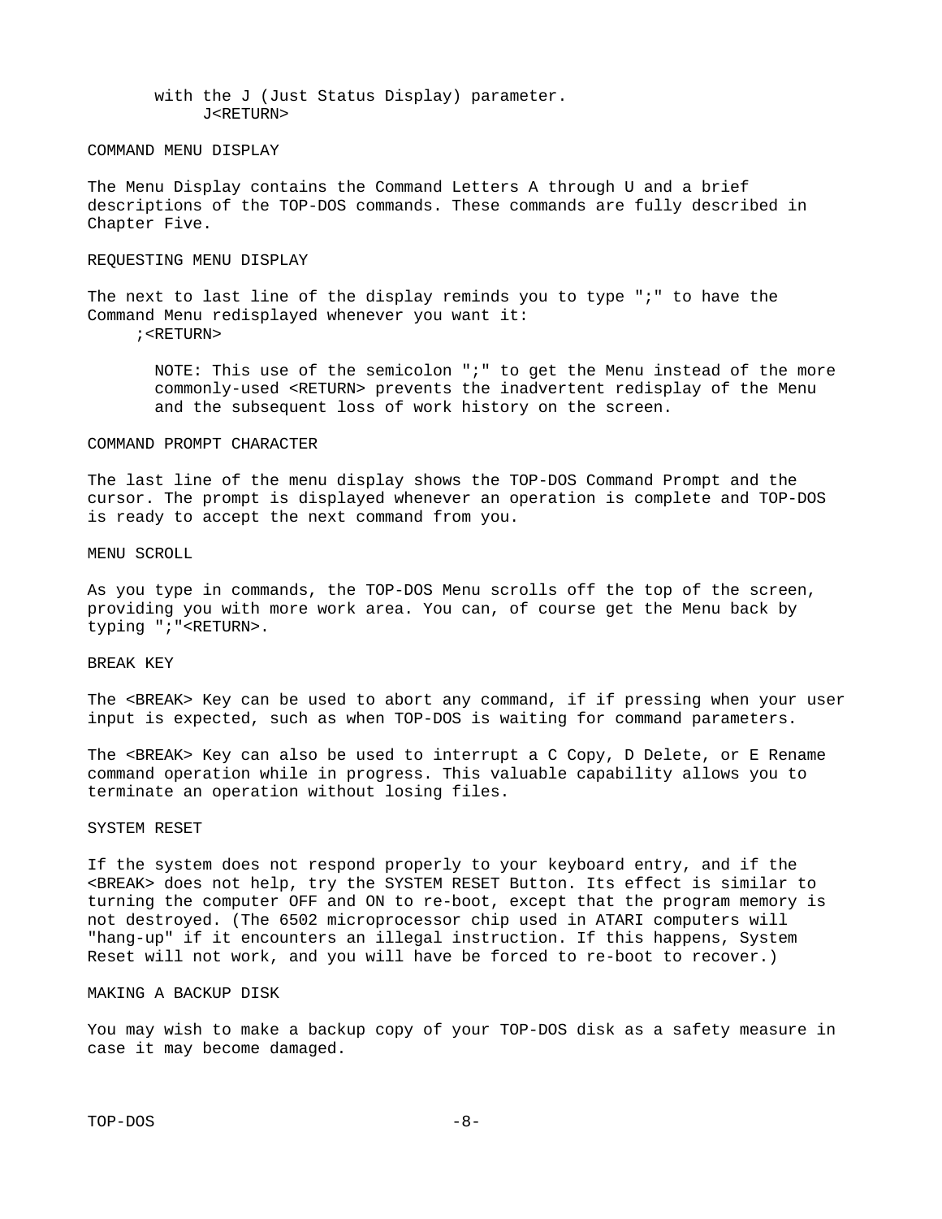with the J (Just Status Display) parameter.
J<RETURN>

## COMMAND MENU DISPLAY

The Menu Display contains the Command Letters A through U and a brief descriptions of the TOP-DOS commands. These commands are fully described in Chapter Five.

## REQUESTING MENU DISPLAY

The next to last line of the display reminds you to type ";" to have the Command Menu redisplayed whenever you want it:
;<RETURN>

> NOTE: This use of the semicolon ";" to get the Menu instead of the more commonly-used <RETURN> prevents the inadvertent redisplay of the Menu and the subsequent loss of work history on the screen.

## COMMAND PROMPT CHARACTER

The last line of the menu display shows the TOP-DOS Command Prompt and the cursor. The prompt is displayed whenever an operation is complete and TOP-DOS is ready to accept the next command from you.

## MENU SCROLL

As you type in commands, the TOP-DOS Menu scrolls off the top of the screen, providing you with more work area. You can, of course get the Menu back by typing ";"<RETURN>.

## BREAK KEY

The <BREAK> Key can be used to abort any command, if if pressing when your user input is expected, such as when TOP-DOS is waiting for command parameters.

The <BREAK> Key can also be used to interrupt a C Copy, D Delete, or E Rename command operation while in progress. This valuable capability allows you to terminate an operation without losing files.

## SYSTEM RESET

If the system does not respond properly to your keyboard entry, and if the <BREAK> does not help, try the SYSTEM RESET Button. Its effect is similar to turning the computer OFF and ON to re-boot, except that the program memory is not destroyed. (The 6502 microprocessor chip used in ATARI computers will "hang-up" if it encounters an illegal instruction. If this happens, System Reset will not work, and you will have be forced to re-boot to recover.)

## MAKING A BACKUP DISK

You may wish to make a backup copy of your TOP-DOS disk as a safety measure in case it may become damaged.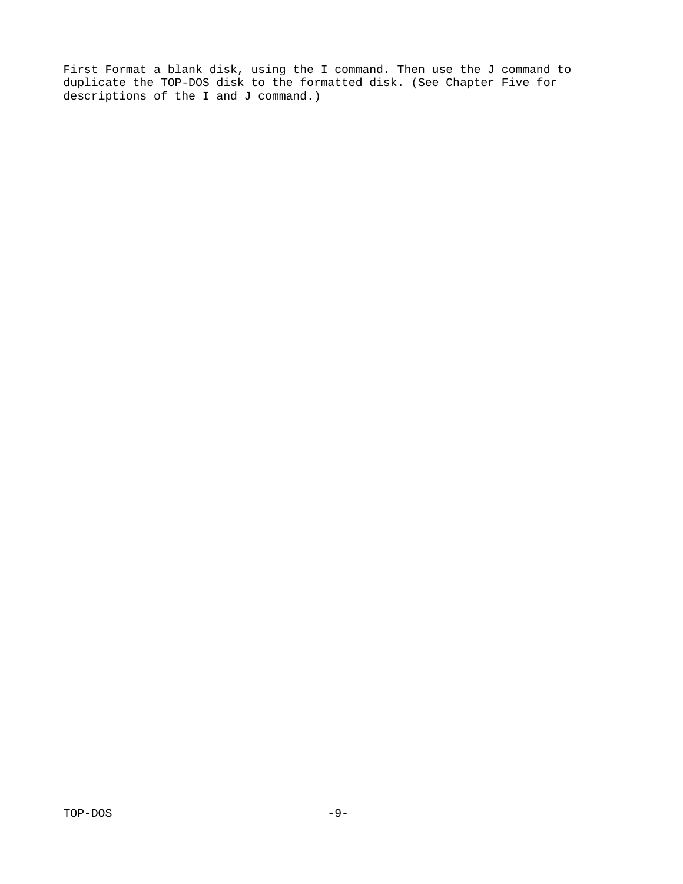First Format a blank disk, using the I command. Then use the J command to duplicate the TOP-DOS disk to the formatted disk. (See Chapter Five for descriptions of the I and J command.)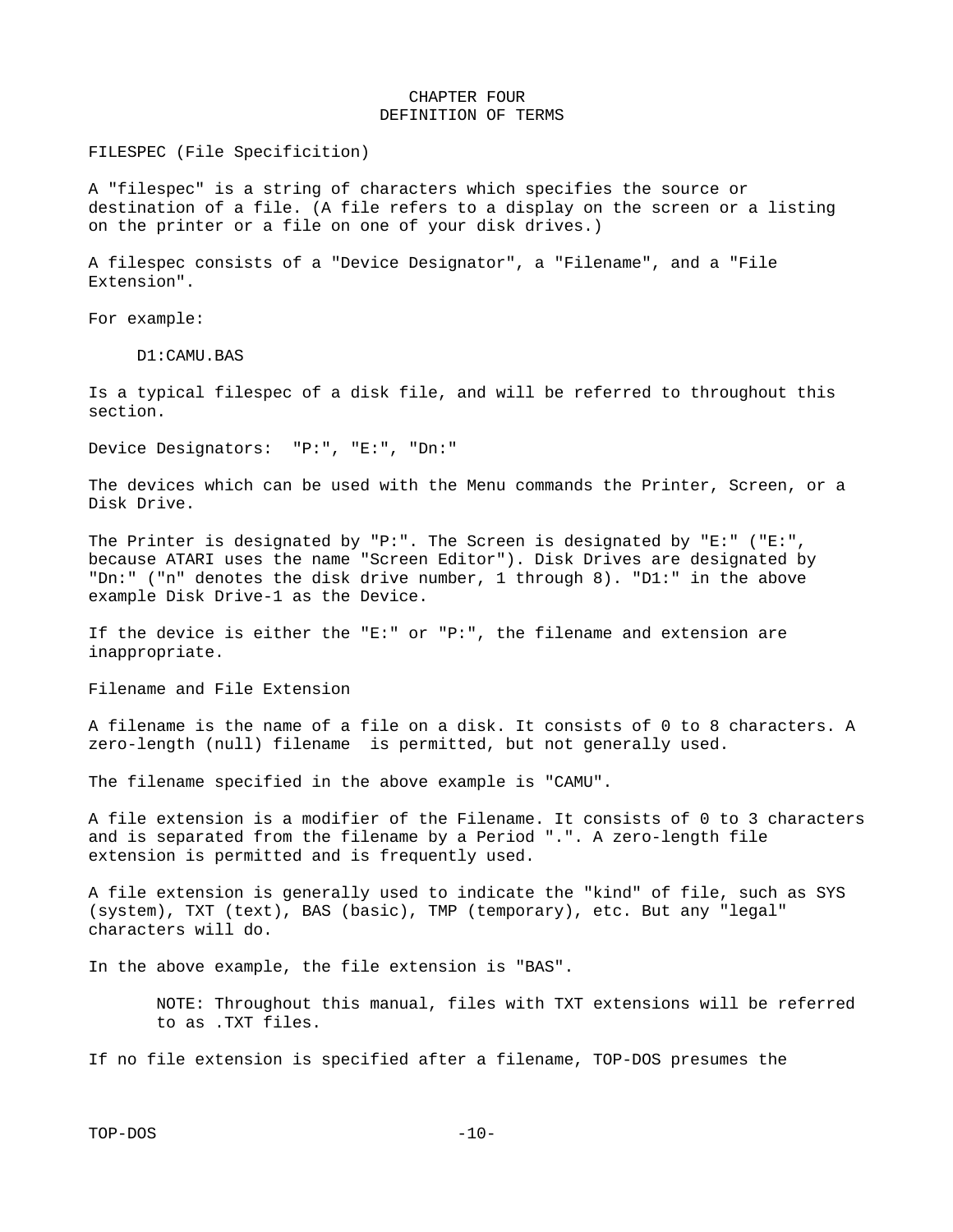# CHAPTER FOUR
# DEFINITION OF TERMS

## FILESPEC (File Specificition)

A "filespec" is a string of characters which specifies the source or destination of a file. (A file refers to a display on the screen or a listing on the printer or a file on one of your disk drives.)

A filespec consists of a "Device Designator", a "Filename", and a "File Extension".

For example:

```
D1:CAMU.BAS
```

Is a typical filespec of a disk file, and will be referred to throughout this section.

## Device Designators: "P:", "E:", "Dn:"

The devices which can be used with the Menu commands the Printer, Screen, or a Disk Drive.

The Printer is designated by "P:". The Screen is designated by "E:" ("E:", because ATARI uses the name "Screen Editor"). Disk Drives are designated by "Dn:" ("n" denotes the disk drive number, 1 through 8). "D1:" in the above example Disk Drive-1 as the Device.

If the device is either the "E:" or "P:", the filename and extension are inappropriate.

## Filename and File Extension

A filename is the name of a file on a disk. It consists of 0 to 8 characters. A zero-length (null) filename is permitted, but not generally used.

The filename specified in the above example is "CAMU".

A file extension is a modifier of the Filename. It consists of 0 to 3 characters and is separated from the filename by a Period ".". A zero-length file extension is permitted and is frequently used.

A file extension is generally used to indicate the "kind" of file, such as SYS (system), TXT (text), BAS (basic), TMP (temporary), etc. But any "legal" characters will do.

In the above example, the file extension is "BAS".

> NOTE: Throughout this manual, files with TXT extensions will be referred to as .TXT files.

If no file extension is specified after a filename, TOP-DOS presumes the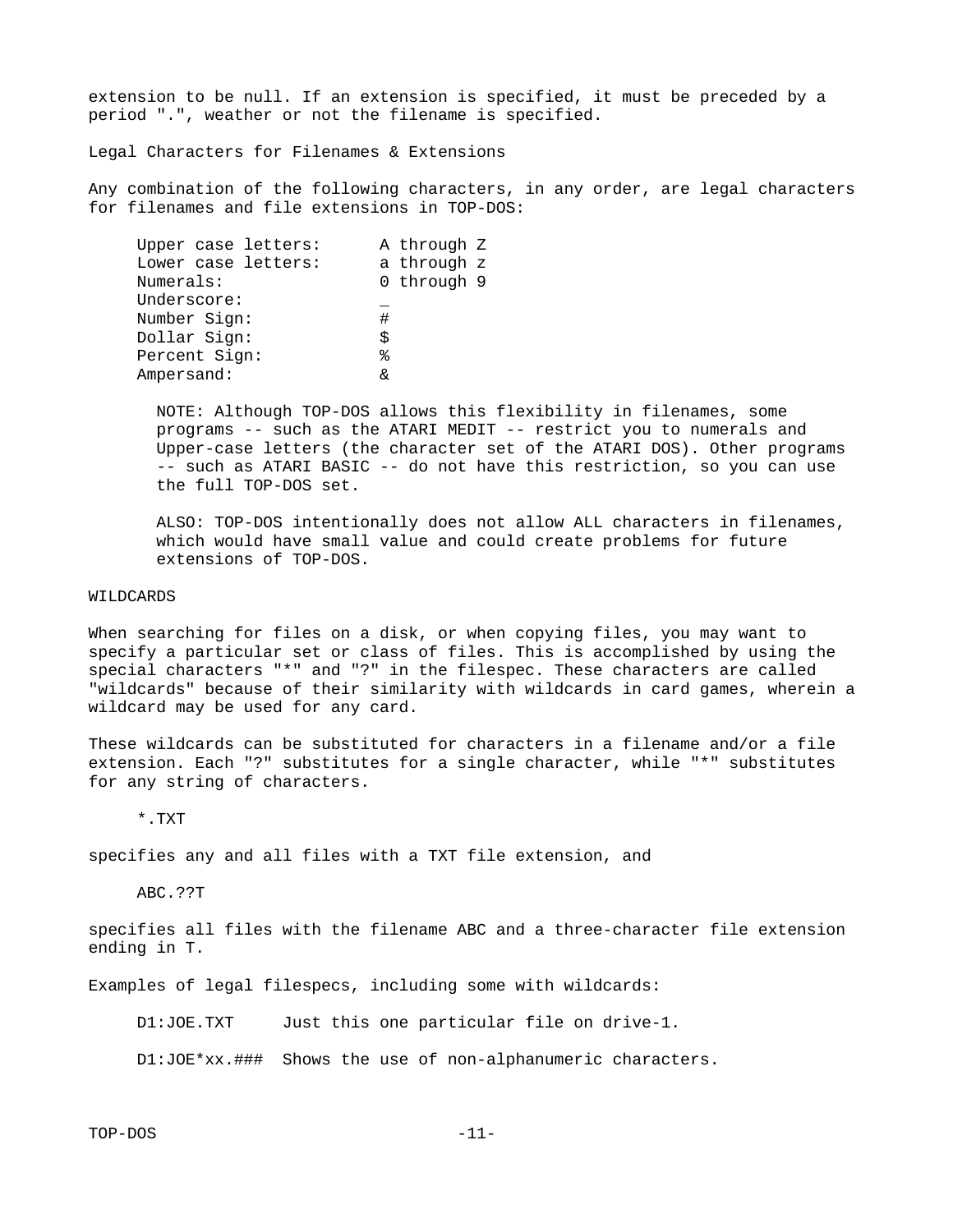extension to be null. If an extension is specified, it must be preceded by a period ".", weather or not the filename is specified.

## Legal Characters for Filenames & Extensions

Any combination of the following characters, in any order, are legal characters for filenames and file extensions in TOP-DOS:

| | |
|---|---|
| Upper case letters: | A through Z |
| Lower case letters: | a through z |
| Numerals: | 0 through 9 |
| Underscore: | _ |
| Number Sign: | # |
| Dollar Sign: | $ |
| Percent Sign: | % |
| Ampersand: | & |

> NOTE: Although TOP-DOS allows this flexibility in filenames, some programs -- such as the ATARI MEDIT -- restrict you to numerals and Upper-case letters (the character set of the ATARI DOS). Other programs -- such as ATARI BASIC -- do not have this restriction, so you can use the full TOP-DOS set.
>
> ALSO: TOP-DOS intentionally does not allow ALL characters in filenames, which would have small value and could create problems for future extensions of TOP-DOS.

## WILDCARDS

When searching for files on a disk, or when copying files, you may want to specify a particular set or class of files. This is accomplished by using the special characters "*" and "?" in the filespec. These characters are called "wildcards" because of their similarity with wildcards in card games, wherein a wildcard may be used for any card.

These wildcards can be substituted for characters in a filename and/or a file extension. Each "?" substitutes for a single character, while "*" substitutes for any string of characters.

```
*.TXT
```

specifies any and all files with a TXT file extension, and

```
ABC.??T
```

specifies all files with the filename ABC and a three-character file extension ending in T.

Examples of legal filespecs, including some with wildcards:

```
D1:JOE.TXT     Just this one particular file on drive-1.

D1:JOE*xx.###  Shows the use of non-alphanumeric characters.
```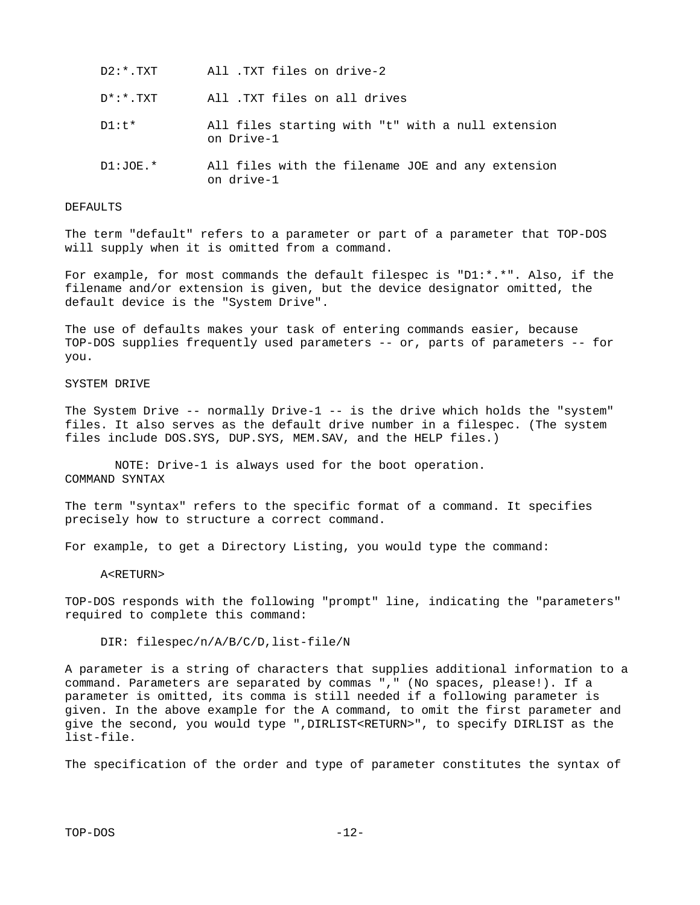| | |
|---|---|
| D2:*.TXT | All .TXT files on drive-2 |
| D*:*.TXT | All .TXT files on all drives |
| D1:t* | All files starting with "t" with a null extension on Drive-1 |
| D1:JOE.* | All files with the filename JOE and any extension on drive-1 |

## DEFAULTS

The term "default" refers to a parameter or part of a parameter that TOP-DOS will supply when it is omitted from a command.

For example, for most commands the default filespec is "D1:*.*". Also, if the filename and/or extension is given, but the device designator omitted, the default device is the "System Drive".

The use of defaults makes your task of entering commands easier, because TOP-DOS supplies frequently used parameters -- or, parts of parameters -- for you.

## SYSTEM DRIVE

The System Drive -- normally Drive-1 -- is the drive which holds the "system" files. It also serves as the default drive number in a filespec. (The system files include DOS.SYS, DUP.SYS, MEM.SAV, and the HELP files.)

NOTE: Drive-1 is always used for the boot operation.

## COMMAND SYNTAX

The term "syntax" refers to the specific format of a command. It specifies precisely how to structure a correct command.

For example, to get a Directory Listing, you would type the command:

```
A<RETURN>
```

TOP-DOS responds with the following "prompt" line, indicating the "parameters" required to complete this command:

```
DIR: filespec/n/A/B/C/D,list-file/N
```

A parameter is a string of characters that supplies additional information to a command. Parameters are separated by commas "," (No spaces, please!). If a parameter is omitted, its comma is still needed if a following parameter is given. In the above example for the A command, to omit the first parameter and give the second, you would type ",DIRLIST<RETURN>", to specify DIRLIST as the list-file.

The specification of the order and type of parameter constitutes the syntax of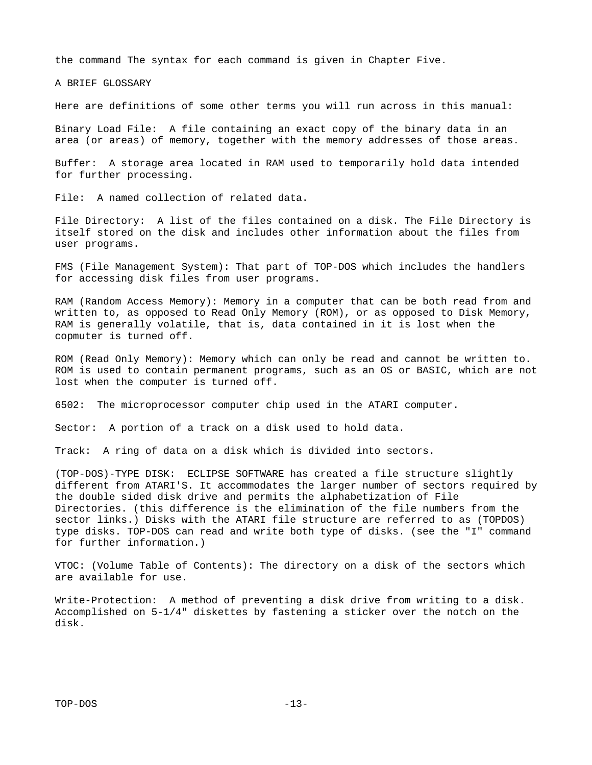the command The syntax for each command is given in Chapter Five.

## A BRIEF GLOSSARY

Here are definitions of some other terms you will run across in this manual:

Binary Load File: A file containing an exact copy of the binary data in an area (or areas) of memory, together with the memory addresses of those areas.

Buffer: A storage area located in RAM used to temporarily hold data intended for further processing.

File: A named collection of related data.

File Directory: A list of the files contained on a disk. The File Directory is itself stored on the disk and includes other information about the files from user programs.

FMS (File Management System): That part of TOP-DOS which includes the handlers for accessing disk files from user programs.

RAM (Random Access Memory): Memory in a computer that can be both read from and written to, as opposed to Read Only Memory (ROM), or as opposed to Disk Memory, RAM is generally volatile, that is, data contained in it is lost when the copmuter is turned off.

ROM (Read Only Memory): Memory which can only be read and cannot be written to. ROM is used to contain permanent programs, such as an OS or BASIC, which are not lost when the computer is turned off.

6502: The microprocessor computer chip used in the ATARI computer.

Sector: A portion of a track on a disk used to hold data.

Track: A ring of data on a disk which is divided into sectors.

(TOP-DOS)-TYPE DISK: ECLIPSE SOFTWARE has created a file structure slightly different from ATARI'S. It accommodates the larger number of sectors required by the double sided disk drive and permits the alphabetization of File Directories. (this difference is the elimination of the file numbers from the sector links.) Disks with the ATARI file structure are referred to as (TOPDOS) type disks. TOP-DOS can read and write both type of disks. (see the "I" command for further information.)

VTOC: (Volume Table of Contents): The directory on a disk of the sectors which are available for use.

Write-Protection: A method of preventing a disk drive from writing to a disk. Accomplished on 5-1/4" diskettes by fastening a sticker over the notch on the disk.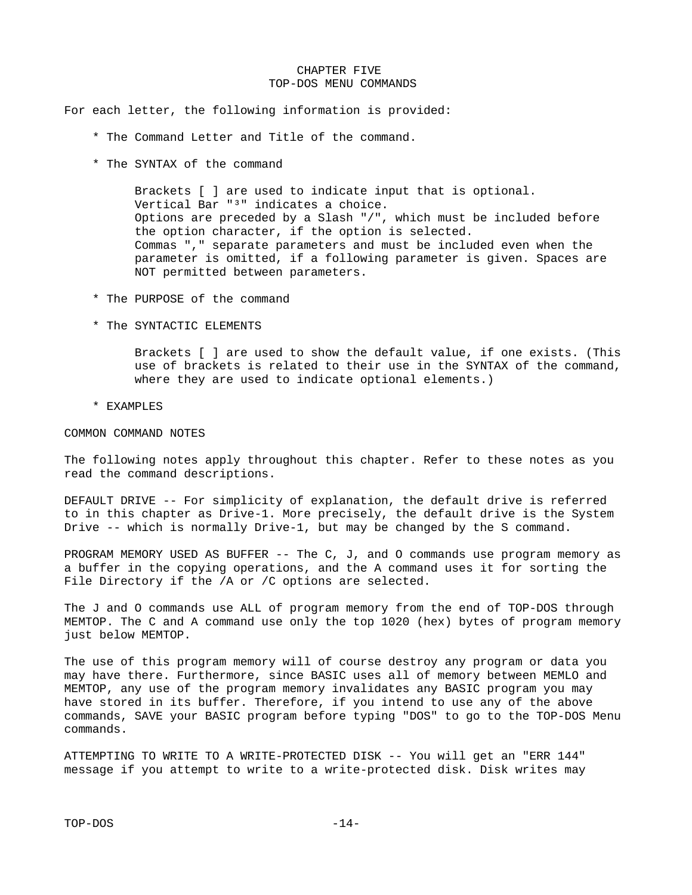# CHAPTER FIVE
# TOP-DOS MENU COMMANDS

For each letter, the following information is provided:

* The Command Letter and Title of the command.

* The SYNTAX of the command

  Brackets [ ] are used to indicate input that is optional.
  Vertical Bar "³" indicates a choice.
  Options are preceded by a Slash "/", which must be included before the option character, if the option is selected.
  Commas "," separate parameters and must be included even when the parameter is omitted, if a following parameter is given. Spaces are NOT permitted between parameters.

* The PURPOSE of the command

* The SYNTACTIC ELEMENTS

  Brackets [ ] are used to show the default value, if one exists. (This use of brackets is related to their use in the SYNTAX of the command, where they are used to indicate optional elements.)

* EXAMPLES

## COMMON COMMAND NOTES

The following notes apply throughout this chapter. Refer to these notes as you read the command descriptions.

DEFAULT DRIVE -- For simplicity of explanation, the default drive is referred to in this chapter as Drive-1. More precisely, the default drive is the System Drive -- which is normally Drive-1, but may be changed by the S command.

PROGRAM MEMORY USED AS BUFFER -- The C, J, and O commands use program memory as a buffer in the copying operations, and the A command uses it for sorting the File Directory if the /A or /C options are selected.

The J and O commands use ALL of program memory from the end of TOP-DOS through MEMTOP. The C and A command use only the top 1020 (hex) bytes of program memory just below MEMTOP.

The use of this program memory will of course destroy any program or data you may have there. Furthermore, since BASIC uses all of memory between MEMLO and MEMTOP, any use of the program memory invalidates any BASIC program you may have stored in its buffer. Therefore, if you intend to use any of the above commands, SAVE your BASIC program before typing "DOS" to go to the TOP-DOS Menu commands.

ATTEMPTING TO WRITE TO A WRITE-PROTECTED DISK -- You will get an "ERR 144" message if you attempt to write to a write-protected disk. Disk writes may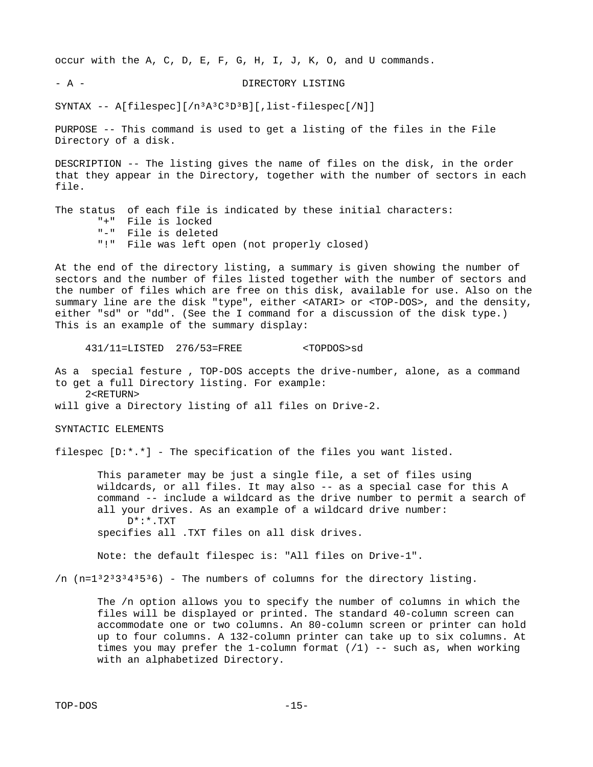occur with the A, C, D, E, F, G, H, I, J, K, O, and U commands.

## - A - DIRECTORY LISTING

SYNTAX -- A[filespec][/n³A³C³D³B][,list-filespec[/N]]

PURPOSE -- This command is used to get a listing of the files in the File Directory of a disk.

DESCRIPTION -- The listing gives the name of files on the disk, in the order that they appear in the Directory, together with the number of sectors in each file.

The status of each file is indicated by these initial characters:

```
"+"  File is locked
"-"  File is deleted
"!"  File was left open (not properly closed)
```

At the end of the directory listing, a summary is given showing the number of sectors and the number of files listed together with the number of sectors and the number of files which are free on this disk, available for use. Also on the summary line are the disk "type", either <ATARI> or <TOP-DOS>, and the density, either "sd" or "dd". (See the I command for a discussion of the disk type.) This is an example of the summary display:

```
431/11=LISTED  276/53=FREE          <TOPDOS>sd
```

As a special festure , TOP-DOS accepts the drive-number, alone, as a command to get a full Directory listing. For example:

```
2<RETURN>
```

will give a Directory listing of all files on Drive-2.

### SYNTACTIC ELEMENTS

filespec [D:*.*] - The specification of the files you want listed.

This parameter may be just a single file, a set of files using wildcards, or all files. It may also -- as a special case for this A command -- include a wildcard as the drive number to permit a search of all your drives. As an example of a wildcard drive number:

```
D*:*.TXT
```

specifies all .TXT files on all disk drives.

Note: the default filespec is: "All files on Drive-1".

/n (n=1³2³3³4³5³6) - The numbers of columns for the directory listing.

The /n option allows you to specify the number of columns in which the files will be displayed or printed. The standard 40-column screen can accommodate one or two columns. An 80-column screen or printer can hold up to four columns. A 132-column printer can take up to six columns. At times you may prefer the 1-column format (/1) -- such as, when working with an alphabetized Directory.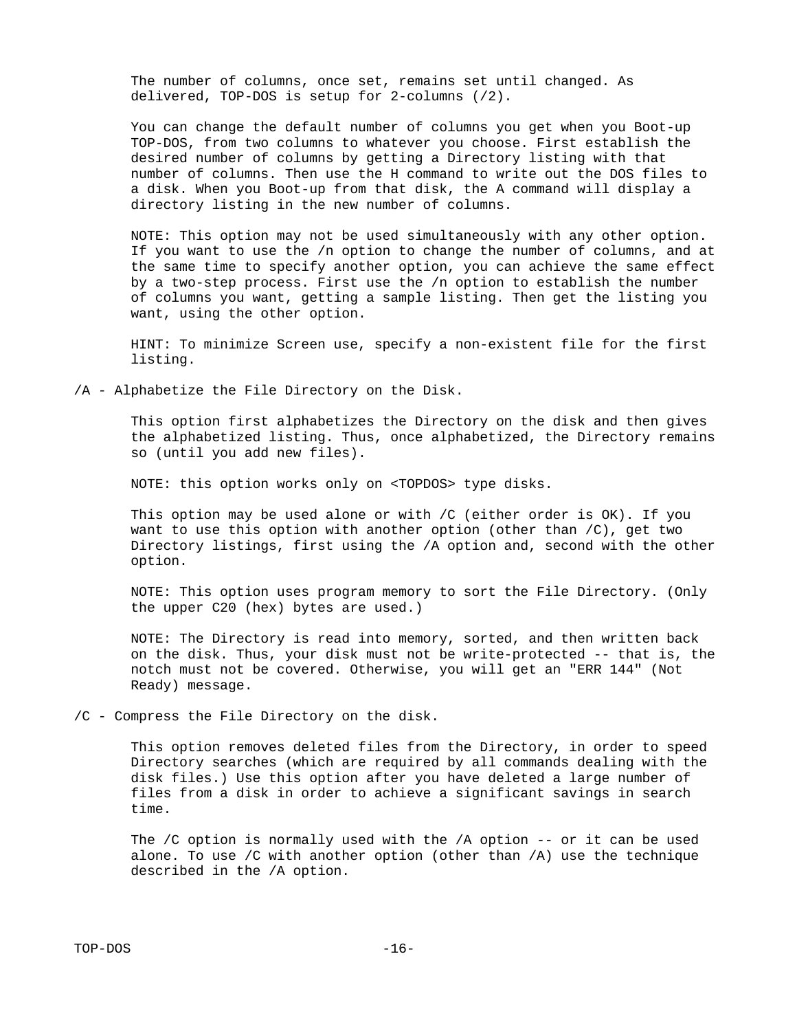The number of columns, once set, remains set until changed. As delivered, TOP-DOS is setup for 2-columns (/2).

You can change the default number of columns you get when you Boot-up TOP-DOS, from two columns to whatever you choose. First establish the desired number of columns by getting a Directory listing with that number of columns. Then use the H command to write out the DOS files to a disk. When you Boot-up from that disk, the A command will display a directory listing in the new number of columns.

NOTE: This option may not be used simultaneously with any other option. If you want to use the /n option to change the number of columns, and at the same time to specify another option, you can achieve the same effect by a two-step process. First use the /n option to establish the number of columns you want, getting a sample listing. Then get the listing you want, using the other option.

HINT: To minimize Screen use, specify a non-existent file for the first listing.

/A - Alphabetize the File Directory on the Disk.

This option first alphabetizes the Directory on the disk and then gives the alphabetized listing. Thus, once alphabetized, the Directory remains so (until you add new files).

NOTE: this option works only on <TOPDOS> type disks.

This option may be used alone or with /C (either order is OK). If you want to use this option with another option (other than /C), get two Directory listings, first using the /A option and, second with the other option.

NOTE: This option uses program memory to sort the File Directory. (Only the upper C20 (hex) bytes are used.)

NOTE: The Directory is read into memory, sorted, and then written back on the disk. Thus, your disk must not be write-protected -- that is, the notch must not be covered. Otherwise, you will get an "ERR 144" (Not Ready) message.

/C - Compress the File Directory on the disk.

This option removes deleted files from the Directory, in order to speed Directory searches (which are required by all commands dealing with the disk files.) Use this option after you have deleted a large number of files from a disk in order to achieve a significant savings in search time.

The /C option is normally used with the /A option -- or it can be used alone. To use /C with another option (other than /A) use the technique described in the /A option.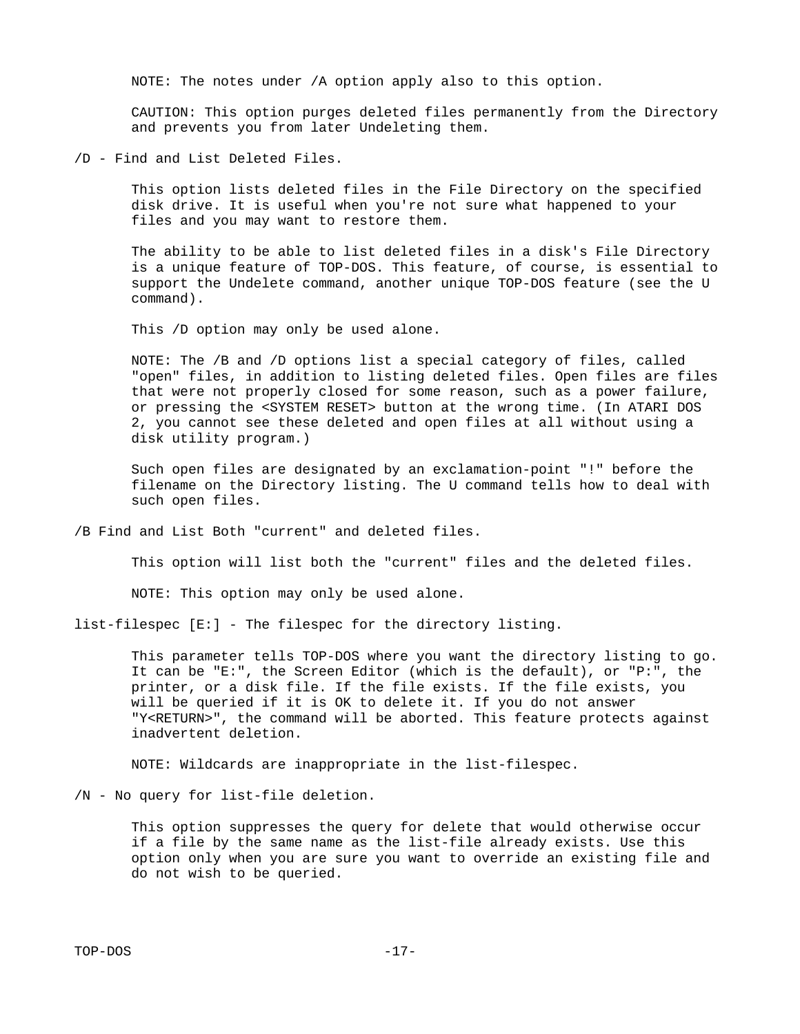NOTE: The notes under /A option apply also to this option.

CAUTION: This option purges deleted files permanently from the Directory and prevents you from later Undeleting them.

/D - Find and List Deleted Files.

This option lists deleted files in the File Directory on the specified disk drive. It is useful when you're not sure what happened to your files and you may want to restore them.

The ability to be able to list deleted files in a disk's File Directory is a unique feature of TOP-DOS. This feature, of course, is essential to support the Undelete command, another unique TOP-DOS feature (see the U command).

This /D option may only be used alone.

NOTE: The /B and /D options list a special category of files, called "open" files, in addition to listing deleted files. Open files are files that were not properly closed for some reason, such as a power failure, or pressing the <SYSTEM RESET> button at the wrong time. (In ATARI DOS 2, you cannot see these deleted and open files at all without using a disk utility program.)

Such open files are designated by an exclamation-point "!" before the filename on the Directory listing. The U command tells how to deal with such open files.

/B Find and List Both "current" and deleted files.

This option will list both the "current" files and the deleted files.

NOTE: This option may only be used alone.

list-filespec [E:] - The filespec for the directory listing.

This parameter tells TOP-DOS where you want the directory listing to go. It can be "E:", the Screen Editor (which is the default), or "P:", the printer, or a disk file. If the file exists. If the file exists, you will be queried if it is OK to delete it. If you do not answer "Y<RETURN>", the command will be aborted. This feature protects against inadvertent deletion.

NOTE: Wildcards are inappropriate in the list-filespec.

/N - No query for list-file deletion.

This option suppresses the query for delete that would otherwise occur if a file by the same name as the list-file already exists. Use this option only when you are sure you want to override an existing file and do not wish to be queried.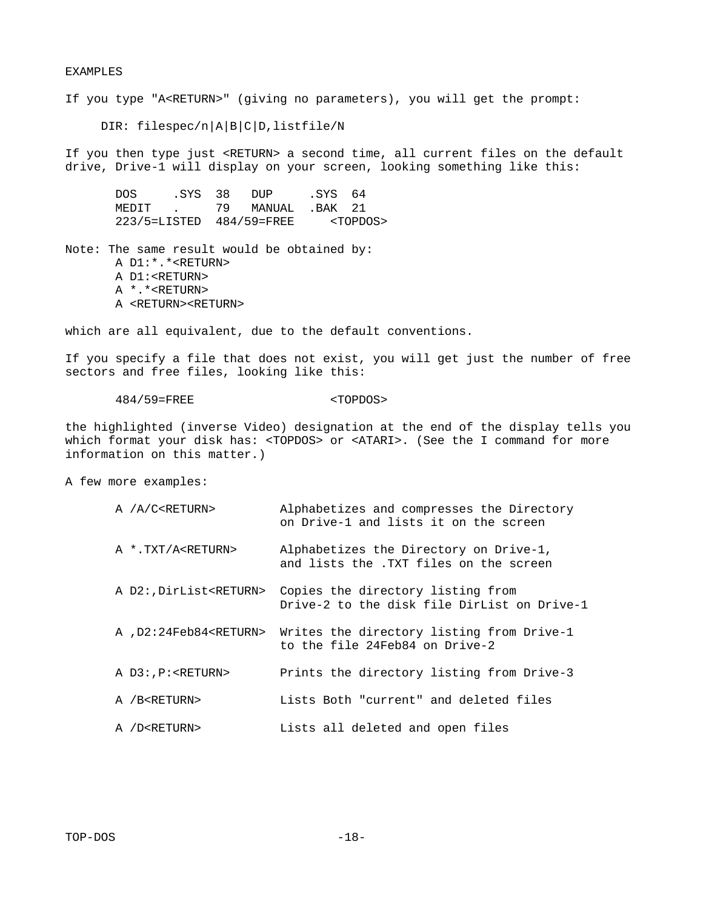EXAMPLES

If you type "A<RETURN>" (giving no parameters), you will get the prompt:

```
DIR: filespec/n|A|B|C|D,listfile/N
```

If you then type just <RETURN> a second time, all current files on the default drive, Drive-1 will display on your screen, looking something like this:

```
DOS     .SYS  38   DUP     .SYS  64
MEDIT   .     79   MANUAL  .BAK  21
223/5=LISTED  484/59=FREE     <TOPDOS>
```

Note: The same result would be obtained by:

```
A D1:*.*<RETURN>
A D1:<RETURN>
A *.*<RETURN>
A <RETURN><RETURN>
```

which are all equivalent, due to the default conventions.

If you specify a file that does not exist, you will get just the number of free sectors and free files, looking like this:

```
484/59=FREE                   <TOPDOS>
```

the highlighted (inverse Video) designation at the end of the display tells you which format your disk has: <TOPDOS> or <ATARI>. (See the I command for more information on this matter.)

A few more examples:

| | |
|---|---|
| A /A/C<RETURN> | Alphabetizes and compresses the Directory on Drive-1 and lists it on the screen |
| A *.TXT/A<RETURN> | Alphabetizes the Directory on Drive-1, and lists the .TXT files on the screen |
| A D2:,DirList<RETURN> | Copies the directory listing from Drive-2 to the disk file DirList on Drive-1 |
| A ,D2:24Feb84<RETURN> | Writes the directory listing from Drive-1 to the file 24Feb84 on Drive-2 |
| A D3:,P:<RETURN> | Prints the directory listing from Drive-3 |
| A /B<RETURN> | Lists Both "current" and deleted files |
| A /D<RETURN> | Lists all deleted and open files |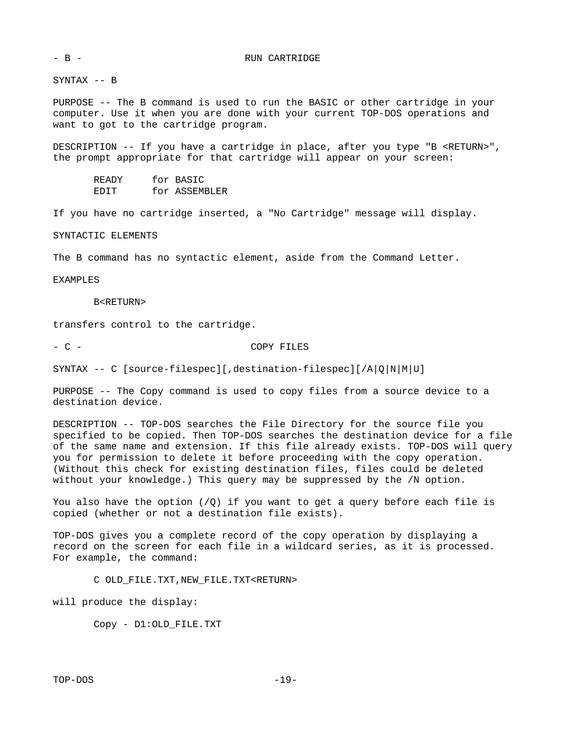## - B - RUN CARTRIDGE

SYNTAX -- B

PURPOSE -- The B command is used to run the BASIC or other cartridge in your computer. Use it when you are done with your current TOP-DOS operations and want to got to the cartridge program.

DESCRIPTION -- If you have a cartridge in place, after you type "B <RETURN>", the prompt appropriate for that cartridge will appear on your screen:

```
READY     for BASIC
EDIT      for ASSEMBLER
```

If you have no cartridge inserted, a "No Cartridge" message will display.

SYNTACTIC ELEMENTS

The B command has no syntactic element, aside from the Command Letter.

EXAMPLES

```
B<RETURN>
```

transfers control to the cartridge.

## - C - COPY FILES

SYNTAX -- C [source-filespec][,destination-filespec][/A|Q|N|M|U]

PURPOSE -- The Copy command is used to copy files from a source device to a destination device.

DESCRIPTION -- TOP-DOS searches the File Directory for the source file you specified to be copied. Then TOP-DOS searches the destination device for a file of the same name and extension. If this file already exists. TOP-DOS will query you for permission to delete it before proceeding with the copy operation. (Without this check for existing destination files, files could be deleted without your knowledge.) This query may be suppressed by the /N option.

You also have the option (/Q) if you want to get a query before each file is copied (whether or not a destination file exists).

TOP-DOS gives you a complete record of the copy operation by displaying a record on the screen for each file in a wildcard series, as it is processed. For example, the command:

```
C OLD_FILE.TXT,NEW_FILE.TXT<RETURN>
```

will produce the display:

```
Copy - D1:OLD_FILE.TXT
```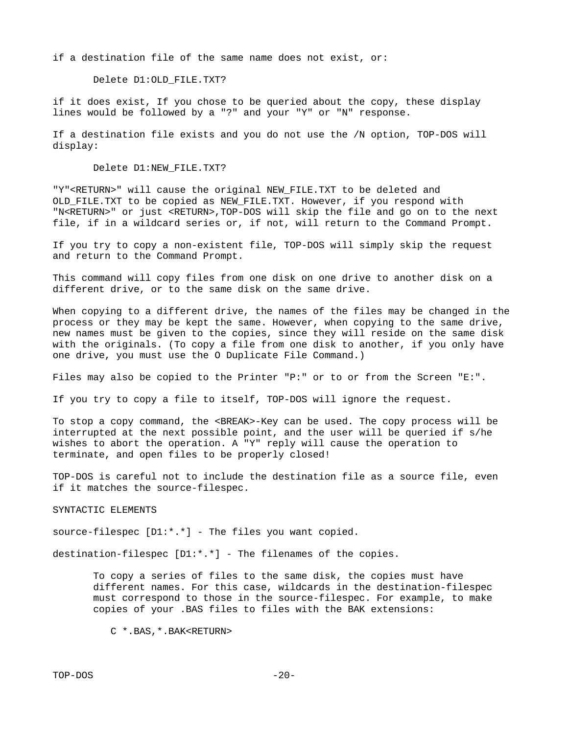if a destination file of the same name does not exist, or:

```
Delete D1:OLD_FILE.TXT?
```

if it does exist, If you chose to be queried about the copy, these display lines would be followed by a "?" and your "Y" or "N" response.

If a destination file exists and you do not use the /N option, TOP-DOS will display:

```
Delete D1:NEW_FILE.TXT?
```

"Y"<RETURN>" will cause the original NEW_FILE.TXT to be deleted and OLD_FILE.TXT to be copied as NEW_FILE.TXT. However, if you respond with "N<RETURN>" or just <RETURN>,TOP-DOS will skip the file and go on to the next file, if in a wildcard series or, if not, will return to the Command Prompt.

If you try to copy a non-existent file, TOP-DOS will simply skip the request and return to the Command Prompt.

This command will copy files from one disk on one drive to another disk on a different drive, or to the same disk on the same drive.

When copying to a different drive, the names of the files may be changed in the process or they may be kept the same. However, when copying to the same drive, new names must be given to the copies, since they will reside on the same disk with the originals. (To copy a file from one disk to another, if you only have one drive, you must use the O Duplicate File Command.)

Files may also be copied to the Printer "P:" or to or from the Screen "E:".

If you try to copy a file to itself, TOP-DOS will ignore the request.

To stop a copy command, the <BREAK>-Key can be used. The copy process will be interrupted at the next possible point, and the user will be queried if s/he wishes to abort the operation. A "Y" reply will cause the operation to terminate, and open files to be properly closed!

TOP-DOS is careful not to include the destination file as a source file, even if it matches the source-filespec.

SYNTACTIC ELEMENTS

source-filespec [D1:*.*] - The files you want copied.

destination-filespec [D1:*.*] - The filenames of the copies.

> To copy a series of files to the same disk, the copies must have different names. For this case, wildcards in the destination-filespec must correspond to those in the source-filespec. For example, to make copies of your .BAS files to files with the BAK extensions:
>
> ```
> C *.BAS,*.BAK<RETURN>
> ```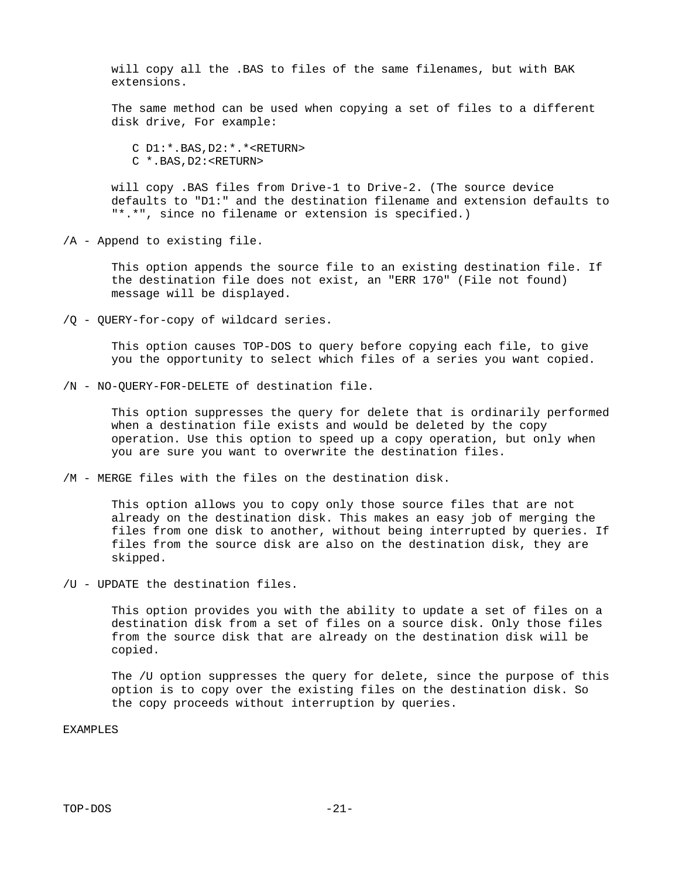will copy all the .BAS to files of the same filenames, but with BAK extensions.

The same method can be used when copying a set of files to a different disk drive, For example:

```
C D1:*.BAS,D2:*.*<RETURN>
C *.BAS,D2:<RETURN>
```

will copy .BAS files from Drive-1 to Drive-2. (The source device defaults to "D1:" and the destination filename and extension defaults to "*.*", since no filename or extension is specified.)

/A - Append to existing file.

This option appends the source file to an existing destination file. If the destination file does not exist, an "ERR 170" (File not found) message will be displayed.

/Q - QUERY-for-copy of wildcard series.

This option causes TOP-DOS to query before copying each file, to give you the opportunity to select which files of a series you want copied.

/N - NO-QUERY-FOR-DELETE of destination file.

This option suppresses the query for delete that is ordinarily performed when a destination file exists and would be deleted by the copy operation. Use this option to speed up a copy operation, but only when you are sure you want to overwrite the destination files.

/M - MERGE files with the files on the destination disk.

This option allows you to copy only those source files that are not already on the destination disk. This makes an easy job of merging the files from one disk to another, without being interrupted by queries. If files from the source disk are also on the destination disk, they are skipped.

/U - UPDATE the destination files.

This option provides you with the ability to update a set of files on a destination disk from a set of files on a source disk. Only those files from the source disk that are already on the destination disk will be copied.

The /U option suppresses the query for delete, since the purpose of this option is to copy over the existing files on the destination disk. So the copy proceeds without interruption by queries.

EXAMPLES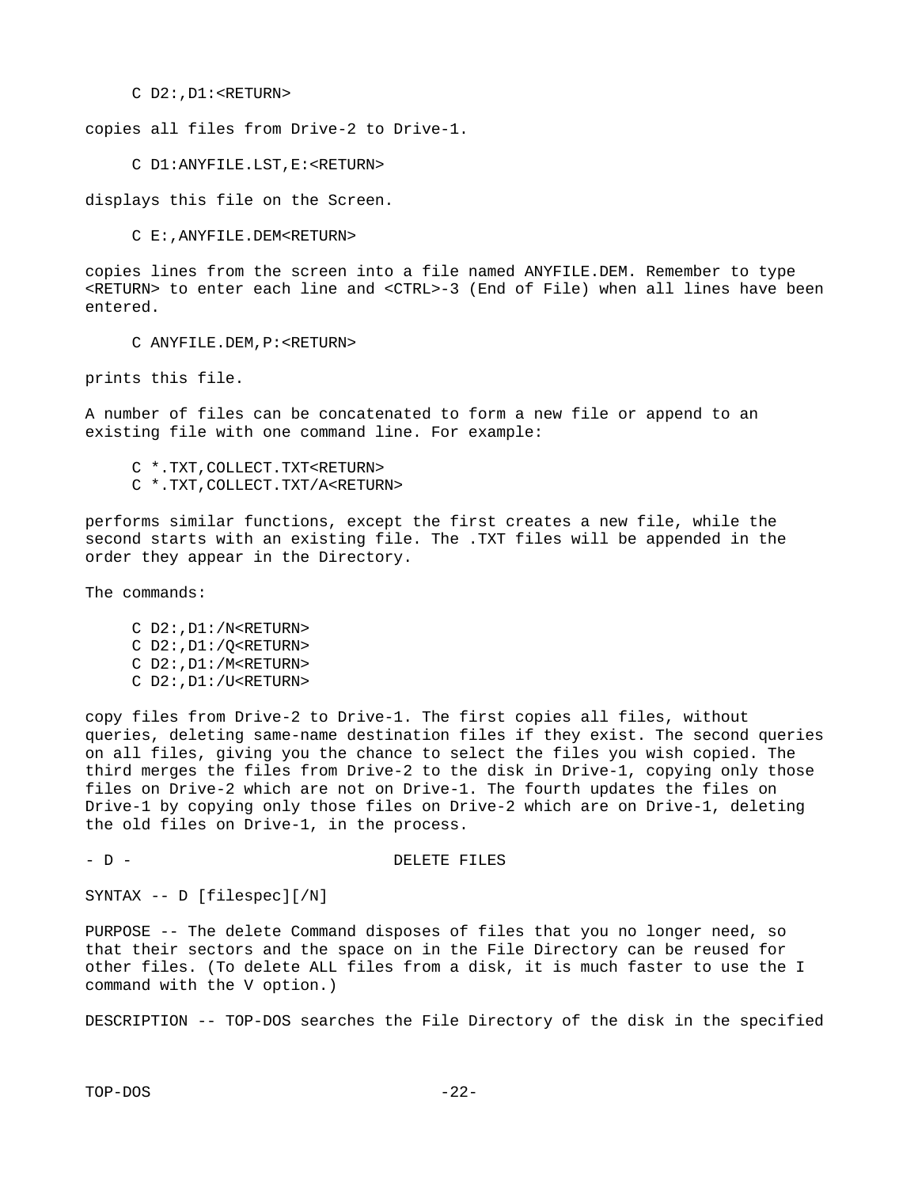```
C D2:,D1:<RETURN>
```

copies all files from Drive-2 to Drive-1.

```
C D1:ANYFILE.LST,E:<RETURN>
```

displays this file on the Screen.

```
C E:,ANYFILE.DEM<RETURN>
```

copies lines from the screen into a file named ANYFILE.DEM. Remember to type <RETURN> to enter each line and <CTRL>-3 (End of File) when all lines have been entered.

```
C ANYFILE.DEM,P:<RETURN>
```

prints this file.

A number of files can be concatenated to form a new file or append to an existing file with one command line. For example:

```
C *.TXT,COLLECT.TXT<RETURN>
C *.TXT,COLLECT.TXT/A<RETURN>
```

performs similar functions, except the first creates a new file, while the second starts with an existing file. The .TXT files will be appended in the order they appear in the Directory.

The commands:

```
C D2:,D1:/N<RETURN>
C D2:,D1:/Q<RETURN>
C D2:,D1:/M<RETURN>
C D2:,D1:/U<RETURN>
```

copy files from Drive-2 to Drive-1. The first copies all files, without queries, deleting same-name destination files if they exist. The second queries on all files, giving you the chance to select the files you wish copied. The third merges the files from Drive-2 to the disk in Drive-1, copying only those files on Drive-2 which are not on Drive-1. The fourth updates the files on Drive-1 by copying only those files on Drive-2 which are on Drive-1, deleting the old files on Drive-1, in the process.

## - D - DELETE FILES

SYNTAX -- D [filespec][/N]

PURPOSE -- The delete Command disposes of files that you no longer need, so that their sectors and the space on in the File Directory can be reused for other files. (To delete ALL files from a disk, it is much faster to use the I command with the V option.)

DESCRIPTION -- TOP-DOS searches the File Directory of the disk in the specified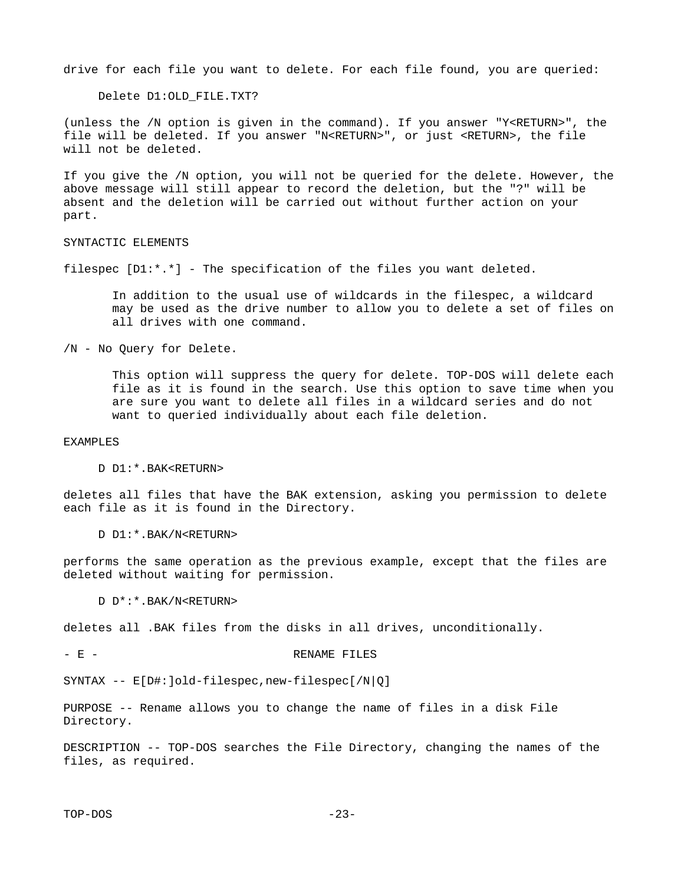drive for each file you want to delete. For each file found, you are queried:

```
Delete D1:OLD_FILE.TXT?
```

(unless the /N option is given in the command). If you answer "Y<RETURN>", the file will be deleted. If you answer "N<RETURN>", or just <RETURN>, the file will not be deleted.

If you give the /N option, you will not be queried for the delete. However, the above message will still appear to record the deletion, but the "?" will be absent and the deletion will be carried out without further action on your part.

SYNTACTIC ELEMENTS

filespec [D1:*.*] - The specification of the files you want deleted.

> In addition to the usual use of wildcards in the filespec, a wildcard may be used as the drive number to allow you to delete a set of files on all drives with one command.

/N - No Query for Delete.

> This option will suppress the query for delete. TOP-DOS will delete each file as it is found in the search. Use this option to save time when you are sure you want to delete all files in a wildcard series and do not want to queried individually about each file deletion.

EXAMPLES

```
D D1:*.BAK<RETURN>
```

deletes all files that have the BAK extension, asking you permission to delete each file as it is found in the Directory.

```
D D1:*.BAK/N<RETURN>
```

performs the same operation as the previous example, except that the files are deleted without waiting for permission.

```
D D*:*.BAK/N<RETURN>
```

deletes all .BAK files from the disks in all drives, unconditionally.

## - E - RENAME FILES

SYNTAX -- E[D#:]old-filespec,new-filespec[/N|Q]

PURPOSE -- Rename allows you to change the name of files in a disk File Directory.

DESCRIPTION -- TOP-DOS searches the File Directory, changing the names of the files, as required.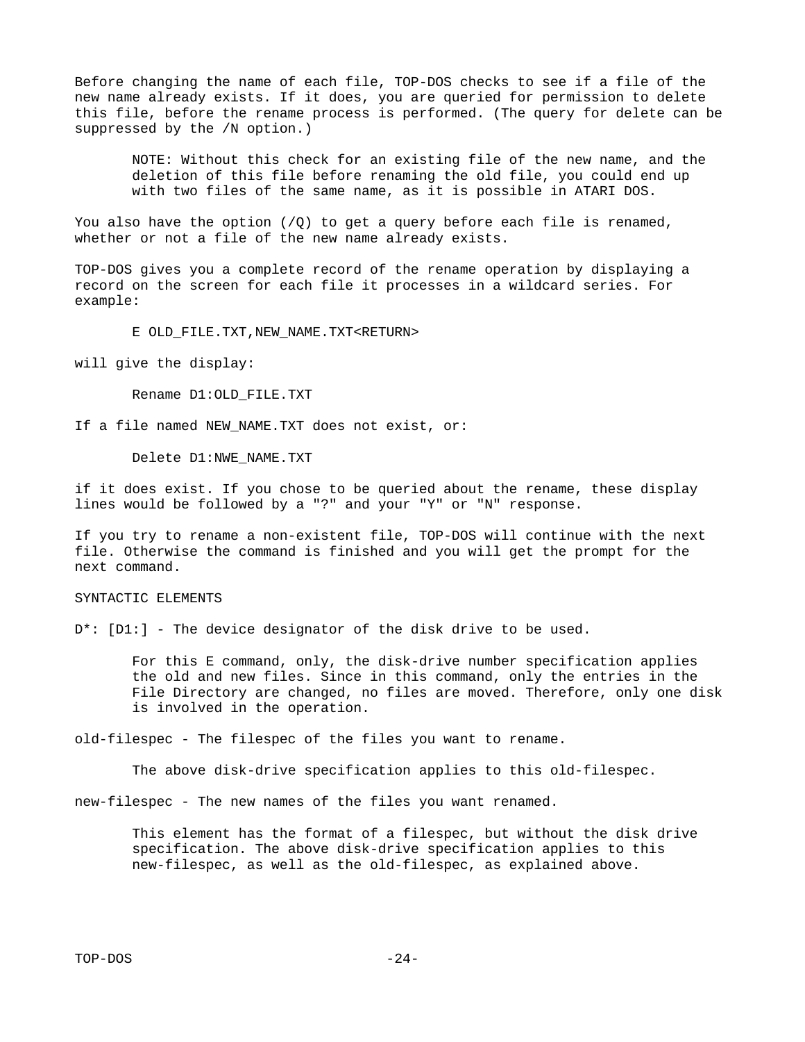Before changing the name of each file, TOP-DOS checks to see if a file of the new name already exists. If it does, you are queried for permission to delete this file, before the rename process is performed. (The query for delete can be suppressed by the /N option.)

> NOTE: Without this check for an existing file of the new name, and the deletion of this file before renaming the old file, you could end up with two files of the same name, as it is possible in ATARI DOS.

You also have the option (/Q) to get a query before each file is renamed, whether or not a file of the new name already exists.

TOP-DOS gives you a complete record of the rename operation by displaying a record on the screen for each file it processes in a wildcard series. For example:

```
E OLD_FILE.TXT,NEW_NAME.TXT<RETURN>
```

will give the display:

```
Rename D1:OLD_FILE.TXT
```

If a file named NEW_NAME.TXT does not exist, or:

```
Delete D1:NWE_NAME.TXT
```

if it does exist. If you chose to be queried about the rename, these display lines would be followed by a "?" and your "Y" or "N" response.

If you try to rename a non-existent file, TOP-DOS will continue with the next file. Otherwise the command is finished and you will get the prompt for the next command.

SYNTACTIC ELEMENTS

D*: [D1:] - The device designator of the disk drive to be used.

> For this E command, only, the disk-drive number specification applies the old and new files. Since in this command, only the entries in the File Directory are changed, no files are moved. Therefore, only one disk is involved in the operation.

old-filespec - The filespec of the files you want to rename.

> The above disk-drive specification applies to this old-filespec.

new-filespec - The new names of the files you want renamed.

> This element has the format of a filespec, but without the disk drive specification. The above disk-drive specification applies to this new-filespec, as well as the old-filespec, as explained above.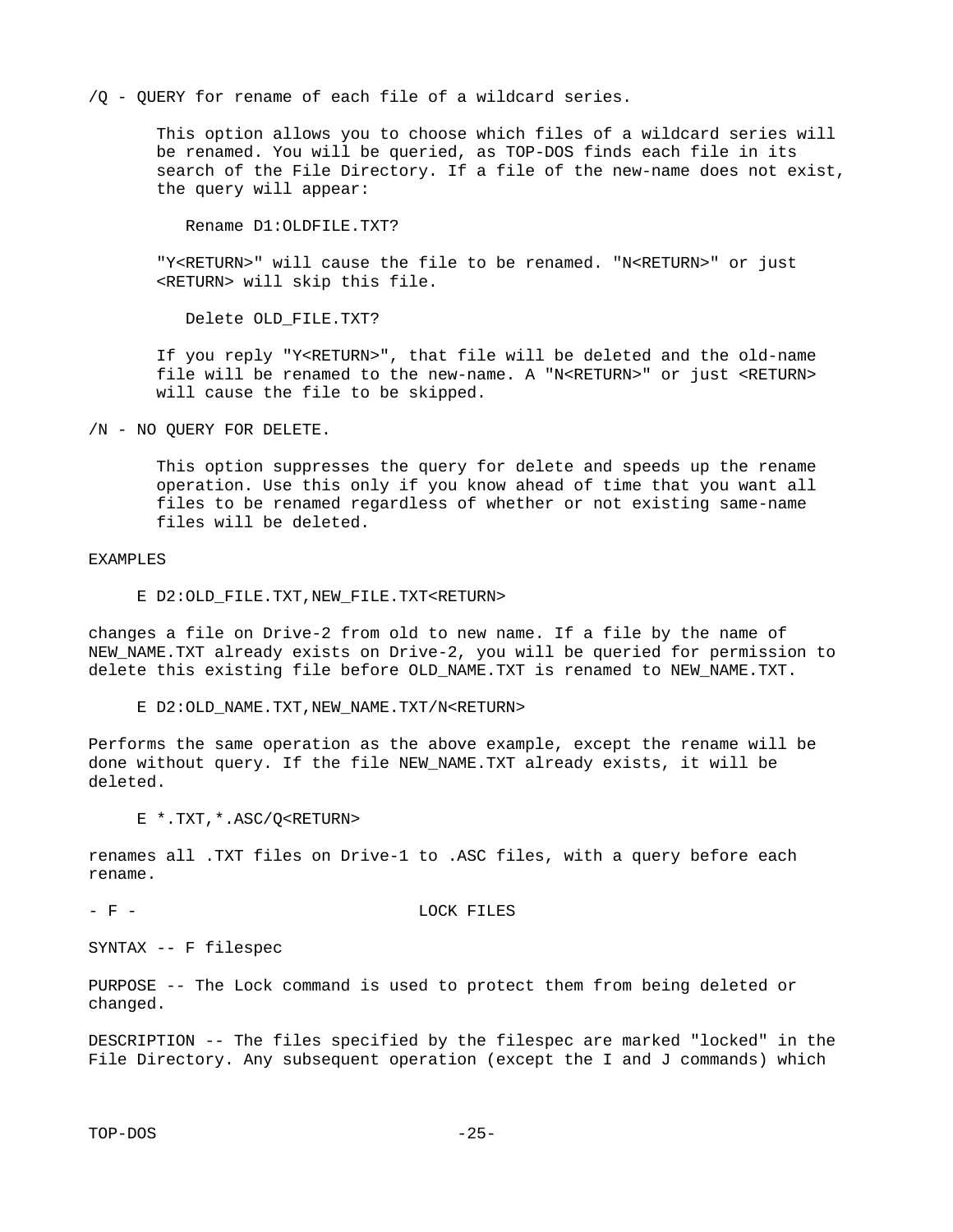/Q - QUERY for rename of each file of a wildcard series.

This option allows you to choose which files of a wildcard series will be renamed. You will be queried, as TOP-DOS finds each file in its search of the File Directory. If a file of the new-name does not exist, the query will appear:

```
Rename D1:OLDFILE.TXT?
```

"Y<RETURN>" will cause the file to be renamed. "N<RETURN>" or just <RETURN> will skip this file.

```
Delete OLD_FILE.TXT?
```

If you reply "Y<RETURN>", that file will be deleted and the old-name file will be renamed to the new-name. A "N<RETURN>" or just <RETURN> will cause the file to be skipped.

/N - NO QUERY FOR DELETE.

This option suppresses the query for delete and speeds up the rename operation. Use this only if you know ahead of time that you want all files to be renamed regardless of whether or not existing same-name files will be deleted.

EXAMPLES

```
E D2:OLD_FILE.TXT,NEW_FILE.TXT<RETURN>
```

changes a file on Drive-2 from old to new name. If a file by the name of NEW_NAME.TXT already exists on Drive-2, you will be queried for permission to delete this existing file before OLD_NAME.TXT is renamed to NEW_NAME.TXT.

```
E D2:OLD_NAME.TXT,NEW_NAME.TXT/N<RETURN>
```

Performs the same operation as the above example, except the rename will be done without query. If the file NEW_NAME.TXT already exists, it will be deleted.

```
E *.TXT,*.ASC/Q<RETURN>
```

renames all .TXT files on Drive-1 to .ASC files, with a query before each rename.

## - F - LOCK FILES

SYNTAX -- F filespec

PURPOSE -- The Lock command is used to protect them from being deleted or changed.

DESCRIPTION -- The files specified by the filespec are marked "locked" in the File Directory. Any subsequent operation (except the I and J commands) which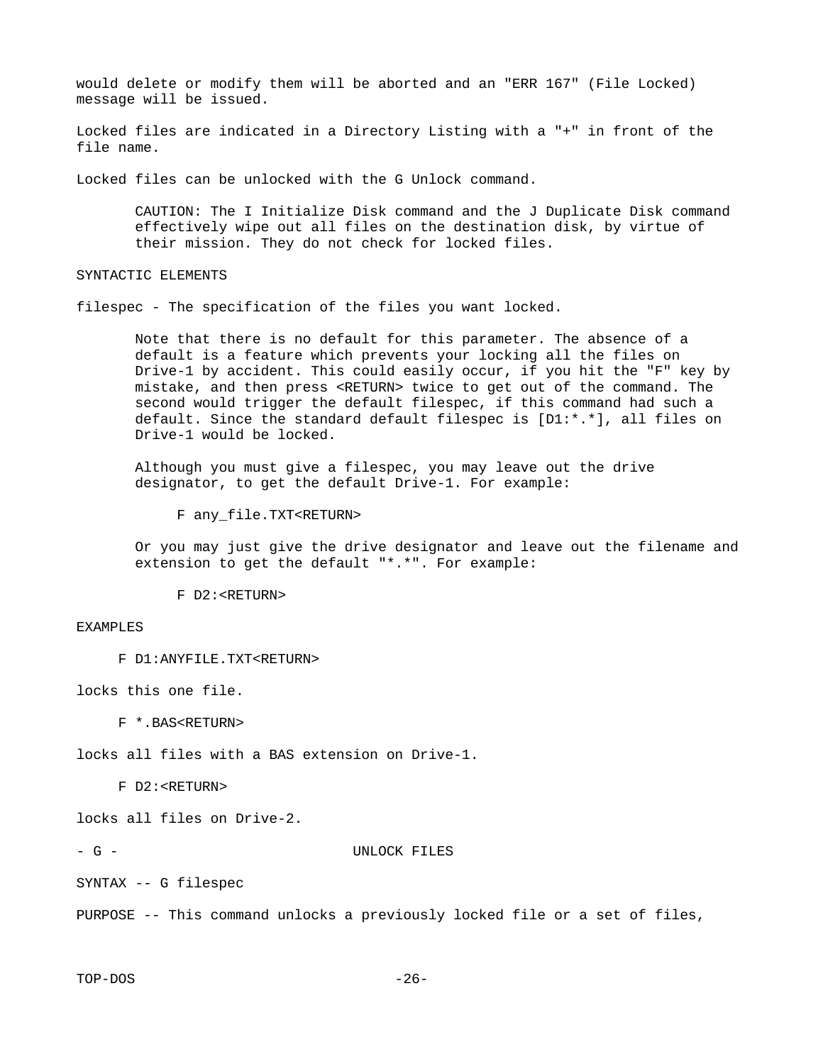would delete or modify them will be aborted and an "ERR 167" (File Locked) message will be issued.

Locked files are indicated in a Directory Listing with a "+" in front of the file name.

Locked files can be unlocked with the G Unlock command.

> CAUTION: The I Initialize Disk command and the J Duplicate Disk command effectively wipe out all files on the destination disk, by virtue of their mission. They do not check for locked files.

SYNTACTIC ELEMENTS

filespec - The specification of the files you want locked.

> Note that there is no default for this parameter. The absence of a default is a feature which prevents your locking all the files on Drive-1 by accident. This could easily occur, if you hit the "F" key by mistake, and then press <RETURN> twice to get out of the command. The second would trigger the default filespec, if this command had such a default. Since the standard default filespec is [D1:*.*], all files on Drive-1 would be locked.
>
> Although you must give a filespec, you may leave out the drive designator, to get the default Drive-1. For example:
>
> ```
> F any_file.TXT<RETURN>
> ```
>
> Or you may just give the drive designator and leave out the filename and extension to get the default "*.*". For example:
>
> ```
> F D2:<RETURN>
> ```

EXAMPLES

```
F D1:ANYFILE.TXT<RETURN>
```

locks this one file.

```
F *.BAS<RETURN>
```

locks all files with a BAS extension on Drive-1.

```
F D2:<RETURN>
```

locks all files on Drive-2.

## - G - UNLOCK FILES

SYNTAX -- G filespec

PURPOSE -- This command unlocks a previously locked file or a set of files,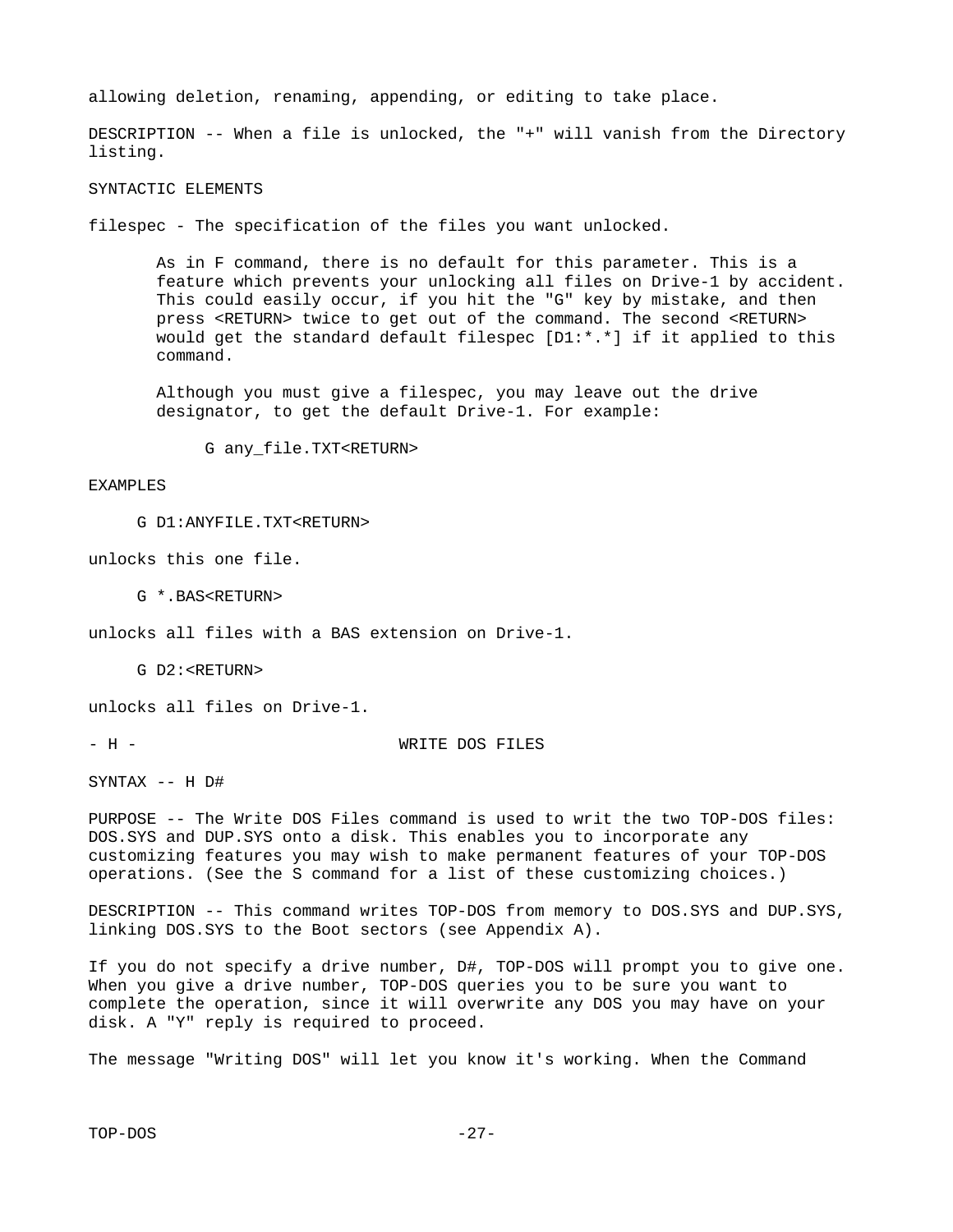allowing deletion, renaming, appending, or editing to take place.

DESCRIPTION -- When a file is unlocked, the "+" will vanish from the Directory listing.

SYNTACTIC ELEMENTS

filespec - The specification of the files you want unlocked.

> As in F command, there is no default for this parameter. This is a feature which prevents your unlocking all files on Drive-1 by accident. This could easily occur, if you hit the "G" key by mistake, and then press <RETURN> twice to get out of the command. The second <RETURN> would get the standard default filespec [D1:*.*] if it applied to this command.
>
> Although you must give a filespec, you may leave out the drive designator, to get the default Drive-1. For example:
>
> ```
> G any_file.TXT<RETURN>
> ```

EXAMPLES

```
G D1:ANYFILE.TXT<RETURN>
```

unlocks this one file.

```
G *.BAS<RETURN>
```

unlocks all files with a BAS extension on Drive-1.

```
G D2:<RETURN>
```

unlocks all files on Drive-1.

## - H - WRITE DOS FILES

SYNTAX -- H D#

PURPOSE -- The Write DOS Files command is used to writ the two TOP-DOS files: DOS.SYS and DUP.SYS onto a disk. This enables you to incorporate any customizing features you may wish to make permanent features of your TOP-DOS operations. (See the S command for a list of these customizing choices.)

DESCRIPTION -- This command writes TOP-DOS from memory to DOS.SYS and DUP.SYS, linking DOS.SYS to the Boot sectors (see Appendix A).

If you do not specify a drive number, D#, TOP-DOS will prompt you to give one. When you give a drive number, TOP-DOS queries you to be sure you want to complete the operation, since it will overwrite any DOS you may have on your disk. A "Y" reply is required to proceed.

The message "Writing DOS" will let you know it's working. When the Command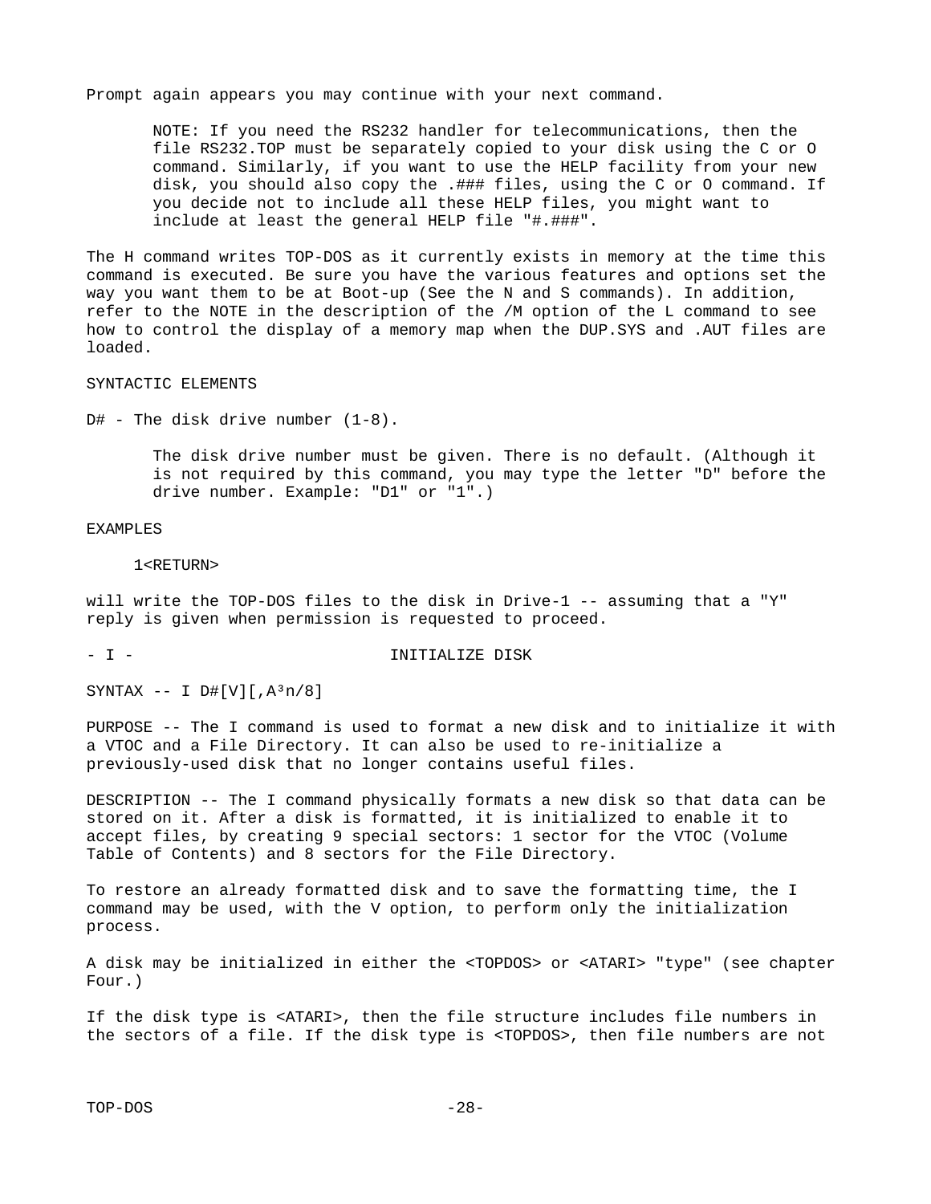Prompt again appears you may continue with your next command.

> NOTE: If you need the RS232 handler for telecommunications, then the file RS232.TOP must be separately copied to your disk using the C or O command. Similarly, if you want to use the HELP facility from your new disk, you should also copy the .### files, using the C or O command. If you decide not to include all these HELP files, you might want to include at least the general HELP file "#.###".

The H command writes TOP-DOS as it currently exists in memory at the time this command is executed. Be sure you have the various features and options set the way you want them to be at Boot-up (See the N and S commands). In addition, refer to the NOTE in the description of the /M option of the L command to see how to control the display of a memory map when the DUP.SYS and .AUT files are loaded.

SYNTACTIC ELEMENTS

D# - The disk drive number (1-8).

> The disk drive number must be given. There is no default. (Although it is not required by this command, you may type the letter "D" before the drive number. Example: "D1" or "1".)

EXAMPLES

```
1<RETURN>
```

will write the TOP-DOS files to the disk in Drive-1 -- assuming that a "Y" reply is given when permission is requested to proceed.

## - I - INITIALIZE DISK

SYNTAX -- I D#[V][,A$^3$n/8]

PURPOSE -- The I command is used to format a new disk and to initialize it with a VTOC and a File Directory. It can also be used to re-initialize a previously-used disk that no longer contains useful files.

DESCRIPTION -- The I command physically formats a new disk so that data can be stored on it. After a disk is formatted, it is initialized to enable it to accept files, by creating 9 special sectors: 1 sector for the VTOC (Volume Table of Contents) and 8 sectors for the File Directory.

To restore an already formatted disk and to save the formatting time, the I command may be used, with the V option, to perform only the initialization process.

A disk may be initialized in either the <TOPDOS> or <ATARI> "type" (see chapter Four.)

If the disk type is <ATARI>, then the file structure includes file numbers in the sectors of a file. If the disk type is <TOPDOS>, then file numbers are not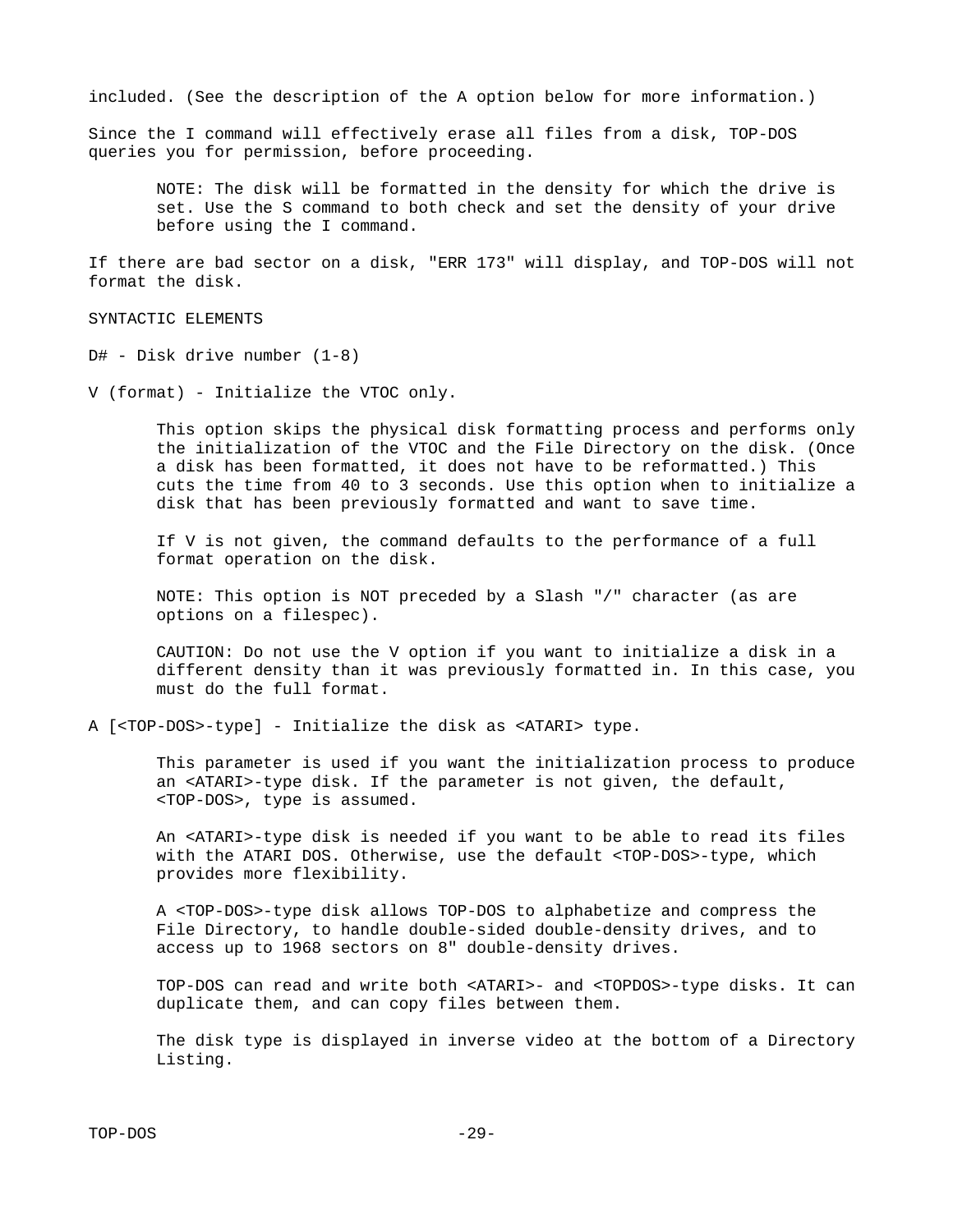included. (See the description of the A option below for more information.)

Since the I command will effectively erase all files from a disk, TOP-DOS queries you for permission, before proceeding.

> NOTE: The disk will be formatted in the density for which the drive is set. Use the S command to both check and set the density of your drive before using the I command.

If there are bad sector on a disk, "ERR 173" will display, and TOP-DOS will not format the disk.

SYNTACTIC ELEMENTS

D# - Disk drive number (1-8)

V (format) - Initialize the VTOC only.

> This option skips the physical disk formatting process and performs only the initialization of the VTOC and the File Directory on the disk. (Once a disk has been formatted, it does not have to be reformatted.) This cuts the time from 40 to 3 seconds. Use this option when to initialize a disk that has been previously formatted and want to save time.
>
> If V is not given, the command defaults to the performance of a full format operation on the disk.
>
> NOTE: This option is NOT preceded by a Slash "/" character (as are options on a filespec).
>
> CAUTION: Do not use the V option if you want to initialize a disk in a different density than it was previously formatted in. In this case, you must do the full format.

A [<TOP-DOS>-type] - Initialize the disk as <ATARI> type.

> This parameter is used if you want the initialization process to produce an <ATARI>-type disk. If the parameter is not given, the default, <TOP-DOS>, type is assumed.
>
> An <ATARI>-type disk is needed if you want to be able to read its files with the ATARI DOS. Otherwise, use the default <TOP-DOS>-type, which provides more flexibility.
>
> A <TOP-DOS>-type disk allows TOP-DOS to alphabetize and compress the File Directory, to handle double-sided double-density drives, and to access up to 1968 sectors on 8" double-density drives.
>
> TOP-DOS can read and write both <ATARI>- and <TOPDOS>-type disks. It can duplicate them, and can copy files between them.
>
> The disk type is displayed in inverse video at the bottom of a Directory Listing.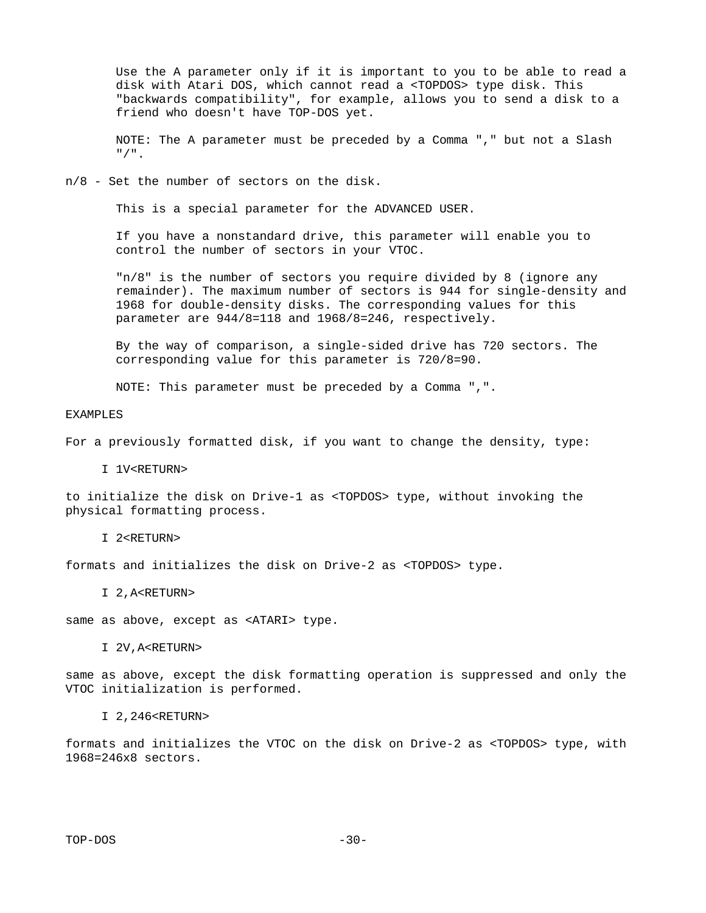Use the A parameter only if it is important to you to be able to read a disk with Atari DOS, which cannot read a <TOPDOS> type disk. This "backwards compatibility", for example, allows you to send a disk to a friend who doesn't have TOP-DOS yet.

NOTE: The A parameter must be preceded by a Comma "," but not a Slash "/".

n/8 - Set the number of sectors on the disk.

This is a special parameter for the ADVANCED USER.

If you have a nonstandard drive, this parameter will enable you to control the number of sectors in your VTOC.

"n/8" is the number of sectors you require divided by 8 (ignore any remainder). The maximum number of sectors is 944 for single-density and 1968 for double-density disks. The corresponding values for this parameter are 944/8=118 and 1968/8=246, respectively.

By the way of comparison, a single-sided drive has 720 sectors. The corresponding value for this parameter is 720/8=90.

NOTE: This parameter must be preceded by a Comma ",".

EXAMPLES

For a previously formatted disk, if you want to change the density, type:

```
I 1V<RETURN>
```

to initialize the disk on Drive-1 as <TOPDOS> type, without invoking the physical formatting process.

```
I 2<RETURN>
```

formats and initializes the disk on Drive-2 as <TOPDOS> type.

```
I 2,A<RETURN>
```

same as above, except as <ATARI> type.

```
I 2V,A<RETURN>
```

same as above, except the disk formatting operation is suppressed and only the VTOC initialization is performed.

```
I 2,246<RETURN>
```

formats and initializes the VTOC on the disk on Drive-2 as <TOPDOS> type, with 1968=246x8 sectors.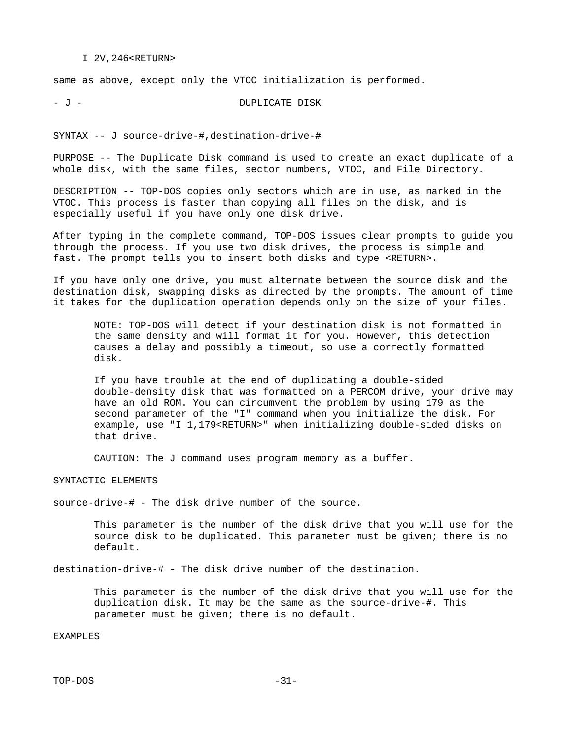I 2V,246<RETURN>

same as above, except only the VTOC initialization is performed.

## - J - DUPLICATE DISK

SYNTAX -- J source-drive-#,destination-drive-#

PURPOSE -- The Duplicate Disk command is used to create an exact duplicate of a whole disk, with the same files, sector numbers, VTOC, and File Directory.

DESCRIPTION -- TOP-DOS copies only sectors which are in use, as marked in the VTOC. This process is faster than copying all files on the disk, and is especially useful if you have only one disk drive.

After typing in the complete command, TOP-DOS issues clear prompts to guide you through the process. If you use two disk drives, the process is simple and fast. The prompt tells you to insert both disks and type <RETURN>.

If you have only one drive, you must alternate between the source disk and the destination disk, swapping disks as directed by the prompts. The amount of time it takes for the duplication operation depends only on the size of your files.

> NOTE: TOP-DOS will detect if your destination disk is not formatted in the same density and will format it for you. However, this detection causes a delay and possibly a timeout, so use a correctly formatted disk.
>
> If you have trouble at the end of duplicating a double-sided double-density disk that was formatted on a PERCOM drive, your drive may have an old ROM. You can circumvent the problem by using 179 as the second parameter of the "I" command when you initialize the disk. For example, use "I 1,179<RETURN>" when initializing double-sided disks on that drive.
>
> CAUTION: The J command uses program memory as a buffer.

SYNTACTIC ELEMENTS

source-drive-# - The disk drive number of the source.

> This parameter is the number of the disk drive that you will use for the source disk to be duplicated. This parameter must be given; there is no default.

destination-drive-# - The disk drive number of the destination.

> This parameter is the number of the disk drive that you will use for the duplication disk. It may be the same as the source-drive-#. This parameter must be given; there is no default.

EXAMPLES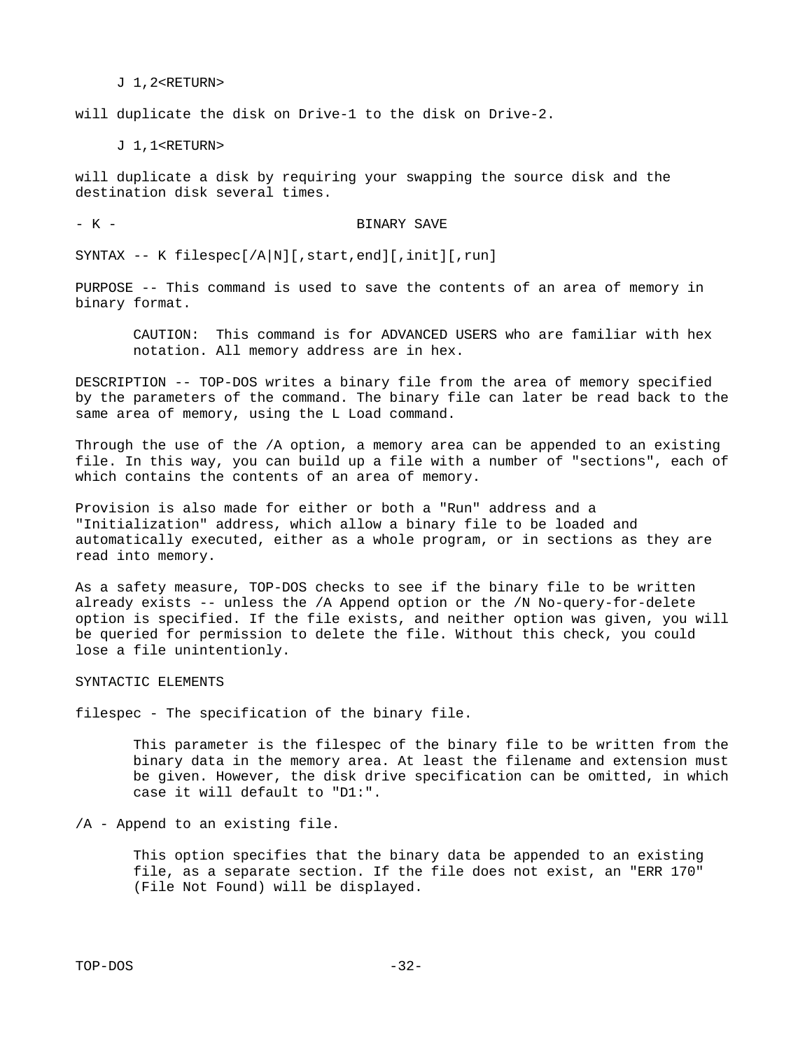```
J 1,2<RETURN>
```

will duplicate the disk on Drive-1 to the disk on Drive-2.

```
J 1,1<RETURN>
```

will duplicate a disk by requiring your swapping the source disk and the destination disk several times.

## - K - BINARY SAVE

SYNTAX -- K filespec[/A|N][,start,end][,init][,run]

PURPOSE -- This command is used to save the contents of an area of memory in binary format.

> CAUTION: This command is for ADVANCED USERS who are familiar with hex notation. All memory address are in hex.

DESCRIPTION -- TOP-DOS writes a binary file from the area of memory specified by the parameters of the command. The binary file can later be read back to the same area of memory, using the L Load command.

Through the use of the /A option, a memory area can be appended to an existing file. In this way, you can build up a file with a number of "sections", each of which contains the contents of an area of memory.

Provision is also made for either or both a "Run" address and a "Initialization" address, which allow a binary file to be loaded and automatically executed, either as a whole program, or in sections as they are read into memory.

As a safety measure, TOP-DOS checks to see if the binary file to be written already exists -- unless the /A Append option or the /N No-query-for-delete option is specified. If the file exists, and neither option was given, you will be queried for permission to delete the file. Without this check, you could lose a file unintentionally.

SYNTACTIC ELEMENTS

filespec - The specification of the binary file.

> This parameter is the filespec of the binary file to be written from the binary data in the memory area. At least the filename and extension must be given. However, the disk drive specification can be omitted, in which case it will default to "D1:".

/A - Append to an existing file.

> This option specifies that the binary data be appended to an existing file, as a separate section. If the file does not exist, an "ERR 170" (File Not Found) will be displayed.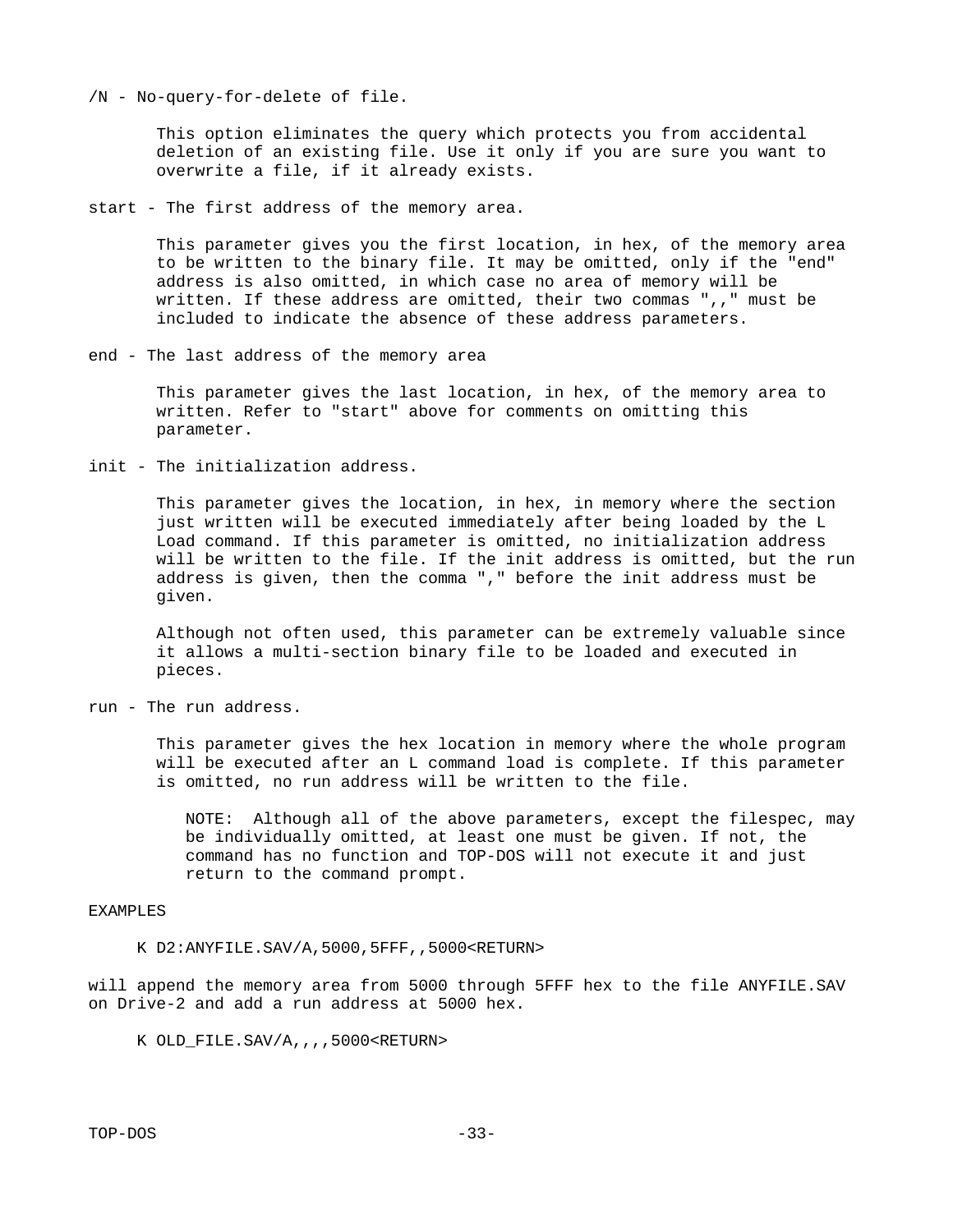/N - No-query-for-delete of file.

This option eliminates the query which protects you from accidental deletion of an existing file. Use it only if you are sure you want to overwrite a file, if it already exists.

start - The first address of the memory area.

This parameter gives you the first location, in hex, of the memory area to be written to the binary file. It may be omitted, only if the "end" address is also omitted, in which case no area of memory will be written. If these address are omitted, their two commas ",," must be included to indicate the absence of these address parameters.

end - The last address of the memory area

This parameter gives the last location, in hex, of the memory area to written. Refer to "start" above for comments on omitting this parameter.

init - The initialization address.

This parameter gives the location, in hex, in memory where the section just written will be executed immediately after being loaded by the L Load command. If this parameter is omitted, no initialization address will be written to the file. If the init address is omitted, but the run address is given, then the comma "," before the init address must be given.

Although not often used, this parameter can be extremely valuable since it allows a multi-section binary file to be loaded and executed in pieces.

run - The run address.

This parameter gives the hex location in memory where the whole program will be executed after an L command load is complete. If this parameter is omitted, no run address will be written to the file.

> NOTE: Although all of the above parameters, except the filespec, may be individually omitted, at least one must be given. If not, the command has no function and TOP-DOS will not execute it and just return to the command prompt.

EXAMPLES

```
K D2:ANYFILE.SAV/A,5000,5FFF,,5000<RETURN>
```

will append the memory area from 5000 through 5FFF hex to the file ANYFILE.SAV on Drive-2 and add a run address at 5000 hex.

```
K OLD_FILE.SAV/A,,,,5000<RETURN>
```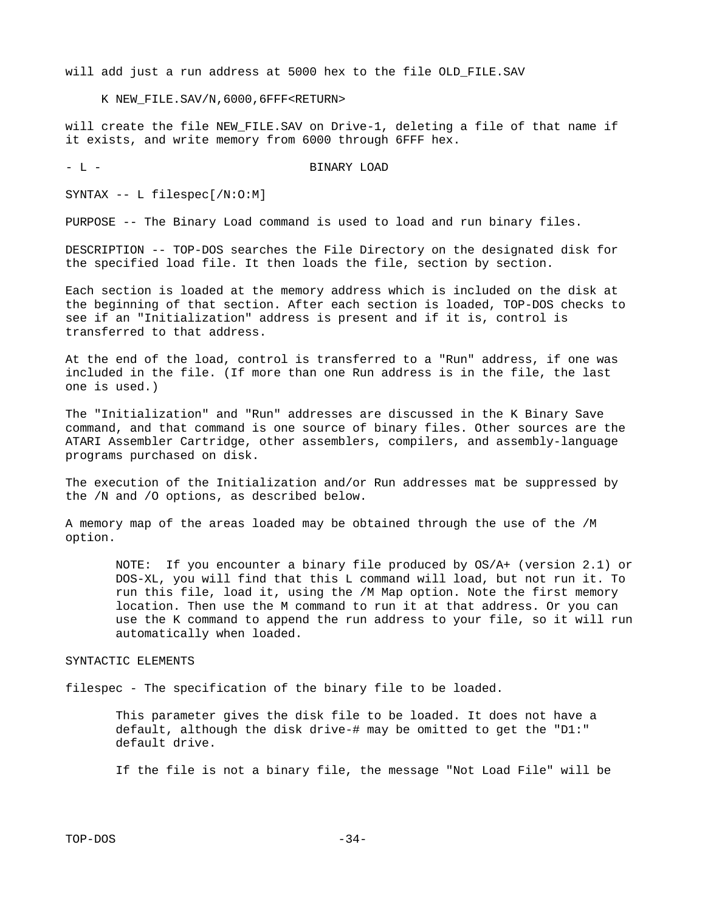will add just a run address at 5000 hex to the file OLD_FILE.SAV

```
K NEW_FILE.SAV/N,6000,6FFF<RETURN>
```

will create the file NEW_FILE.SAV on Drive-1, deleting a file of that name if it exists, and write memory from 6000 through 6FFF hex.

## - L - BINARY LOAD

SYNTAX -- L filespec[/N:O:M]

PURPOSE -- The Binary Load command is used to load and run binary files.

DESCRIPTION -- TOP-DOS searches the File Directory on the designated disk for the specified load file. It then loads the file, section by section.

Each section is loaded at the memory address which is included on the disk at the beginning of that section. After each section is loaded, TOP-DOS checks to see if an "Initialization" address is present and if it is, control is transferred to that address.

At the end of the load, control is transferred to a "Run" address, if one was included in the file. (If more than one Run address is in the file, the last one is used.)

The "Initialization" and "Run" addresses are discussed in the K Binary Save command, and that command is one source of binary files. Other sources are the ATARI Assembler Cartridge, other assemblers, compilers, and assembly-language programs purchased on disk.

The execution of the Initialization and/or Run addresses mat be suppressed by the /N and /O options, as described below.

A memory map of the areas loaded may be obtained through the use of the /M option.

> NOTE: If you encounter a binary file produced by OS/A+ (version 2.1) or DOS-XL, you will find that this L command will load, but not run it. To run this file, load it, using the /M Map option. Note the first memory location. Then use the M command to run it at that address. Or you can use the K command to append the run address to your file, so it will run automatically when loaded.

SYNTACTIC ELEMENTS

filespec - The specification of the binary file to be loaded.

> This parameter gives the disk file to be loaded. It does not have a default, although the disk drive-# may be omitted to get the "D1:" default drive.
>
> If the file is not a binary file, the message "Not Load File" will be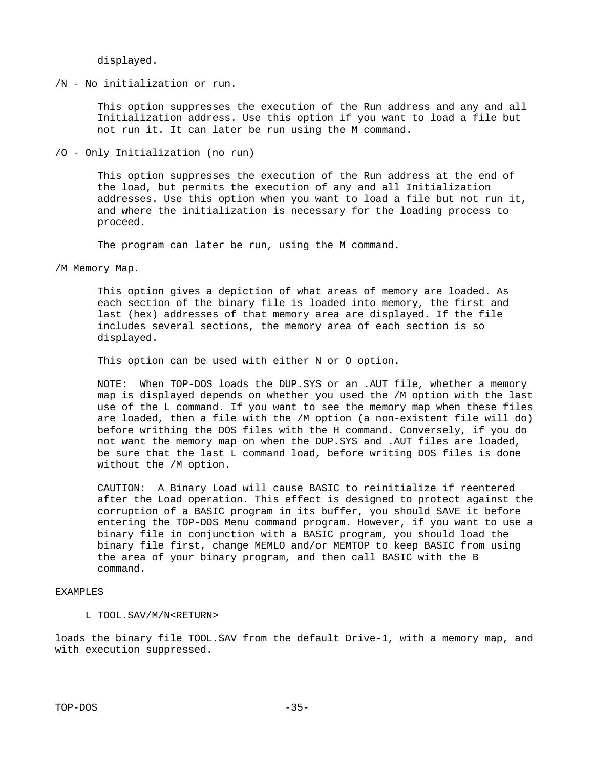displayed.

/N - No initialization or run.

This option suppresses the execution of the Run address and any and all Initialization address. Use this option if you want to load a file but not run it. It can later be run using the M command.

/O - Only Initialization (no run)

This option suppresses the execution of the Run address at the end of the load, but permits the execution of any and all Initialization addresses. Use this option when you want to load a file but not run it, and where the initialization is necessary for the loading process to proceed.

The program can later be run, using the M command.

/M Memory Map.

This option gives a depiction of what areas of memory are loaded. As each section of the binary file is loaded into memory, the first and last (hex) addresses of that memory area are displayed. If the file includes several sections, the memory area of each section is so displayed.

This option can be used with either N or O option.

NOTE: When TOP-DOS loads the DUP.SYS or an .AUT file, whether a memory map is displayed depends on whether you used the /M option with the last use of the L command. If you want to see the memory map when these files are loaded, then a file with the /M option (a non-existent file will do) before writhing the DOS files with the H command. Conversely, if you do not want the memory map on when the DUP.SYS and .AUT files are loaded, be sure that the last L command load, before writing DOS files is done without the /M option.

CAUTION: A Binary Load will cause BASIC to reinitialize if reentered after the Load operation. This effect is designed to protect against the corruption of a BASIC program in its buffer, you should SAVE it before entering the TOP-DOS Menu command program. However, if you want to use a binary file in conjunction with a BASIC program, you should load the binary file first, change MEMLO and/or MEMTOP to keep BASIC from using the area of your binary program, and then call BASIC with the B command.

EXAMPLES

```
L TOOL.SAV/M/N<RETURN>
```

loads the binary file TOOL.SAV from the default Drive-1, with a memory map, and with execution suppressed.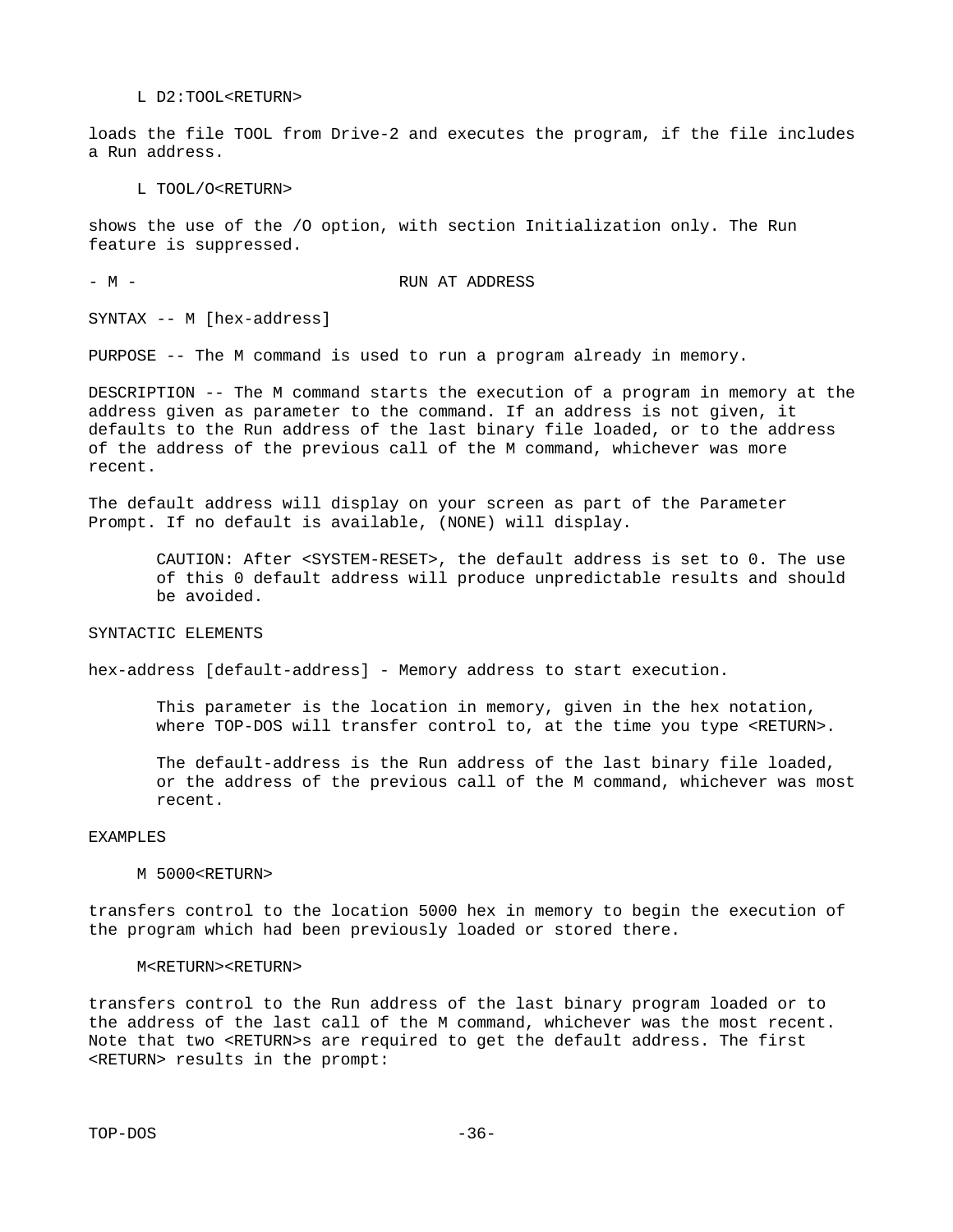```
L D2:TOOL<RETURN>
```

loads the file TOOL from Drive-2 and executes the program, if the file includes a Run address.

```
L TOOL/O<RETURN>
```

shows the use of the /O option, with section Initialization only. The Run feature is suppressed.

## - M - RUN AT ADDRESS

SYNTAX -- M [hex-address]

PURPOSE -- The M command is used to run a program already in memory.

DESCRIPTION -- The M command starts the execution of a program in memory at the address given as parameter to the command. If an address is not given, it defaults to the Run address of the last binary file loaded, or to the address of the address of the previous call of the M command, whichever was more recent.

The default address will display on your screen as part of the Parameter Prompt. If no default is available, (NONE) will display.

> CAUTION: After <SYSTEM-RESET>, the default address is set to 0. The use of this 0 default address will produce unpredictable results and should be avoided.

SYNTACTIC ELEMENTS

hex-address [default-address] - Memory address to start execution.

> This parameter is the location in memory, given in the hex notation, where TOP-DOS will transfer control to, at the time you type <RETURN>.
>
> The default-address is the Run address of the last binary file loaded, or the address of the previous call of the M command, whichever was most recent.

EXAMPLES

```
M 5000<RETURN>
```

transfers control to the location 5000 hex in memory to begin the execution of the program which had been previously loaded or stored there.

```
M<RETURN><RETURN>
```

transfers control to the Run address of the last binary program loaded or to the address of the last call of the M command, whichever was the most recent. Note that two <RETURN>s are required to get the default address. The first <RETURN> results in the prompt: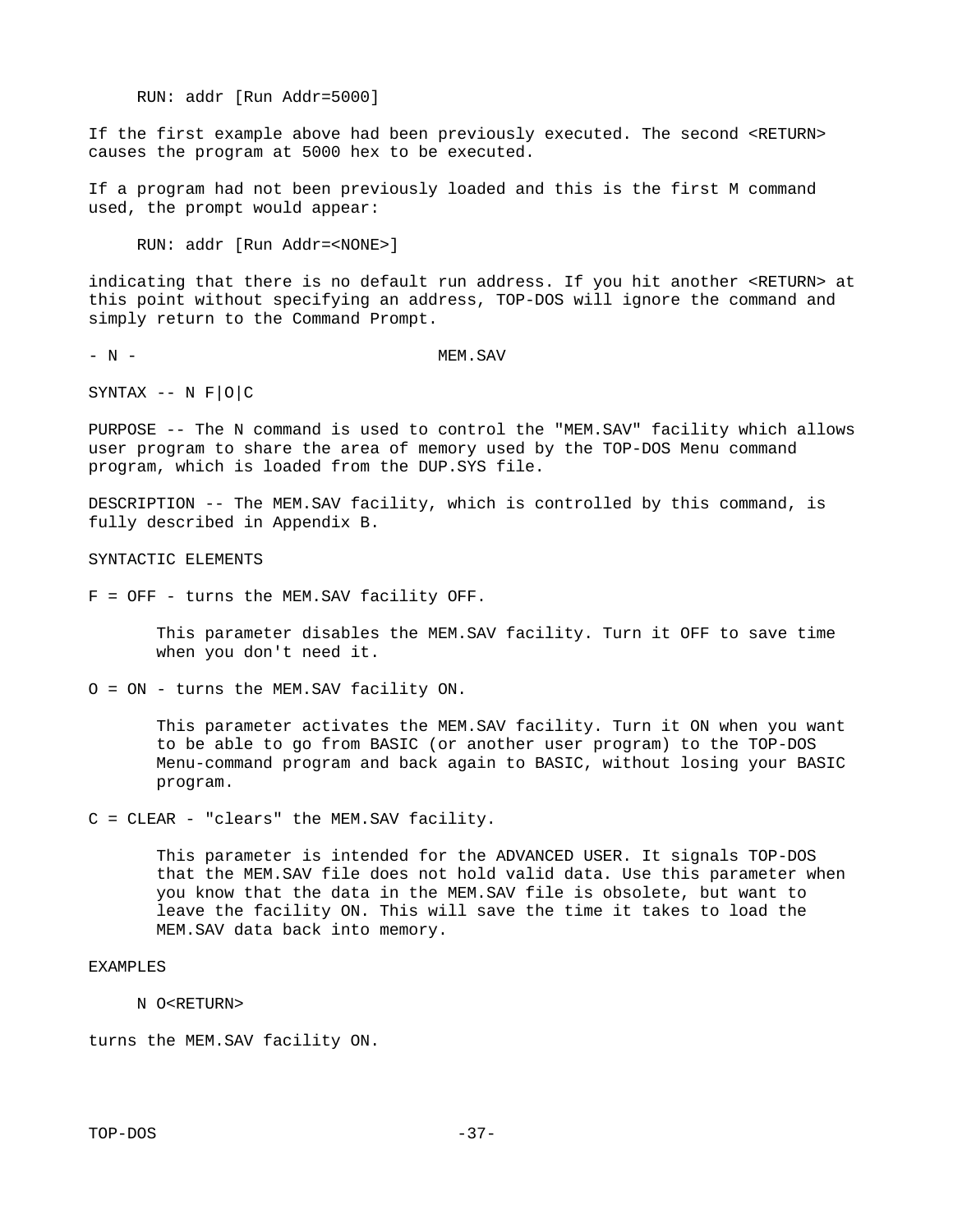```
RUN: addr [Run Addr=5000]
```

If the first example above had been previously executed. The second <RETURN> causes the program at 5000 hex to be executed.

If a program had not been previously loaded and this is the first M command used, the prompt would appear:

```
RUN: addr [Run Addr=<NONE>]
```

indicating that there is no default run address. If you hit another <RETURN> at this point without specifying an address, TOP-DOS will ignore the command and simply return to the Command Prompt.

## - N - MEM.SAV

SYNTAX -- N F|O|C

PURPOSE -- The N command is used to control the "MEM.SAV" facility which allows user program to share the area of memory used by the TOP-DOS Menu command program, which is loaded from the DUP.SYS file.

DESCRIPTION -- The MEM.SAV facility, which is controlled by this command, is fully described in Appendix B.

SYNTACTIC ELEMENTS

F = OFF - turns the MEM.SAV facility OFF.

> This parameter disables the MEM.SAV facility. Turn it OFF to save time when you don't need it.

O = ON - turns the MEM.SAV facility ON.

> This parameter activates the MEM.SAV facility. Turn it ON when you want to be able to go from BASIC (or another user program) to the TOP-DOS Menu-command program and back again to BASIC, without losing your BASIC program.

C = CLEAR - "clears" the MEM.SAV facility.

> This parameter is intended for the ADVANCED USER. It signals TOP-DOS that the MEM.SAV file does not hold valid data. Use this parameter when you know that the data in the MEM.SAV file is obsolete, but want to leave the facility ON. This will save the time it takes to load the MEM.SAV data back into memory.

EXAMPLES

```
N O<RETURN>
```

turns the MEM.SAV facility ON.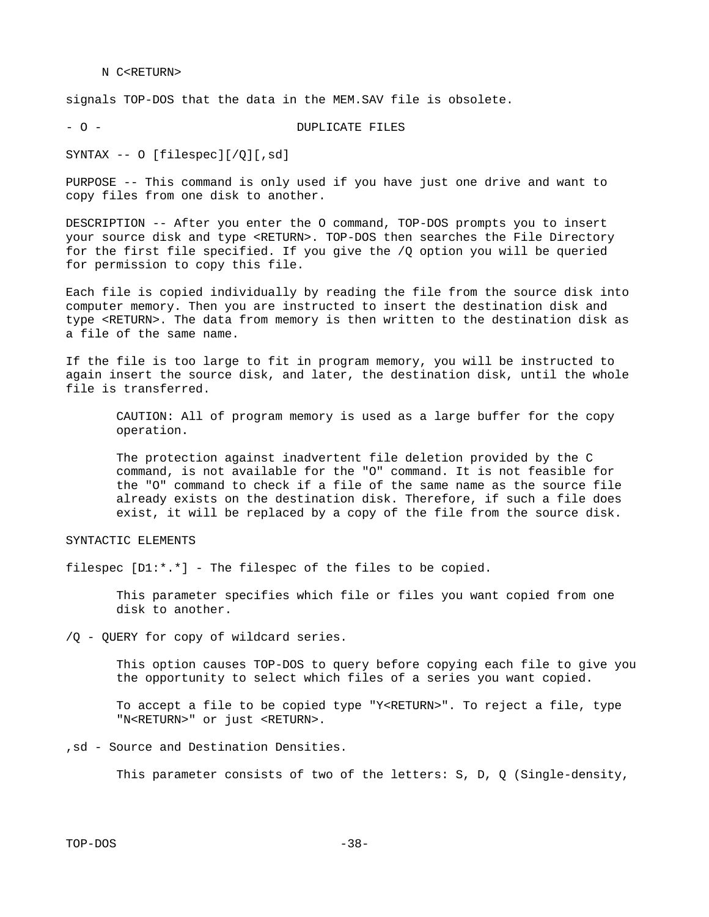N C<RETURN>

signals TOP-DOS that the data in the MEM.SAV file is obsolete.

## - O - DUPLICATE FILES

SYNTAX -- O [filespec][/Q][,sd]

PURPOSE -- This command is only used if you have just one drive and want to copy files from one disk to another.

DESCRIPTION -- After you enter the O command, TOP-DOS prompts you to insert your source disk and type <RETURN>. TOP-DOS then searches the File Directory for the first file specified. If you give the /Q option you will be queried for permission to copy this file.

Each file is copied individually by reading the file from the source disk into computer memory. Then you are instructed to insert the destination disk and type <RETURN>. The data from memory is then written to the destination disk as a file of the same name.

If the file is too large to fit in program memory, you will be instructed to again insert the source disk, and later, the destination disk, until the whole file is transferred.

> CAUTION: All of program memory is used as a large buffer for the copy operation.
>
> The protection against inadvertent file deletion provided by the C command, is not available for the "O" command. It is not feasible for the "O" command to check if a file of the same name as the source file already exists on the destination disk. Therefore, if such a file does exist, it will be replaced by a copy of the file from the source disk.

SYNTACTIC ELEMENTS

filespec [D1:*.*] - The filespec of the files to be copied.

> This parameter specifies which file or files you want copied from one disk to another.

/Q - QUERY for copy of wildcard series.

> This option causes TOP-DOS to query before copying each file to give you the opportunity to select which files of a series you want copied.
>
> To accept a file to be copied type "Y<RETURN>". To reject a file, type "N<RETURN>" or just <RETURN>.

,sd - Source and Destination Densities.

> This parameter consists of two of the letters: S, D, Q (Single-density,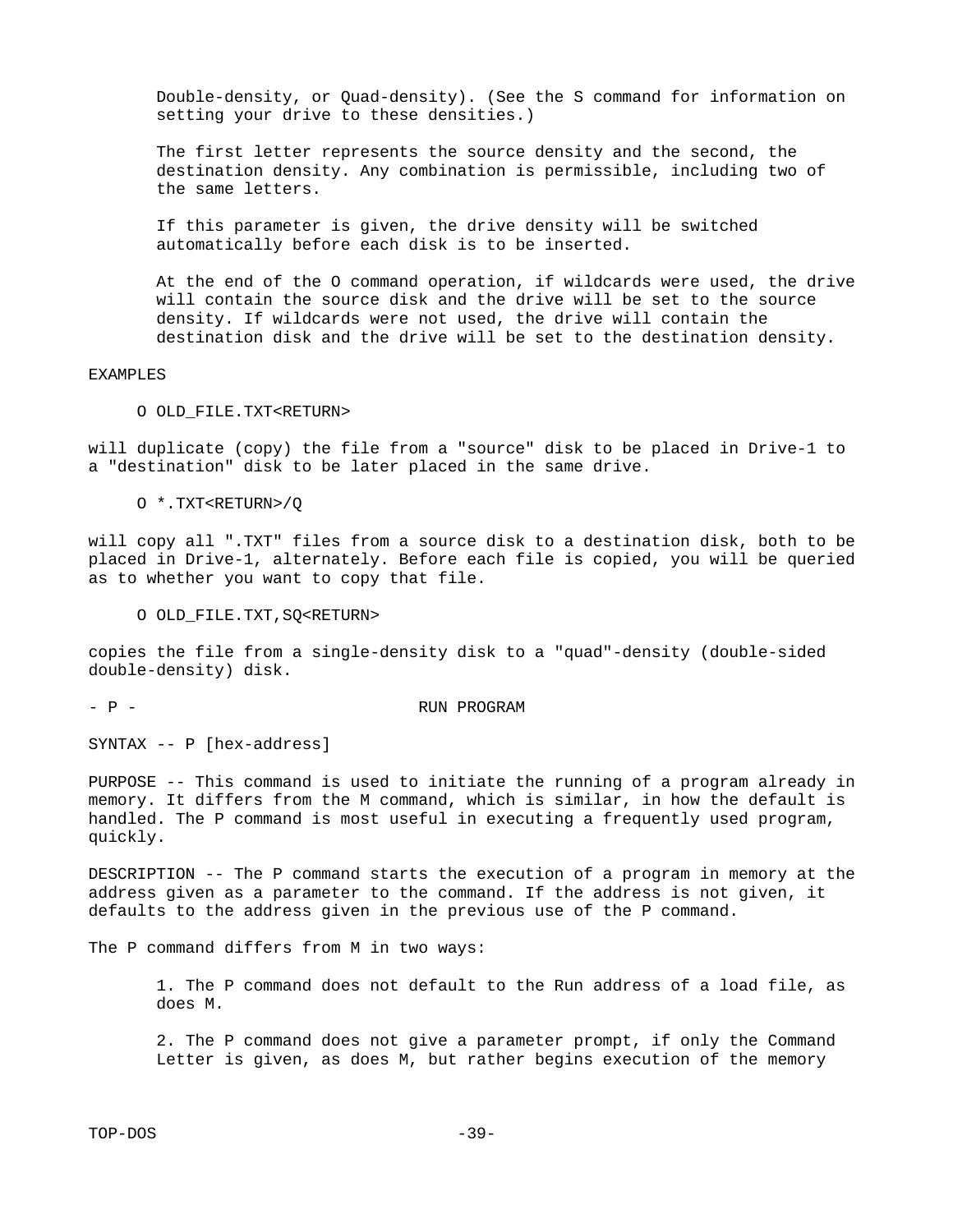Double-density, or Quad-density). (See the S command for information on setting your drive to these densities.)

The first letter represents the source density and the second, the destination density. Any combination is permissible, including two of the same letters.

If this parameter is given, the drive density will be switched automatically before each disk is to be inserted.

At the end of the O command operation, if wildcards were used, the drive will contain the source disk and the drive will be set to the source density. If wildcards were not used, the drive will contain the destination disk and the drive will be set to the destination density.

EXAMPLES

```
O OLD_FILE.TXT<RETURN>
```

will duplicate (copy) the file from a "source" disk to be placed in Drive-1 to a "destination" disk to be later placed in the same drive.

```
O *.TXT<RETURN>/Q
```

will copy all ".TXT" files from a source disk to a destination disk, both to be placed in Drive-1, alternately. Before each file is copied, you will be queried as to whether you want to copy that file.

```
O OLD_FILE.TXT,SQ<RETURN>
```

copies the file from a single-density disk to a "quad"-density (double-sided double-density) disk.

## - P - RUN PROGRAM

SYNTAX -- P [hex-address]

PURPOSE -- This command is used to initiate the running of a program already in memory. It differs from the M command, which is similar, in how the default is handled. The P command is most useful in executing a frequently used program, quickly.

DESCRIPTION -- The P command starts the execution of a program in memory at the address given as a parameter to the command. If the address is not given, it defaults to the address given in the previous use of the P command.

The P command differs from M in two ways:

1. The P command does not default to the Run address of a load file, as does M.

2. The P command does not give a parameter prompt, if only the Command Letter is given, as does M, but rather begins execution of the memory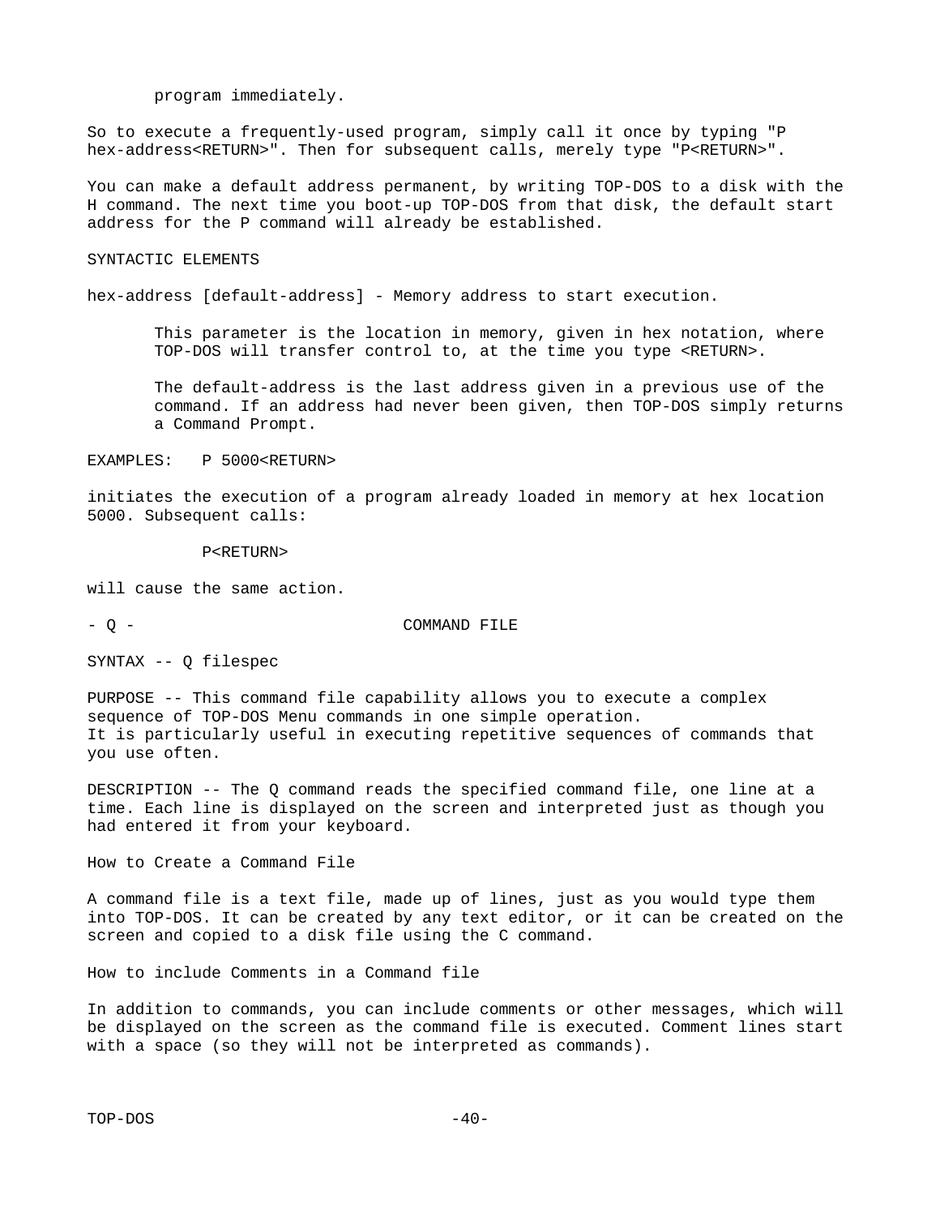program immediately.

So to execute a frequently-used program, simply call it once by typing "P hex-address<RETURN>". Then for subsequent calls, merely type "P<RETURN>".

You can make a default address permanent, by writing TOP-DOS to a disk with the H command. The next time you boot-up TOP-DOS from that disk, the default start address for the P command will already be established.

SYNTACTIC ELEMENTS

hex-address [default-address] - Memory address to start execution.

> This parameter is the location in memory, given in hex notation, where TOP-DOS will transfer control to, at the time you type <RETURN>.
>
> The default-address is the last address given in a previous use of the command. If an address had never been given, then TOP-DOS simply returns a Command Prompt.

EXAMPLES: P 5000<RETURN>

initiates the execution of a program already loaded in memory at hex location 5000. Subsequent calls:

```
P<RETURN>
```

will cause the same action.

## - Q - COMMAND FILE

SYNTAX -- Q filespec

PURPOSE -- This command file capability allows you to execute a complex sequence of TOP-DOS Menu commands in one simple operation.
It is particularly useful in executing repetitive sequences of commands that you use often.

DESCRIPTION -- The Q command reads the specified command file, one line at a time. Each line is displayed on the screen and interpreted just as though you had entered it from your keyboard.

How to Create a Command File

A command file is a text file, made up of lines, just as you would type them into TOP-DOS. It can be created by any text editor, or it can be created on the screen and copied to a disk file using the C command.

How to include Comments in a Command file

In addition to commands, you can include comments or other messages, which will be displayed on the screen as the command file is executed. Comment lines start with a space (so they will not be interpreted as commands).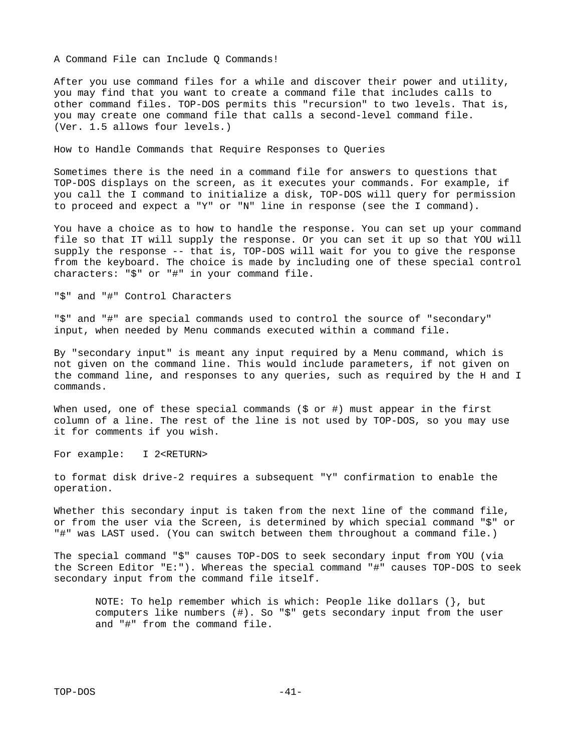## A Command File can Include Q Commands!

After you use command files for a while and discover their power and utility, you may find that you want to create a command file that includes calls to other command files. TOP-DOS permits this "recursion" to two levels. That is, you may create one command file that calls a second-level command file. (Ver. 1.5 allows four levels.)

## How to Handle Commands that Require Responses to Queries

Sometimes there is the need in a command file for answers to questions that TOP-DOS displays on the screen, as it executes your commands. For example, if you call the I command to initialize a disk, TOP-DOS will query for permission to proceed and expect a "Y" or "N" line in response (see the I command).

You have a choice as to how to handle the response. You can set up your command file so that IT will supply the response. Or you can set it up so that YOU will supply the response -- that is, TOP-DOS will wait for you to give the response from the keyboard. The choice is made by including one of these special control characters: "$" or "#" in your command file.

## "$" and "#" Control Characters

"$" and "#" are special commands used to control the source of "secondary" input, when needed by Menu commands executed within a command file.

By "secondary input" is meant any input required by a Menu command, which is not given on the command line. This would include parameters, if not given on the command line, and responses to any queries, such as required by the H and I commands.

When used, one of these special commands ($ or #) must appear in the first column of a line. The rest of the line is not used by TOP-DOS, so you may use it for comments if you wish.

For example:   I 2<RETURN>

to format disk drive-2 requires a subsequent "Y" confirmation to enable the operation.

Whether this secondary input is taken from the next line of the command file, or from the user via the Screen, is determined by which special command "$" or "#" was LAST used. (You can switch between them throughout a command file.)

The special command "$" causes TOP-DOS to seek secondary input from YOU (via the Screen Editor "E:"). Whereas the special command "#" causes TOP-DOS to seek secondary input from the command file itself.

> NOTE: To help remember which is which: People like dollars ($), but computers like numbers (#). So "$" gets secondary input from the user and "#" from the command file.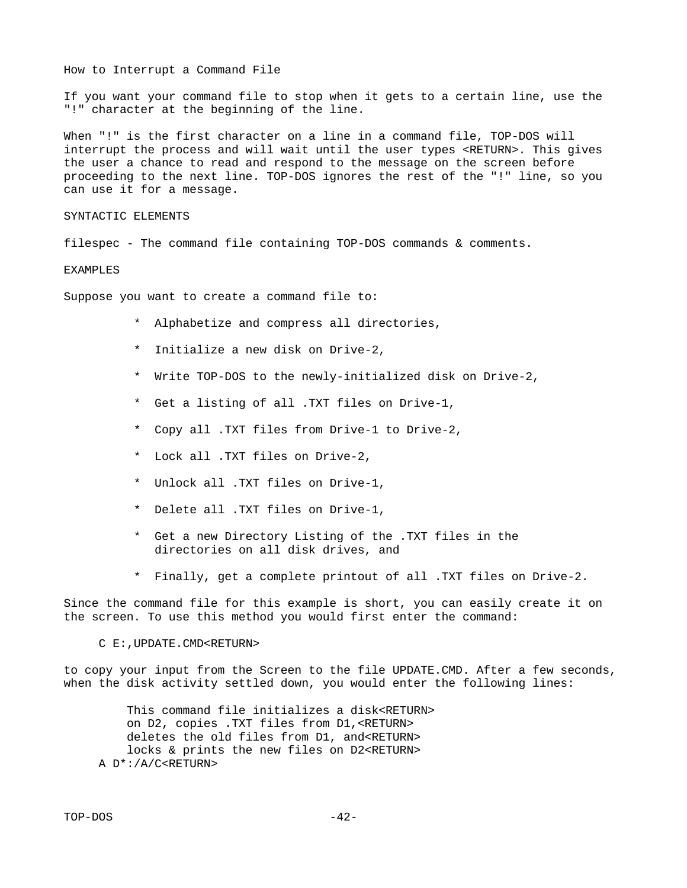## How to Interrupt a Command File

If you want your command file to stop when it gets to a certain line, use the "!" character at the beginning of the line.

When "!" is the first character on a line in a command file, TOP-DOS will interrupt the process and will wait until the user types <RETURN>. This gives the user a chance to read and respond to the message on the screen before proceeding to the next line. TOP-DOS ignores the rest of the "!" line, so you can use it for a message.

## SYNTACTIC ELEMENTS

filespec - The command file containing TOP-DOS commands & comments.

## EXAMPLES

Suppose you want to create a command file to:

* Alphabetize and compress all directories,
* Initialize a new disk on Drive-2,
* Write TOP-DOS to the newly-initialized disk on Drive-2,
* Get a listing of all .TXT files on Drive-1,
* Copy all .TXT files from Drive-1 to Drive-2,
* Lock all .TXT files on Drive-2,
* Unlock all .TXT files on Drive-1,
* Delete all .TXT files on Drive-1,
* Get a new Directory Listing of the .TXT files in the directories on all disk drives, and
* Finally, get a complete printout of all .TXT files on Drive-2.

Since the command file for this example is short, you can easily create it on the screen. To use this method you would first enter the command:

```
C E:,UPDATE.CMD<RETURN>
```

to copy your input from the Screen to the file UPDATE.CMD. After a few seconds, when the disk activity settled down, you would enter the following lines:

```
    This command file initializes a disk<RETURN>
    on D2, copies .TXT files from D1,<RETURN>
    deletes the old files from D1, and<RETURN>
    locks & prints the new files on D2<RETURN>
A D*:/A/C<RETURN>
```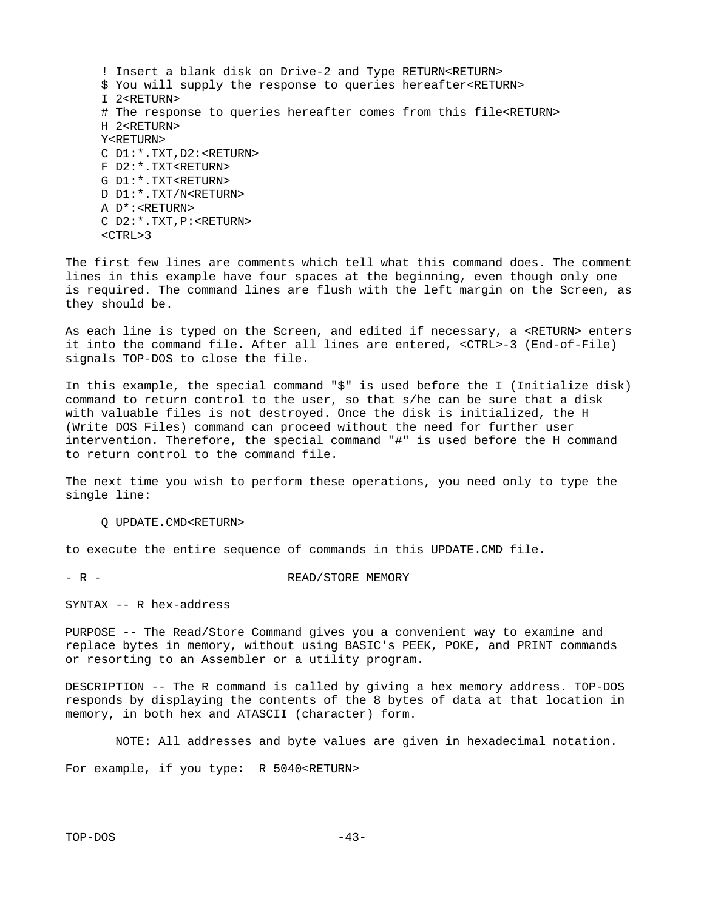```
! Insert a blank disk on Drive-2 and Type RETURN<RETURN>
$ You will supply the response to queries hereafter<RETURN>
I 2<RETURN>
# The response to queries hereafter comes from this file<RETURN>
H 2<RETURN>
Y<RETURN>
C D1:*.TXT,D2:<RETURN>
F D2:*.TXT<RETURN>
G D1:*.TXT<RETURN>
D D1:*.TXT/N<RETURN>
A D*:<RETURN>
C D2:*.TXT,P:<RETURN>
<CTRL>3
```

The first few lines are comments which tell what this command does. The comment lines in this example have four spaces at the beginning, even though only one is required. The command lines are flush with the left margin on the Screen, as they should be.

As each line is typed on the Screen, and edited if necessary, a <RETURN> enters it into the command file. After all lines are entered, <CTRL>-3 (End-of-File) signals TOP-DOS to close the file.

In this example, the special command "$" is used before the I (Initialize disk) command to return control to the user, so that s/he can be sure that a disk with valuable files is not destroyed. Once the disk is initialized, the H (Write DOS Files) command can proceed without the need for further user intervention. Therefore, the special command "#" is used before the H command to return control to the command file.

The next time you wish to perform these operations, you need only to type the single line:

```
Q UPDATE.CMD<RETURN>
```

to execute the entire sequence of commands in this UPDATE.CMD file.

## - R - READ/STORE MEMORY

SYNTAX -- R hex-address

PURPOSE -- The Read/Store Command gives you a convenient way to examine and replace bytes in memory, without using BASIC's PEEK, POKE, and PRINT commands or resorting to an Assembler or a utility program.

DESCRIPTION -- The R command is called by giving a hex memory address. TOP-DOS responds by displaying the contents of the 8 bytes of data at that location in memory, in both hex and ATASCII (character) form.

NOTE: All addresses and byte values are given in hexadecimal notation.

For example, if you type: R 5040<RETURN>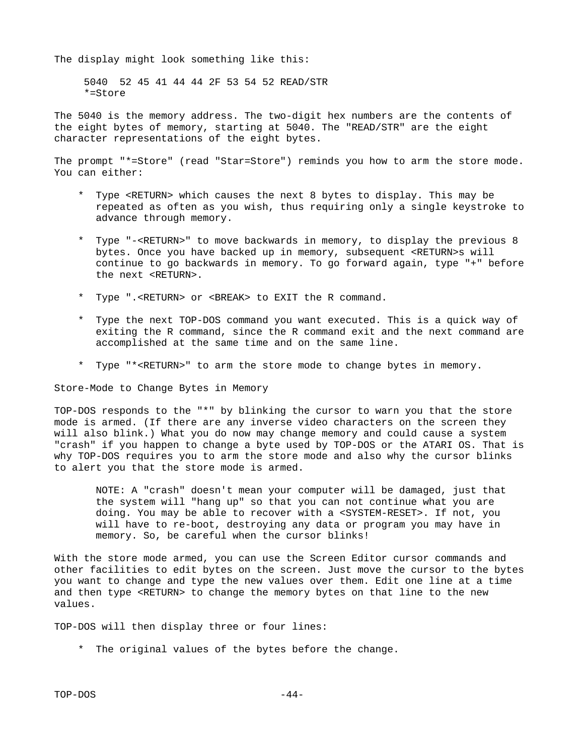The display might look something like this:

```
5040  52 45 41 44 44 2F 53 54 52 READ/STR
*=Store
```

The 5040 is the memory address. The two-digit hex numbers are the contents of the eight bytes of memory, starting at 5040. The "READ/STR" are the eight character representations of the eight bytes.

The prompt "*=Store" (read "Star=Store") reminds you how to arm the store mode. You can either:

- Type <RETURN> which causes the next 8 bytes to display. This may be repeated as often as you wish, thus requiring only a single keystroke to advance through memory.
- Type "-<RETURN>" to move backwards in memory, to display the previous 8 bytes. Once you have backed up in memory, subsequent <RETURN>s will continue to go backwards in memory. To go forward again, type "+" before the next <RETURN>.
- Type ".<RETURN> or <BREAK> to EXIT the R command.
- Type the next TOP-DOS command you want executed. This is a quick way of exiting the R command, since the R command exit and the next command are accomplished at the same time and on the same line.
- Type "*<RETURN>" to arm the store mode to change bytes in memory.

Store-Mode to Change Bytes in Memory

TOP-DOS responds to the "*" by blinking the cursor to warn you that the store mode is armed. (If there are any inverse video characters on the screen they will also blink.) What you do now may change memory and could cause a system "crash" if you happen to change a byte used by TOP-DOS or the ATARI OS. That is why TOP-DOS requires you to arm the store mode and also why the cursor blinks to alert you that the store mode is armed.

> NOTE: A "crash" doesn't mean your computer will be damaged, just that the system will "hang up" so that you can not continue what you are doing. You may be able to recover with a <SYSTEM-RESET>. If not, you will have to re-boot, destroying any data or program you may have in memory. So, be careful when the cursor blinks!

With the store mode armed, you can use the Screen Editor cursor commands and other facilities to edit bytes on the screen. Just move the cursor to the bytes you want to change and type the new values over them. Edit one line at a time and then type <RETURN> to change the memory bytes on that line to the new values.

TOP-DOS will then display three or four lines:

- The original values of the bytes before the change.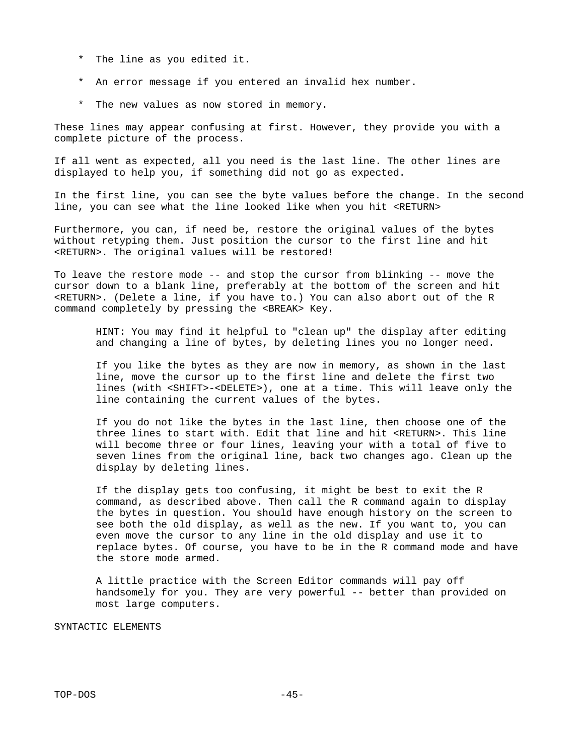* The line as you edited it.

* An error message if you entered an invalid hex number.

* The new values as now stored in memory.

These lines may appear confusing at first. However, they provide you with a complete picture of the process.

If all went as expected, all you need is the last line. The other lines are displayed to help you, if something did not go as expected.

In the first line, you can see the byte values before the change. In the second line, you can see what the line looked like when you hit <RETURN>

Furthermore, you can, if need be, restore the original values of the bytes without retyping them. Just position the cursor to the first line and hit <RETURN>. The original values will be restored!

To leave the restore mode -- and stop the cursor from blinking -- move the cursor down to a blank line, preferably at the bottom of the screen and hit <RETURN>. (Delete a line, if you have to.) You can also abort out of the R command completely by pressing the <BREAK> Key.

> HINT: You may find it helpful to "clean up" the display after editing and changing a line of bytes, by deleting lines you no longer need.
>
> If you like the bytes as they are now in memory, as shown in the last line, move the cursor up to the first line and delete the first two lines (with <SHIFT>-<DELETE>), one at a time. This will leave only the line containing the current values of the bytes.
>
> If you do not like the bytes in the last line, then choose one of the three lines to start with. Edit that line and hit <RETURN>. This line will become three or four lines, leaving your with a total of five to seven lines from the original line, back two changes ago. Clean up the display by deleting lines.
>
> If the display gets too confusing, it might be best to exit the R command, as described above. Then call the R command again to display the bytes in question. You should have enough history on the screen to see both the old display, as well as the new. If you want to, you can even move the cursor to any line in the old display and use it to replace bytes. Of course, you have to be in the R command mode and have the store mode armed.
>
> A little practice with the Screen Editor commands will pay off handsomely for you. They are very powerful -- better than provided on most large computers.

SYNTACTIC ELEMENTS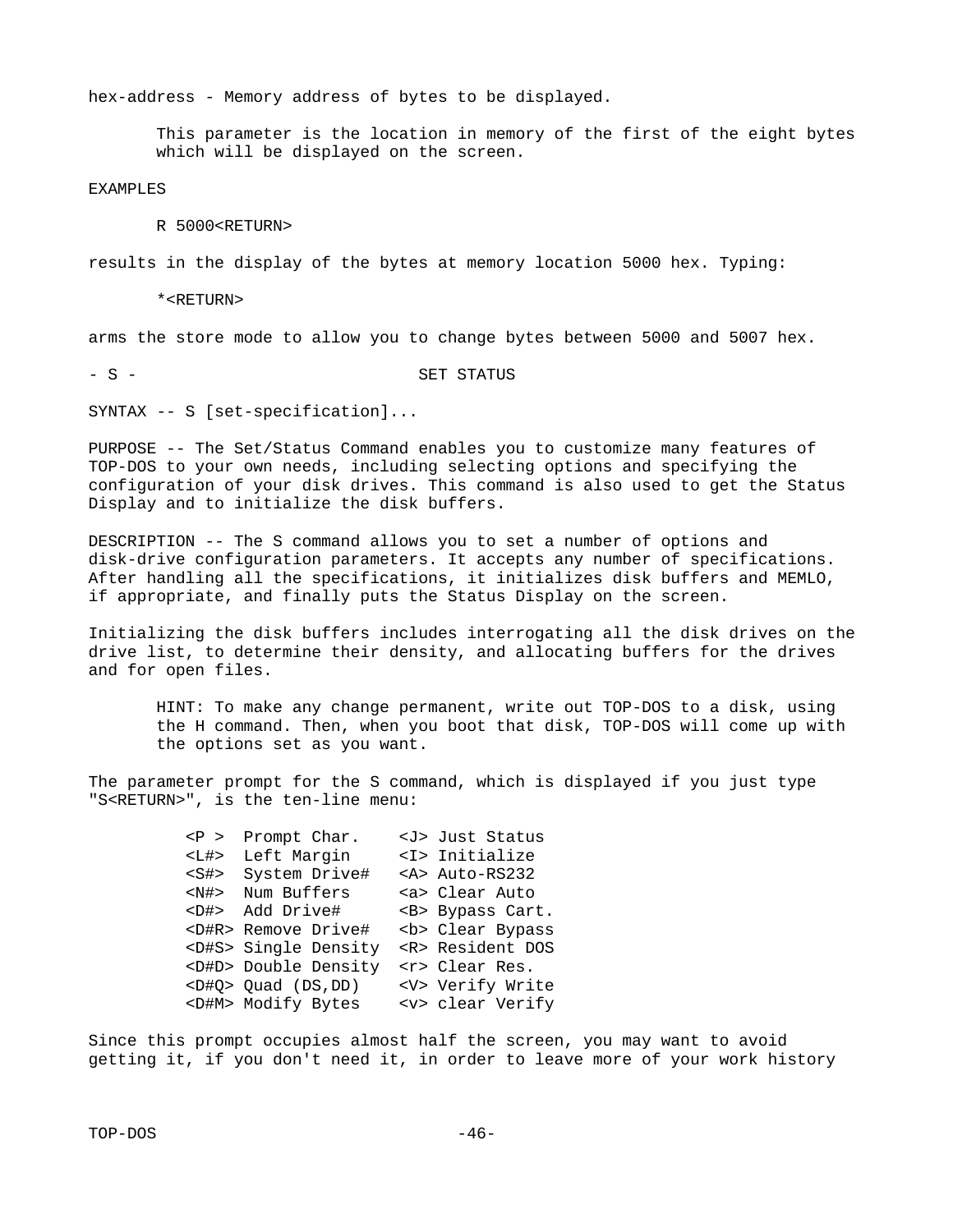hex-address - Memory address of bytes to be displayed.

> This parameter is the location in memory of the first of the eight bytes which will be displayed on the screen.

EXAMPLES

```
R 5000<RETURN>
```

results in the display of the bytes at memory location 5000 hex. Typing:

```
*<RETURN>
```

arms the store mode to allow you to change bytes between 5000 and 5007 hex.

## - S - SET STATUS

SYNTAX -- S [set-specification]...

PURPOSE -- The Set/Status Command enables you to customize many features of TOP-DOS to your own needs, including selecting options and specifying the configuration of your disk drives. This command is also used to get the Status Display and to initialize the disk buffers.

DESCRIPTION -- The S command allows you to set a number of options and disk-drive configuration parameters. It accepts any number of specifications. After handling all the specifications, it initializes disk buffers and MEMLO, if appropriate, and finally puts the Status Display on the screen.

Initializing the disk buffers includes interrogating all the disk drives on the drive list, to determine their density, and allocating buffers for the drives and for open files.

> HINT: To make any change permanent, write out TOP-DOS to a disk, using the H command. Then, when you boot that disk, TOP-DOS will come up with the options set as you want.

The parameter prompt for the S command, which is displayed if you just type "S<RETURN>", is the ten-line menu:

```
<P >  Prompt Char.    <J> Just Status
<L#>  Left Margin     <I> Initialize
<S#>  System Drive#   <A> Auto-RS232
<N#>  Num Buffers     <a> Clear Auto
<D#>  Add Drive#      <B> Bypass Cart.
<D#R> Remove Drive#   <b> Clear Bypass
<D#S> Single Density  <R> Resident DOS
<D#D> Double Density  <r> Clear Res.
<D#Q> Quad (DS,DD)    <V> Verify Write
<D#M> Modify Bytes    <v> clear Verify
```

Since this prompt occupies almost half the screen, you may want to avoid getting it, if you don't need it, in order to leave more of your work history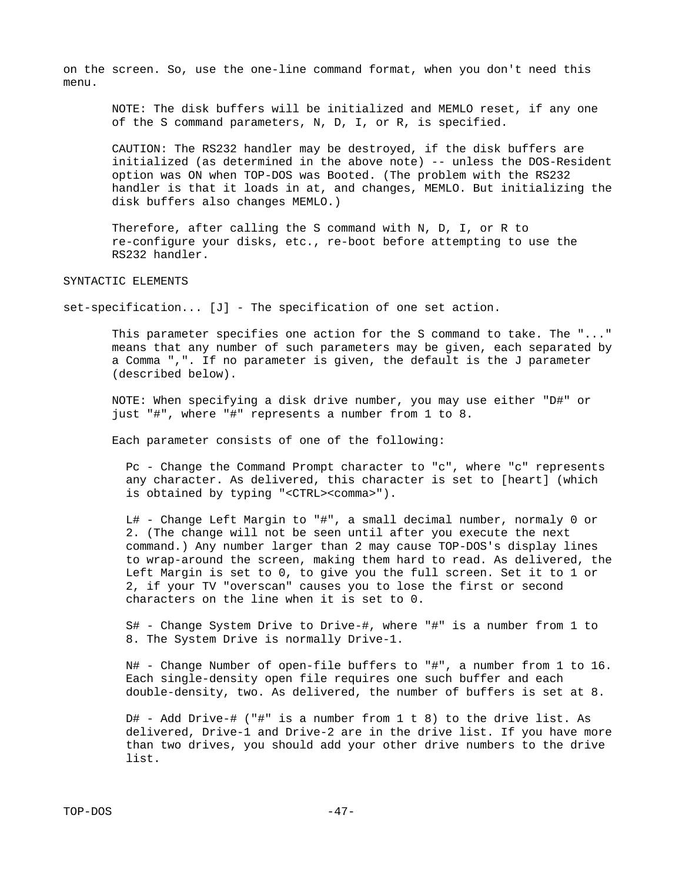on the screen. So, use the one-line command format, when you don't need this menu.

NOTE: The disk buffers will be initialized and MEMLO reset, if any one of the S command parameters, N, D, I, or R, is specified.

CAUTION: The RS232 handler may be destroyed, if the disk buffers are initialized (as determined in the above note) -- unless the DOS-Resident option was ON when TOP-DOS was Booted. (The problem with the RS232 handler is that it loads in at, and changes, MEMLO. But initializing the disk buffers also changes MEMLO.)

Therefore, after calling the S command with N, D, I, or R to re-configure your disks, etc., re-boot before attempting to use the RS232 handler.

SYNTACTIC ELEMENTS

set-specification... [J] - The specification of one set action.

This parameter specifies one action for the S command to take. The "..." means that any number of such parameters may be given, each separated by a Comma ",". If no parameter is given, the default is the J parameter (described below).

NOTE: When specifying a disk drive number, you may use either "D#" or just "#", where "#" represents a number from 1 to 8.

Each parameter consists of one of the following:

Pc - Change the Command Prompt character to "c", where "c" represents any character. As delivered, this character is set to [heart] (which is obtained by typing "<CTRL><comma>").

L# - Change Left Margin to "#", a small decimal number, normaly 0 or 2. (The change will not be seen until after you execute the next command.) Any number larger than 2 may cause TOP-DOS's display lines to wrap-around the screen, making them hard to read. As delivered, the Left Margin is set to 0, to give you the full screen. Set it to 1 or 2, if your TV "overscan" causes you to lose the first or second characters on the line when it is set to 0.

S# - Change System Drive to Drive-#, where "#" is a number from 1 to 8. The System Drive is normally Drive-1.

N# - Change Number of open-file buffers to "#", a number from 1 to 16. Each single-density open file requires one such buffer and each double-density, two. As delivered, the number of buffers is set at 8.

D# - Add Drive-# ("#" is a number from 1 t 8) to the drive list. As delivered, Drive-1 and Drive-2 are in the drive list. If you have more than two drives, you should add your other drive numbers to the drive list.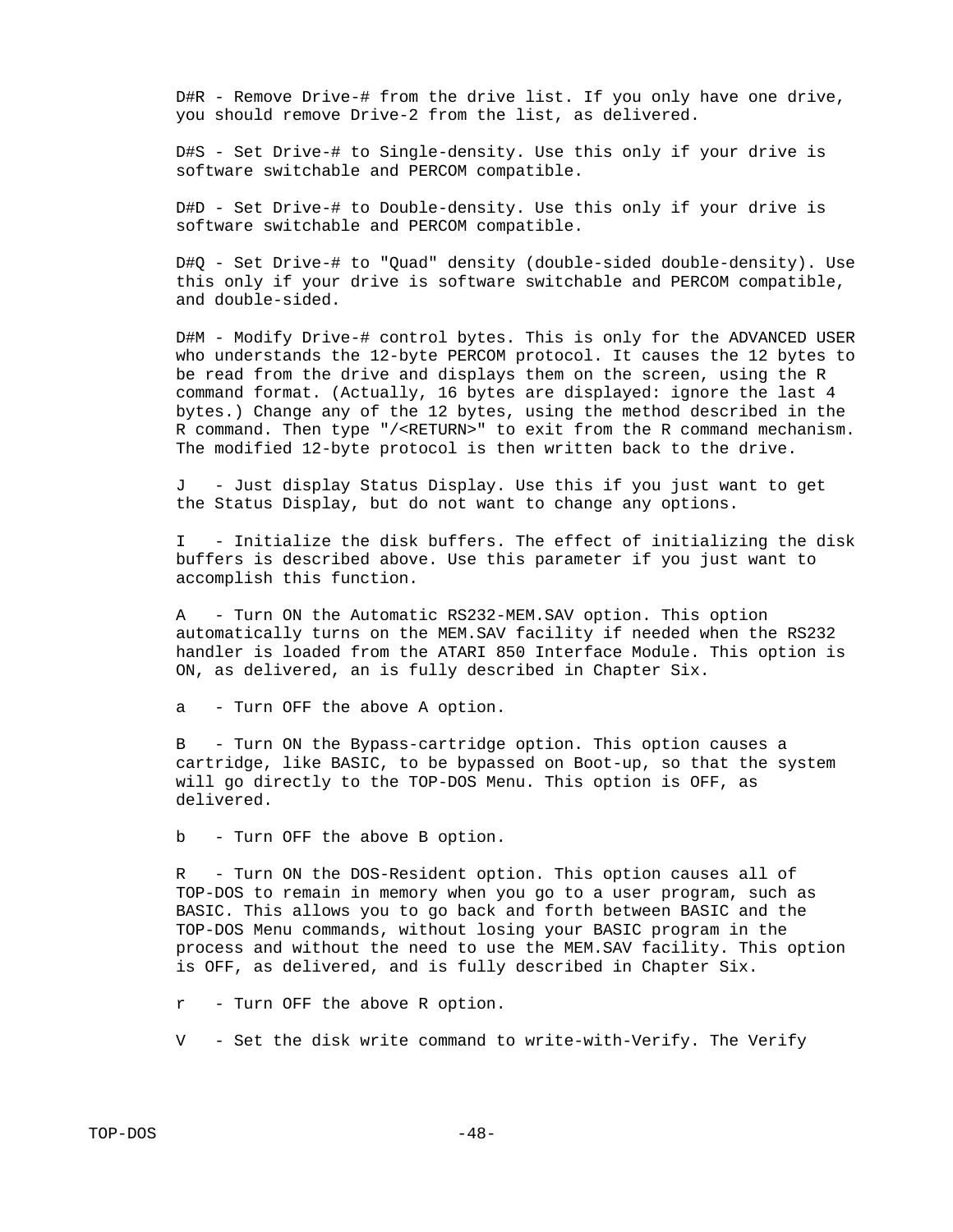D#R - Remove Drive-# from the drive list. If you only have one drive, you should remove Drive-2 from the list, as delivered.

D#S - Set Drive-# to Single-density. Use this only if your drive is software switchable and PERCOM compatible.

D#D - Set Drive-# to Double-density. Use this only if your drive is software switchable and PERCOM compatible.

D#Q - Set Drive-# to "Quad" density (double-sided double-density). Use this only if your drive is software switchable and PERCOM compatible, and double-sided.

D#M - Modify Drive-# control bytes. This is only for the ADVANCED USER who understands the 12-byte PERCOM protocol. It causes the 12 bytes to be read from the drive and displays them on the screen, using the R command format. (Actually, 16 bytes are displayed: ignore the last 4 bytes.) Change any of the 12 bytes, using the method described in the R command. Then type "/<RETURN>" to exit from the R command mechanism. The modified 12-byte protocol is then written back to the drive.

J - Just display Status Display. Use this if you just want to get the Status Display, but do not want to change any options.

I - Initialize the disk buffers. The effect of initializing the disk buffers is described above. Use this parameter if you just want to accomplish this function.

A - Turn ON the Automatic RS232-MEM.SAV option. This option automatically turns on the MEM.SAV facility if needed when the RS232 handler is loaded from the ATARI 850 Interface Module. This option is ON, as delivered, an is fully described in Chapter Six.

a - Turn OFF the above A option.

B - Turn ON the Bypass-cartridge option. This option causes a cartridge, like BASIC, to be bypassed on Boot-up, so that the system will go directly to the TOP-DOS Menu. This option is OFF, as delivered.

b - Turn OFF the above B option.

R - Turn ON the DOS-Resident option. This option causes all of TOP-DOS to remain in memory when you go to a user program, such as BASIC. This allows you to go back and forth between BASIC and the TOP-DOS Menu commands, without losing your BASIC program in the process and without the need to use the MEM.SAV facility. This option is OFF, as delivered, and is fully described in Chapter Six.

r - Turn OFF the above R option.

V - Set the disk write command to write-with-Verify. The Verify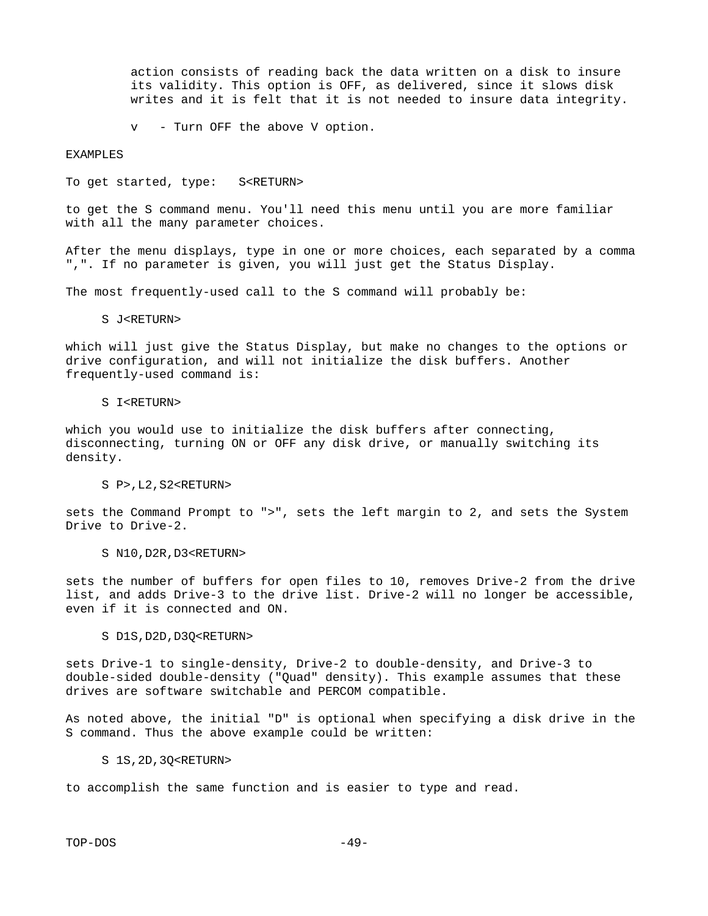action consists of reading back the data written on a disk to insure its validity. This option is OFF, as delivered, since it slows disk writes and it is felt that it is not needed to insure data integrity.

v - Turn OFF the above V option.

EXAMPLES

To get started, type: S<RETURN>

to get the S command menu. You'll need this menu until you are more familiar with all the many parameter choices.

After the menu displays, type in one or more choices, each separated by a comma ",". If no parameter is given, you will just get the Status Display.

The most frequently-used call to the S command will probably be:

```
S J<RETURN>
```

which will just give the Status Display, but make no changes to the options or drive configuration, and will not initialize the disk buffers. Another frequently-used command is:

```
S I<RETURN>
```

which you would use to initialize the disk buffers after connecting, disconnecting, turning ON or OFF any disk drive, or manually switching its density.

```
S P>,L2,S2<RETURN>
```

sets the Command Prompt to ">", sets the left margin to 2, and sets the System Drive to Drive-2.

```
S N10,D2R,D3<RETURN>
```

sets the number of buffers for open files to 10, removes Drive-2 from the drive list, and adds Drive-3 to the drive list. Drive-2 will no longer be accessible, even if it is connected and ON.

```
S D1S,D2D,D3Q<RETURN>
```

sets Drive-1 to single-density, Drive-2 to double-density, and Drive-3 to double-sided double-density ("Quad" density). This example assumes that these drives are software switchable and PERCOM compatible.

As noted above, the initial "D" is optional when specifying a disk drive in the S command. Thus the above example could be written:

```
S 1S,2D,3Q<RETURN>
```

to accomplish the same function and is easier to type and read.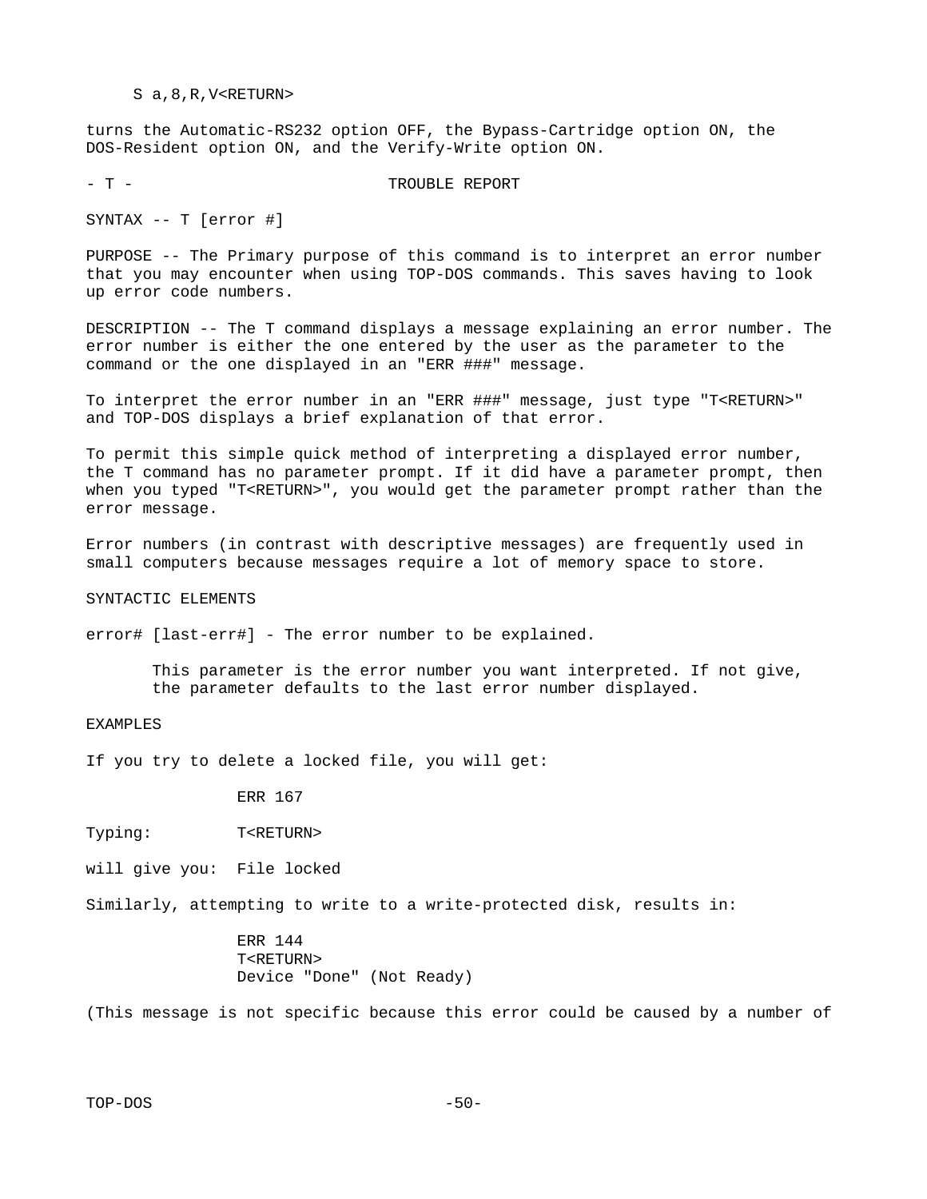```
S a,8,R,V<RETURN>
```

turns the Automatic-RS232 option OFF, the Bypass-Cartridge option ON, the DOS-Resident option ON, and the Verify-Write option ON.

## - T - TROUBLE REPORT

SYNTAX -- T [error #]

PURPOSE -- The Primary purpose of this command is to interpret an error number that you may encounter when using TOP-DOS commands. This saves having to look up error code numbers.

DESCRIPTION -- The T command displays a message explaining an error number. The error number is either the one entered by the user as the parameter to the command or the one displayed in an "ERR ###" message.

To interpret the error number in an "ERR ###" message, just type "T<RETURN>" and TOP-DOS displays a brief explanation of that error.

To permit this simple quick method of interpreting a displayed error number, the T command has no parameter prompt. If it did have a parameter prompt, then when you typed "T<RETURN>", you would get the parameter prompt rather than the error message.

Error numbers (in contrast with descriptive messages) are frequently used in small computers because messages require a lot of memory space to store.

SYNTACTIC ELEMENTS

error# [last-err#] - The error number to be explained.

> This parameter is the error number you want interpreted. If not give, the parameter defaults to the last error number displayed.

EXAMPLES

If you try to delete a locked file, you will get:

```
                ERR 167

Typing:         T<RETURN>

will give you:  File locked
```

Similarly, attempting to write to a write-protected disk, results in:

```
                ERR 144
                T<RETURN>
                Device "Done" (Not Ready)
```

(This message is not specific because this error could be caused by a number of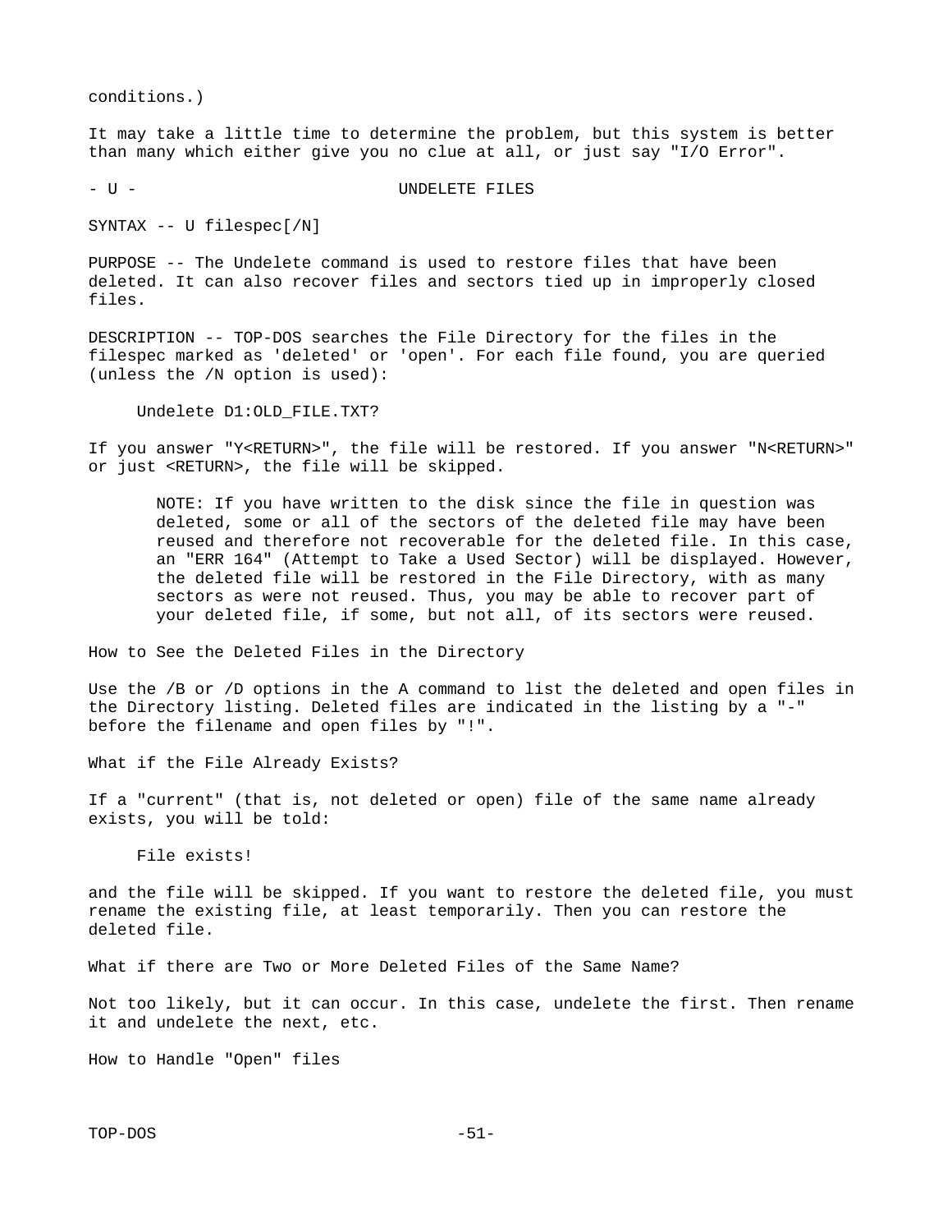conditions.)

It may take a little time to determine the problem, but this system is better than many which either give you no clue at all, or just say "I/O Error".

## - U - UNDELETE FILES

SYNTAX -- U filespec[/N]

PURPOSE -- The Undelete command is used to restore files that have been deleted. It can also recover files and sectors tied up in improperly closed files.

DESCRIPTION -- TOP-DOS searches the File Directory for the files in the filespec marked as 'deleted' or 'open'. For each file found, you are queried (unless the /N option is used):

```
Undelete D1:OLD_FILE.TXT?
```

If you answer "Y<RETURN>", the file will be restored. If you answer "N<RETURN>" or just <RETURN>, the file will be skipped.

> NOTE: If you have written to the disk since the file in question was deleted, some or all of the sectors of the deleted file may have been reused and therefore not recoverable for the deleted file. In this case, an "ERR 164" (Attempt to Take a Used Sector) will be displayed. However, the deleted file will be restored in the File Directory, with as many sectors as were not reused. Thus, you may be able to recover part of your deleted file, if some, but not all, of its sectors were reused.

### How to See the Deleted Files in the Directory

Use the /B or /D options in the A command to list the deleted and open files in the Directory listing. Deleted files are indicated in the listing by a "-" before the filename and open files by "!".

### What if the File Already Exists?

If a "current" (that is, not deleted or open) file of the same name already exists, you will be told:

```
File exists!
```

and the file will be skipped. If you want to restore the deleted file, you must rename the existing file, at least temporarily. Then you can restore the deleted file.

### What if there are Two or More Deleted Files of the Same Name?

Not too likely, but it can occur. In this case, undelete the first. Then rename it and undelete the next, etc.

### How to Handle "Open" files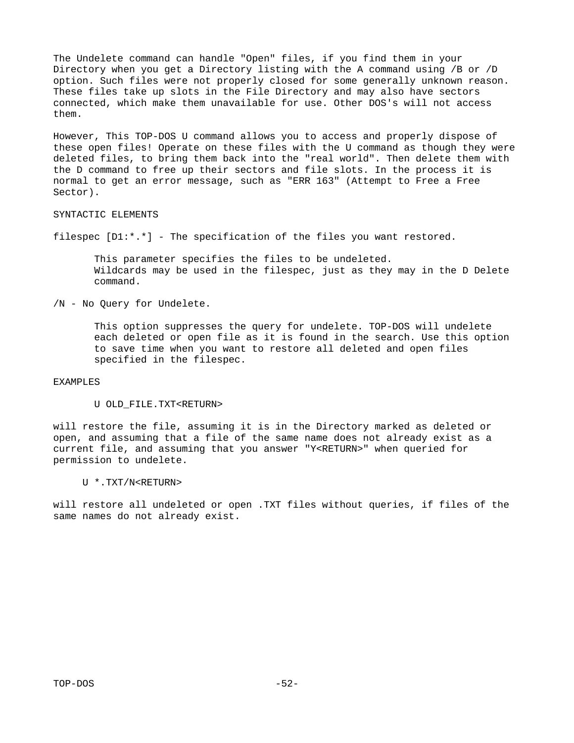The Undelete command can handle "Open" files, if you find them in your Directory when you get a Directory listing with the A command using /B or /D option. Such files were not properly closed for some generally unknown reason. These files take up slots in the File Directory and may also have sectors connected, which make them unavailable for use. Other DOS's will not access them.

However, This TOP-DOS U command allows you to access and properly dispose of these open files! Operate on these files with the U command as though they were deleted files, to bring them back into the "real world". Then delete them with the D command to free up their sectors and file slots. In the process it is normal to get an error message, such as "ERR 163" (Attempt to Free a Free Sector).

SYNTACTIC ELEMENTS

filespec [D1:*.*] - The specification of the files you want restored.

> This parameter specifies the files to be undeleted. Wildcards may be used in the filespec, just as they may in the D Delete command.

/N - No Query for Undelete.

> This option suppresses the query for undelete. TOP-DOS will undelete each deleted or open file as it is found in the search. Use this option to save time when you want to restore all deleted and open files specified in the filespec.

EXAMPLES

```
U OLD_FILE.TXT<RETURN>
```

will restore the file, assuming it is in the Directory marked as deleted or open, and assuming that a file of the same name does not already exist as a current file, and assuming that you answer "Y<RETURN>" when queried for permission to undelete.

```
U *.TXT/N<RETURN>
```

will restore all undeleted or open .TXT files without queries, if files of the same names do not already exist.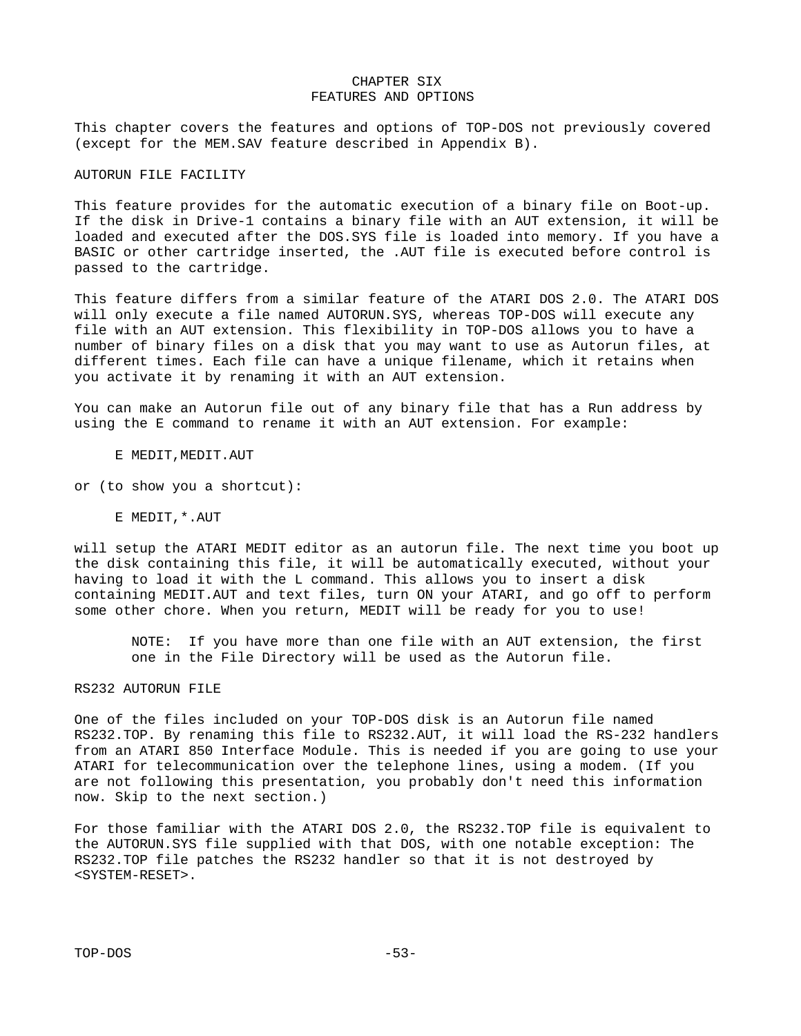# CHAPTER SIX
# FEATURES AND OPTIONS

This chapter covers the features and options of TOP-DOS not previously covered (except for the MEM.SAV feature described in Appendix B).

## AUTORUN FILE FACILITY

This feature provides for the automatic execution of a binary file on Boot-up. If the disk in Drive-1 contains a binary file with an AUT extension, it will be loaded and executed after the DOS.SYS file is loaded into memory. If you have a BASIC or other cartridge inserted, the .AUT file is executed before control is passed to the cartridge.

This feature differs from a similar feature of the ATARI DOS 2.0. The ATARI DOS will only execute a file named AUTORUN.SYS, whereas TOP-DOS will execute any file with an AUT extension. This flexibility in TOP-DOS allows you to have a number of binary files on a disk that you may want to use as Autorun files, at different times. Each file can have a unique filename, which it retains when you activate it by renaming it with an AUT extension.

You can make an Autorun file out of any binary file that has a Run address by using the E command to rename it with an AUT extension. For example:

```
E MEDIT,MEDIT.AUT
```

or (to show you a shortcut):

```
E MEDIT,*.AUT
```

will setup the ATARI MEDIT editor as an autorun file. The next time you boot up the disk containing this file, it will be automatically executed, without your having to load it with the L command. This allows you to insert a disk containing MEDIT.AUT and text files, turn ON your ATARI, and go off to perform some other chore. When you return, MEDIT will be ready for you to use!

> NOTE: If you have more than one file with an AUT extension, the first one in the File Directory will be used as the Autorun file.

## RS232 AUTORUN FILE

One of the files included on your TOP-DOS disk is an Autorun file named RS232.TOP. By renaming this file to RS232.AUT, it will load the RS-232 handlers from an ATARI 850 Interface Module. This is needed if you are going to use your ATARI for telecommunication over the telephone lines, using a modem. (If you are not following this presentation, you probably don't need this information now. Skip to the next section.)

For those familiar with the ATARI DOS 2.0, the RS232.TOP file is equivalent to the AUTORUN.SYS file supplied with that DOS, with one notable exception: The RS232.TOP file patches the RS232 handler so that it is not destroyed by <SYSTEM-RESET>.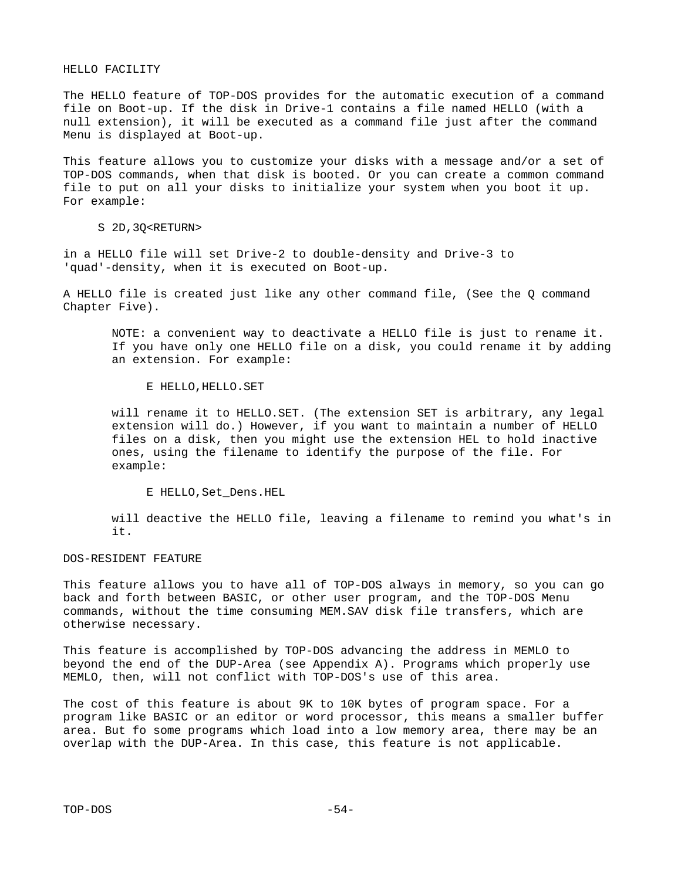## HELLO FACILITY

The HELLO feature of TOP-DOS provides for the automatic execution of a command file on Boot-up. If the disk in Drive-1 contains a file named HELLO (with a null extension), it will be executed as a command file just after the command Menu is displayed at Boot-up.

This feature allows you to customize your disks with a message and/or a set of TOP-DOS commands, when that disk is booted. Or you can create a common command file to put on all your disks to initialize your system when you boot it up. For example:

```
S 2D,3Q<RETURN>
```

in a HELLO file will set Drive-2 to double-density and Drive-3 to 'quad'-density, when it is executed on Boot-up.

A HELLO file is created just like any other command file, (See the Q command Chapter Five).

> NOTE: a convenient way to deactivate a HELLO file is just to rename it. If you have only one HELLO file on a disk, you could rename it by adding an extension. For example:
>
> ```
> E HELLO,HELLO.SET
> ```
>
> will rename it to HELLO.SET. (The extension SET is arbitrary, any legal extension will do.) However, if you want to maintain a number of HELLO files on a disk, then you might use the extension HEL to hold inactive ones, using the filename to identify the purpose of the file. For example:
>
> ```
> E HELLO,Set_Dens.HEL
> ```
>
> will deactive the HELLO file, leaving a filename to remind you what's in it.

## DOS-RESIDENT FEATURE

This feature allows you to have all of TOP-DOS always in memory, so you can go back and forth between BASIC, or other user program, and the TOP-DOS Menu commands, without the time consuming MEM.SAV disk file transfers, which are otherwise necessary.

This feature is accomplished by TOP-DOS advancing the address in MEMLO to beyond the end of the DUP-Area (see Appendix A). Programs which properly use MEMLO, then, will not conflict with TOP-DOS's use of this area.

The cost of this feature is about 9K to 10K bytes of program space. For a program like BASIC or an editor or word processor, this means a smaller buffer area. But fo some programs which load into a low memory area, there may be an overlap with the DUP-Area. In this case, this feature is not applicable.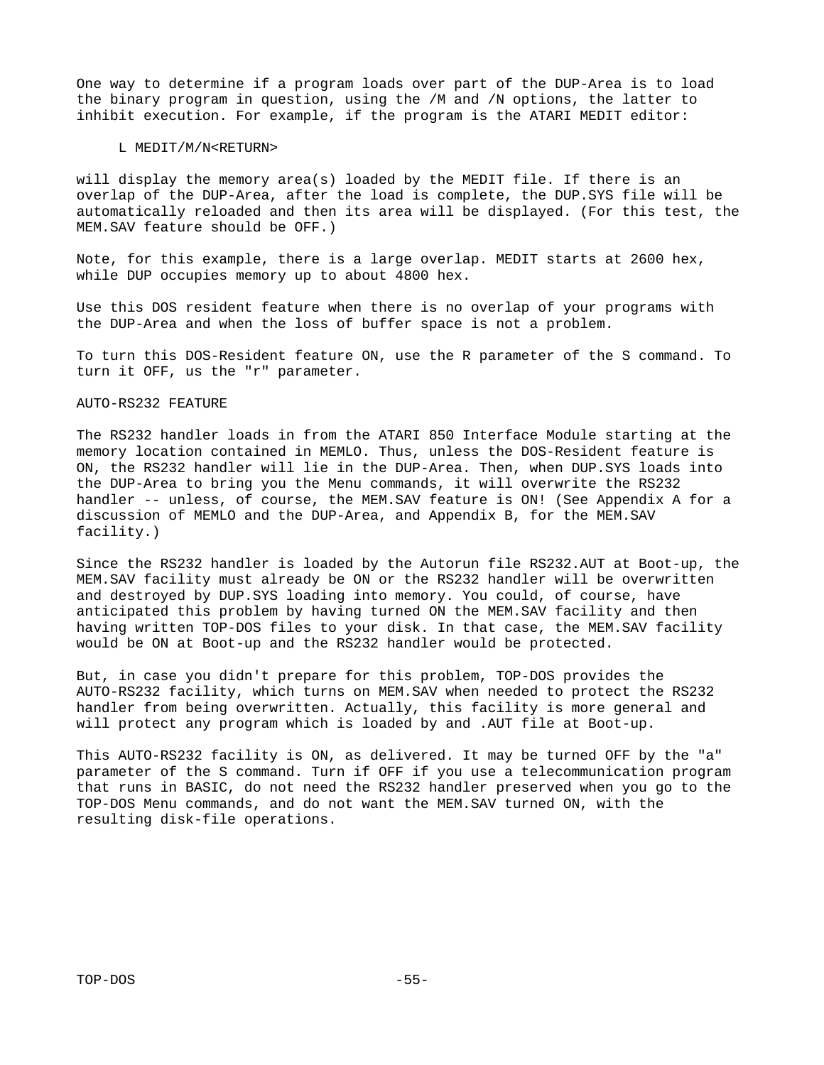One way to determine if a program loads over part of the DUP-Area is to load the binary program in question, using the /M and /N options, the latter to inhibit execution. For example, if the program is the ATARI MEDIT editor:

```
L MEDIT/M/N<RETURN>
```

will display the memory area(s) loaded by the MEDIT file. If there is an overlap of the DUP-Area, after the load is complete, the DUP.SYS file will be automatically reloaded and then its area will be displayed. (For this test, the MEM.SAV feature should be OFF.)

Note, for this example, there is a large overlap. MEDIT starts at 2600 hex, while DUP occupies memory up to about 4800 hex.

Use this DOS resident feature when there is no overlap of your programs with the DUP-Area and when the loss of buffer space is not a problem.

To turn this DOS-Resident feature ON, use the R parameter of the S command. To turn it OFF, us the "r" parameter.

## AUTO-RS232 FEATURE

The RS232 handler loads in from the ATARI 850 Interface Module starting at the memory location contained in MEMLO. Thus, unless the DOS-Resident feature is ON, the RS232 handler will lie in the DUP-Area. Then, when DUP.SYS loads into the DUP-Area to bring you the Menu commands, it will overwrite the RS232 handler -- unless, of course, the MEM.SAV feature is ON! (See Appendix A for a discussion of MEMLO and the DUP-Area, and Appendix B, for the MEM.SAV facility.)

Since the RS232 handler is loaded by the Autorun file RS232.AUT at Boot-up, the MEM.SAV facility must already be ON or the RS232 handler will be overwritten and destroyed by DUP.SYS loading into memory. You could, of course, have anticipated this problem by having turned ON the MEM.SAV facility and then having written TOP-DOS files to your disk. In that case, the MEM.SAV facility would be ON at Boot-up and the RS232 handler would be protected.

But, in case you didn't prepare for this problem, TOP-DOS provides the AUTO-RS232 facility, which turns on MEM.SAV when needed to protect the RS232 handler from being overwritten. Actually, this facility is more general and will protect any program which is loaded by and .AUT file at Boot-up.

This AUTO-RS232 facility is ON, as delivered. It may be turned OFF by the "a" parameter of the S command. Turn if OFF if you use a telecommunication program that runs in BASIC, do not need the RS232 handler preserved when you go to the TOP-DOS Menu commands, and do not want the MEM.SAV turned ON, with the resulting disk-file operations.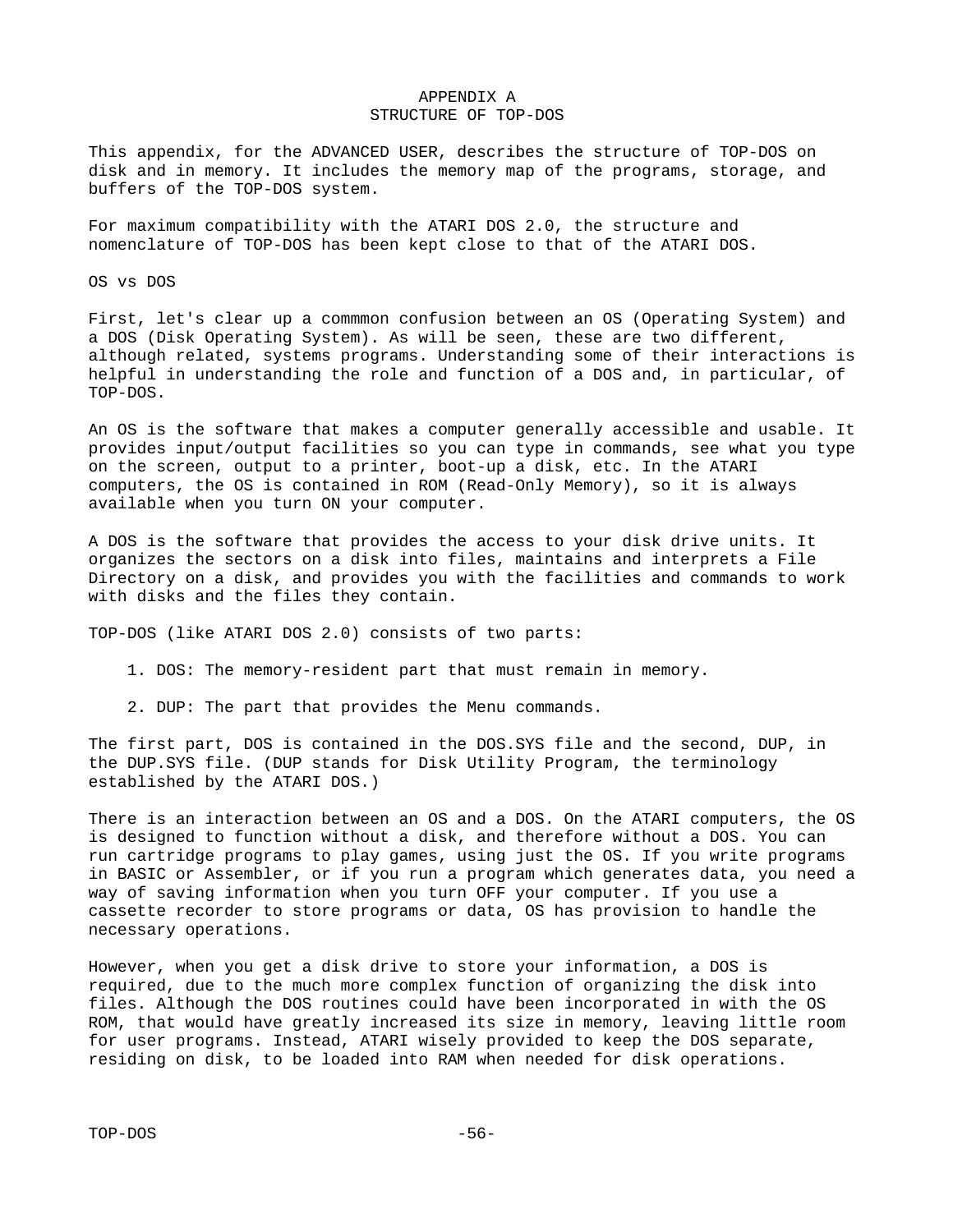# APPENDIX A
# STRUCTURE OF TOP-DOS

This appendix, for the ADVANCED USER, describes the structure of TOP-DOS on disk and in memory. It includes the memory map of the programs, storage, and buffers of the TOP-DOS system.

For maximum compatibility with the ATARI DOS 2.0, the structure and nomenclature of TOP-DOS has been kept close to that of the ATARI DOS.

## OS vs DOS

First, let's clear up a commmon confusion between an OS (Operating System) and a DOS (Disk Operating System). As will be seen, these are two different, although related, systems programs. Understanding some of their interactions is helpful in understanding the role and function of a DOS and, in particular, of TOP-DOS.

An OS is the software that makes a computer generally accessible and usable. It provides input/output facilities so you can type in commands, see what you type on the screen, output to a printer, boot-up a disk, etc. In the ATARI computers, the OS is contained in ROM (Read-Only Memory), so it is always available when you turn ON your computer.

A DOS is the software that provides the access to your disk drive units. It organizes the sectors on a disk into files, maintains and interprets a File Directory on a disk, and provides you with the facilities and commands to work with disks and the files they contain.

TOP-DOS (like ATARI DOS 2.0) consists of two parts:

1. DOS: The memory-resident part that must remain in memory.

2. DUP: The part that provides the Menu commands.

The first part, DOS is contained in the DOS.SYS file and the second, DUP, in the DUP.SYS file. (DUP stands for Disk Utility Program, the terminology established by the ATARI DOS.)

There is an interaction between an OS and a DOS. On the ATARI computers, the OS is designed to function without a disk, and therefore without a DOS. You can run cartridge programs to play games, using just the OS. If you write programs in BASIC or Assembler, or if you run a program which generates data, you need a way of saving information when you turn OFF your computer. If you use a cassette recorder to store programs or data, OS has provision to handle the necessary operations.

However, when you get a disk drive to store your information, a DOS is required, due to the much more complex function of organizing the disk into files. Although the DOS routines could have been incorporated in with the OS ROM, that would have greatly increased its size in memory, leaving little room for user programs. Instead, ATARI wisely provided to keep the DOS separate, residing on disk, to be loaded into RAM when needed for disk operations.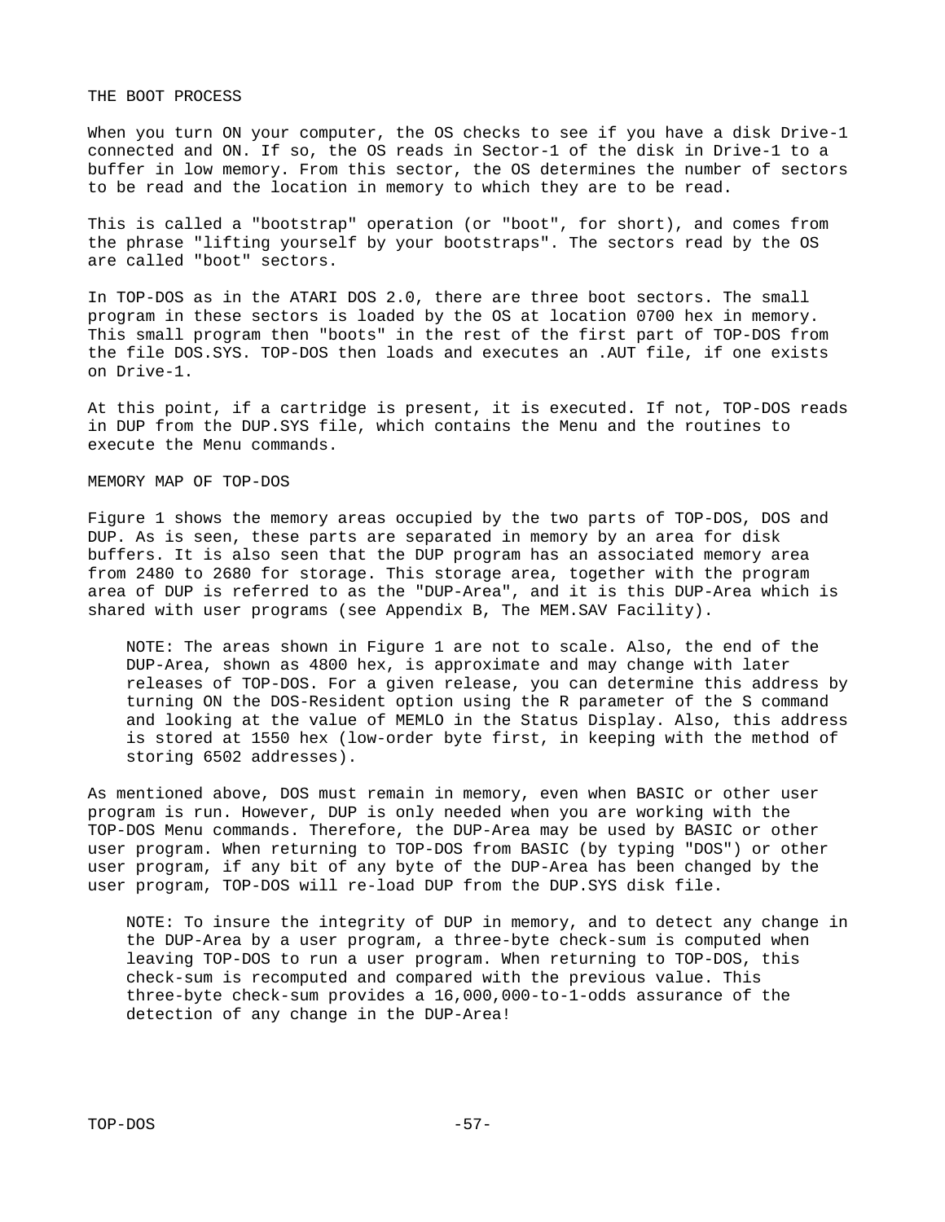## THE BOOT PROCESS

When you turn ON your computer, the OS checks to see if you have a disk Drive-1 connected and ON. If so, the OS reads in Sector-1 of the disk in Drive-1 to a buffer in low memory. From this sector, the OS determines the number of sectors to be read and the location in memory to which they are to be read.

This is called a "bootstrap" operation (or "boot", for short), and comes from the phrase "lifting yourself by your bootstraps". The sectors read by the OS are called "boot" sectors.

In TOP-DOS as in the ATARI DOS 2.0, there are three boot sectors. The small program in these sectors is loaded by the OS at location 0700 hex in memory. This small program then "boots" in the rest of the first part of TOP-DOS from the file DOS.SYS. TOP-DOS then loads and executes an .AUT file, if one exists on Drive-1.

At this point, if a cartridge is present, it is executed. If not, TOP-DOS reads in DUP from the DUP.SYS file, which contains the Menu and the routines to execute the Menu commands.

## MEMORY MAP OF TOP-DOS

Figure 1 shows the memory areas occupied by the two parts of TOP-DOS, DOS and DUP. As is seen, these parts are separated in memory by an area for disk buffers. It is also seen that the DUP program has an associated memory area from 2480 to 2680 for storage. This storage area, together with the program area of DUP is referred to as the "DUP-Area", and it is this DUP-Area which is shared with user programs (see Appendix B, The MEM.SAV Facility).

> NOTE: The areas shown in Figure 1 are not to scale. Also, the end of the DUP-Area, shown as 4800 hex, is approximate and may change with later releases of TOP-DOS. For a given release, you can determine this address by turning ON the DOS-Resident option using the R parameter of the S command and looking at the value of MEMLO in the Status Display. Also, this address is stored at 1550 hex (low-order byte first, in keeping with the method of storing 6502 addresses).

As mentioned above, DOS must remain in memory, even when BASIC or other user program is run. However, DUP is only needed when you are working with the TOP-DOS Menu commands. Therefore, the DUP-Area may be used by BASIC or other user program. When returning to TOP-DOS from BASIC (by typing "DOS") or other user program, if any bit of any byte of the DUP-Area has been changed by the user program, TOP-DOS will re-load DUP from the DUP.SYS disk file.

> NOTE: To insure the integrity of DUP in memory, and to detect any change in the DUP-Area by a user program, a three-byte check-sum is computed when leaving TOP-DOS to run a user program. When returning to TOP-DOS, this check-sum is recomputed and compared with the previous value. This three-byte check-sum provides a 16,000,000-to-1-odds assurance of the detection of any change in the DUP-Area!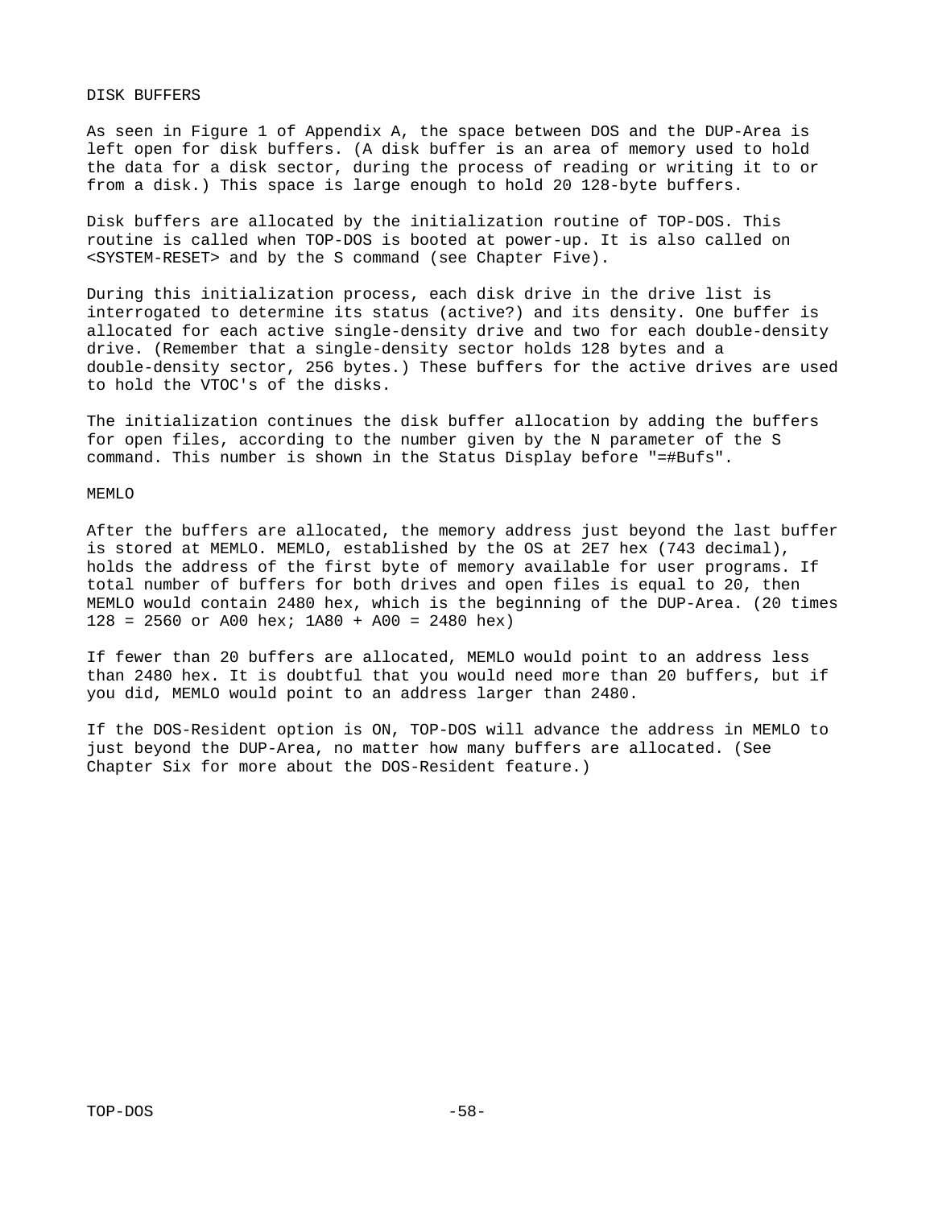## DISK BUFFERS

As seen in Figure 1 of Appendix A, the space between DOS and the DUP-Area is left open for disk buffers. (A disk buffer is an area of memory used to hold the data for a disk sector, during the process of reading or writing it to or from a disk.) This space is large enough to hold 20 128-byte buffers.

Disk buffers are allocated by the initialization routine of TOP-DOS. This routine is called when TOP-DOS is booted at power-up. It is also called on <SYSTEM-RESET> and by the S command (see Chapter Five).

During this initialization process, each disk drive in the drive list is interrogated to determine its status (active?) and its density. One buffer is allocated for each active single-density drive and two for each double-density drive. (Remember that a single-density sector holds 128 bytes and a double-density sector, 256 bytes.) These buffers for the active drives are used to hold the VTOC's of the disks.

The initialization continues the disk buffer allocation by adding the buffers for open files, according to the number given by the N parameter of the S command. This number is shown in the Status Display before "=#Bufs".

## MEMLO

After the buffers are allocated, the memory address just beyond the last buffer is stored at MEMLO. MEMLO, established by the OS at 2E7 hex (743 decimal), holds the address of the first byte of memory available for user programs. If total number of buffers for both drives and open files is equal to 20, then MEMLO would contain 2480 hex, which is the beginning of the DUP-Area. (20 times 128 = 2560 or A00 hex; 1A80 + A00 = 2480 hex)

If fewer than 20 buffers are allocated, MEMLO would point to an address less than 2480 hex. It is doubtful that you would need more than 20 buffers, but if you did, MEMLO would point to an address larger than 2480.

If the DOS-Resident option is ON, TOP-DOS will advance the address in MEMLO to just beyond the DUP-Area, no matter how many buffers are allocated. (See Chapter Six for more about the DOS-Resident feature.)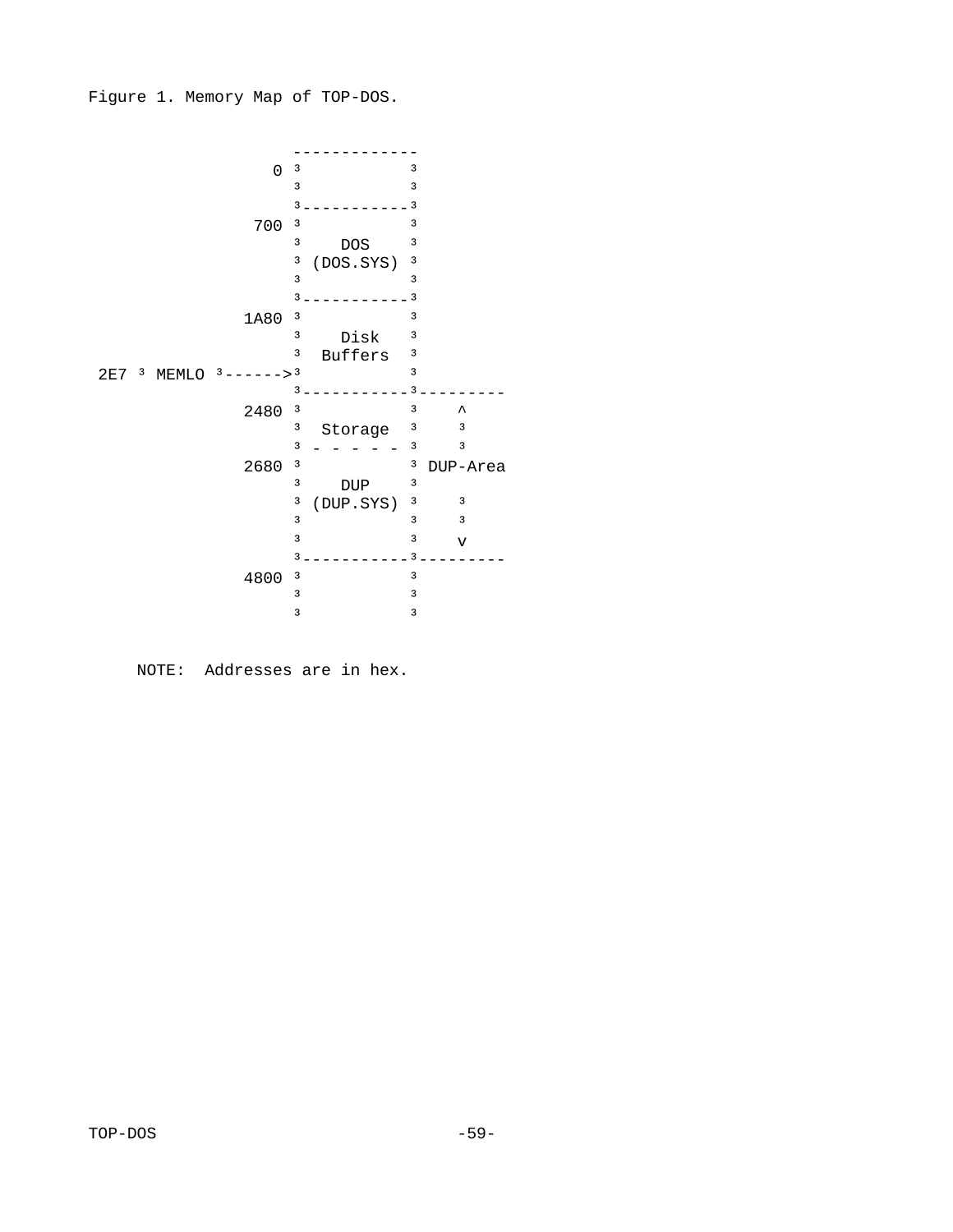Figure 1. Memory Map of TOP-DOS.

```
                   -------------
                 0 ³           ³
                   ³           ³
                   ³-----------³
               700 ³           ³
                   ³    DOS    ³
                   ³ (DOS.SYS) ³
                   ³           ³
                   ³-----------³
              1A80 ³           ³
                   ³   Disk    ³
                   ³  Buffers  ³
 2E7 ³ MEMLO ³------>³           ³
                   ³-----------³---------
              2480 ³           ³    ^
                   ³  Storage  ³    ³
                   ³ - - - - - ³    ³
              2680 ³           ³ DUP-Area
                   ³    DUP    ³
                   ³ (DUP.SYS) ³    ³
                   ³           ³    ³
                   ³           ³    v
                   ³-----------³---------
              4800 ³           ³
                   ³           ³
                   ³           ³
```

NOTE: Addresses are in hex.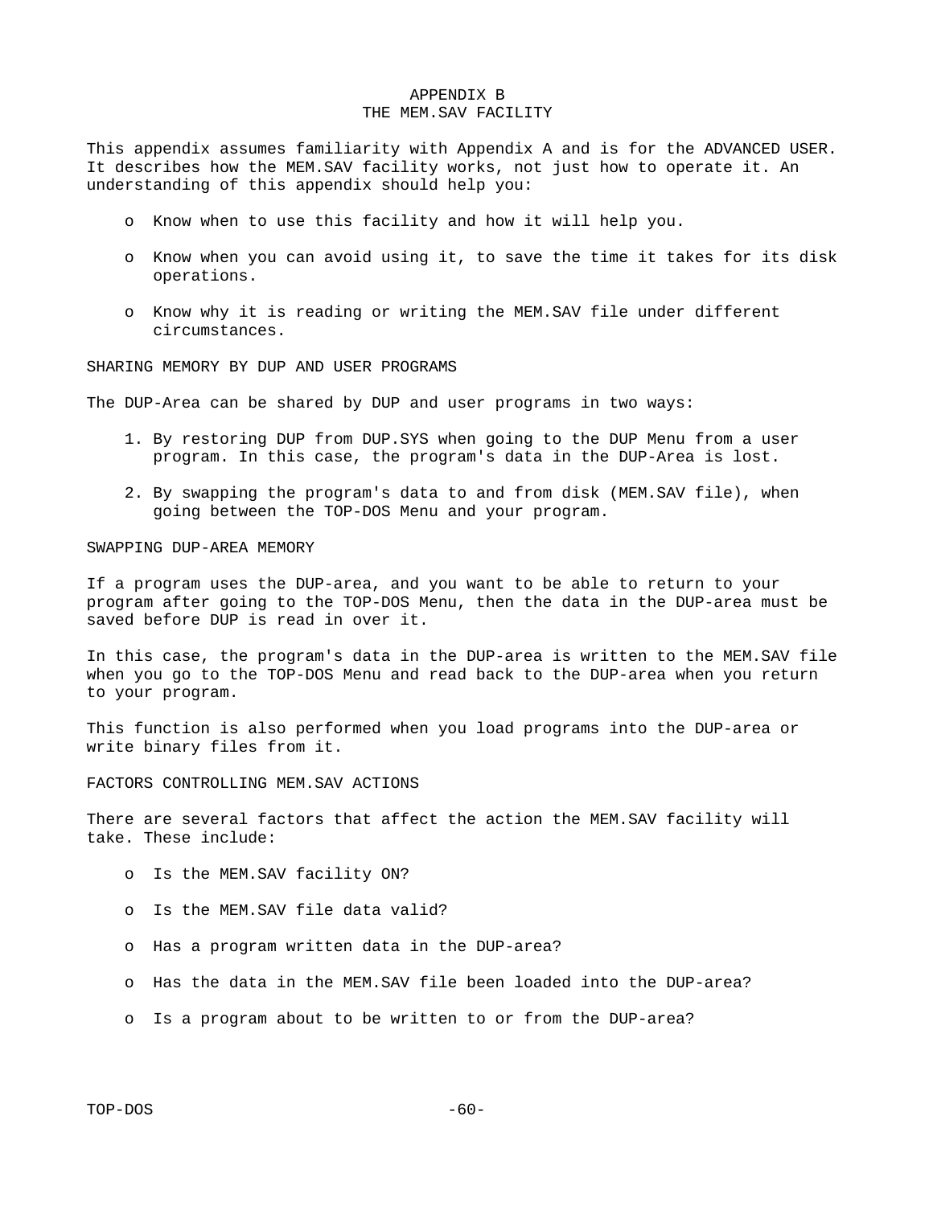# APPENDIX B
# THE MEM.SAV FACILITY

This appendix assumes familiarity with Appendix A and is for the ADVANCED USER. It describes how the MEM.SAV facility works, not just how to operate it. An understanding of this appendix should help you:

- Know when to use this facility and how it will help you.
- Know when you can avoid using it, to save the time it takes for its disk operations.
- Know why it is reading or writing the MEM.SAV file under different circumstances.

## SHARING MEMORY BY DUP AND USER PROGRAMS

The DUP-Area can be shared by DUP and user programs in two ways:

1. By restoring DUP from DUP.SYS when going to the DUP Menu from a user program. In this case, the program's data in the DUP-Area is lost.
2. By swapping the program's data to and from disk (MEM.SAV file), when going between the TOP-DOS Menu and your program.

## SWAPPING DUP-AREA MEMORY

If a program uses the DUP-area, and you want to be able to return to your program after going to the TOP-DOS Menu, then the data in the DUP-area must be saved before DUP is read in over it.

In this case, the program's data in the DUP-area is written to the MEM.SAV file when you go to the TOP-DOS Menu and read back to the DUP-area when you return to your program.

This function is also performed when you load programs into the DUP-area or write binary files from it.

## FACTORS CONTROLLING MEM.SAV ACTIONS

There are several factors that affect the action the MEM.SAV facility will take. These include:

- Is the MEM.SAV facility ON?
- Is the MEM.SAV file data valid?
- Has a program written data in the DUP-area?
- Has the data in the MEM.SAV file been loaded into the DUP-area?
- Is a program about to be written to or from the DUP-area?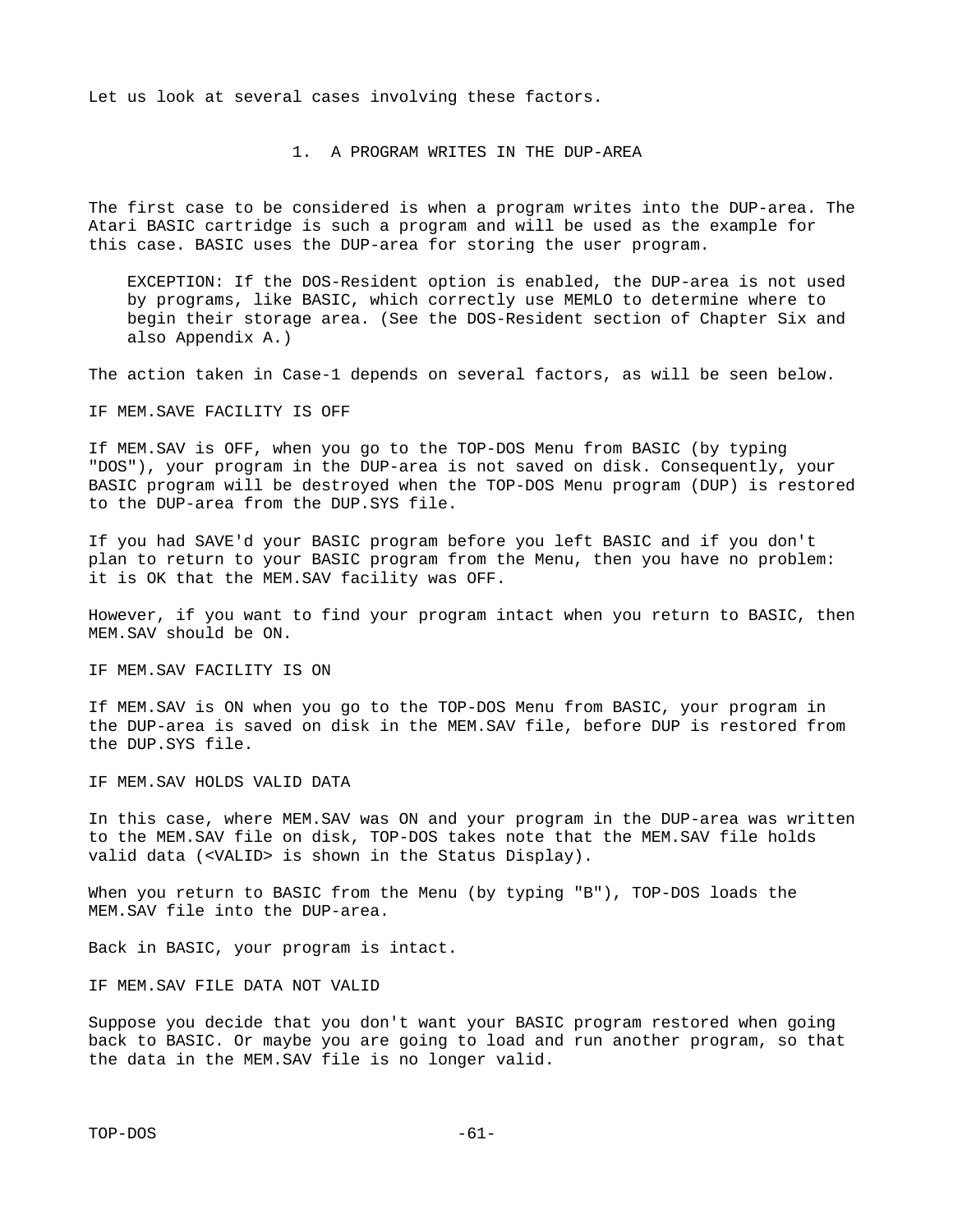Let us look at several cases involving these factors.

## 1. A PROGRAM WRITES IN THE DUP-AREA

The first case to be considered is when a program writes into the DUP-area. The Atari BASIC cartridge is such a program and will be used as the example for this case. BASIC uses the DUP-area for storing the user program.

> EXCEPTION: If the DOS-Resident option is enabled, the DUP-area is not used by programs, like BASIC, which correctly use MEMLO to determine where to begin their storage area. (See the DOS-Resident section of Chapter Six and also Appendix A.)

The action taken in Case-1 depends on several factors, as will be seen below.

### IF MEM.SAVE FACILITY IS OFF

If MEM.SAV is OFF, when you go to the TOP-DOS Menu from BASIC (by typing "DOS"), your program in the DUP-area is not saved on disk. Consequently, your BASIC program will be destroyed when the TOP-DOS Menu program (DUP) is restored to the DUP-area from the DUP.SYS file.

If you had SAVE'd your BASIC program before you left BASIC and if you don't plan to return to your BASIC program from the Menu, then you have no problem: it is OK that the MEM.SAV facility was OFF.

However, if you want to find your program intact when you return to BASIC, then MEM.SAV should be ON.

### IF MEM.SAV FACILITY IS ON

If MEM.SAV is ON when you go to the TOP-DOS Menu from BASIC, your program in the DUP-area is saved on disk in the MEM.SAV file, before DUP is restored from the DUP.SYS file.

### IF MEM.SAV HOLDS VALID DATA

In this case, where MEM.SAV was ON and your program in the DUP-area was written to the MEM.SAV file on disk, TOP-DOS takes note that the MEM.SAV file holds valid data (<VALID> is shown in the Status Display).

When you return to BASIC from the Menu (by typing "B"), TOP-DOS loads the MEM.SAV file into the DUP-area.

Back in BASIC, your program is intact.

### IF MEM.SAV FILE DATA NOT VALID

Suppose you decide that you don't want your BASIC program restored when going back to BASIC. Or maybe you are going to load and run another program, so that the data in the MEM.SAV file is no longer valid.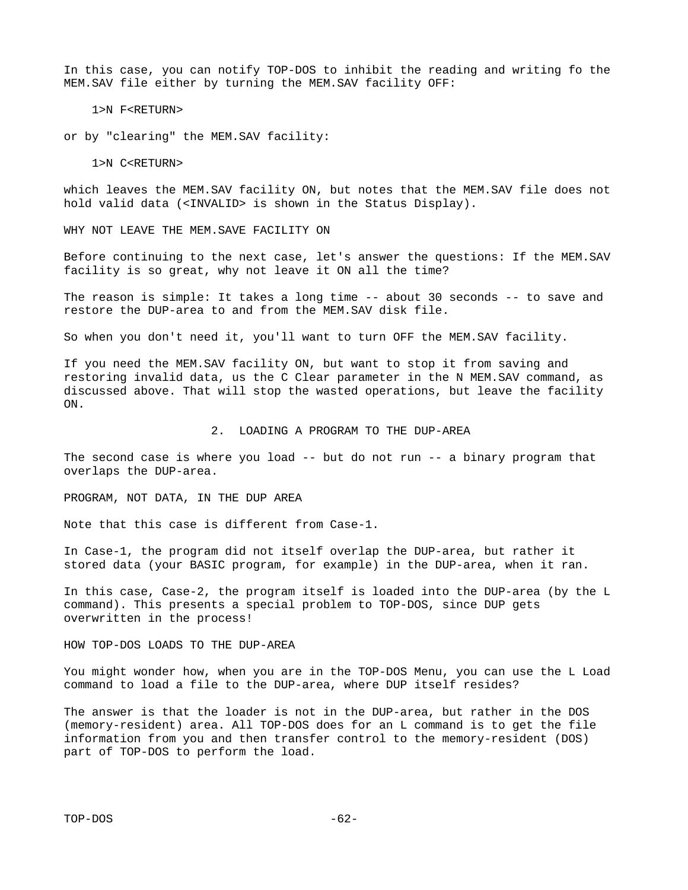In this case, you can notify TOP-DOS to inhibit the reading and writing fo the MEM.SAV file either by turning the MEM.SAV facility OFF:

```
1>N F<RETURN>
```

or by "clearing" the MEM.SAV facility:

```
1>N C<RETURN>
```

which leaves the MEM.SAV facility ON, but notes that the MEM.SAV file does not hold valid data (<INVALID> is shown in the Status Display).

### WHY NOT LEAVE THE MEM.SAVE FACILITY ON

Before continuing to the next case, let's answer the questions: If the MEM.SAV facility is so great, why not leave it ON all the time?

The reason is simple: It takes a long time -- about 30 seconds -- to save and restore the DUP-area to and from the MEM.SAV disk file.

So when you don't need it, you'll want to turn OFF the MEM.SAV facility.

If you need the MEM.SAV facility ON, but want to stop it from saving and restoring invalid data, us the C Clear parameter in the N MEM.SAV command, as discussed above. That will stop the wasted operations, but leave the facility ON.

## 2. LOADING A PROGRAM TO THE DUP-AREA

The second case is where you load -- but do not run -- a binary program that overlaps the DUP-area.

### PROGRAM, NOT DATA, IN THE DUP AREA

Note that this case is different from Case-1.

In Case-1, the program did not itself overlap the DUP-area, but rather it stored data (your BASIC program, for example) in the DUP-area, when it ran.

In this case, Case-2, the program itself is loaded into the DUP-area (by the L command). This presents a special problem to TOP-DOS, since DUP gets overwritten in the process!

### HOW TOP-DOS LOADS TO THE DUP-AREA

You might wonder how, when you are in the TOP-DOS Menu, you can use the L Load command to load a file to the DUP-area, where DUP itself resides?

The answer is that the loader is not in the DUP-area, but rather in the DOS (memory-resident) area. All TOP-DOS does for an L command is to get the file information from you and then transfer control to the memory-resident (DOS) part of TOP-DOS to perform the load.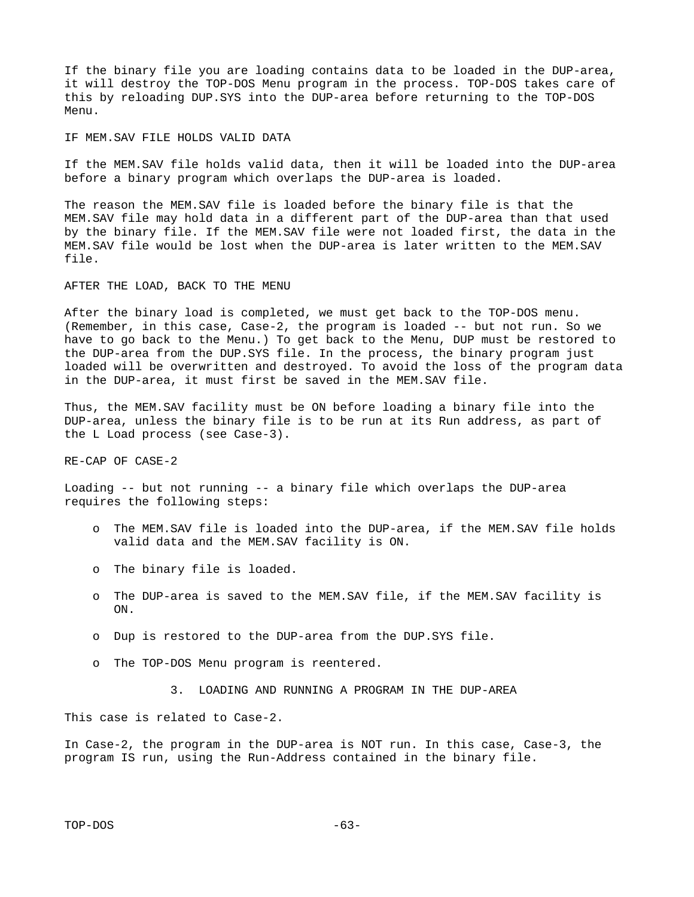If the binary file you are loading contains data to be loaded in the DUP-area, it will destroy the TOP-DOS Menu program in the process. TOP-DOS takes care of this by reloading DUP.SYS into the DUP-area before returning to the TOP-DOS Menu.

### IF MEM.SAV FILE HOLDS VALID DATA

If the MEM.SAV file holds valid data, then it will be loaded into the DUP-area before a binary program which overlaps the DUP-area is loaded.

The reason the MEM.SAV file is loaded before the binary file is that the MEM.SAV file may hold data in a different part of the DUP-area than that used by the binary file. If the MEM.SAV file were not loaded first, the data in the MEM.SAV file would be lost when the DUP-area is later written to the MEM.SAV file.

### AFTER THE LOAD, BACK TO THE MENU

After the binary load is completed, we must get back to the TOP-DOS menu. (Remember, in this case, Case-2, the program is loaded -- but not run. So we have to go back to the Menu.) To get back to the Menu, DUP must be restored to the DUP-area from the DUP.SYS file. In the process, the binary program just loaded will be overwritten and destroyed. To avoid the loss of the program data in the DUP-area, it must first be saved in the MEM.SAV file.

Thus, the MEM.SAV facility must be ON before loading a binary file into the DUP-area, unless the binary file is to be run at its Run address, as part of the L Load process (see Case-3).

### RE-CAP OF CASE-2

Loading -- but not running -- a binary file which overlaps the DUP-area requires the following steps:

- The MEM.SAV file is loaded into the DUP-area, if the MEM.SAV file holds valid data and the MEM.SAV facility is ON.
- The binary file is loaded.
- The DUP-area is saved to the MEM.SAV file, if the MEM.SAV facility is ON.
- Dup is restored to the DUP-area from the DUP.SYS file.
- The TOP-DOS Menu program is reentered.

## 3. LOADING AND RUNNING A PROGRAM IN THE DUP-AREA

This case is related to Case-2.

In Case-2, the program in the DUP-area is NOT run. In this case, Case-3, the program IS run, using the Run-Address contained in the binary file.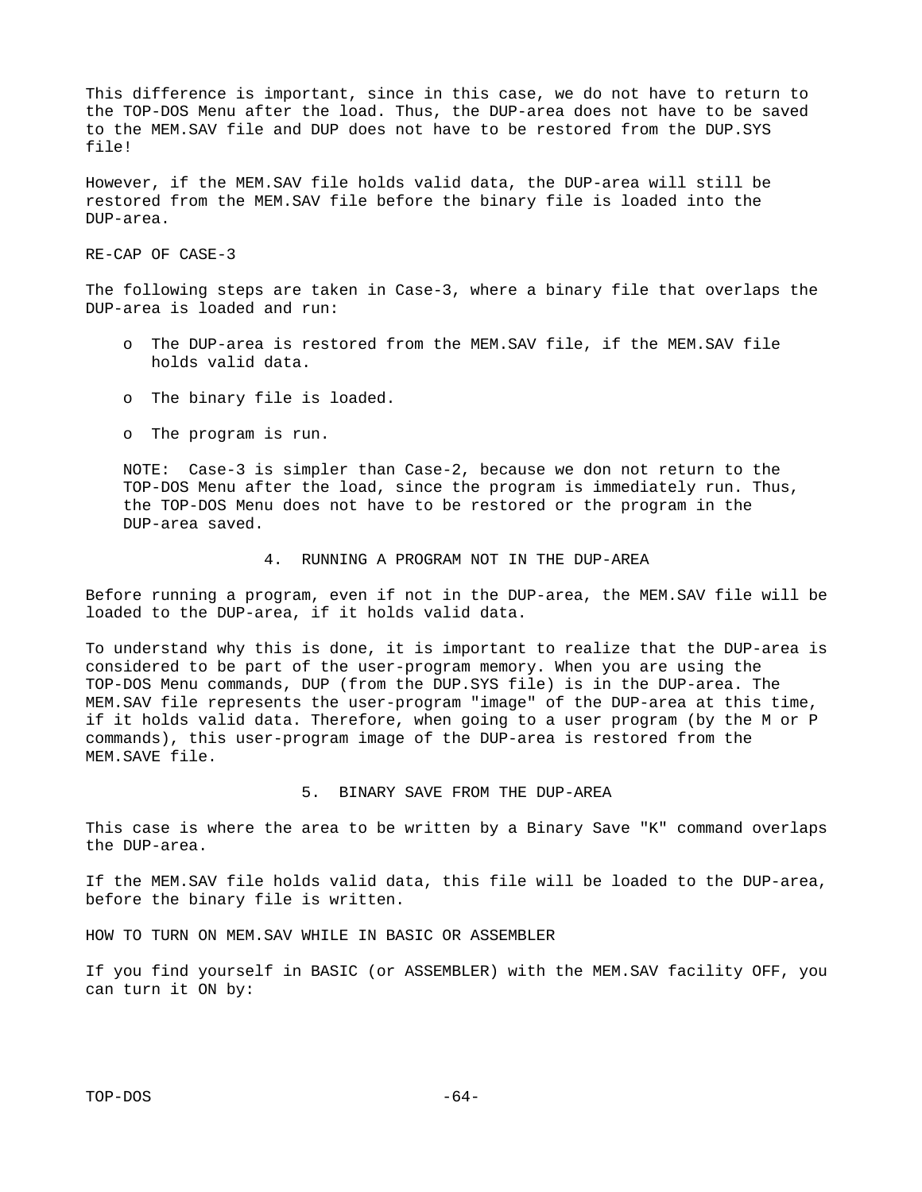This difference is important, since in this case, we do not have to return to the TOP-DOS Menu after the load. Thus, the DUP-area does not have to be saved to the MEM.SAV file and DUP does not have to be restored from the DUP.SYS file!

However, if the MEM.SAV file holds valid data, the DUP-area will still be restored from the MEM.SAV file before the binary file is loaded into the DUP-area.

RE-CAP OF CASE-3

The following steps are taken in Case-3, where a binary file that overlaps the DUP-area is loaded and run:

- The DUP-area is restored from the MEM.SAV file, if the MEM.SAV file holds valid data.
- The binary file is loaded.
- The program is run.

NOTE: Case-3 is simpler than Case-2, because we don not return to the TOP-DOS Menu after the load, since the program is immediately run. Thus, the TOP-DOS Menu does not have to be restored or the program in the DUP-area saved.

## 4. RUNNING A PROGRAM NOT IN THE DUP-AREA

Before running a program, even if not in the DUP-area, the MEM.SAV file will be loaded to the DUP-area, if it holds valid data.

To understand why this is done, it is important to realize that the DUP-area is considered to be part of the user-program memory. When you are using the TOP-DOS Menu commands, DUP (from the DUP.SYS file) is in the DUP-area. The MEM.SAV file represents the user-program "image" of the DUP-area at this time, if it holds valid data. Therefore, when going to a user program (by the M or P commands), this user-program image of the DUP-area is restored from the MEM.SAVE file.

## 5. BINARY SAVE FROM THE DUP-AREA

This case is where the area to be written by a Binary Save "K" command overlaps the DUP-area.

If the MEM.SAV file holds valid data, this file will be loaded to the DUP-area, before the binary file is written.

HOW TO TURN ON MEM.SAV WHILE IN BASIC OR ASSEMBLER

If you find yourself in BASIC (or ASSEMBLER) with the MEM.SAV facility OFF, you can turn it ON by: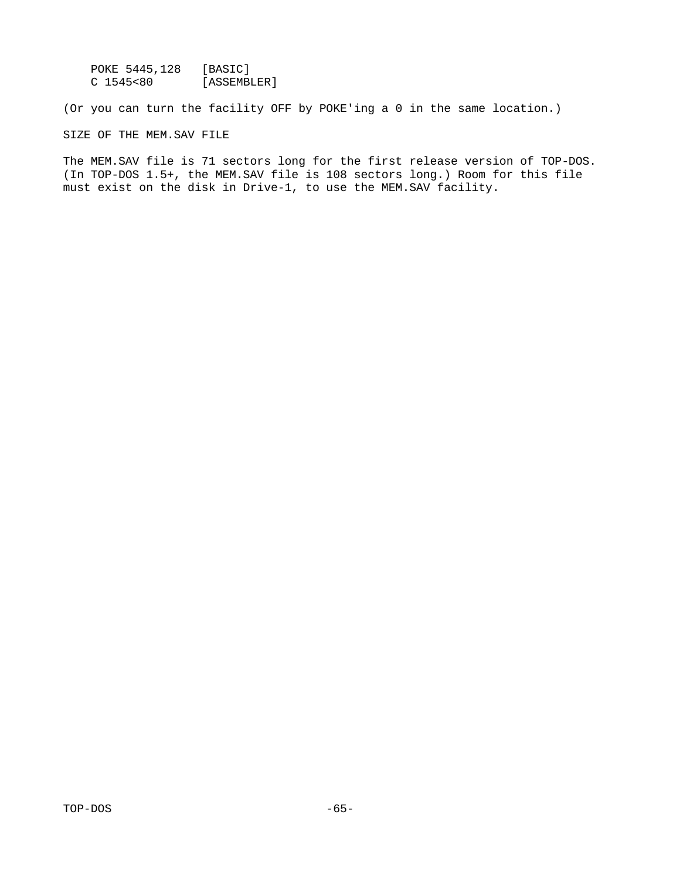```
    POKE 5445,128   [BASIC]
    C 1545<80       [ASSEMBLER]
```

(Or you can turn the facility OFF by POKE'ing a 0 in the same location.)

## SIZE OF THE MEM.SAV FILE

The MEM.SAV file is 71 sectors long for the first release version of TOP-DOS. (In TOP-DOS 1.5+, the MEM.SAV file is 108 sectors long.) Room for this file must exist on the disk in Drive-1, to use the MEM.SAV facility.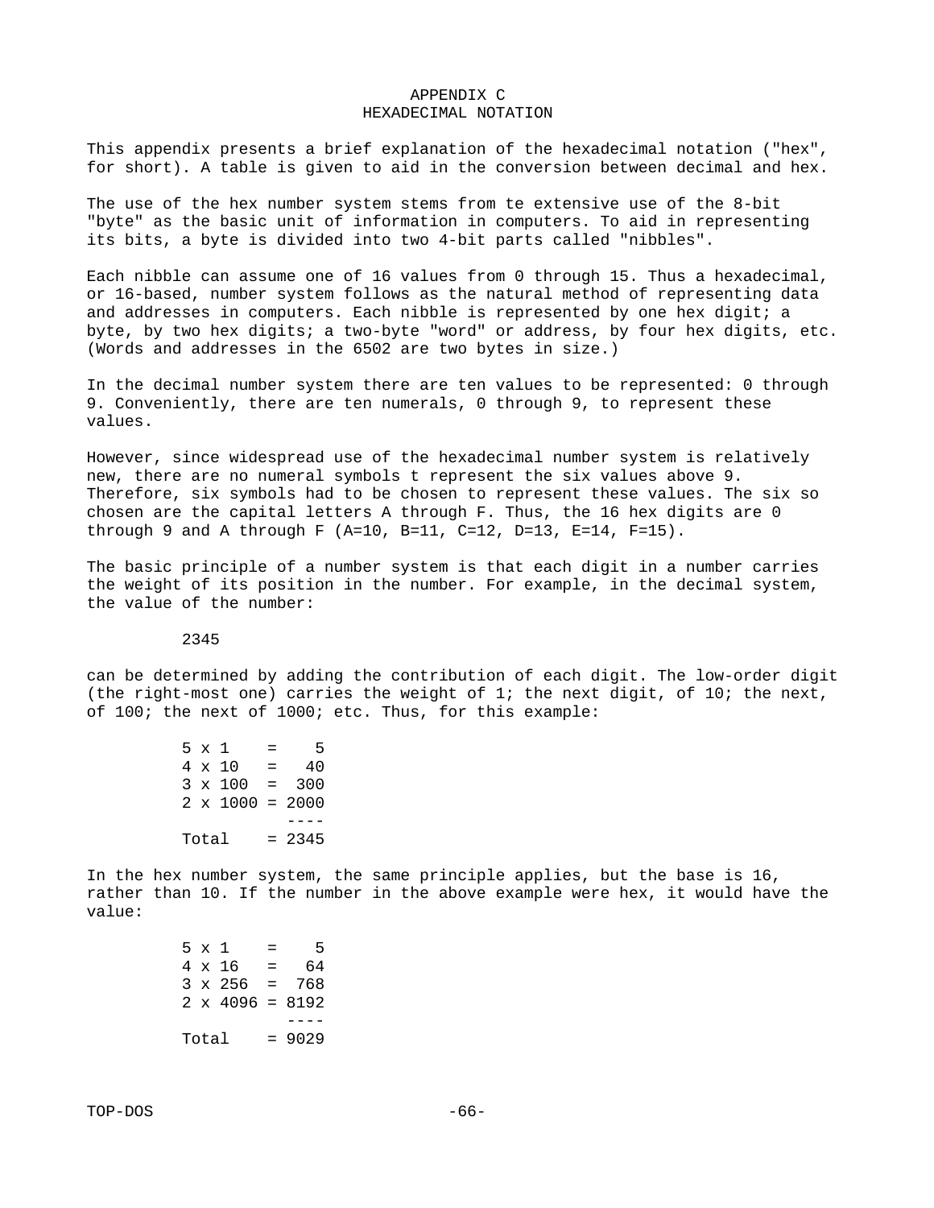# APPENDIX C
## HEXADECIMAL NOTATION

This appendix presents a brief explanation of the hexadecimal notation ("hex", for short). A table is given to aid in the conversion between decimal and hex.

The use of the hex number system stems from te extensive use of the 8-bit "byte" as the basic unit of information in computers. To aid in representing its bits, a byte is divided into two 4-bit parts called "nibbles".

Each nibble can assume one of 16 values from 0 through 15. Thus a hexadecimal, or 16-based, number system follows as the natural method of representing data and addresses in computers. Each nibble is represented by one hex digit; a byte, by two hex digits; a two-byte "word" or address, by four hex digits, etc. (Words and addresses in the 6502 are two bytes in size.)

In the decimal number system there are ten values to be represented: 0 through 9. Conveniently, there are ten numerals, 0 through 9, to represent these values.

However, since widespread use of the hexadecimal number system is relatively new, there are no numeral symbols t represent the six values above 9. Therefore, six symbols had to be chosen to represent these values. The six so chosen are the capital letters A through F. Thus, the 16 hex digits are 0 through 9 and A through F (A=10, B=11, C=12, D=13, E=14, F=15).

The basic principle of a number system is that each digit in a number carries the weight of its position in the number. For example, in the decimal system, the value of the number:

```
2345
```

can be determined by adding the contribution of each digit. The low-order digit (the right-most one) carries the weight of 1; the next digit, of 10; the next, of 100; the next of 1000; etc. Thus, for this example:

```
5 x 1    =    5
4 x 10   =   40
3 x 100  =  300
2 x 1000 = 2000
           ----
Total    = 2345
```

In the hex number system, the same principle applies, but the base is 16, rather than 10. If the number in the above example were hex, it would have the value:

```
5 x 1    =    5
4 x 16   =   64
3 x 256  =  768
2 x 4096 = 8192
           ----
Total    = 9029
```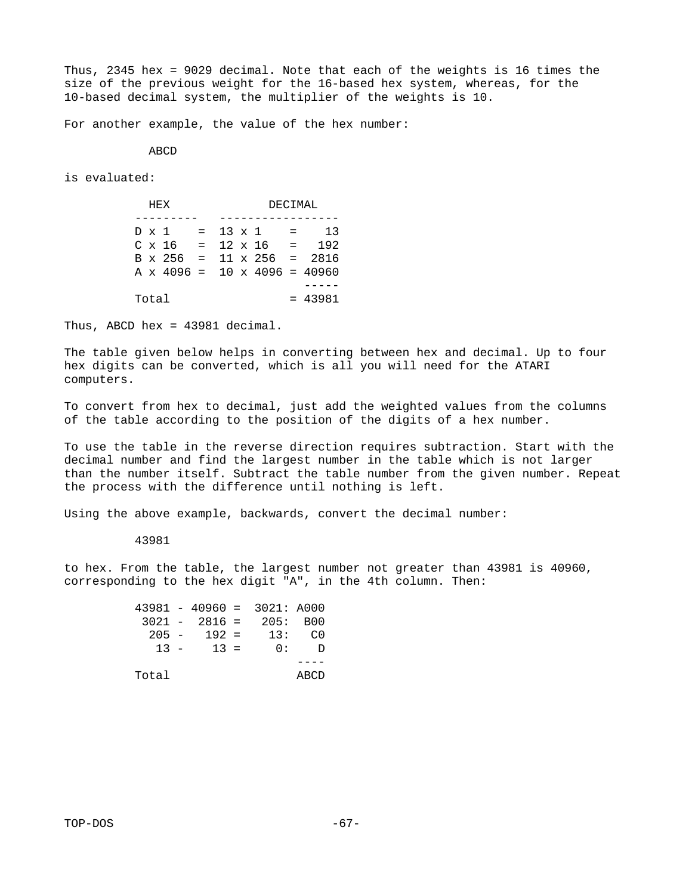Thus, 2345 hex = 9029 decimal. Note that each of the weights is 16 times the size of the previous weight for the 16-based hex system, whereas, for the 10-based decimal system, the multiplier of the weights is 10.

For another example, the value of the hex number:

```
            ABCD
```

is evaluated:

```
            HEX              DECIMAL
          ---------   -----------------
          D x 1    =  13 x 1    =    13
          C x 16   =  12 x 16   =   192
          B x 256  =  11 x 256  =  2816
          A x 4096 =  10 x 4096 = 40960
                                  -----
          Total                 = 43981
```

Thus, ABCD hex = 43981 decimal.

The table given below helps in converting between hex and decimal. Up to four hex digits can be converted, which is all you will need for the ATARI computers.

To convert from hex to decimal, just add the weighted values from the columns of the table according to the position of the digits of a hex number.

To use the table in the reverse direction requires subtraction. Start with the decimal number and find the largest number in the table which is not larger than the number itself. Subtract the table number from the given number. Repeat the process with the difference until nothing is left.

Using the above example, backwards, convert the decimal number:

```
          43981
```

to hex. From the table, the largest number not greater than 43981 is 40960, corresponding to the hex digit "A", in the 4th column. Then:

```
          43981 - 40960 =  3021: A000
           3021 -  2816 =   205:  B00
            205 -   192 =    13:   C0
             13 -    13 =     0:    D
                                 ----
          Total                  ABCD
```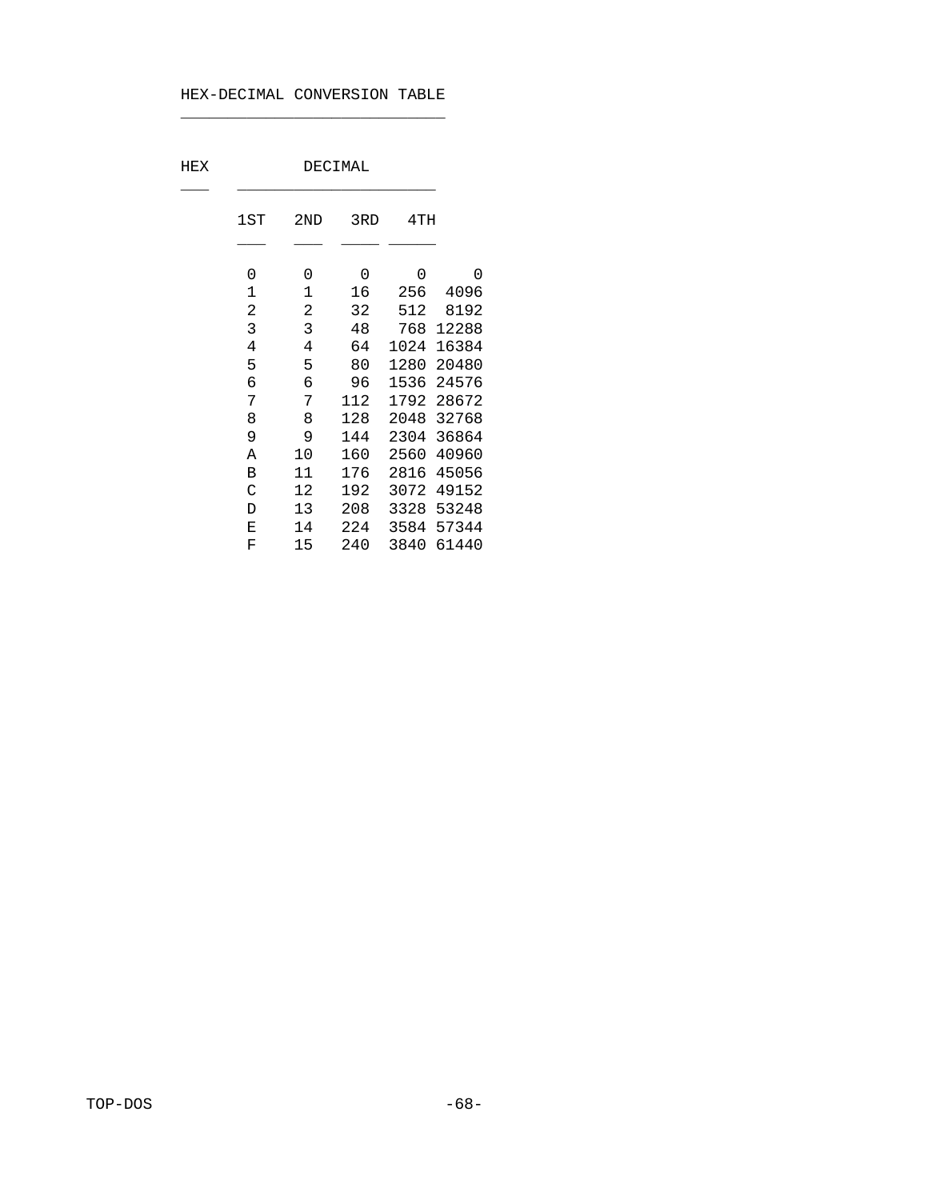# HEX-DECIMAL CONVERSION TABLE

| HEX | DECIMAL | | | |
|---|---|---|---|---|
| | 1ST | 2ND | 3RD | 4TH |
| 0 | 0 | 0 | 0 | 0 |
| 1 | 1 | 16 | 256 | 4096 |
| 2 | 2 | 32 | 512 | 8192 |
| 3 | 3 | 48 | 768 | 12288 |
| 4 | 4 | 64 | 1024 | 16384 |
| 5 | 5 | 80 | 1280 | 20480 |
| 6 | 6 | 96 | 1536 | 24576 |
| 7 | 7 | 112 | 1792 | 28672 |
| 8 | 8 | 128 | 2048 | 32768 |
| 9 | 9 | 144 | 2304 | 36864 |
| A | 10 | 160 | 2560 | 40960 |
| B | 11 | 176 | 2816 | 45056 |
| C | 12 | 192 | 3072 | 49152 |
| D | 13 | 208 | 3328 | 53248 |
| E | 14 | 224 | 3584 | 57344 |
| F | 15 | 240 | 3840 | 61440 |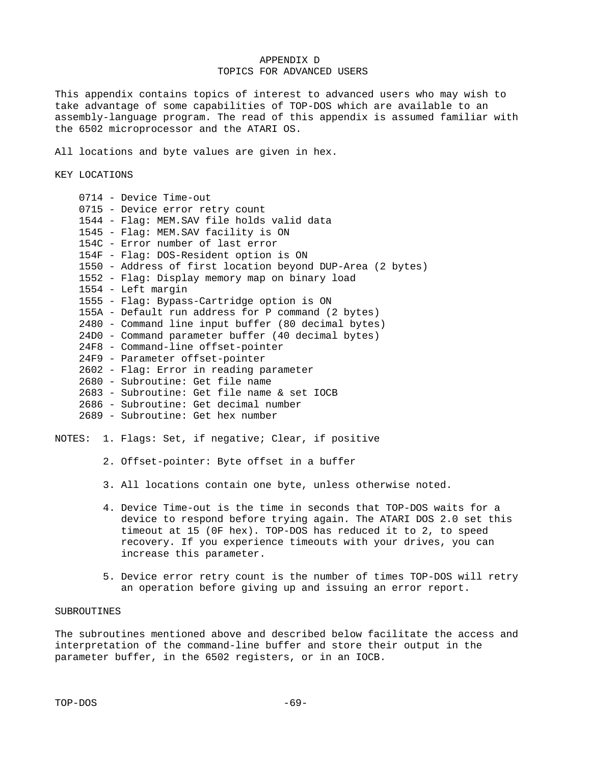# APPENDIX D
## TOPICS FOR ADVANCED USERS

This appendix contains topics of interest to advanced users who may wish to take advantage of some capabilities of TOP-DOS which are available to an assembly-language program. The read of this appendix is assumed familiar with the 6502 microprocessor and the ATARI OS.

All locations and byte values are given in hex.

### KEY LOCATIONS

- 0714 - Device Time-out
- 0715 - Device error retry count
- 1544 - Flag: MEM.SAV file holds valid data
- 1545 - Flag: MEM.SAV facility is ON
- 154C - Error number of last error
- 154F - Flag: DOS-Resident option is ON
- 1550 - Address of first location beyond DUP-Area (2 bytes)
- 1552 - Flag: Display memory map on binary load
- 1554 - Left margin
- 1555 - Flag: Bypass-Cartridge option is ON
- 155A - Default run address for P command (2 bytes)
- 2480 - Command line input buffer (80 decimal bytes)
- 24D0 - Command parameter buffer (40 decimal bytes)
- 24F8 - Command-line offset-pointer
- 24F9 - Parameter offset-pointer
- 2602 - Flag: Error in reading parameter
- 2680 - Subroutine: Get file name
- 2683 - Subroutine: Get file name & set IOCB
- 2686 - Subroutine: Get decimal number
- 2689 - Subroutine: Get hex number

NOTES:

1. Flags: Set, if negative; Clear, if positive

2. Offset-pointer: Byte offset in a buffer

3. All locations contain one byte, unless otherwise noted.

4. Device Time-out is the time in seconds that TOP-DOS waits for a device to respond before trying again. The ATARI DOS 2.0 set this timeout at 15 (0F hex). TOP-DOS has reduced it to 2, to speed recovery. If you experience timeouts with your drives, you can increase this parameter.

5. Device error retry count is the number of times TOP-DOS will retry an operation before giving up and issuing an error report.

### SUBROUTINES

The subroutines mentioned above and described below facilitate the access and interpretation of the command-line buffer and store their output in the parameter buffer, in the 6502 registers, or in an IOCB.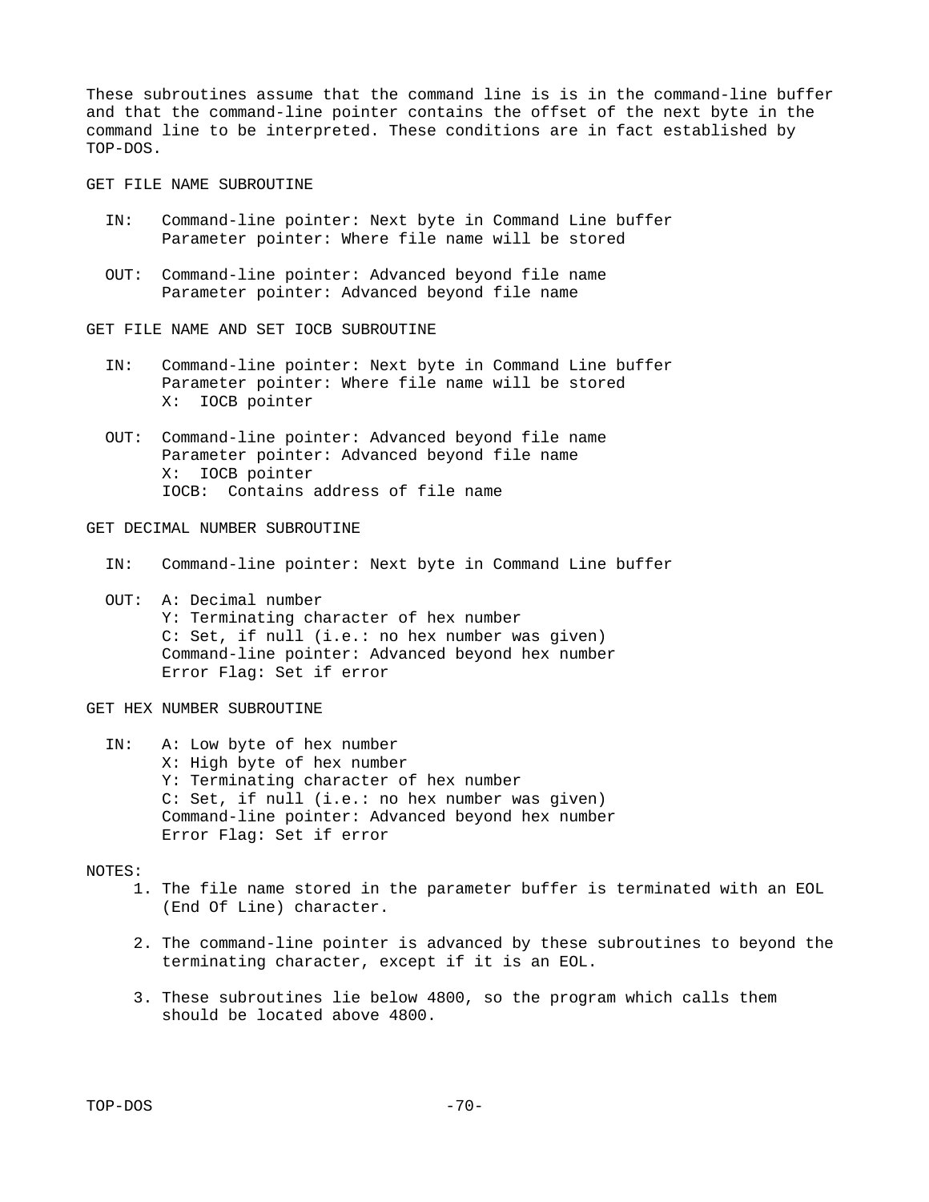These subroutines assume that the command line is is in the command-line buffer and that the command-line pointer contains the offset of the next byte in the command line to be interpreted. These conditions are in fact established by TOP-DOS.

GET FILE NAME SUBROUTINE

```
IN:   Command-line pointer: Next byte in Command Line buffer
      Parameter pointer: Where file name will be stored

OUT:  Command-line pointer: Advanced beyond file name
      Parameter pointer: Advanced beyond file name
```

GET FILE NAME AND SET IOCB SUBROUTINE

```
IN:   Command-line pointer: Next byte in Command Line buffer
      Parameter pointer: Where file name will be stored
      X:  IOCB pointer

OUT:  Command-line pointer: Advanced beyond file name
      Parameter pointer: Advanced beyond file name
      X:  IOCB pointer
      IOCB:  Contains address of file name
```

GET DECIMAL NUMBER SUBROUTINE

```
IN:   Command-line pointer: Next byte in Command Line buffer

OUT:  A: Decimal number
      Y: Terminating character of hex number
      C: Set, if null (i.e.: no hex number was given)
      Command-line pointer: Advanced beyond hex number
      Error Flag: Set if error
```

GET HEX NUMBER SUBROUTINE

```
IN:   A: Low byte of hex number
      X: High byte of hex number
      Y: Terminating character of hex number
      C: Set, if null (i.e.: no hex number was given)
      Command-line pointer: Advanced beyond hex number
      Error Flag: Set if error
```

NOTES:

1. The file name stored in the parameter buffer is terminated with an EOL (End Of Line) character.
2. The command-line pointer is advanced by these subroutines to beyond the terminating character, except if it is an EOL.
3. These subroutines lie below 4800, so the program which calls them should be located above 4800.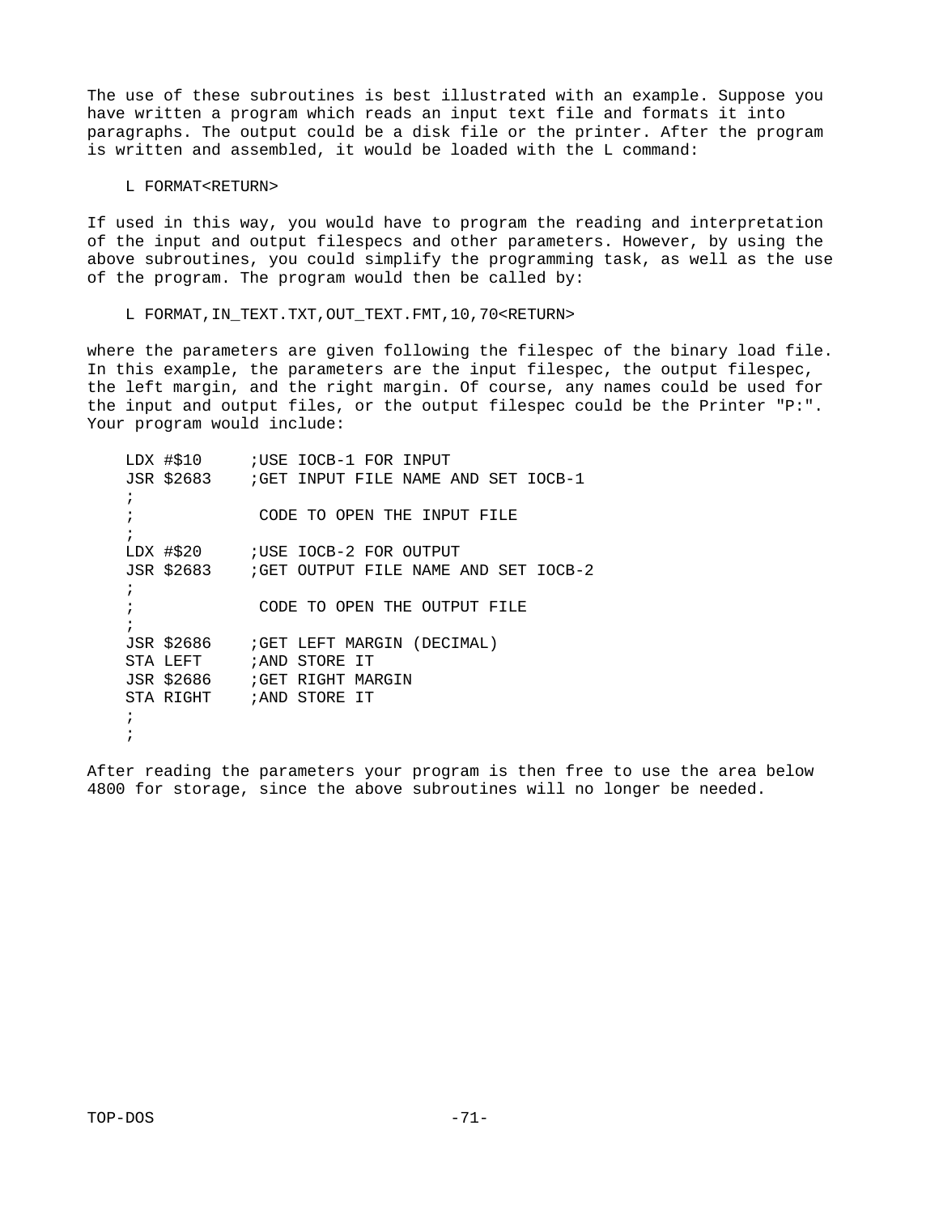The use of these subroutines is best illustrated with an example. Suppose you have written a program which reads an input text file and formats it into paragraphs. The output could be a disk file or the printer. After the program is written and assembled, it would be loaded with the L command:

```
L FORMAT<RETURN>
```

If used in this way, you would have to program the reading and interpretation of the input and output filespecs and other parameters. However, by using the above subroutines, you could simplify the programming task, as well as the use of the program. The program would then be called by:

```
L FORMAT,IN_TEXT.TXT,OUT_TEXT.FMT,10,70<RETURN>
```

where the parameters are given following the filespec of the binary load file. In this example, the parameters are the input filespec, the output filespec, the left margin, and the right margin. Of course, any names could be used for the input and output files, or the output filespec could be the Printer "P:". Your program would include:

```
LDX #$10     ;USE IOCB-1 FOR INPUT
JSR $2683    ;GET INPUT FILE NAME AND SET IOCB-1
;
;             CODE TO OPEN THE INPUT FILE
;
LDX #$20     ;USE IOCB-2 FOR OUTPUT
JSR $2683    ;GET OUTPUT FILE NAME AND SET IOCB-2
;
;             CODE TO OPEN THE OUTPUT FILE
;
JSR $2686    ;GET LEFT MARGIN (DECIMAL)
STA LEFT     ;AND STORE IT
JSR $2686    ;GET RIGHT MARGIN
STA RIGHT    ;AND STORE IT
;
;
```

After reading the parameters your program is then free to use the area below 4800 for storage, since the above subroutines will no longer be needed.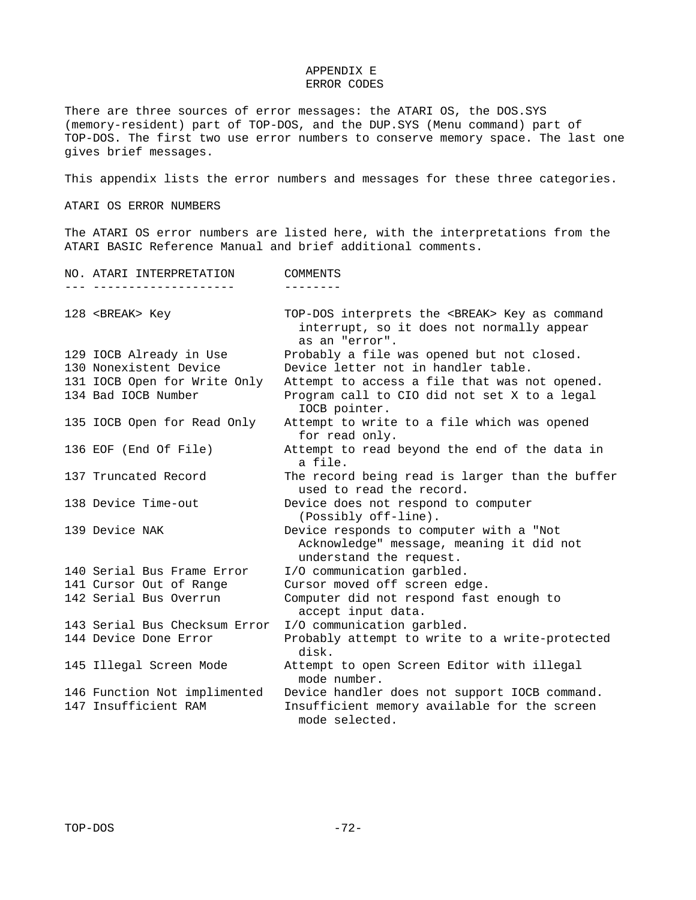# APPENDIX E
# ERROR CODES

There are three sources of error messages: the ATARI OS, the DOS.SYS (memory-resident) part of TOP-DOS, and the DUP.SYS (Menu command) part of TOP-DOS. The first two use error numbers to conserve memory space. The last one gives brief messages.

This appendix lists the error numbers and messages for these three categories.

## ATARI OS ERROR NUMBERS

The ATARI OS error numbers are listed here, with the interpretations from the ATARI BASIC Reference Manual and brief additional comments.

| NO. | ATARI INTERPRETATION | COMMENTS |
|---|---|---|
| 128 | <BREAK> Key | TOP-DOS interprets the <BREAK> Key as command interrupt, so it does not normally appear as an "error". |
| 129 | IOCB Already in Use | Probably a file was opened but not closed. |
| 130 | Nonexistent Device | Device letter not in handler table. |
| 131 | IOCB Open for Write Only | Attempt to access a file that was not opened. |
| 134 | Bad IOCB Number | Program call to CIO did not set X to a legal IOCB pointer. |
| 135 | IOCB Open for Read Only | Attempt to write to a file which was opened for read only. |
| 136 | EOF (End Of File) | Attempt to read beyond the end of the data in a file. |
| 137 | Truncated Record | The record being read is larger than the buffer used to read the record. |
| 138 | Device Time-out | Device does not respond to computer (Possibly off-line). |
| 139 | Device NAK | Device responds to computer with a "Not Acknowledge" message, meaning it did not understand the request. |
| 140 | Serial Bus Frame Error | I/O communication garbled. |
| 141 | Cursor Out of Range | Cursor moved off screen edge. |
| 142 | Serial Bus Overrun | Computer did not respond fast enough to accept input data. |
| 143 | Serial Bus Checksum Error | I/O communication garbled. |
| 144 | Device Done Error | Probably attempt to write to a write-protected disk. |
| 145 | Illegal Screen Mode | Attempt to open Screen Editor with illegal mode number. |
| 146 | Function Not implimented | Device handler does not support IOCB command. |
| 147 | Insufficient RAM | Insufficient memory available for the screen mode selected. |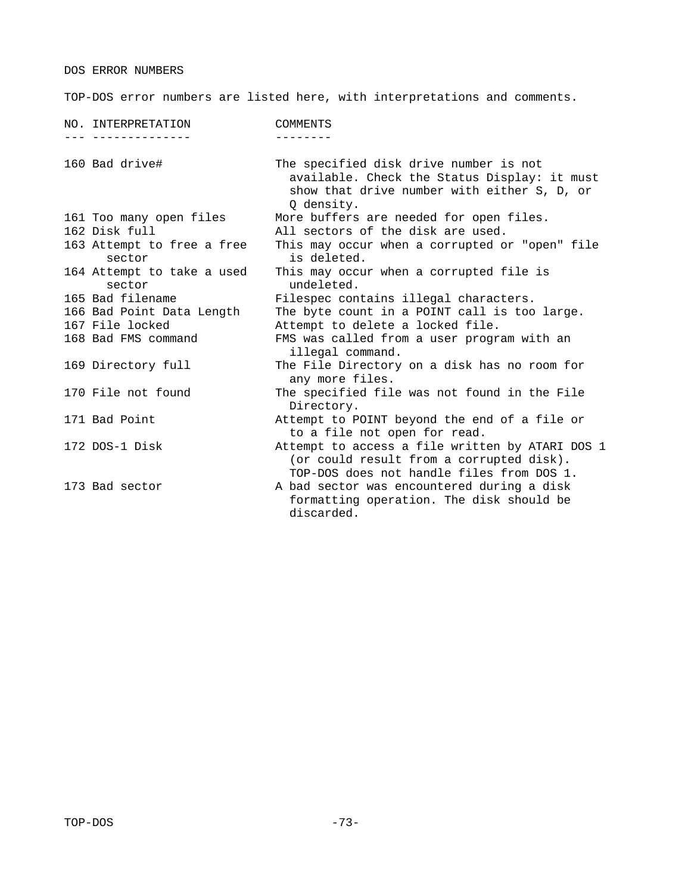# DOS ERROR NUMBERS

TOP-DOS error numbers are listed here, with interpretations and comments.

| NO. | INTERPRETATION | COMMENTS |
| --- | --- | --- |
| 160 | Bad drive# | The specified disk drive number is not available. Check the Status Display: it must show that drive number with either S, D, or Q density. |
| 161 | Too many open files | More buffers are needed for open files. |
| 162 | Disk full | All sectors of the disk are used. |
| 163 | Attempt to free a free sector | This may occur when a corrupted or "open" file is deleted. |
| 164 | Attempt to take a used sector | This may occur when a corrupted file is undeleted. |
| 165 | Bad filename | Filespec contains illegal characters. |
| 166 | Bad Point Data Length | The byte count in a POINT call is too large. |
| 167 | File locked | Attempt to delete a locked file. |
| 168 | Bad FMS command | FMS was called from a user program with an illegal command. |
| 169 | Directory full | The File Directory on a disk has no room for any more files. |
| 170 | File not found | The specified file was not found in the File Directory. |
| 171 | Bad Point | Attempt to POINT beyond the end of a file or to a file not open for read. |
| 172 | DOS-1 Disk | Attempt to access a file written by ATARI DOS 1 (or could result from a corrupted disk). TOP-DOS does not handle files from DOS 1. |
| 173 | Bad sector | A bad sector was encountered during a disk formatting operation. The disk should be discarded. |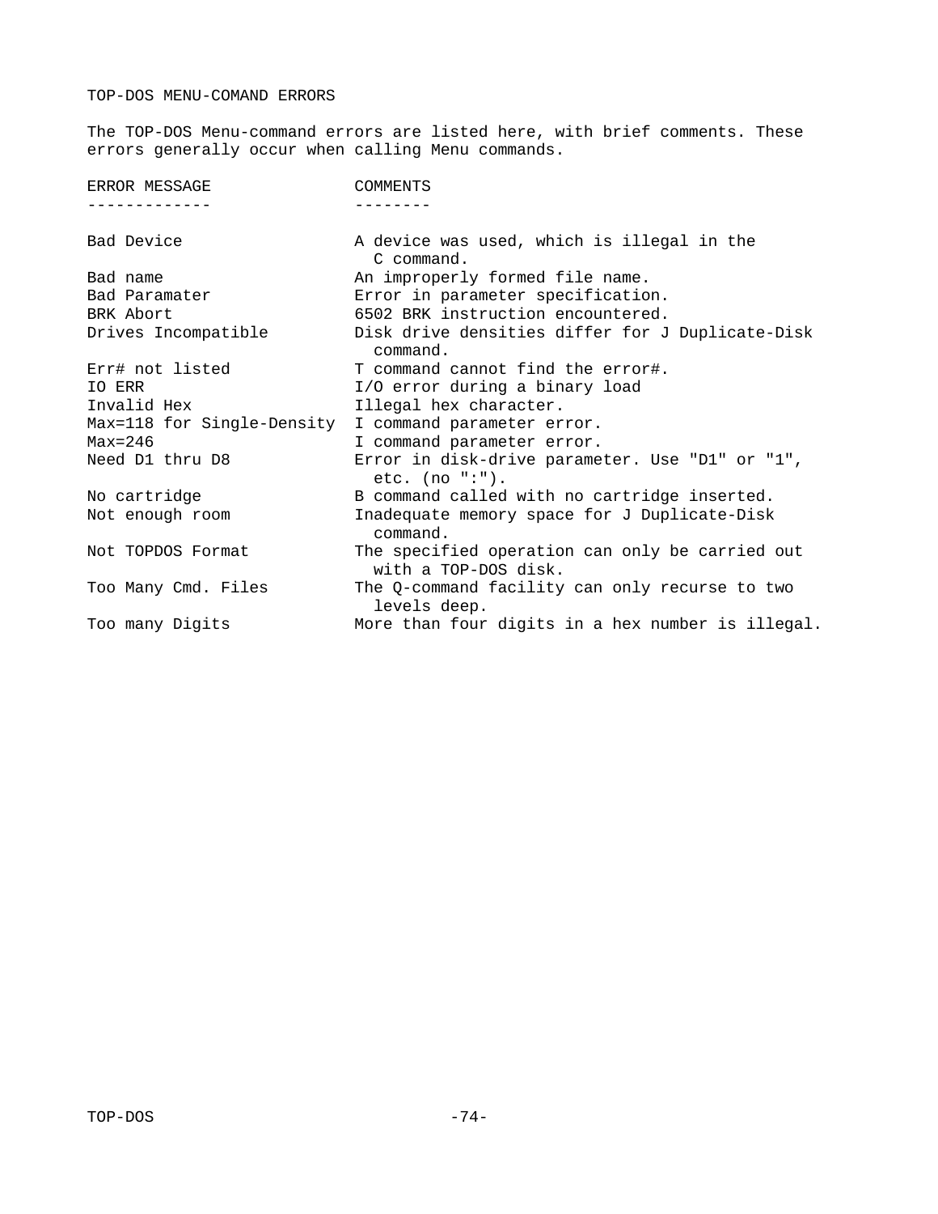# TOP-DOS MENU-COMAND ERRORS

The TOP-DOS Menu-command errors are listed here, with brief comments. These errors generally occur when calling Menu commands.

| ERROR MESSAGE | COMMENTS |
|---|---|
| Bad Device | A device was used, which is illegal in the C command. |
| Bad name | An improperly formed file name. |
| Bad Paramater | Error in parameter specification. |
| BRK Abort | 6502 BRK instruction encountered. |
| Drives Incompatible | Disk drive densities differ for J Duplicate-Disk command. |
| Err# not listed | T command cannot find the error#. |
| IO ERR | I/O error during a binary load |
| Invalid Hex | Illegal hex character. |
| Max=118 for Single-Density | I command parameter error. |
| Max=246 | I command parameter error. |
| Need D1 thru D8 | Error in disk-drive parameter. Use "D1" or "1", etc. (no ":"). |
| No cartridge | B command called with no cartridge inserted. |
| Not enough room | Inadequate memory space for J Duplicate-Disk command. |
| Not TOPDOS Format | The specified operation can only be carried out with a TOP-DOS disk. |
| Too Many Cmd. Files | The Q-command facility can only recurse to two levels deep. |
| Too many Digits | More than four digits in a hex number is illegal. |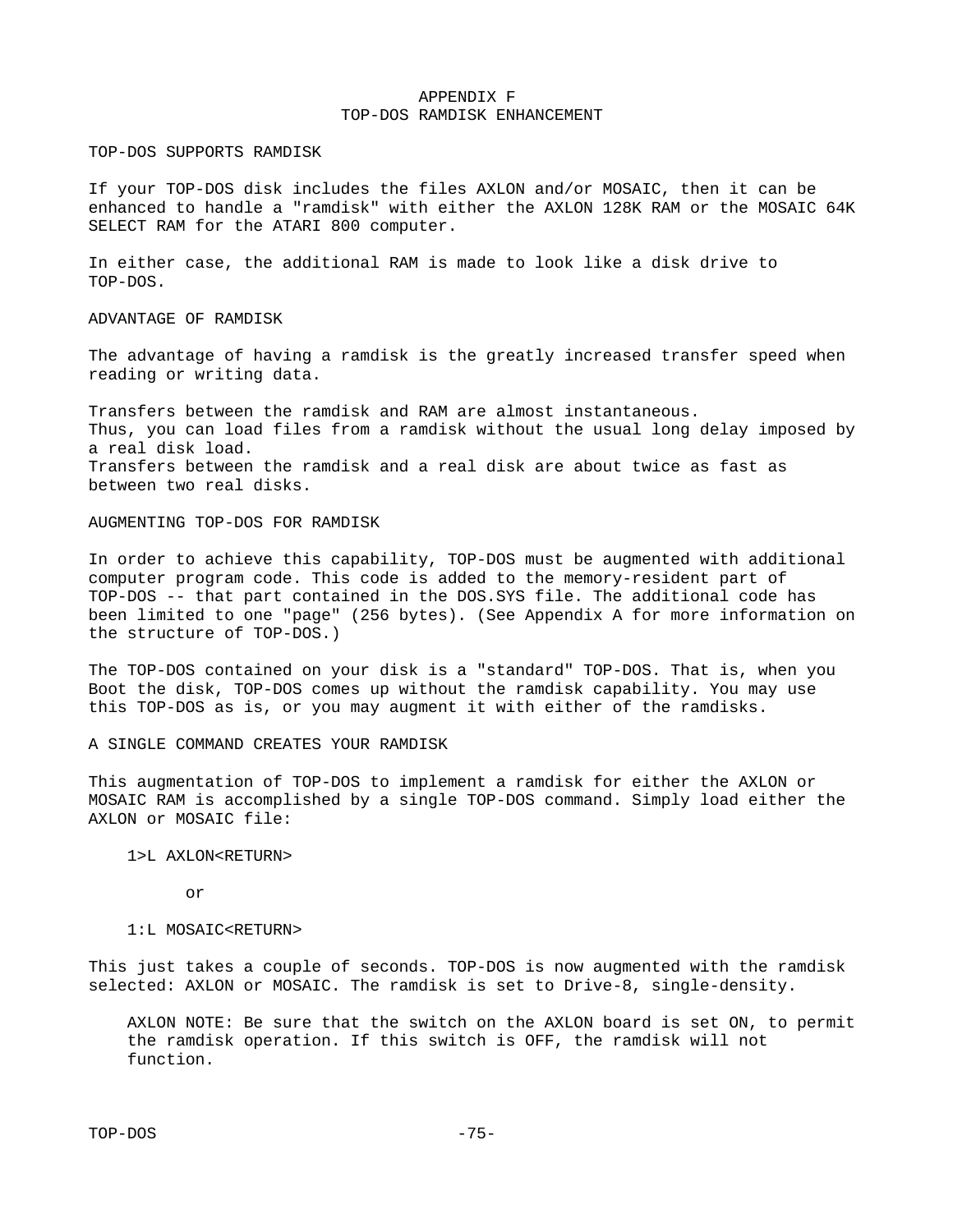# APPENDIX F
# TOP-DOS RAMDISK ENHANCEMENT

## TOP-DOS SUPPORTS RAMDISK

If your TOP-DOS disk includes the files AXLON and/or MOSAIC, then it can be enhanced to handle a "ramdisk" with either the AXLON 128K RAM or the MOSAIC 64K SELECT RAM for the ATARI 800 computer.

In either case, the additional RAM is made to look like a disk drive to TOP-DOS.

## ADVANTAGE OF RAMDISK

The advantage of having a ramdisk is the greatly increased transfer speed when reading or writing data.

Transfers between the ramdisk and RAM are almost instantaneous.
Thus, you can load files from a ramdisk without the usual long delay imposed by a real disk load.
Transfers between the ramdisk and a real disk are about twice as fast as between two real disks.

## AUGMENTING TOP-DOS FOR RAMDISK

In order to achieve this capability, TOP-DOS must be augmented with additional computer program code. This code is added to the memory-resident part of TOP-DOS -- that part contained in the DOS.SYS file. The additional code has been limited to one "page" (256 bytes). (See Appendix A for more information on the structure of TOP-DOS.)

The TOP-DOS contained on your disk is a "standard" TOP-DOS. That is, when you Boot the disk, TOP-DOS comes up without the ramdisk capability. You may use this TOP-DOS as is, or you may augment it with either of the ramdisks.

## A SINGLE COMMAND CREATES YOUR RAMDISK

This augmentation of TOP-DOS to implement a ramdisk for either the AXLON or MOSAIC RAM is accomplished by a single TOP-DOS command. Simply load either the AXLON or MOSAIC file:

```
1>L AXLON<RETURN>

      or

1:L MOSAIC<RETURN>
```

This just takes a couple of seconds. TOP-DOS is now augmented with the ramdisk selected: AXLON or MOSAIC. The ramdisk is set to Drive-8, single-density.

> AXLON NOTE: Be sure that the switch on the AXLON board is set ON, to permit the ramdisk operation. If this switch is OFF, the ramdisk will not function.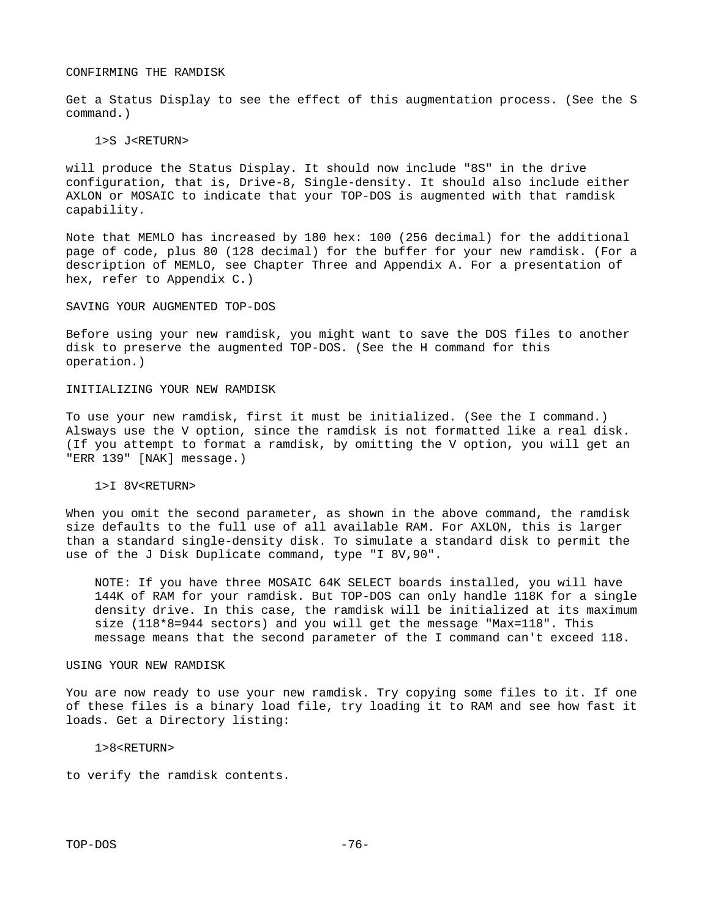## CONFIRMING THE RAMDISK

Get a Status Display to see the effect of this augmentation process. (See the S command.)

```
1>S J<RETURN>
```

will produce the Status Display. It should now include "8S" in the drive configuration, that is, Drive-8, Single-density. It should also include either AXLON or MOSAIC to indicate that your TOP-DOS is augmented with that ramdisk capability.

Note that MEMLO has increased by 180 hex: 100 (256 decimal) for the additional page of code, plus 80 (128 decimal) for the buffer for your new ramdisk. (For a description of MEMLO, see Chapter Three and Appendix A. For a presentation of hex, refer to Appendix C.)

## SAVING YOUR AUGMENTED TOP-DOS

Before using your new ramdisk, you might want to save the DOS files to another disk to preserve the augmented TOP-DOS. (See the H command for this operation.)

## INITIALIZING YOUR NEW RAMDISK

To use your new ramdisk, first it must be initialized. (See the I command.) Alsways use the V option, since the ramdisk is not formatted like a real disk. (If you attempt to format a ramdisk, by omitting the V option, you will get an "ERR 139" [NAK] message.)

```
1>I 8V<RETURN>
```

When you omit the second parameter, as shown in the above command, the ramdisk size defaults to the full use of all available RAM. For AXLON, this is larger than a standard single-density disk. To simulate a standard disk to permit the use of the J Disk Duplicate command, type "I 8V,90".

> NOTE: If you have three MOSAIC 64K SELECT boards installed, you will have 144K of RAM for your ramdisk. But TOP-DOS can only handle 118K for a single density drive. In this case, the ramdisk will be initialized at its maximum size (118*8=944 sectors) and you will get the message "Max=118". This message means that the second parameter of the I command can't exceed 118.

## USING YOUR NEW RAMDISK

You are now ready to use your new ramdisk. Try copying some files to it. If one of these files is a binary load file, try loading it to RAM and see how fast it loads. Get a Directory listing:

```
1>8<RETURN>
```

to verify the ramdisk contents.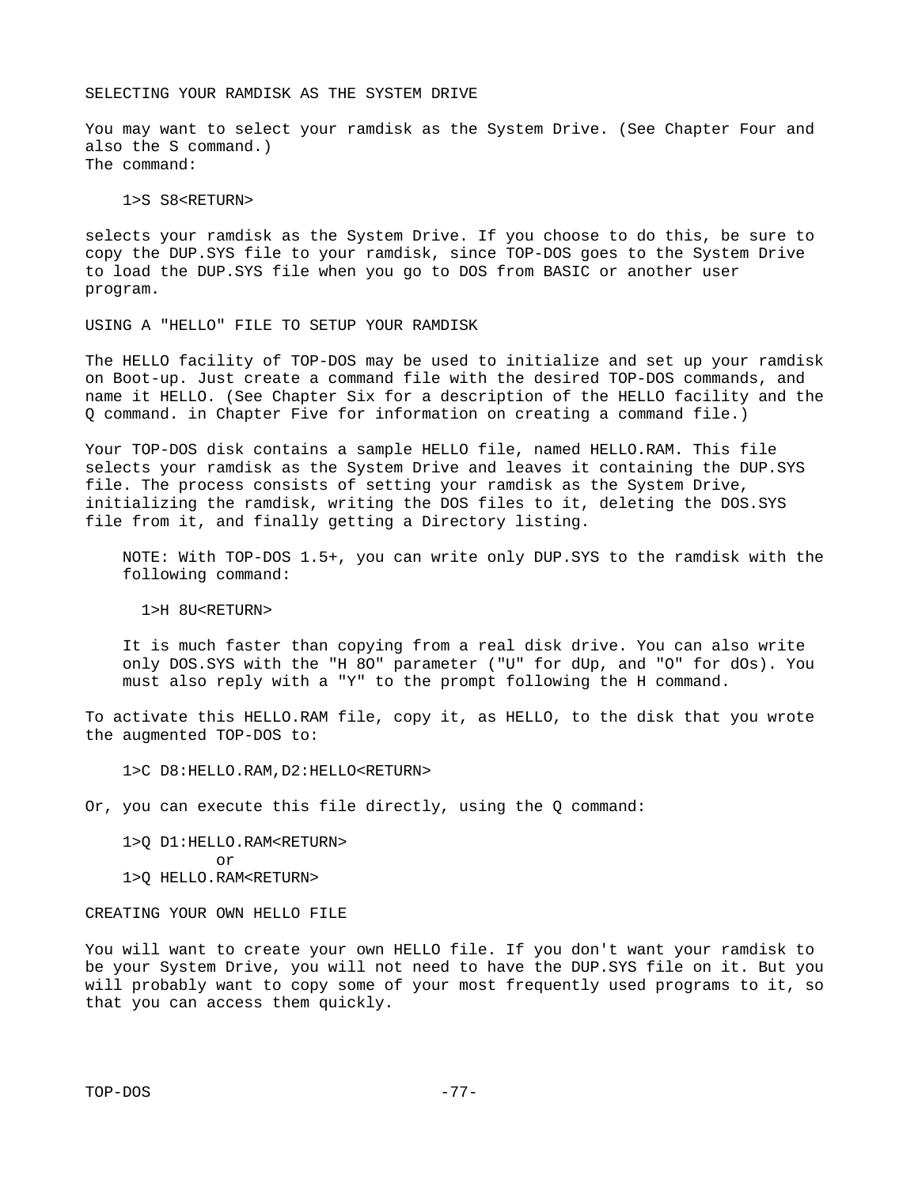## SELECTING YOUR RAMDISK AS THE SYSTEM DRIVE

You may want to select your ramdisk as the System Drive. (See Chapter Four and also the S command.)
The command:

```
1>S S8<RETURN>
```

selects your ramdisk as the System Drive. If you choose to do this, be sure to copy the DUP.SYS file to your ramdisk, since TOP-DOS goes to the System Drive to load the DUP.SYS file when you go to DOS from BASIC or another user program.

## USING A "HELLO" FILE TO SETUP YOUR RAMDISK

The HELLO facility of TOP-DOS may be used to initialize and set up your ramdisk on Boot-up. Just create a command file with the desired TOP-DOS commands, and name it HELLO. (See Chapter Six for a description of the HELLO facility and the Q command. in Chapter Five for information on creating a command file.)

Your TOP-DOS disk contains a sample HELLO file, named HELLO.RAM. This file selects your ramdisk as the System Drive and leaves it containing the DUP.SYS file. The process consists of setting your ramdisk as the System Drive, initializing the ramdisk, writing the DOS files to it, deleting the DOS.SYS file from it, and finally getting a Directory listing.

> NOTE: With TOP-DOS 1.5+, you can write only DUP.SYS to the ramdisk with the following command:
>
> ```
> 1>H 8U<RETURN>
> ```
>
> It is much faster than copying from a real disk drive. You can also write only DOS.SYS with the "H 8O" parameter ("U" for dUp, and "O" for dOs). You must also reply with a "Y" to the prompt following the H command.

To activate this HELLO.RAM file, copy it, as HELLO, to the disk that you wrote the augmented TOP-DOS to:

```
1>C D8:HELLO.RAM,D2:HELLO<RETURN>
```

Or, you can execute this file directly, using the Q command:

```
1>Q D1:HELLO.RAM<RETURN>
         or
1>Q HELLO.RAM<RETURN>
```

## CREATING YOUR OWN HELLO FILE

You will want to create your own HELLO file. If you don't want your ramdisk to be your System Drive, you will not need to have the DUP.SYS file on it. But you will probably want to copy some of your most frequently used programs to it, so that you can access them quickly.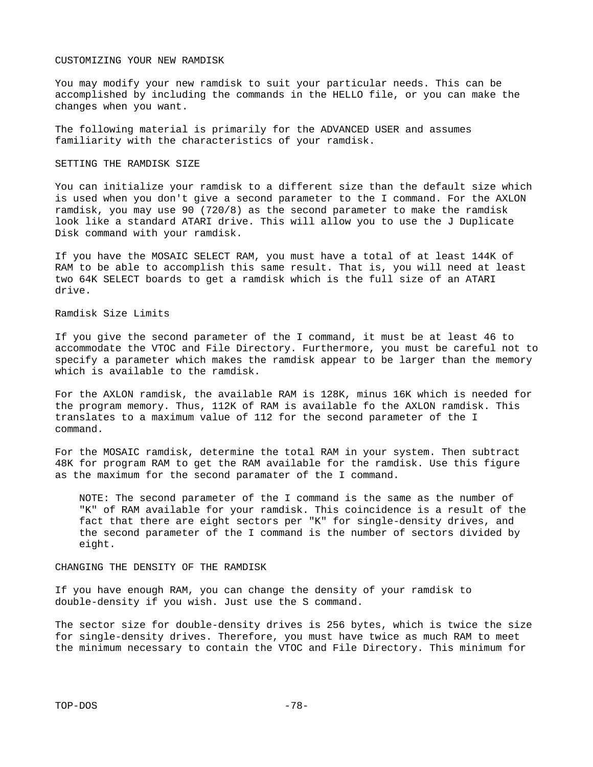## CUSTOMIZING YOUR NEW RAMDISK

You may modify your new ramdisk to suit your particular needs. This can be accomplished by including the commands in the HELLO file, or you can make the changes when you want.

The following material is primarily for the ADVANCED USER and assumes familiarity with the characteristics of your ramdisk.

### SETTING THE RAMDISK SIZE

You can initialize your ramdisk to a different size than the default size which is used when you don't give a second parameter to the I command. For the AXLON ramdisk, you may use 90 (720/8) as the second parameter to make the ramdisk look like a standard ATARI drive. This will allow you to use the J Duplicate Disk command with your ramdisk.

If you have the MOSAIC SELECT RAM, you must have a total of at least 144K of RAM to be able to accomplish this same result. That is, you will need at least two 64K SELECT boards to get a ramdisk which is the full size of an ATARI drive.

#### Ramdisk Size Limits

If you give the second parameter of the I command, it must be at least 46 to accommodate the VTOC and File Directory. Furthermore, you must be careful not to specify a parameter which makes the ramdisk appear to be larger than the memory which is available to the ramdisk.

For the AXLON ramdisk, the available RAM is 128K, minus 16K which is needed for the program memory. Thus, 112K of RAM is available fo the AXLON ramdisk. This translates to a maximum value of 112 for the second parameter of the I command.

For the MOSAIC ramdisk, determine the total RAM in your system. Then subtract 48K for program RAM to get the RAM available for the ramdisk. Use this figure as the maximum for the second paramater of the I command.

> NOTE: The second parameter of the I command is the same as the number of "K" of RAM available for your ramdisk. This coincidence is a result of the fact that there are eight sectors per "K" for single-density drives, and the second parameter of the I command is the number of sectors divided by eight.

### CHANGING THE DENSITY OF THE RAMDISK

If you have enough RAM, you can change the density of your ramdisk to double-density if you wish. Just use the S command.

The sector size for double-density drives is 256 bytes, which is twice the size for single-density drives. Therefore, you must have twice as much RAM to meet the minimum necessary to contain the VTOC and File Directory. This minimum for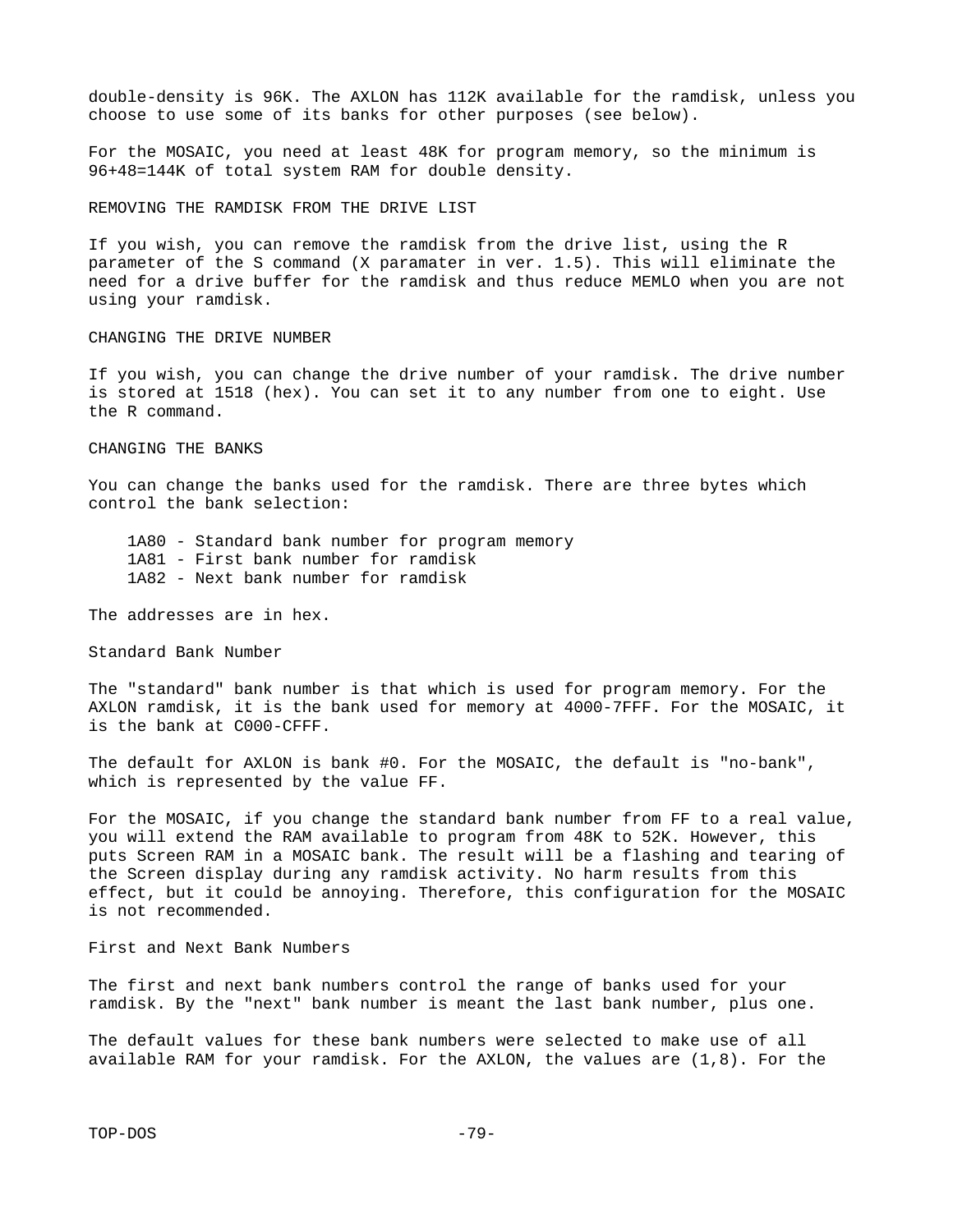double-density is 96K. The AXLON has 112K available for the ramdisk, unless you choose to use some of its banks for other purposes (see below).

For the MOSAIC, you need at least 48K for program memory, so the minimum is 96+48=144K of total system RAM for double density.

## REMOVING THE RAMDISK FROM THE DRIVE LIST

If you wish, you can remove the ramdisk from the drive list, using the R parameter of the S command (X paramater in ver. 1.5). This will eliminate the need for a drive buffer for the ramdisk and thus reduce MEMLO when you are not using your ramdisk.

## CHANGING THE DRIVE NUMBER

If you wish, you can change the drive number of your ramdisk. The drive number is stored at 1518 (hex). You can set it to any number from one to eight. Use the R command.

## CHANGING THE BANKS

You can change the banks used for the ramdisk. There are three bytes which control the bank selection:

- 1A80 - Standard bank number for program memory
- 1A81 - First bank number for ramdisk
- 1A82 - Next bank number for ramdisk

The addresses are in hex.

### Standard Bank Number

The "standard" bank number is that which is used for program memory. For the AXLON ramdisk, it is the bank used for memory at 4000-7FFF. For the MOSAIC, it is the bank at C000-CFFF.

The default for AXLON is bank #0. For the MOSAIC, the default is "no-bank", which is represented by the value FF.

For the MOSAIC, if you change the standard bank number from FF to a real value, you will extend the RAM available to program from 48K to 52K. However, this puts Screen RAM in a MOSAIC bank. The result will be a flashing and tearing of the Screen display during any ramdisk activity. No harm results from this effect, but it could be annoying. Therefore, this configuration for the MOSAIC is not recommended.

### First and Next Bank Numbers

The first and next bank numbers control the range of banks used for your ramdisk. By the "next" bank number is meant the last bank number, plus one.

The default values for these bank numbers were selected to make use of all available RAM for your ramdisk. For the AXLON, the values are (1,8). For the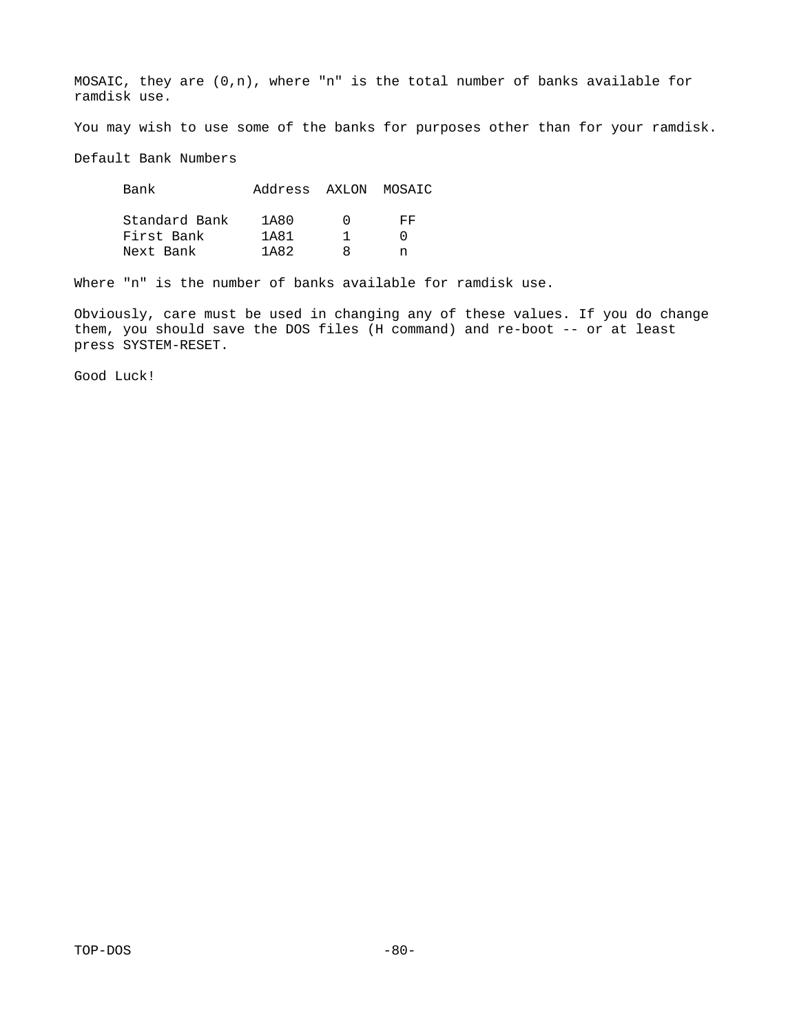MOSAIC, they are (0,n), where "n" is the total number of banks available for ramdisk use.

You may wish to use some of the banks for purposes other than for your ramdisk.

Default Bank Numbers

| Bank | Address | AXLON | MOSAIC |
| --- | --- | --- | --- |
| Standard Bank | 1A80 | 0 | FF |
| First Bank | 1A81 | 1 | 0 |
| Next Bank | 1A82 | 8 | n |

Where "n" is the number of banks available for ramdisk use.

Obviously, care must be used in changing any of these values. If you do change them, you should save the DOS files (H command) and re-boot -- or at least press SYSTEM-RESET.

Good Luck!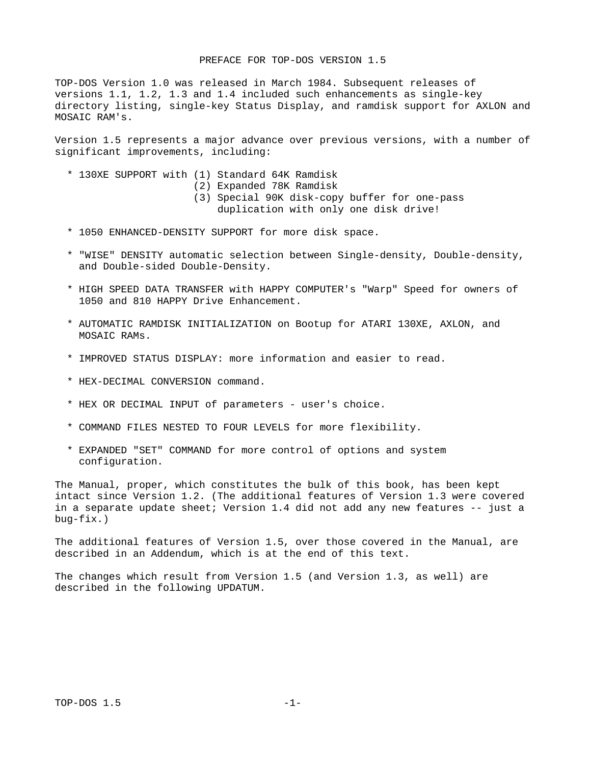# PREFACE FOR TOP-DOS VERSION 1.5

TOP-DOS Version 1.0 was released in March 1984. Subsequent releases of versions 1.1, 1.2, 1.3 and 1.4 included such enhancements as single-key directory listing, single-key Status Display, and ramdisk support for AXLON and MOSAIC RAM's.

Version 1.5 represents a major advance over previous versions, with a number of significant improvements, including:

* 130XE SUPPORT with (1) Standard 64K Ramdisk
  (2) Expanded 78K Ramdisk
  (3) Special 90K disk-copy buffer for one-pass duplication with only one disk drive!

* 1050 ENHANCED-DENSITY SUPPORT for more disk space.

* "WISE" DENSITY automatic selection between Single-density, Double-density, and Double-sided Double-Density.

* HIGH SPEED DATA TRANSFER with HAPPY COMPUTER's "Warp" Speed for owners of 1050 and 810 HAPPY Drive Enhancement.

* AUTOMATIC RAMDISK INITIALIZATION on Bootup for ATARI 130XE, AXLON, and MOSAIC RAMs.

* IMPROVED STATUS DISPLAY: more information and easier to read.

* HEX-DECIMAL CONVERSION command.

* HEX OR DECIMAL INPUT of parameters - user's choice.

* COMMAND FILES NESTED TO FOUR LEVELS for more flexibility.

* EXPANDED "SET" COMMAND for more control of options and system configuration.

The Manual, proper, which constitutes the bulk of this book, has been kept intact since Version 1.2. (The additional features of Version 1.3 were covered in a separate update sheet; Version 1.4 did not add any new features -- just a bug-fix.)

The additional features of Version 1.5, over those covered in the Manual, are described in an Addendum, which is at the end of this text.

The changes which result from Version 1.5 (and Version 1.3, as well) are described in the following UPDATUM.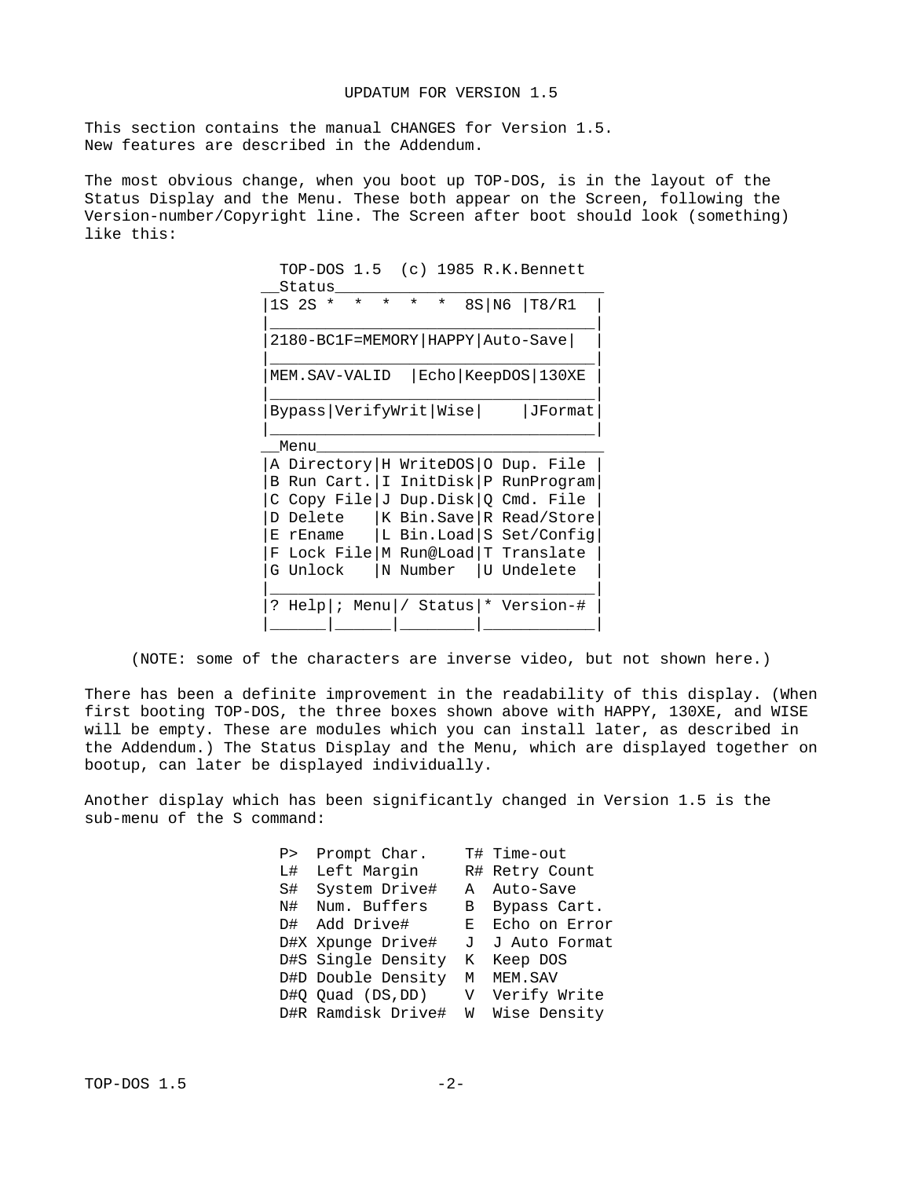# UPDATUM FOR VERSION 1.5

This section contains the manual CHANGES for Version 1.5.
New features are described in the Addendum.

The most obvious change, when you boot up TOP-DOS, is in the layout of the Status Display and the Menu. These both appear on the Screen, following the Version-number/Copyright line. The Screen after boot should look (something) like this:

```
  TOP-DOS 1.5  (c) 1985 R.K.Bennett
__Status____________________________
|1S 2S *  *  *  *  *  8S|N6 |T8/R1  |
|___________________________________|
|2180-BC1F=MEMORY|HAPPY|Auto-Save|  |
|___________________________________|
|MEM.SAV-VALID  |Echo|KeepDOS|130XE |
|___________________________________|
|Bypass|VerifyWrit|Wise|    |JFormat|
|___________________________________|
__Menu______________________________
|A Directory|H WriteDOS|O Dup. File |
|B Run Cart.|I InitDisk|P RunProgram|
|C Copy File|J Dup.Disk|Q Cmd. File |
|D Delete   |K Bin.Save|R Read/Store|
|E rEname   |L Bin.Load|S Set/Config|
|F Lock File|M Run@Load|T Translate |
|G Unlock   |N Number  |U Undelete  |
|___________________________________|
|? Help|; Menu|/ Status|* Version-# |
|______|______|________|____________|
```

(NOTE: some of the characters are inverse video, but not shown here.)

There has been a definite improvement in the readability of this display. (When first booting TOP-DOS, the three boxes shown above with HAPPY, 130XE, and WISE will be empty. These are modules which you can install later, as described in the Addendum.) The Status Display and the Menu, which are displayed together on bootup, can later be displayed individually.

Another display which has been significantly changed in Version 1.5 is the sub-menu of the S command:

```
P>  Prompt Char.    T# Time-out
L#  Left Margin     R# Retry Count
S#  System Drive#   A  Auto-Save
N#  Num. Buffers    B  Bypass Cart.
D#  Add Drive#      E  Echo on Error
D#X Xpunge Drive#   J  J Auto Format
D#S Single Density  K  Keep DOS
D#D Double Density  M  MEM.SAV
D#Q Quad (DS,DD)    V  Verify Write
D#R Ramdisk Drive#  W  Wise Density
```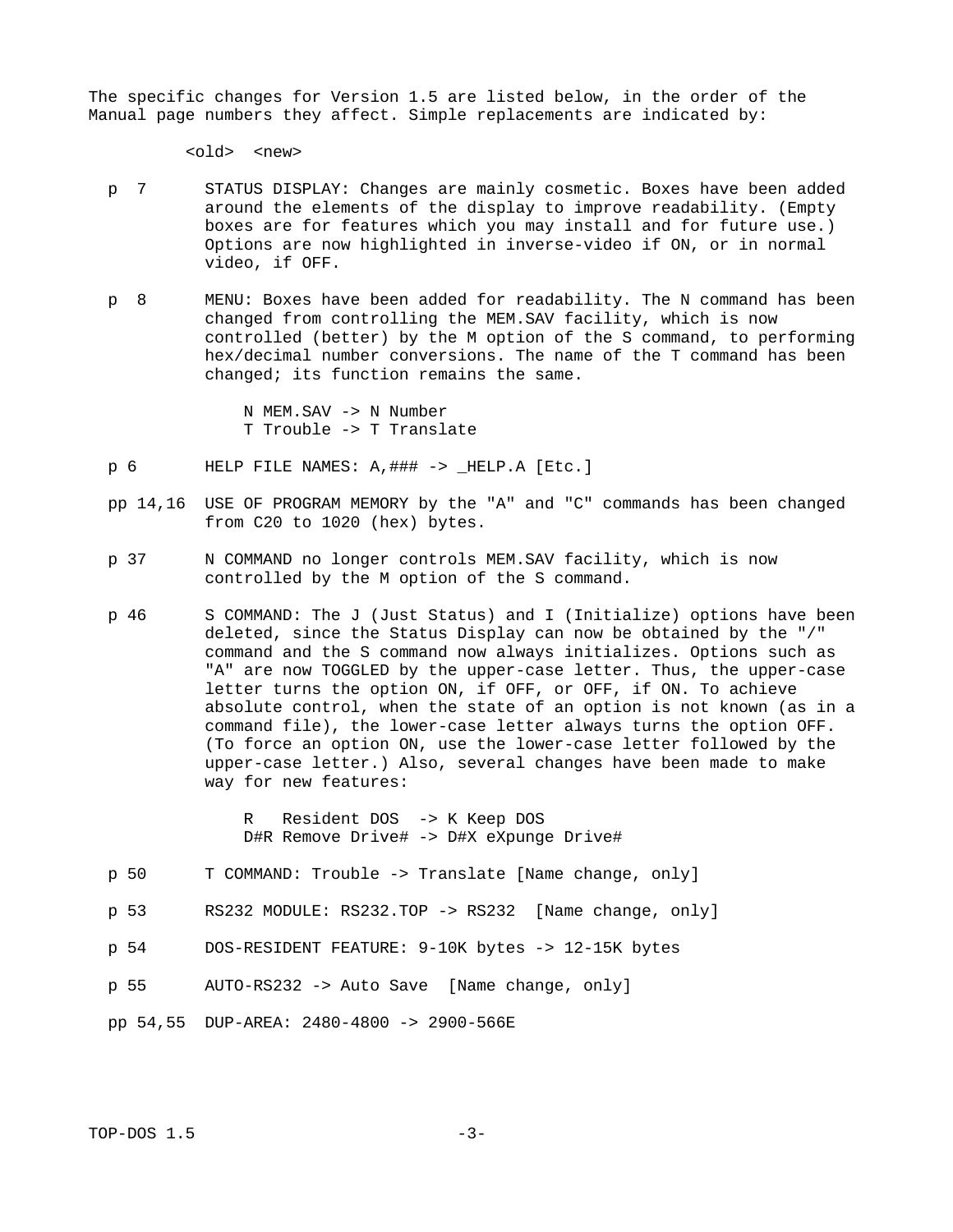The specific changes for Version 1.5 are listed below, in the order of the Manual page numbers they affect. Simple replacements are indicated by:

<old>  <new>

- **p 7** STATUS DISPLAY: Changes are mainly cosmetic. Boxes have been added around the elements of the display to improve readability. (Empty boxes are for features which you may install and for future use.) Options are now highlighted in inverse-video if ON, or in normal video, if OFF.

- **p 8** MENU: Boxes have been added for readability. The N command has been changed from controlling the MEM.SAV facility, which is now controlled (better) by the M option of the S command, to performing hex/decimal number conversions. The name of the T command has been changed; its function remains the same.

  ```
  N MEM.SAV -> N Number
  T Trouble -> T Translate
  ```

- **p 6** HELP FILE NAMES: A,### -> _HELP.A [Etc.]

- **pp 14,16** USE OF PROGRAM MEMORY by the "A" and "C" commands has been changed from C20 to 1020 (hex) bytes.

- **p 37** N COMMAND no longer controls MEM.SAV facility, which is now controlled by the M option of the S command.

- **p 46** S COMMAND: The J (Just Status) and I (Initialize) options have been deleted, since the Status Display can now be obtained by the "/" command and the S command now always initializes. Options such as "A" are now TOGGLED by the upper-case letter. Thus, the upper-case letter turns the option ON, if OFF, or OFF, if ON. To achieve absolute control, when the state of an option is not known (as in a command file), the lower-case letter always turns the option OFF. (To force an option ON, use the lower-case letter followed by the upper-case letter.) Also, several changes have been made to make way for new features:

  ```
  R   Resident DOS  -> K Keep DOS
  D#R Remove Drive# -> D#X eXpunge Drive#
  ```

- **p 50** T COMMAND: Trouble -> Translate [Name change, only]

- **p 53** RS232 MODULE: RS232.TOP -> RS232 [Name change, only]

- **p 54** DOS-RESIDENT FEATURE: 9-10K bytes -> 12-15K bytes

- **p 55** AUTO-RS232 -> Auto Save [Name change, only]

- **pp 54,55** DUP-AREA: 2480-4800 -> 2900-566E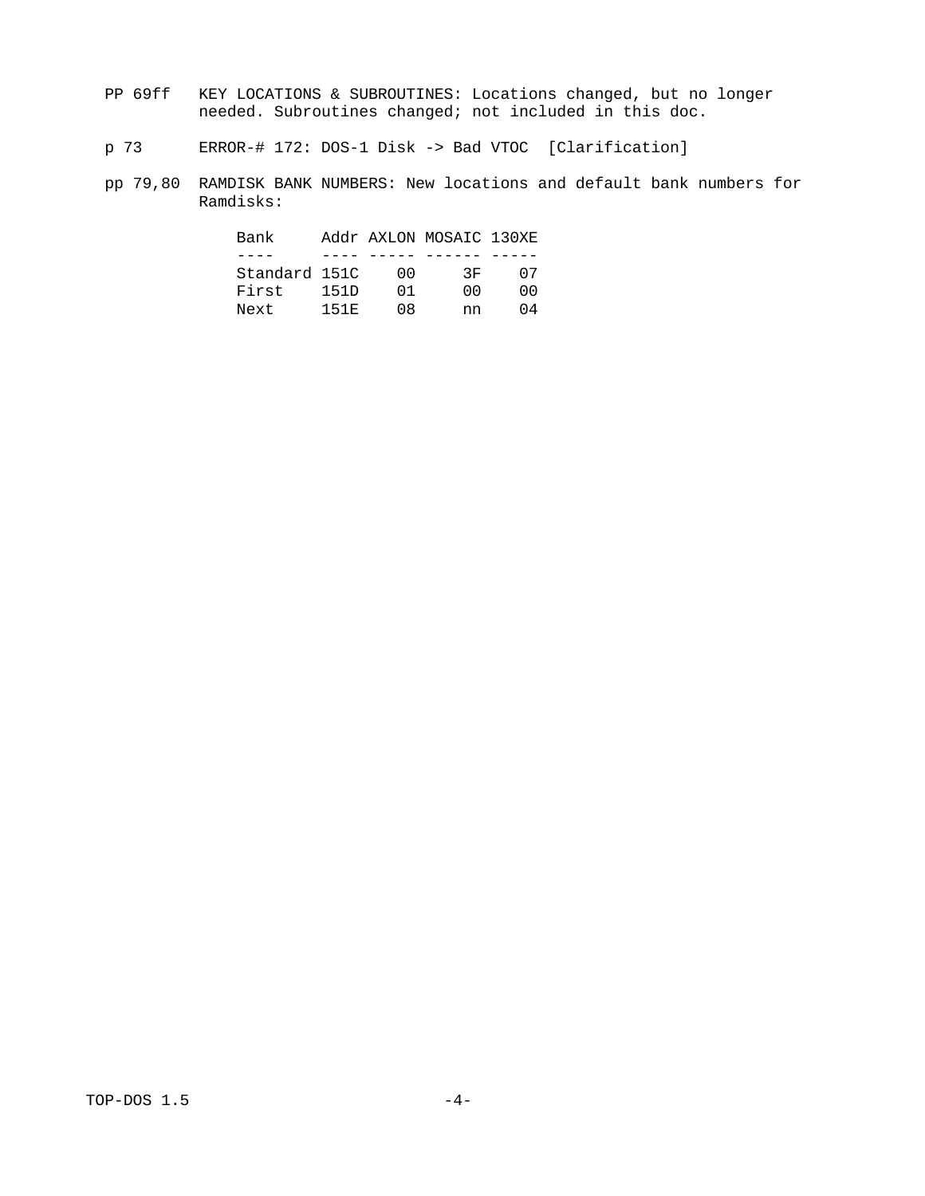PP 69ff  KEY LOCATIONS & SUBROUTINES: Locations changed, but no longer needed. Subroutines changed; not included in this doc.

p 73  ERROR-# 172: DOS-1 Disk -> Bad VTOC [Clarification]

pp 79,80  RAMDISK BANK NUMBERS: New locations and default bank numbers for Ramdisks:

| Bank | Addr | AXLON | MOSAIC | 130XE |
| --- | --- | --- | --- | --- |
| Standard | 151C | 00 | 3F | 07 |
| First | 151D | 01 | 00 | 00 |
| Next | 151E | 08 | nn | 04 |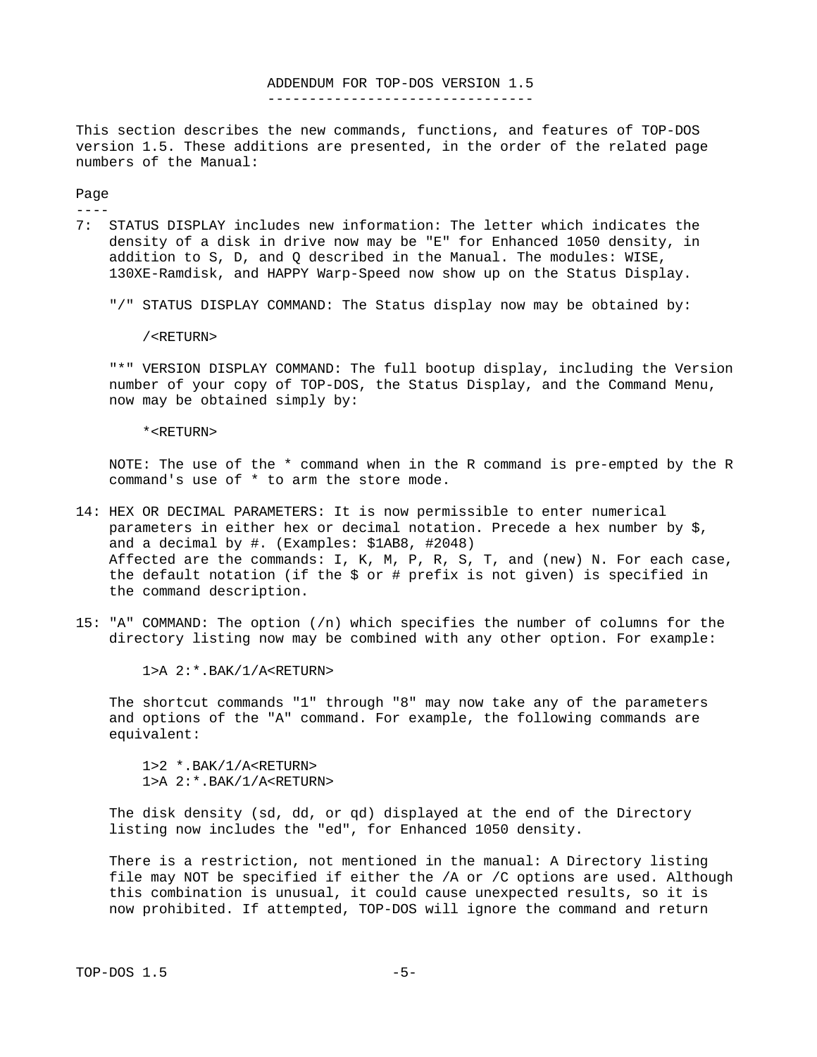# ADDENDUM FOR TOP-DOS VERSION 1.5

This section describes the new commands, functions, and features of TOP-DOS version 1.5. These additions are presented, in the order of the related page numbers of the Manual:

Page

**7:** STATUS DISPLAY includes new information: The letter which indicates the density of a disk in drive now may be "E" for Enhanced 1050 density, in addition to S, D, and Q described in the Manual. The modules: WISE, 130XE-Ramdisk, and HAPPY Warp-Speed now show up on the Status Display.

"/" STATUS DISPLAY COMMAND: The Status display now may be obtained by:

```
/<RETURN>
```

"*" VERSION DISPLAY COMMAND: The full bootup display, including the Version number of your copy of TOP-DOS, the Status Display, and the Command Menu, now may be obtained simply by:

```
*<RETURN>
```

NOTE: The use of the * command when in the R command is pre-empted by the R command's use of * to arm the store mode.

**14:** HEX OR DECIMAL PARAMETERS: It is now permissible to enter numerical parameters in either hex or decimal notation. Precede a hex number by $, and a decimal by #. (Examples: $1AB8, #2048)
Affected are the commands: I, K, M, P, R, S, T, and (new) N. For each case, the default notation (if the $ or # prefix is not given) is specified in the command description.

**15:** "A" COMMAND: The option (/n) which specifies the number of columns for the directory listing now may be combined with any other option. For example:

```
1>A 2:*.BAK/1/A<RETURN>
```

The shortcut commands "1" through "8" may now take any of the parameters and options of the "A" command. For example, the following commands are equivalent:

```
1>2 *.BAK/1/A<RETURN>
1>A 2:*.BAK/1/A<RETURN>
```

The disk density (sd, dd, or qd) displayed at the end of the Directory listing now includes the "ed", for Enhanced 1050 density.

There is a restriction, not mentioned in the manual: A Directory listing file may NOT be specified if either the /A or /C options are used. Although this combination is unusual, it could cause unexpected results, so it is now prohibited. If attempted, TOP-DOS will ignore the command and return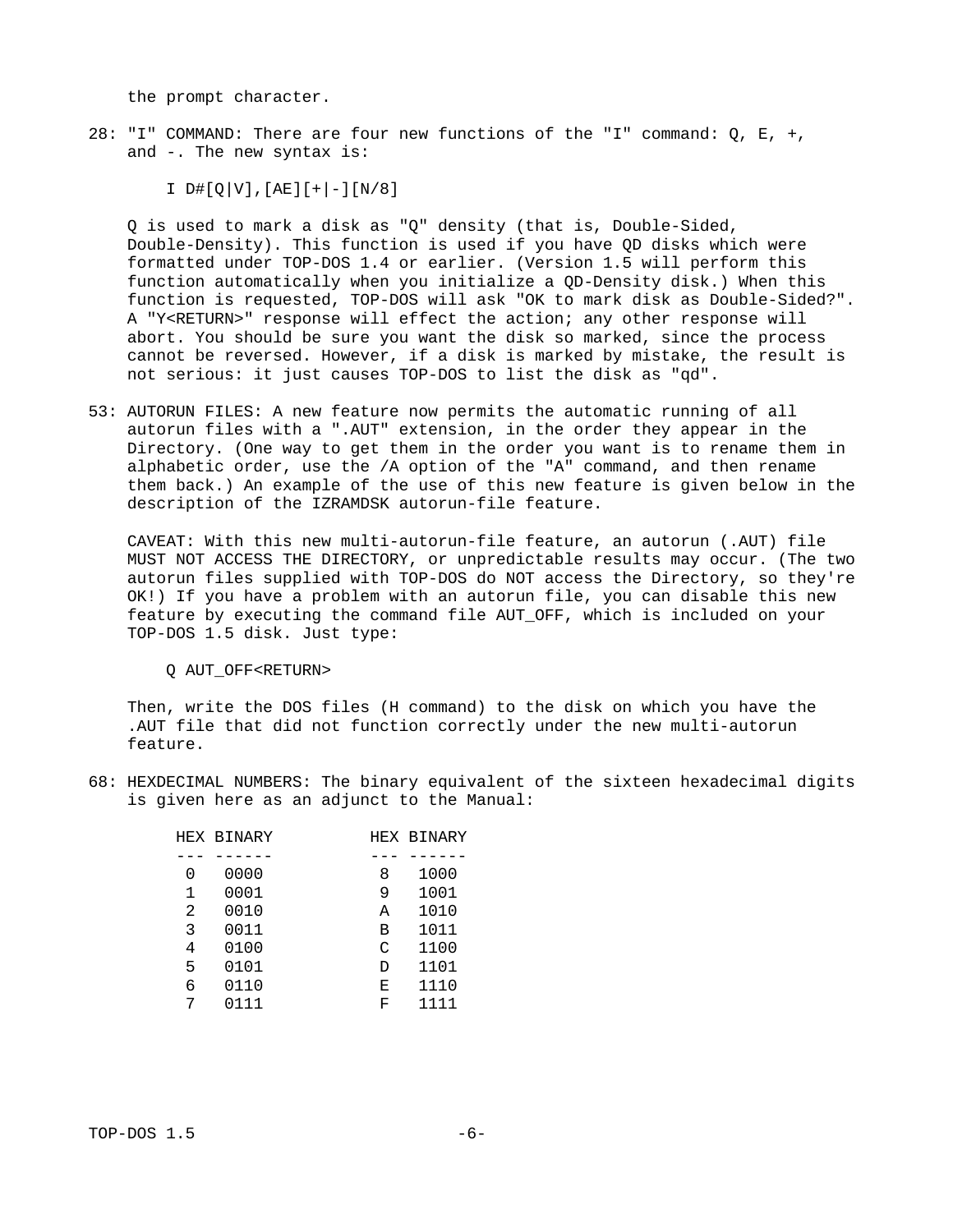the prompt character.

28: "I" COMMAND: There are four new functions of the "I" command: Q, E, +, and -. The new syntax is:

```
I D#[Q|V],[AE][+|-][N/8]
```

Q is used to mark a disk as "Q" density (that is, Double-Sided, Double-Density). This function is used if you have QD disks which were formatted under TOP-DOS 1.4 or earlier. (Version 1.5 will perform this function automatically when you initialize a QD-Density disk.) When this function is requested, TOP-DOS will ask "OK to mark disk as Double-Sided?". A "Y<RETURN>" response will effect the action; any other response will abort. You should be sure you want the disk so marked, since the process cannot be reversed. However, if a disk is marked by mistake, the result is not serious: it just causes TOP-DOS to list the disk as "qd".

53: AUTORUN FILES: A new feature now permits the automatic running of all autorun files with a ".AUT" extension, in the order they appear in the Directory. (One way to get them in the order you want is to rename them in alphabetic order, use the /A option of the "A" command, and then rename them back.) An example of the use of this new feature is given below in the description of the IZRAMDSK autorun-file feature.

CAVEAT: With this new multi-autorun-file feature, an autorun (.AUT) file MUST NOT ACCESS THE DIRECTORY, or unpredictable results may occur. (The two autorun files supplied with TOP-DOS do NOT access the Directory, so they're OK!) If you have a problem with an autorun file, you can disable this new feature by executing the command file AUT_OFF, which is included on your TOP-DOS 1.5 disk. Just type:

```
Q AUT_OFF<RETURN>
```

Then, write the DOS files (H command) to the disk on which you have the .AUT file that did not function correctly under the new multi-autorun feature.

68: HEXDECIMAL NUMBERS: The binary equivalent of the sixteen hexadecimal digits is given here as an adjunct to the Manual:

| HEX | BINARY | HEX | BINARY |
|---|---|---|---|
| 0 | 0000 | 8 | 1000 |
| 1 | 0001 | 9 | 1001 |
| 2 | 0010 | A | 1010 |
| 3 | 0011 | B | 1011 |
| 4 | 0100 | C | 1100 |
| 5 | 0101 | D | 1101 |
| 6 | 0110 | E | 1110 |
| 7 | 0111 | F | 1111 |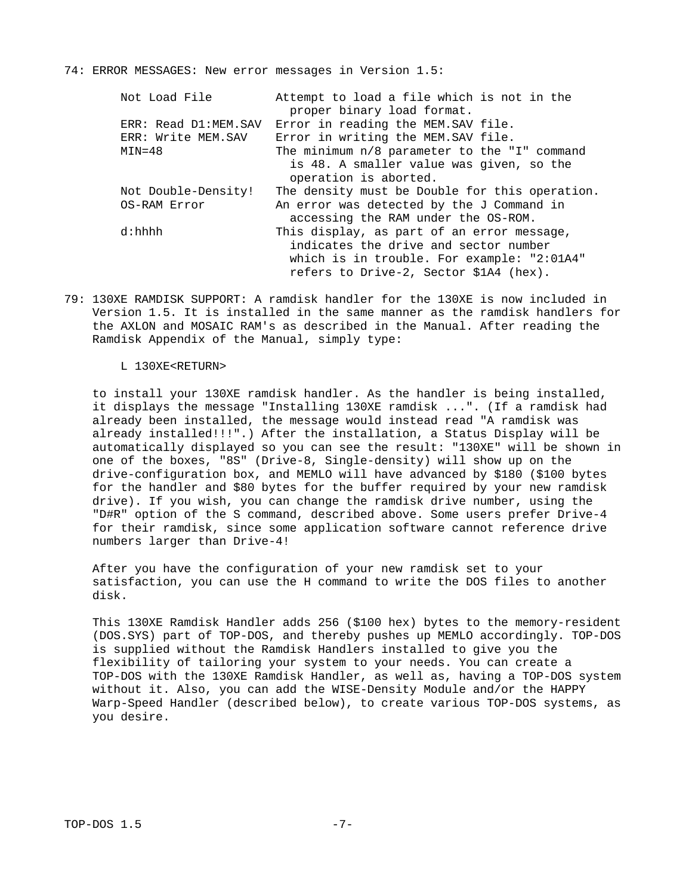74: ERROR MESSAGES: New error messages in Version 1.5:

| | |
|---|---|
| Not Load File | Attempt to load a file which is not in the proper binary load format. |
| ERR: Read D1:MEM.SAV | Error in reading the MEM.SAV file. |
| ERR: Write MEM.SAV | Error in writing the MEM.SAV file. |
| MIN=48 | The minimum n/8 parameter to the "I" command is 48. A smaller value was given, so the operation is aborted. |
| Not Double-Density! | The density must be Double for this operation. |
| OS-RAM Error | An error was detected by the J Command in accessing the RAM under the OS-ROM. |
| d:hhhh | This display, as part of an error message, indicates the drive and sector number which is in trouble. For example: "2:01A4" refers to Drive-2, Sector $1A4 (hex). |

79: 130XE RAMDISK SUPPORT: A ramdisk handler for the 130XE is now included in Version 1.5. It is installed in the same manner as the ramdisk handlers for the AXLON and MOSAIC RAM's as described in the Manual. After reading the Ramdisk Appendix of the Manual, simply type:

```
L 130XE<RETURN>
```

to install your 130XE ramdisk handler. As the handler is being installed, it displays the message "Installing 130XE ramdisk ...". (If a ramdisk had already been installed, the message would instead read "A ramdisk was already installed!!!".) After the installation, a Status Display will be automatically displayed so you can see the result: "130XE" will be shown in one of the boxes, "8S" (Drive-8, Single-density) will show up on the drive-configuration box, and MEMLO will have advanced by $180 ($100 bytes for the handler and $80 bytes for the buffer required by your new ramdisk drive). If you wish, you can change the ramdisk drive number, using the "D#R" option of the S command, described above. Some users prefer Drive-4 for their ramdisk, since some application software cannot reference drive numbers larger than Drive-4!

After you have the configuration of your new ramdisk set to your satisfaction, you can use the H command to write the DOS files to another disk.

This 130XE Ramdisk Handler adds 256 ($100 hex) bytes to the memory-resident (DOS.SYS) part of TOP-DOS, and thereby pushes up MEMLO accordingly. TOP-DOS is supplied without the Ramdisk Handlers installed to give you the flexibility of tailoring your system to your needs. You can create a TOP-DOS with the 130XE Ramdisk Handler, as well as, having a TOP-DOS system without it. Also, you can add the WISE-Density Module and/or the HAPPY Warp-Speed Handler (described below), to create various TOP-DOS systems, as you desire.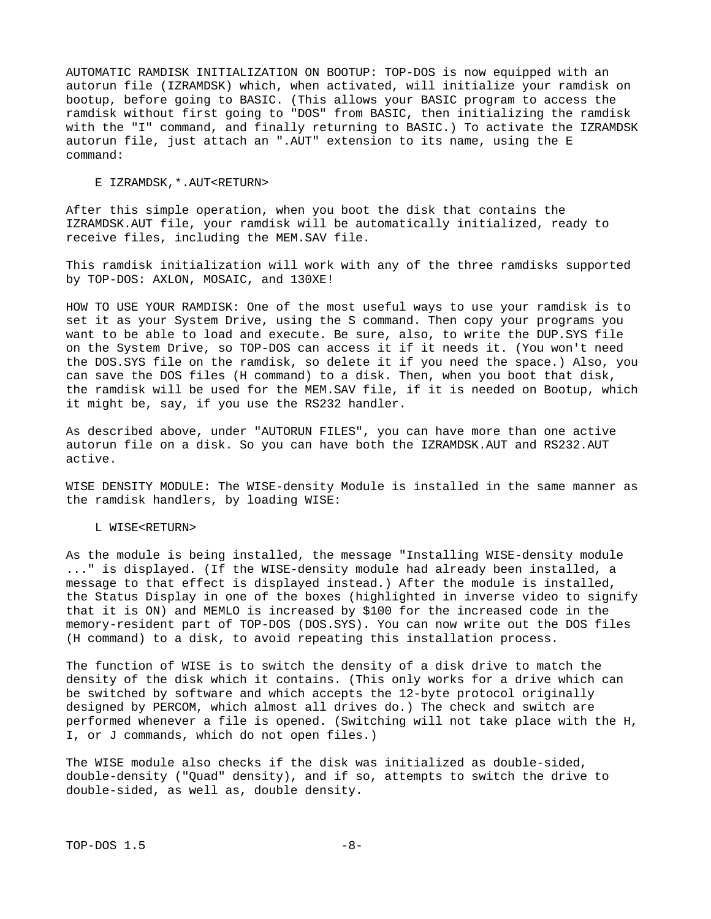AUTOMATIC RAMDISK INITIALIZATION ON BOOTUP: TOP-DOS is now equipped with an autorun file (IZRAMDSK) which, when activated, will initialize your ramdisk on bootup, before going to BASIC. (This allows your BASIC program to access the ramdisk without first going to "DOS" from BASIC, then initializing the ramdisk with the "I" command, and finally returning to BASIC.) To activate the IZRAMDSK autorun file, just attach an ".AUT" extension to its name, using the E command:

```
E IZRAMDSK,*.AUT<RETURN>
```

After this simple operation, when you boot the disk that contains the IZRAMDSK.AUT file, your ramdisk will be automatically initialized, ready to receive files, including the MEM.SAV file.

This ramdisk initialization will work with any of the three ramdisks supported by TOP-DOS: AXLON, MOSAIC, and 130XE!

HOW TO USE YOUR RAMDISK: One of the most useful ways to use your ramdisk is to set it as your System Drive, using the S command. Then copy your programs you want to be able to load and execute. Be sure, also, to write the DUP.SYS file on the System Drive, so TOP-DOS can access it if it needs it. (You won't need the DOS.SYS file on the ramdisk, so delete it if you need the space.) Also, you can save the DOS files (H command) to a disk. Then, when you boot that disk, the ramdisk will be used for the MEM.SAV file, if it is needed on Bootup, which it might be, say, if you use the RS232 handler.

As described above, under "AUTORUN FILES", you can have more than one active autorun file on a disk. So you can have both the IZRAMDSK.AUT and RS232.AUT active.

WISE DENSITY MODULE: The WISE-density Module is installed in the same manner as the ramdisk handlers, by loading WISE:

```
L WISE<RETURN>
```

As the module is being installed, the message "Installing WISE-density module ..." is displayed. (If the WISE-density module had already been installed, a message to that effect is displayed instead.) After the module is installed, the Status Display in one of the boxes (highlighted in inverse video to signify that it is ON) and MEMLO is increased by $100 for the increased code in the memory-resident part of TOP-DOS (DOS.SYS). You can now write out the DOS files (H command) to a disk, to avoid repeating this installation process.

The function of WISE is to switch the density of a disk drive to match the density of the disk which it contains. (This only works for a drive which can be switched by software and which accepts the 12-byte protocol originally designed by PERCOM, which almost all drives do.) The check and switch are performed whenever a file is opened. (Switching will not take place with the H, I, or J commands, which do not open files.)

The WISE module also checks if the disk was initialized as double-sided, double-density ("Quad" density), and if so, attempts to switch the drive to double-sided, as well as, double density.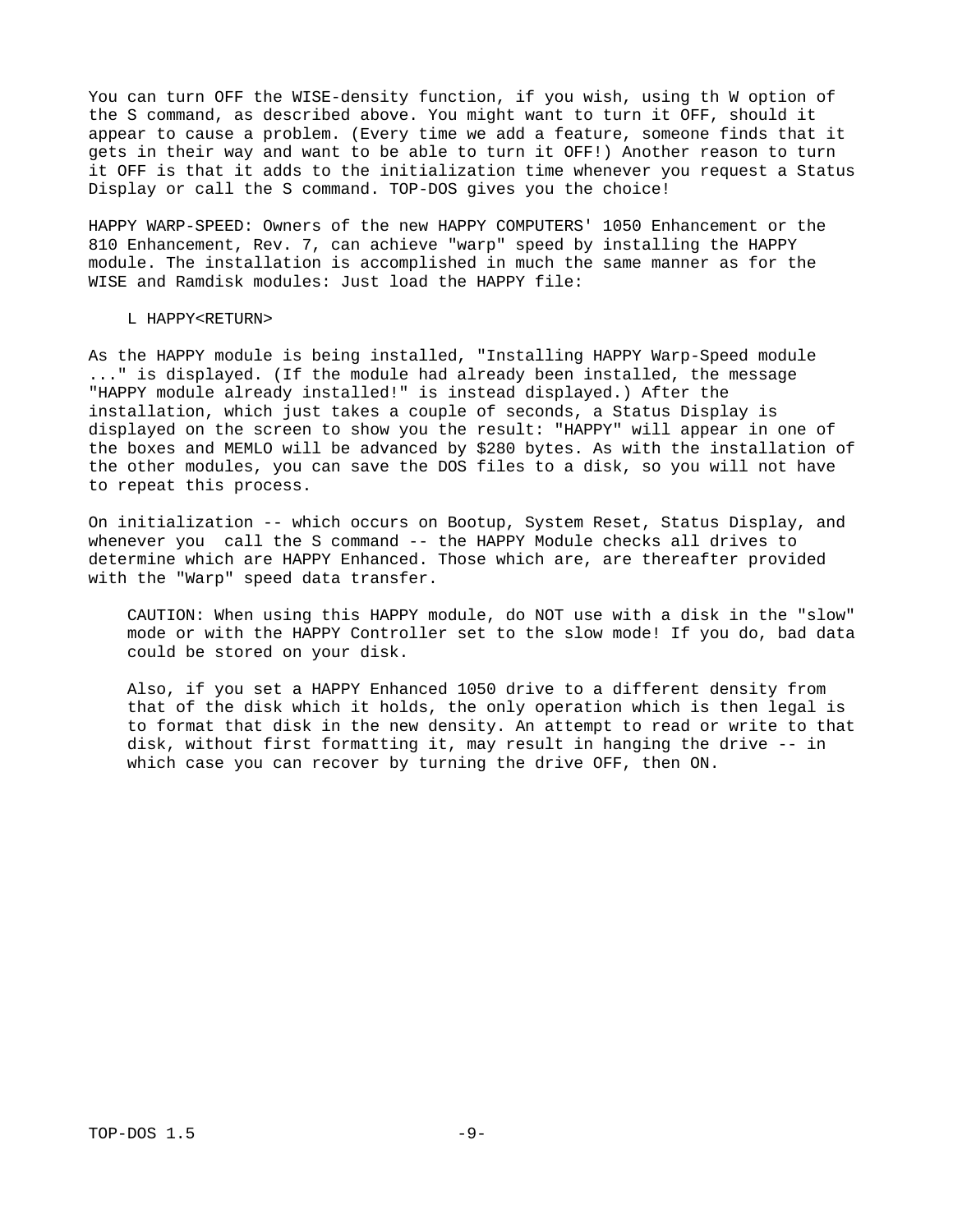You can turn OFF the WISE-density function, if you wish, using th W option of the S command, as described above. You might want to turn it OFF, should it appear to cause a problem. (Every time we add a feature, someone finds that it gets in their way and want to be able to turn it OFF!) Another reason to turn it OFF is that it adds to the initialization time whenever you request a Status Display or call the S command. TOP-DOS gives you the choice!

HAPPY WARP-SPEED: Owners of the new HAPPY COMPUTERS' 1050 Enhancement or the 810 Enhancement, Rev. 7, can achieve "warp" speed by installing the HAPPY module. The installation is accomplished in much the same manner as for the WISE and Ramdisk modules: Just load the HAPPY file:

```
L HAPPY<RETURN>
```

As the HAPPY module is being installed, "Installing HAPPY Warp-Speed module ..." is displayed. (If the module had already been installed, the message "HAPPY module already installed!" is instead displayed.) After the installation, which just takes a couple of seconds, a Status Display is displayed on the screen to show you the result: "HAPPY" will appear in one of the boxes and MEMLO will be advanced by $280 bytes. As with the installation of the other modules, you can save the DOS files to a disk, so you will not have to repeat this process.

On initialization -- which occurs on Bootup, System Reset, Status Display, and whenever you call the S command -- the HAPPY Module checks all drives to determine which are HAPPY Enhanced. Those which are, are thereafter provided with the "Warp" speed data transfer.

> CAUTION: When using this HAPPY module, do NOT use with a disk in the "slow" mode or with the HAPPY Controller set to the slow mode! If you do, bad data could be stored on your disk.
>
> Also, if you set a HAPPY Enhanced 1050 drive to a different density from that of the disk which it holds, the only operation which is then legal is to format that disk in the new density. An attempt to read or write to that disk, without first formatting it, may result in hanging the drive -- in which case you can recover by turning the drive OFF, then ON.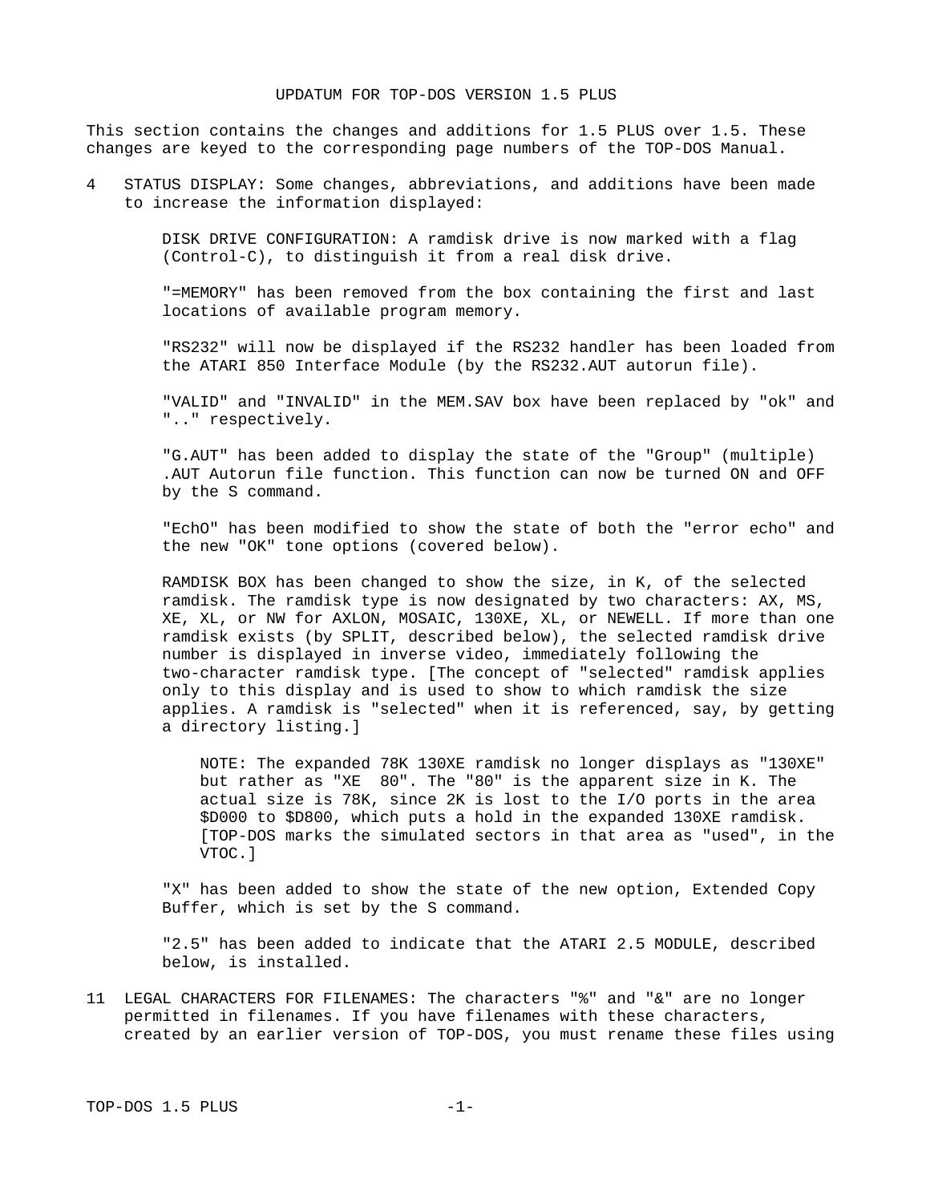# UPDATUM FOR TOP-DOS VERSION 1.5 PLUS

This section contains the changes and additions for 1.5 PLUS over 1.5. These changes are keyed to the corresponding page numbers of the TOP-DOS Manual.

4 STATUS DISPLAY: Some changes, abbreviations, and additions have been made to increase the information displayed:

DISK DRIVE CONFIGURATION: A ramdisk drive is now marked with a flag (Control-C), to distinguish it from a real disk drive.

"=MEMORY" has been removed from the box containing the first and last locations of available program memory.

"RS232" will now be displayed if the RS232 handler has been loaded from the ATARI 850 Interface Module (by the RS232.AUT autorun file).

"VALID" and "INVALID" in the MEM.SAV box have been replaced by "ok" and ".." respectively.

"G.AUT" has been added to display the state of the "Group" (multiple) .AUT Autorun file function. This function can now be turned ON and OFF by the S command.

"EchO" has been modified to show the state of both the "error echo" and the new "OK" tone options (covered below).

RAMDISK BOX has been changed to show the size, in K, of the selected ramdisk. The ramdisk type is now designated by two characters: AX, MS, XE, XL, or NW for AXLON, MOSAIC, 130XE, XL, or NEWELL. If more than one ramdisk exists (by SPLIT, described below), the selected ramdisk drive number is displayed in inverse video, immediately following the two-character ramdisk type. [The concept of "selected" ramdisk applies only to this display and is used to show to which ramdisk the size applies. A ramdisk is "selected" when it is referenced, say, by getting a directory listing.]

> NOTE: The expanded 78K 130XE ramdisk no longer displays as "130XE" but rather as "XE  80". The "80" is the apparent size in K. The actual size is 78K, since 2K is lost to the I/O ports in the area $D000 to $D800, which puts a hold in the expanded 130XE ramdisk. [TOP-DOS marks the simulated sectors in that area as "used", in the VTOC.]

"X" has been added to show the state of the new option, Extended Copy Buffer, which is set by the S command.

"2.5" has been added to indicate that the ATARI 2.5 MODULE, described below, is installed.

11 LEGAL CHARACTERS FOR FILENAMES: The characters "%" and "&" are no longer permitted in filenames. If you have filenames with these characters, created by an earlier version of TOP-DOS, you must rename these files using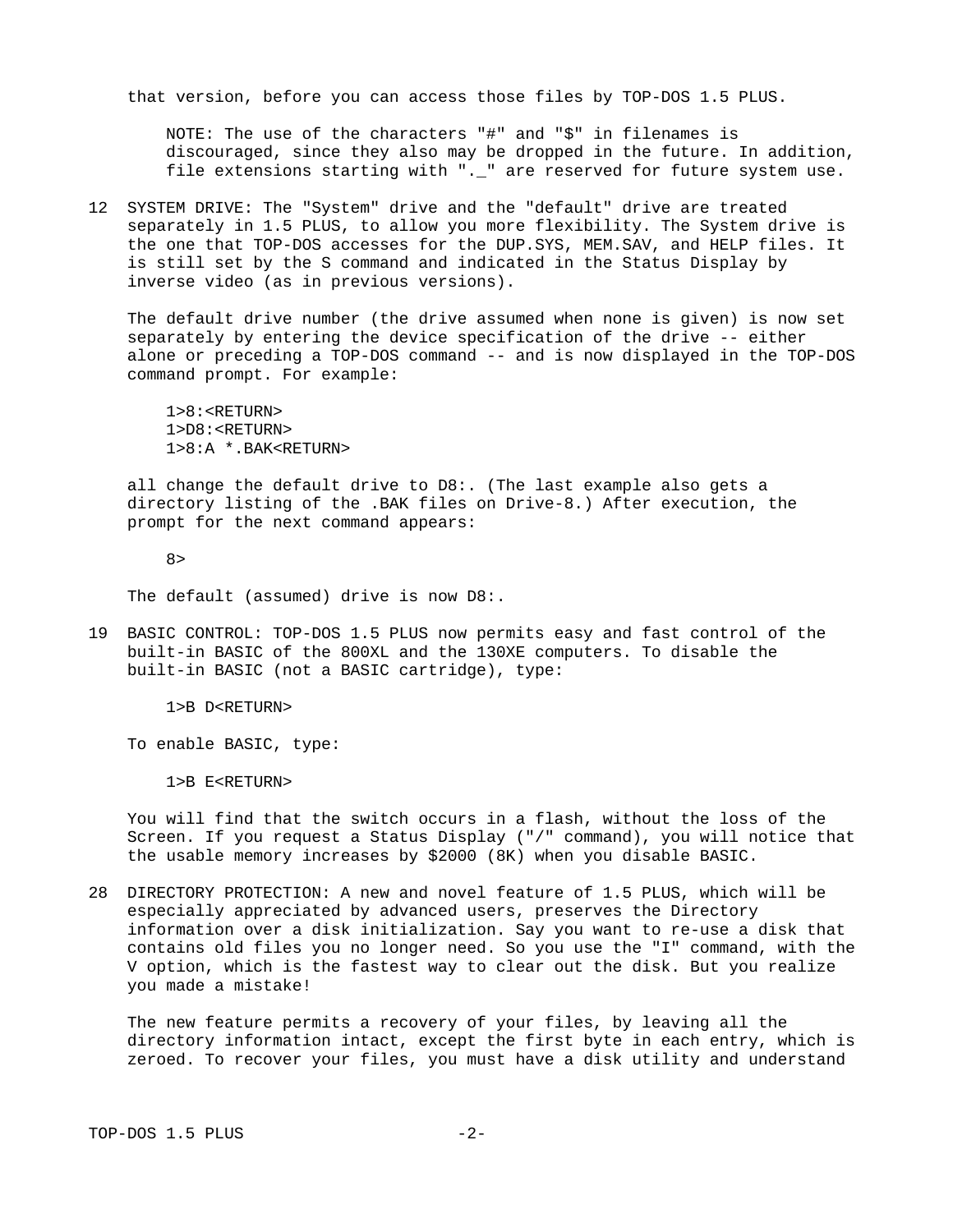that version, before you can access those files by TOP-DOS 1.5 PLUS.

> NOTE: The use of the characters "#" and "$" in filenames is discouraged, since they also may be dropped in the future. In addition, file extensions starting with "._" are reserved for future system use.

12 SYSTEM DRIVE: The "System" drive and the "default" drive are treated separately in 1.5 PLUS, to allow you more flexibility. The System drive is the one that TOP-DOS accesses for the DUP.SYS, MEM.SAV, and HELP files. It is still set by the S command and indicated in the Status Display by inverse video (as in previous versions).

The default drive number (the drive assumed when none is given) is now set separately by entering the device specification of the drive -- either alone or preceding a TOP-DOS command -- and is now displayed in the TOP-DOS command prompt. For example:

```
1>8:<RETURN>
1>D8:<RETURN>
1>8:A *.BAK<RETURN>
```

all change the default drive to D8:. (The last example also gets a directory listing of the .BAK files on Drive-8.) After execution, the prompt for the next command appears:

```
8>
```

The default (assumed) drive is now D8:.

19 BASIC CONTROL: TOP-DOS 1.5 PLUS now permits easy and fast control of the built-in BASIC of the 800XL and the 130XE computers. To disable the built-in BASIC (not a BASIC cartridge), type:

```
1>B D<RETURN>
```

To enable BASIC, type:

```
1>B E<RETURN>
```

You will find that the switch occurs in a flash, without the loss of the Screen. If you request a Status Display ("/" command), you will notice that the usable memory increases by $2000 (8K) when you disable BASIC.

28 DIRECTORY PROTECTION: A new and novel feature of 1.5 PLUS, which will be especially appreciated by advanced users, preserves the Directory information over a disk initialization. Say you want to re-use a disk that contains old files you no longer need. So you use the "I" command, with the V option, which is the fastest way to clear out the disk. But you realize you made a mistake!

The new feature permits a recovery of your files, by leaving all the directory information intact, except the first byte in each entry, which is zeroed. To recover your files, you must have a disk utility and understand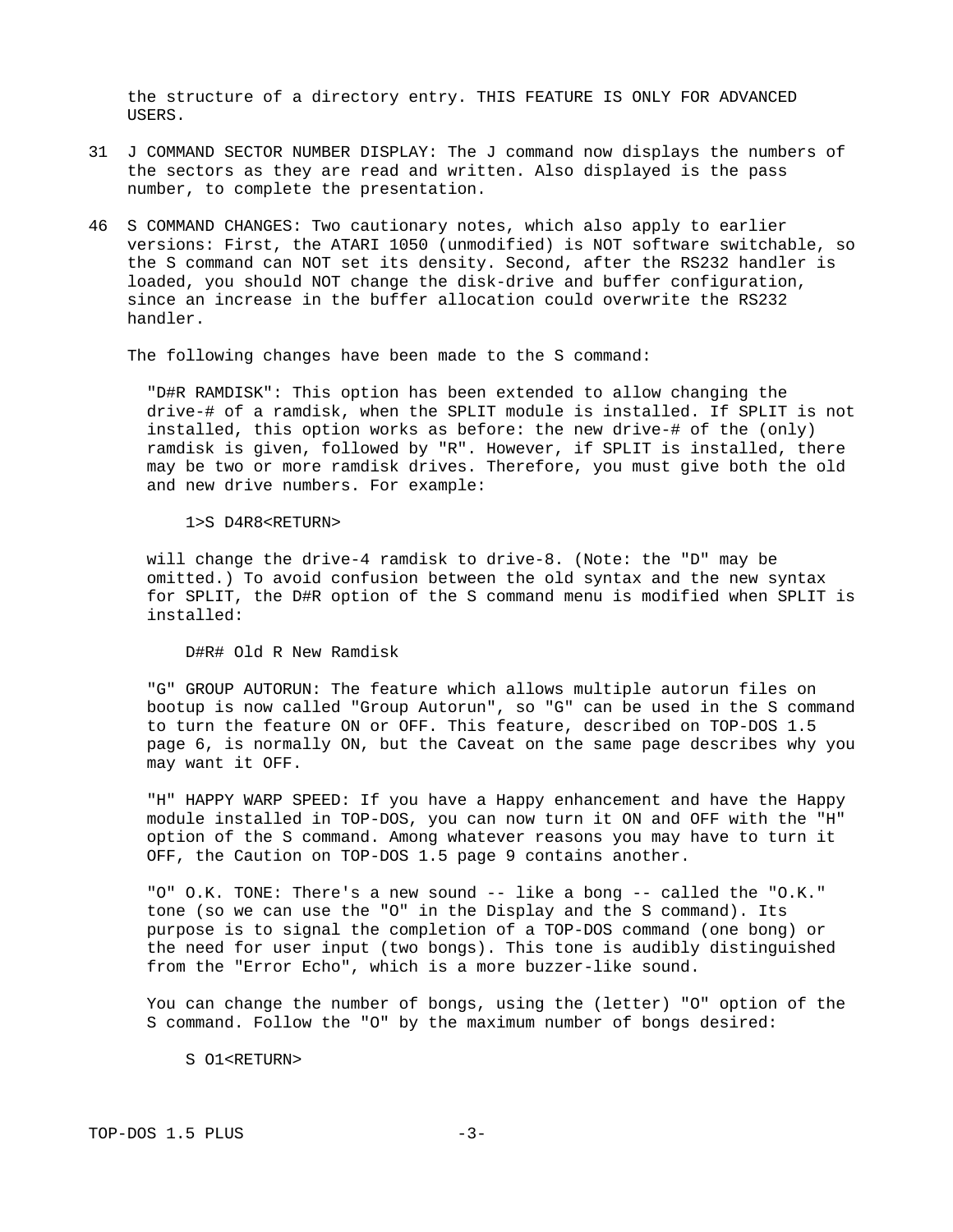the structure of a directory entry. THIS FEATURE IS ONLY FOR ADVANCED USERS.

31 J COMMAND SECTOR NUMBER DISPLAY: The J command now displays the numbers of the sectors as they are read and written. Also displayed is the pass number, to complete the presentation.

46 S COMMAND CHANGES: Two cautionary notes, which also apply to earlier versions: First, the ATARI 1050 (unmodified) is NOT software switchable, so the S command can NOT set its density. Second, after the RS232 handler is loaded, you should NOT change the disk-drive and buffer configuration, since an increase in the buffer allocation could overwrite the RS232 handler.

The following changes have been made to the S command:

"D#R RAMDISK": This option has been extended to allow changing the drive-# of a ramdisk, when the SPLIT module is installed. If SPLIT is not installed, this option works as before: the new drive-# of the (only) ramdisk is given, followed by "R". However, if SPLIT is installed, there may be two or more ramdisk drives. Therefore, you must give both the old and new drive numbers. For example:

```
1>S D4R8<RETURN>
```

will change the drive-4 ramdisk to drive-8. (Note: the "D" may be omitted.) To avoid confusion between the old syntax and the new syntax for SPLIT, the D#R option of the S command menu is modified when SPLIT is installed:

```
D#R# Old R New Ramdisk
```

"G" GROUP AUTORUN: The feature which allows multiple autorun files on bootup is now called "Group Autorun", so "G" can be used in the S command to turn the feature ON or OFF. This feature, described on TOP-DOS 1.5 page 6, is normally ON, but the Caveat on the same page describes why you may want it OFF.

"H" HAPPY WARP SPEED: If you have a Happy enhancement and have the Happy module installed in TOP-DOS, you can now turn it ON and OFF with the "H" option of the S command. Among whatever reasons you may have to turn it OFF, the Caution on TOP-DOS 1.5 page 9 contains another.

"O" O.K. TONE: There's a new sound -- like a bong -- called the "O.K." tone (so we can use the "O" in the Display and the S command). Its purpose is to signal the completion of a TOP-DOS command (one bong) or the need for user input (two bongs). This tone is audibly distinguished from the "Error Echo", which is a more buzzer-like sound.

You can change the number of bongs, using the (letter) "O" option of the S command. Follow the "O" by the maximum number of bongs desired:

```
S O1<RETURN>
```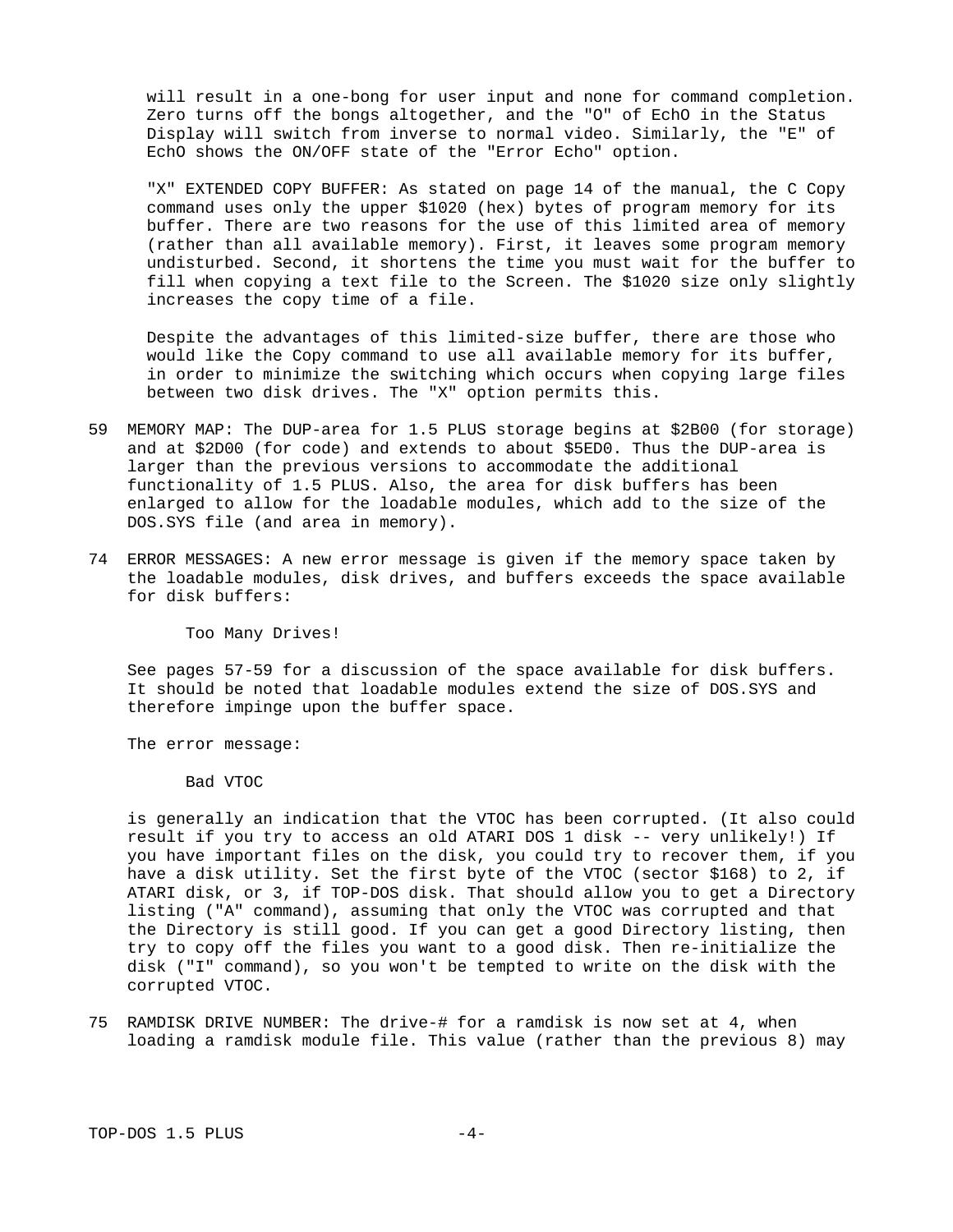will result in a one-bong for user input and none for command completion. Zero turns off the bongs altogether, and the "O" of EchO in the Status Display will switch from inverse to normal video. Similarly, the "E" of EchO shows the ON/OFF state of the "Error Echo" option.

"X" EXTENDED COPY BUFFER: As stated on page 14 of the manual, the C Copy command uses only the upper $1020 (hex) bytes of program memory for its buffer. There are two reasons for the use of this limited area of memory (rather than all available memory). First, it leaves some program memory undisturbed. Second, it shortens the time you must wait for the buffer to fill when copying a text file to the Screen. The $1020 size only slightly increases the copy time of a file.

Despite the advantages of this limited-size buffer, there are those who would like the Copy command to use all available memory for its buffer, in order to minimize the switching which occurs when copying large files between two disk drives. The "X" option permits this.

59 MEMORY MAP: The DUP-area for 1.5 PLUS storage begins at $2B00 (for storage) and at $2D00 (for code) and extends to about $5ED0. Thus the DUP-area is larger than the previous versions to accommodate the additional functionality of 1.5 PLUS. Also, the area for disk buffers has been enlarged to allow for the loadable modules, which add to the size of the DOS.SYS file (and area in memory).

74 ERROR MESSAGES: A new error message is given if the memory space taken by the loadable modules, disk drives, and buffers exceeds the space available for disk buffers:

    Too Many Drives!

See pages 57-59 for a discussion of the space available for disk buffers. It should be noted that loadable modules extend the size of DOS.SYS and therefore impinge upon the buffer space.

The error message:

    Bad VTOC

is generally an indication that the VTOC has been corrupted. (It also could result if you try to access an old ATARI DOS 1 disk -- very unlikely!) If you have important files on the disk, you could try to recover them, if you have a disk utility. Set the first byte of the VTOC (sector $168) to 2, if ATARI disk, or 3, if TOP-DOS disk. That should allow you to get a Directory listing ("A" command), assuming that only the VTOC was corrupted and that the Directory is still good. If you can get a good Directory listing, then try to copy off the files you want to a good disk. Then re-initialize the disk ("I" command), so you won't be tempted to write on the disk with the corrupted VTOC.

75 RAMDISK DRIVE NUMBER: The drive-# for a ramdisk is now set at 4, when loading a ramdisk module file. This value (rather than the previous 8) may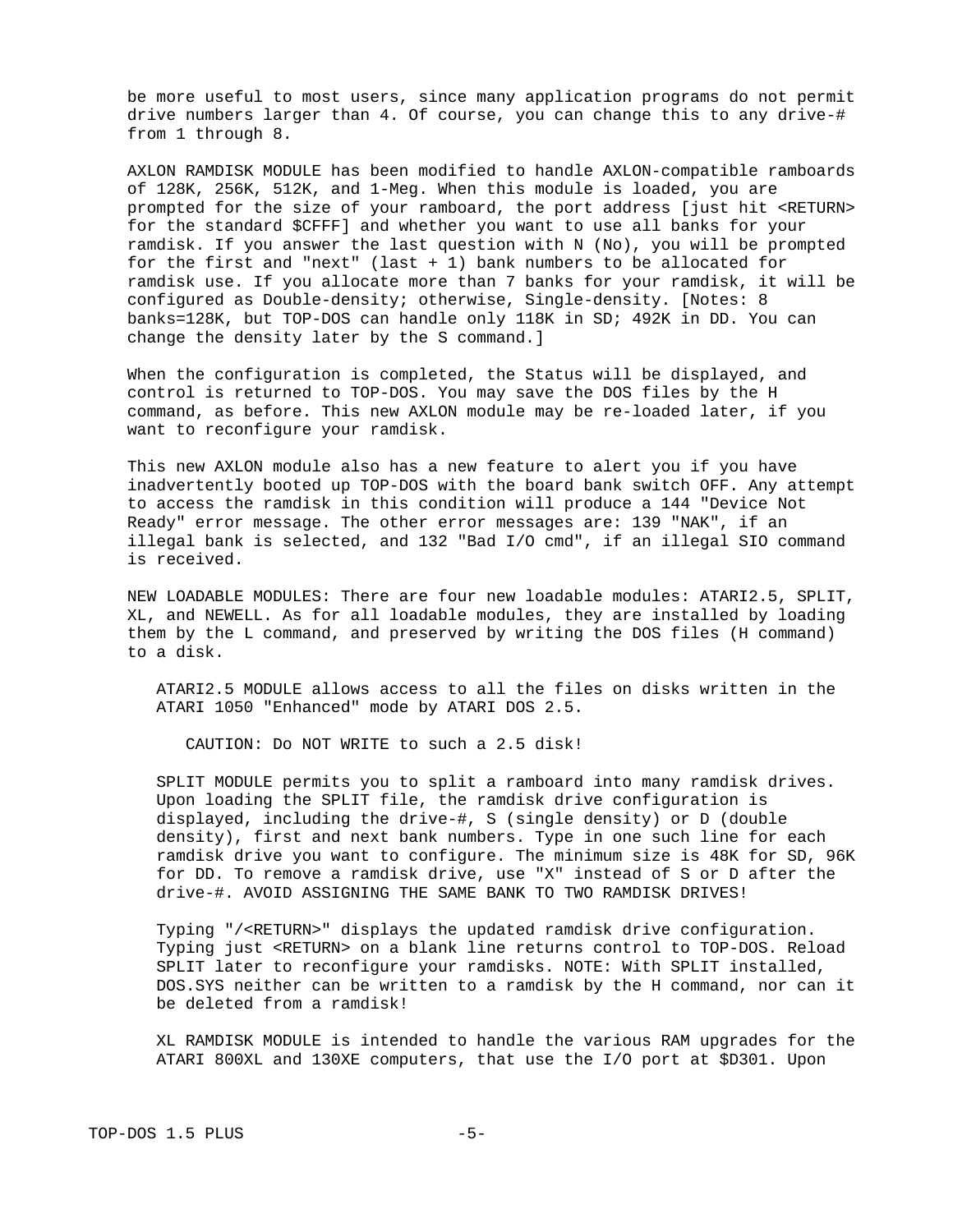be more useful to most users, since many application programs do not permit drive numbers larger than 4. Of course, you can change this to any drive-# from 1 through 8.

AXLON RAMDISK MODULE has been modified to handle AXLON-compatible ramboards of 128K, 256K, 512K, and 1-Meg. When this module is loaded, you are prompted for the size of your ramboard, the port address [just hit <RETURN> for the standard $CFFF] and whether you want to use all banks for your ramdisk. If you answer the last question with N (No), you will be prompted for the first and "next" (last + 1) bank numbers to be allocated for ramdisk use. If you allocate more than 7 banks for your ramdisk, it will be configured as Double-density; otherwise, Single-density. [Notes: 8 banks=128K, but TOP-DOS can handle only 118K in SD; 492K in DD. You can change the density later by the S command.]

When the configuration is completed, the Status will be displayed, and control is returned to TOP-DOS. You may save the DOS files by the H command, as before. This new AXLON module may be re-loaded later, if you want to reconfigure your ramdisk.

This new AXLON module also has a new feature to alert you if you have inadvertently booted up TOP-DOS with the board bank switch OFF. Any attempt to access the ramdisk in this condition will produce a 144 "Device Not Ready" error message. The other error messages are: 139 "NAK", if an illegal bank is selected, and 132 "Bad I/O cmd", if an illegal SIO command is received.

NEW LOADABLE MODULES: There are four new loadable modules: ATARI2.5, SPLIT, XL, and NEWELL. As for all loadable modules, they are installed by loading them by the L command, and preserved by writing the DOS files (H command) to a disk.

ATARI2.5 MODULE allows access to all the files on disks written in the ATARI 1050 "Enhanced" mode by ATARI DOS 2.5.

CAUTION: Do NOT WRITE to such a 2.5 disk!

SPLIT MODULE permits you to split a ramboard into many ramdisk drives. Upon loading the SPLIT file, the ramdisk drive configuration is displayed, including the drive-#, S (single density) or D (double density), first and next bank numbers. Type in one such line for each ramdisk drive you want to configure. The minimum size is 48K for SD, 96K for DD. To remove a ramdisk drive, use "X" instead of S or D after the drive-#. AVOID ASSIGNING THE SAME BANK TO TWO RAMDISK DRIVES!

Typing "/<RETURN>" displays the updated ramdisk drive configuration. Typing just <RETURN> on a blank line returns control to TOP-DOS. Reload SPLIT later to reconfigure your ramdisks. NOTE: With SPLIT installed, DOS.SYS neither can be written to a ramdisk by the H command, nor can it be deleted from a ramdisk!

XL RAMDISK MODULE is intended to handle the various RAM upgrades for the ATARI 800XL and 130XE computers, that use the I/O port at $D301. Upon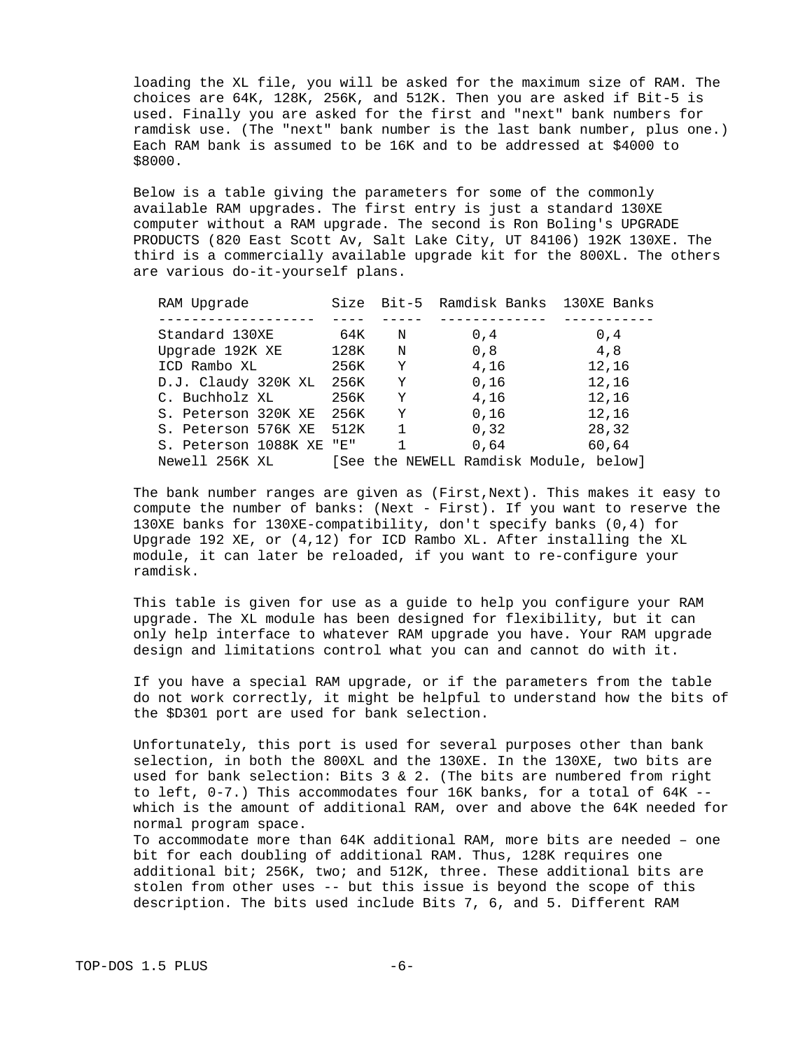loading the XL file, you will be asked for the maximum size of RAM. The choices are 64K, 128K, 256K, and 512K. Then you are asked if Bit-5 is used. Finally you are asked for the first and "next" bank numbers for ramdisk use. (The "next" bank number is the last bank number, plus one.) Each RAM bank is assumed to be 16K and to be addressed at $4000 to $8000.

Below is a table giving the parameters for some of the commonly available RAM upgrades. The first entry is just a standard 130XE computer without a RAM upgrade. The second is Ron Boling's UPGRADE PRODUCTS (820 East Scott Av, Salt Lake City, UT 84106) 192K 130XE. The third is a commercially available upgrade kit for the 800XL. The others are various do-it-yourself plans.

| RAM Upgrade | Size | Bit-5 | Ramdisk Banks | 130XE Banks |
|---|---|---|---|---|
| Standard 130XE | 64K | N | 0,4 | 0,4 |
| Upgrade 192K XE | 128K | N | 0,8 | 4,8 |
| ICD Rambo XL | 256K | Y | 4,16 | 12,16 |
| D.J. Claudy 320K XL | 256K | Y | 0,16 | 12,16 |
| C. Buchholz XL | 256K | Y | 4,16 | 12,16 |
| S. Peterson 320K XE | 256K | Y | 0,16 | 12,16 |
| S. Peterson 576K XE | 512K | 1 | 0,32 | 28,32 |
| S. Peterson 1088K XE | "E" | 1 | 0,64 | 60,64 |
| Newell 256K XL | [See the NEWELL Ramdisk Module, below] | | | |

The bank number ranges are given as (First,Next). This makes it easy to compute the number of banks: (Next - First). If you want to reserve the 130XE banks for 130XE-compatibility, don't specify banks (0,4) for Upgrade 192 XE, or (4,12) for ICD Rambo XL. After installing the XL module, it can later be reloaded, if you want to re-configure your ramdisk.

This table is given for use as a guide to help you configure your RAM upgrade. The XL module has been designed for flexibility, but it can only help interface to whatever RAM upgrade you have. Your RAM upgrade design and limitations control what you can and cannot do with it.

If you have a special RAM upgrade, or if the parameters from the table do not work correctly, it might be helpful to understand how the bits of the $D301 port are used for bank selection.

Unfortunately, this port is used for several purposes other than bank selection, in both the 800XL and the 130XE. In the 130XE, two bits are used for bank selection: Bits 3 & 2. (The bits are numbered from right to left, 0-7.) This accommodates four 16K banks, for a total of 64K -- which is the amount of additional RAM, over and above the 64K needed for normal program space.
To accommodate more than 64K additional RAM, more bits are needed – one bit for each doubling of additional RAM. Thus, 128K requires one additional bit; 256K, two; and 512K, three. These additional bits are stolen from other uses -- but this issue is beyond the scope of this description. The bits used include Bits 7, 6, and 5. Different RAM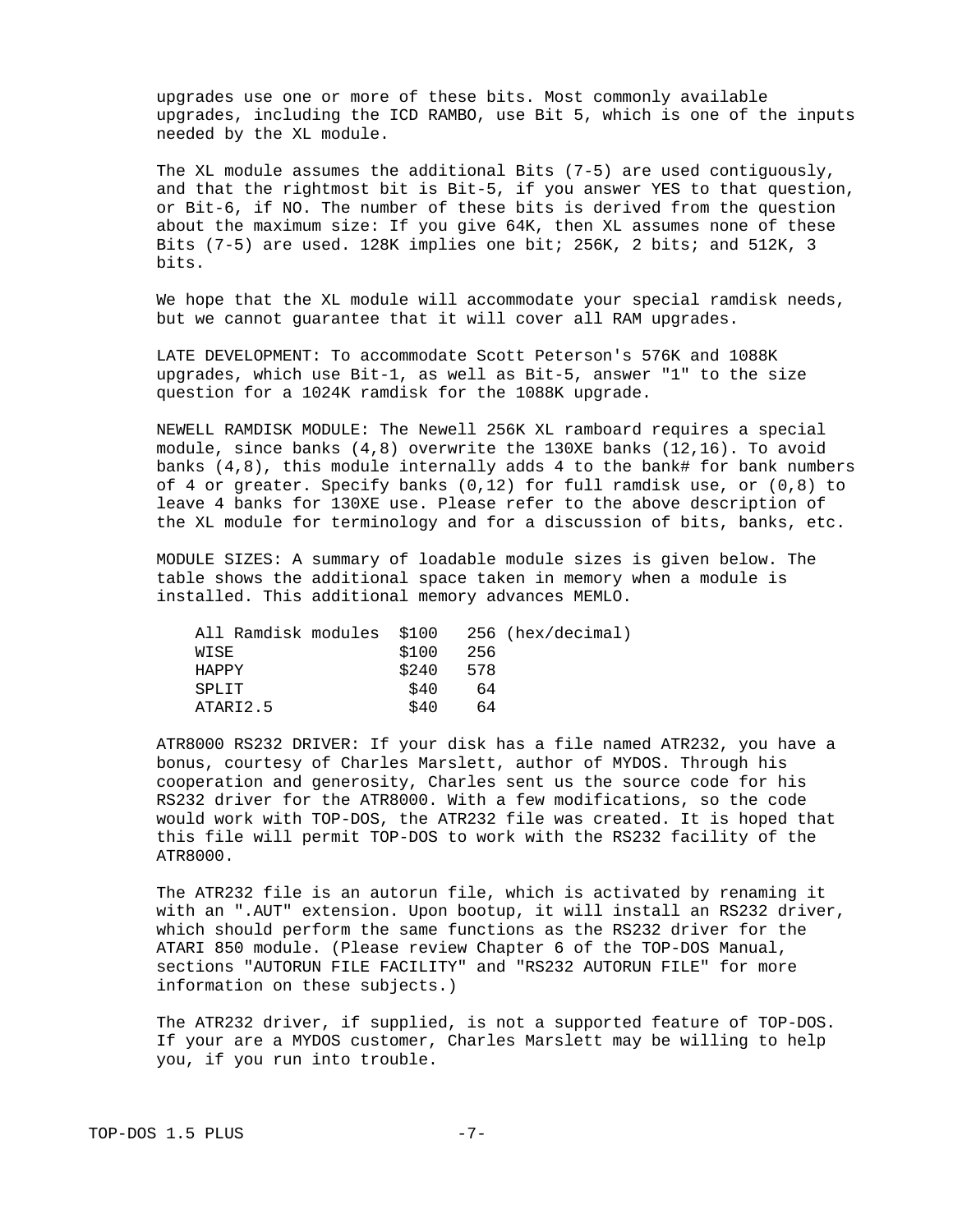upgrades use one or more of these bits. Most commonly available upgrades, including the ICD RAMBO, use Bit 5, which is one of the inputs needed by the XL module.

The XL module assumes the additional Bits (7-5) are used contiguously, and that the rightmost bit is Bit-5, if you answer YES to that question, or Bit-6, if NO. The number of these bits is derived from the question about the maximum size: If you give 64K, then XL assumes none of these Bits (7-5) are used. 128K implies one bit; 256K, 2 bits; and 512K, 3 bits.

We hope that the XL module will accommodate your special ramdisk needs, but we cannot guarantee that it will cover all RAM upgrades.

LATE DEVELOPMENT: To accommodate Scott Peterson's 576K and 1088K upgrades, which use Bit-1, as well as Bit-5, answer "1" to the size question for a 1024K ramdisk for the 1088K upgrade.

NEWELL RAMDISK MODULE: The Newell 256K XL ramboard requires a special module, since banks (4,8) overwrite the 130XE banks (12,16). To avoid banks (4,8), this module internally adds 4 to the bank# for bank numbers of 4 or greater. Specify banks (0,12) for full ramdisk use, or (0,8) to leave 4 banks for 130XE use. Please refer to the above description of the XL module for terminology and for a discussion of bits, banks, etc.

MODULE SIZES: A summary of loadable module sizes is given below. The table shows the additional space taken in memory when a module is installed. This additional memory advances MEMLO.

| | | |
|---|---|---|
| All Ramdisk modules | $100 | 256 (hex/decimal) |
| WISE | $100 | 256 |
| HAPPY | $240 | 578 |
| SPLIT | $40 | 64 |
| ATARI2.5 | $40 | 64 |

ATR8000 RS232 DRIVER: If your disk has a file named ATR232, you have a bonus, courtesy of Charles Marslett, author of MYDOS. Through his cooperation and generosity, Charles sent us the source code for his RS232 driver for the ATR8000. With a few modifications, so the code would work with TOP-DOS, the ATR232 file was created. It is hoped that this file will permit TOP-DOS to work with the RS232 facility of the ATR8000.

The ATR232 file is an autorun file, which is activated by renaming it with an ".AUT" extension. Upon bootup, it will install an RS232 driver, which should perform the same functions as the RS232 driver for the ATARI 850 module. (Please review Chapter 6 of the TOP-DOS Manual, sections "AUTORUN FILE FACILITY" and "RS232 AUTORUN FILE" for more information on these subjects.)

The ATR232 driver, if supplied, is not a supported feature of TOP-DOS. If your are a MYDOS customer, Charles Marslett may be willing to help you, if you run into trouble.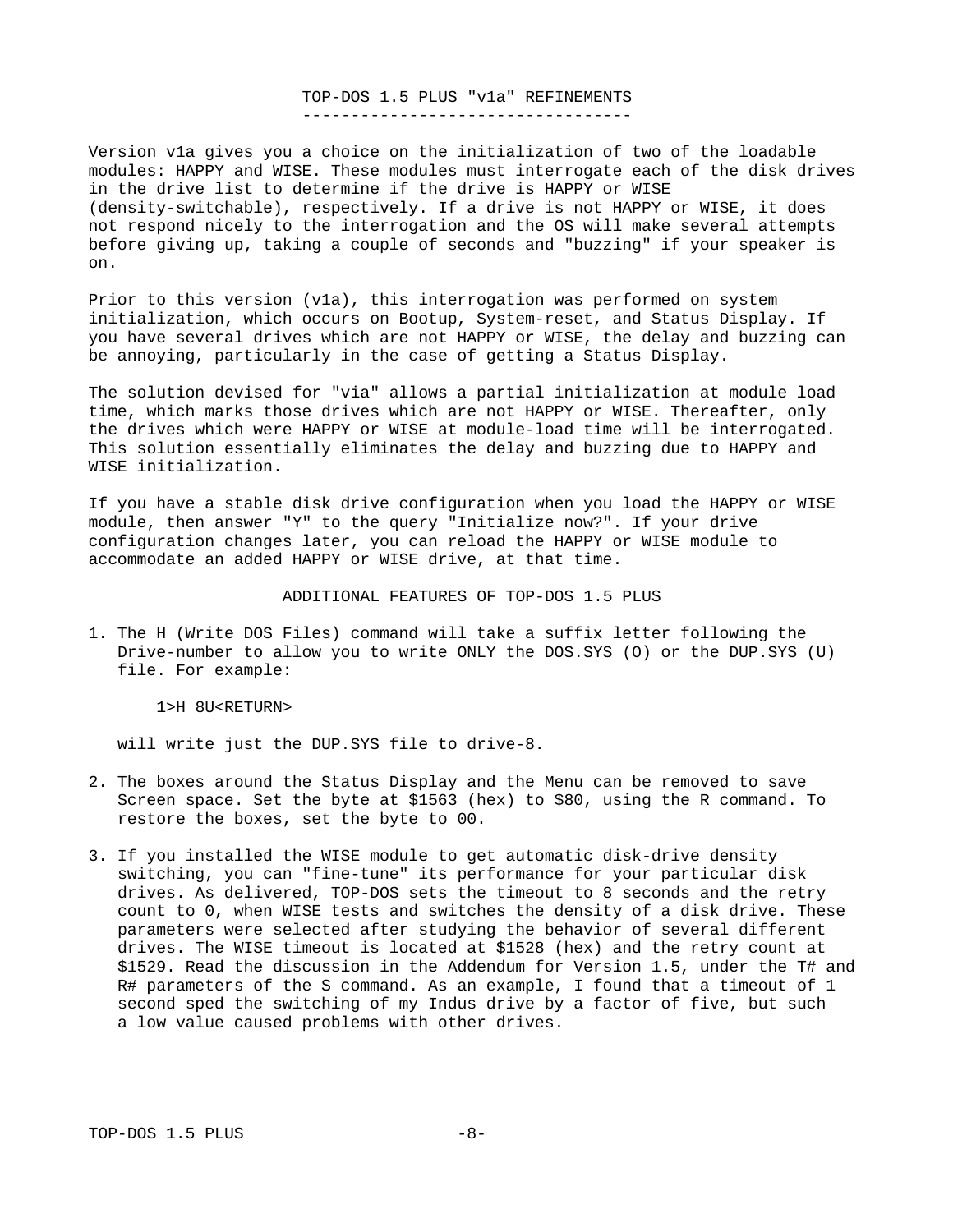## TOP-DOS 1.5 PLUS "v1a" REFINEMENTS

Version v1a gives you a choice on the initialization of two of the loadable modules: HAPPY and WISE. These modules must interrogate each of the disk drives in the drive list to determine if the drive is HAPPY or WISE (density-switchable), respectively. If a drive is not HAPPY or WISE, it does not respond nicely to the interrogation and the OS will make several attempts before giving up, taking a couple of seconds and "buzzing" if your speaker is on.

Prior to this version (v1a), this interrogation was performed on system initialization, which occurs on Bootup, System-reset, and Status Display. If you have several drives which are not HAPPY or WISE, the delay and buzzing can be annoying, particularly in the case of getting a Status Display.

The solution devised for "via" allows a partial initialization at module load time, which marks those drives which are not HAPPY or WISE. Thereafter, only the drives which were HAPPY or WISE at module-load time will be interrogated. This solution essentially eliminates the delay and buzzing due to HAPPY and WISE initialization.

If you have a stable disk drive configuration when you load the HAPPY or WISE module, then answer "Y" to the query "Initialize now?". If your drive configuration changes later, you can reload the HAPPY or WISE module to accommodate an added HAPPY or WISE drive, at that time.

## ADDITIONAL FEATURES OF TOP-DOS 1.5 PLUS

1. The H (Write DOS Files) command will take a suffix letter following the Drive-number to allow you to write ONLY the DOS.SYS (O) or the DUP.SYS (U) file. For example:

   ```
   1>H 8U<RETURN>
   ```

   will write just the DUP.SYS file to drive-8.

2. The boxes around the Status Display and the Menu can be removed to save Screen space. Set the byte at $1563 (hex) to $80, using the R command. To restore the boxes, set the byte to 00.

3. If you installed the WISE module to get automatic disk-drive density switching, you can "fine-tune" its performance for your particular disk drives. As delivered, TOP-DOS sets the timeout to 8 seconds and the retry count to 0, when WISE tests and switches the density of a disk drive. These parameters were selected after studying the behavior of several different drives. The WISE timeout is located at $1528 (hex) and the retry count at $1529. Read the discussion in the Addendum for Version 1.5, under the T# and R# parameters of the S command. As an example, I found that a timeout of 1 second sped the switching of my Indus drive by a factor of five, but such a low value caused problems with other drives.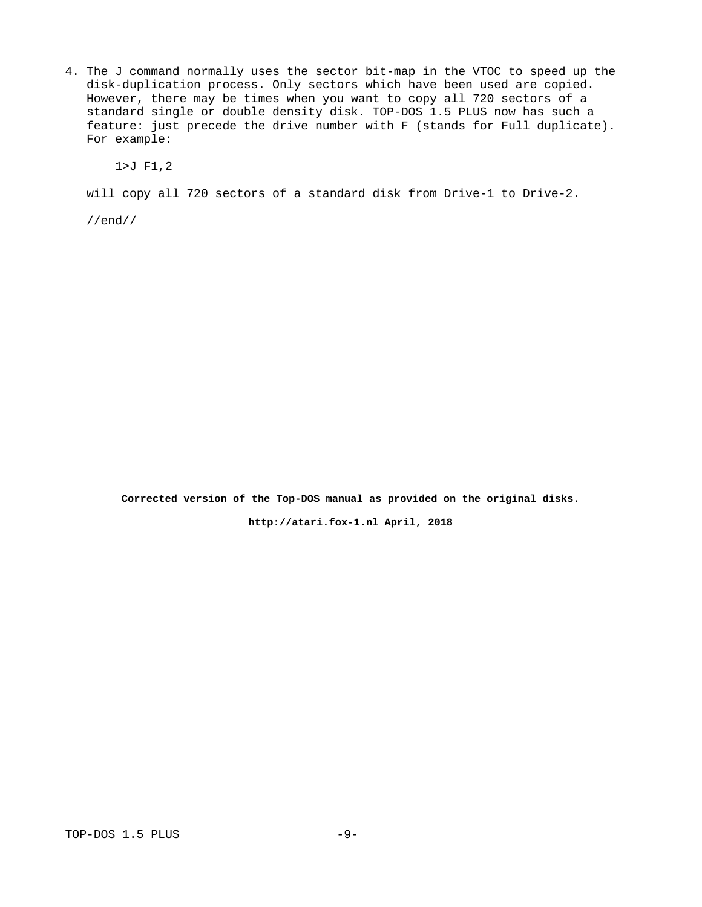4. The J command normally uses the sector bit-map in the VTOC to speed up the disk-duplication process. Only sectors which have been used are copied. However, there may be times when you want to copy all 720 sectors of a standard single or double density disk. TOP-DOS 1.5 PLUS now has such a feature: just precede the drive number with F (stands for Full duplicate). For example:

```
1>J F1,2
```

will copy all 720 sectors of a standard disk from Drive-1 to Drive-2.

//end//

**Corrected version of the Top-DOS manual as provided on the original disks.**

**http://atari.fox-1.nl April, 2018**